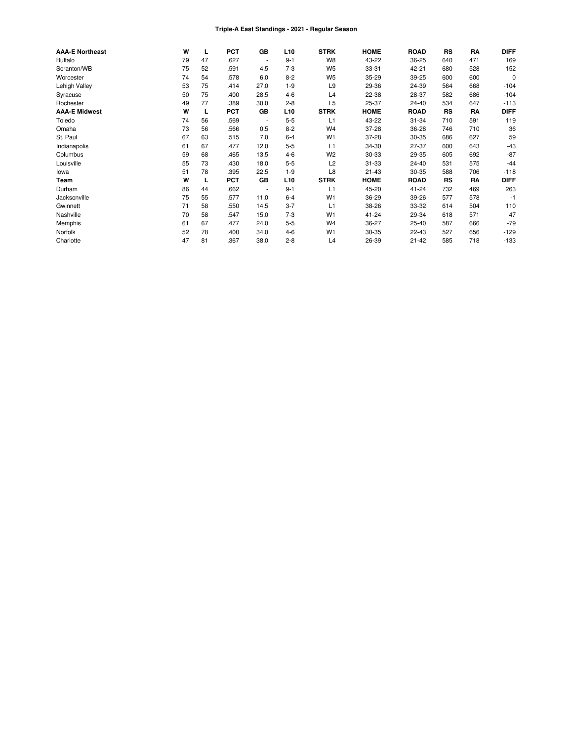**Triple-A East Standings - 2021 - Regular Season**

| AAA-E Northeast | W | L | PCT | GB | L10 | STRK | HOME | ROAD | RS | RA | DIFF |
|---|---|---|---|---|---|---|---|---|---|---|---|
| Buffalo | 79 | 47 | .627 | - | 9-1 | W8 | 43-22 | 36-25 | 640 | 471 | 169 |
| Scranton/WB | 75 | 52 | .591 | 4.5 | 7-3 | W5 | 33-31 | 42-21 | 680 | 528 | 152 |
| Worcester | 74 | 54 | .578 | 6.0 | 8-2 | W5 | 35-29 | 39-25 | 600 | 600 | 0 |
| Lehigh Valley | 53 | 75 | .414 | 27.0 | 1-9 | L9 | 29-36 | 24-39 | 564 | 668 | -104 |
| Syracuse | 50 | 75 | .400 | 28.5 | 4-6 | L4 | 22-38 | 28-37 | 582 | 686 | -104 |
| Rochester | 49 | 77 | .389 | 30.0 | 2-8 | L5 | 25-37 | 24-40 | 534 | 647 | -113 |
| **AAA-E Midwest** | **W** | **L** | **PCT** | **GB** | **L10** | **STRK** | **HOME** | **ROAD** | **RS** | **RA** | **DIFF** |
| Toledo | 74 | 56 | .569 | - | 5-5 | L1 | 43-22 | 31-34 | 710 | 591 | 119 |
| Omaha | 73 | 56 | .566 | 0.5 | 8-2 | W4 | 37-28 | 36-28 | 746 | 710 | 36 |
| St. Paul | 67 | 63 | .515 | 7.0 | 6-4 | W1 | 37-28 | 30-35 | 686 | 627 | 59 |
| Indianapolis | 61 | 67 | .477 | 12.0 | 5-5 | L1 | 34-30 | 27-37 | 600 | 643 | -43 |
| Columbus | 59 | 68 | .465 | 13.5 | 4-6 | W2 | 30-33 | 29-35 | 605 | 692 | -87 |
| Louisville | 55 | 73 | .430 | 18.0 | 5-5 | L2 | 31-33 | 24-40 | 531 | 575 | -44 |
| Iowa | 51 | 78 | .395 | 22.5 | 1-9 | L8 | 21-43 | 30-35 | 588 | 706 | -118 |
| **Team** | **W** | **L** | **PCT** | **GB** | **L10** | **STRK** | **HOME** | **ROAD** | **RS** | **RA** | **DIFF** |
| Durham | 86 | 44 | .662 | - | 9-1 | L1 | 45-20 | 41-24 | 732 | 469 | 263 |
| Jacksonville | 75 | 55 | .577 | 11.0 | 6-4 | W1 | 36-29 | 39-26 | 577 | 578 | -1 |
| Gwinnett | 71 | 58 | .550 | 14.5 | 3-7 | L1 | 38-26 | 33-32 | 614 | 504 | 110 |
| Nashville | 70 | 58 | .547 | 15.0 | 7-3 | W1 | 41-24 | 29-34 | 618 | 571 | 47 |
| Memphis | 61 | 67 | .477 | 24.0 | 5-5 | W4 | 36-27 | 25-40 | 587 | 666 | -79 |
| Norfolk | 52 | 78 | .400 | 34.0 | 4-6 | W1 | 30-35 | 22-43 | 527 | 656 | -129 |
| Charlotte | 47 | 81 | .367 | 38.0 | 2-8 | L4 | 26-39 | 21-42 | 585 | 718 | -133 |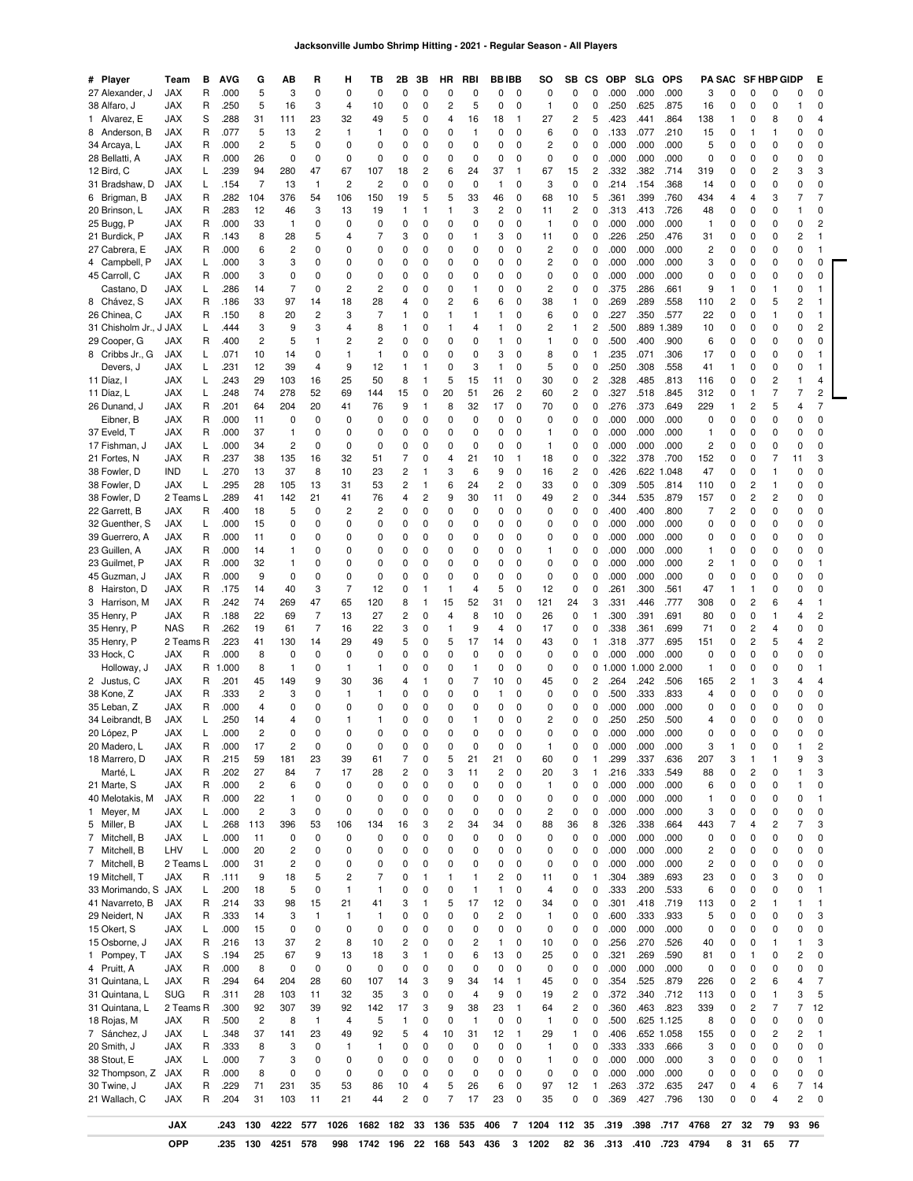**Jacksonville Jumbo Shrimp Hitting - 2021 - Regular Season - All Players**

| # Player | Team | B | AVG | G | AB | R | H | TB | 2B | 3B | HR | RBI | BB | IBB | SO | SB | CS | OBP | SLG | OPS | PA | SAC | SF | HBP | GIDP | E |
|---|---|---|---|---|---|---|---|---|---|---|---|---|---|---|---|---|---|---|---|---|---|---|---|---|---|---|
| 27 Alexander, J | JAX | R | .000 | 5 | 3 | 0 | 0 | 0 | 0 | 0 | 0 | 0 | 0 | 0 | 0 | 0 | 0 | .000 | .000 | .000 | 3 | 0 | 0 | 0 | 0 | 0 |
| 38 Alfaro, J | JAX | R | .250 | 5 | 16 | 3 | 4 | 10 | 0 | 0 | 2 | 5 | 0 | 0 | 1 | 0 | 0 | .250 | .625 | .875 | 16 | 0 | 0 | 0 | 1 | 0 |
| 1 Alvarez, E | JAX | S | .288 | 31 | 111 | 23 | 32 | 49 | 5 | 0 | 4 | 16 | 18 | 1 | 27 | 2 | 5 | .423 | .441 | .864 | 138 | 1 | 0 | 8 | 0 | 4 |
| 8 Anderson, B | JAX | R | .077 | 5 | 13 | 2 | 1 | 1 | 0 | 0 | 0 | 1 | 0 | 0 | 6 | 0 | 0 | .133 | .077 | .210 | 15 | 0 | 1 | 1 | 0 | 0 |
| 34 Arcaya, L | JAX | R | .000 | 2 | 5 | 0 | 0 | 0 | 0 | 0 | 0 | 0 | 0 | 0 | 2 | 0 | 0 | .000 | .000 | .000 | 5 | 0 | 0 | 0 | 0 | 0 |
| 28 Bellatti, A | JAX | R | .000 | 26 | 0 | 0 | 0 | 0 | 0 | 0 | 0 | 0 | 0 | 0 | 0 | 0 | 0 | .000 | .000 | .000 | 0 | 0 | 0 | 0 | 0 | 0 |
| 12 Bird, C | JAX | L | .239 | 94 | 280 | 47 | 67 | 107 | 18 | 2 | 6 | 24 | 37 | 1 | 67 | 15 | 2 | .332 | .382 | .714 | 319 | 0 | 0 | 2 | 3 | 3 |
| 31 Bradshaw, D | JAX | L | .154 | 7 | 13 | 1 | 2 | 2 | 0 | 0 | 0 | 0 | 1 | 0 | 3 | 0 | 0 | .214 | .154 | .368 | 14 | 0 | 0 | 0 | 0 | 0 |
| 6 Brigman, B | JAX | R | .282 | 104 | 376 | 54 | 106 | 150 | 19 | 5 | 5 | 33 | 46 | 0 | 68 | 10 | 5 | .361 | .399 | .760 | 434 | 4 | 4 | 3 | 7 | 7 |
| 20 Brinson, L | JAX | R | .283 | 12 | 46 | 3 | 13 | 19 | 1 | 1 | 1 | 3 | 2 | 0 | 11 | 2 | 0 | .313 | .413 | .726 | 48 | 0 | 0 | 0 | 1 | 0 |
| 25 Bugg, P | JAX | R | .000 | 33 | 1 | 0 | 0 | 0 | 0 | 0 | 0 | 0 | 0 | 0 | 1 | 0 | 0 | .000 | .000 | .000 | 1 | 0 | 0 | 0 | 0 | 2 |
| 21 Burdick, P | JAX | R | .143 | 8 | 28 | 5 | 4 | 7 | 3 | 0 | 0 | 1 | 3 | 0 | 11 | 0 | 0 | .226 | .250 | .476 | 31 | 0 | 0 | 0 | 2 | 1 |
| 27 Cabrera, E | JAX | R | .000 | 6 | 2 | 0 | 0 | 0 | 0 | 0 | 0 | 0 | 0 | 0 | 2 | 0 | 0 | .000 | .000 | .000 | 2 | 0 | 0 | 0 | 0 | 1 |
| 4 Campbell, P | JAX | L | .000 | 3 | 3 | 0 | 0 | 0 | 0 | 0 | 0 | 0 | 0 | 0 | 2 | 0 | 0 | .000 | .000 | .000 | 3 | 0 | 0 | 0 | 0 | 0 |
| 45 Carroll, C | JAX | R | .000 | 3 | 0 | 0 | 0 | 0 | 0 | 0 | 0 | 0 | 0 | 0 | 0 | 0 | 0 | .000 | .000 | .000 | 0 | 0 | 0 | 0 | 0 | 0 |
| Castano, D | JAX | L | .286 | 14 | 7 | 0 | 2 | 2 | 0 | 0 | 0 | 1 | 0 | 0 | 2 | 0 | 0 | .375 | .286 | .661 | 9 | 1 | 0 | 1 | 0 | 1 |
| 8 Chávez, S | JAX | R | .186 | 33 | 97 | 14 | 18 | 28 | 4 | 0 | 2 | 6 | 6 | 0 | 38 | 1 | 0 | .269 | .289 | .558 | 110 | 2 | 0 | 5 | 2 | 1 |
| 26 Chinea, C | JAX | R | .150 | 8 | 20 | 2 | 3 | 7 | 1 | 0 | 1 | 1 | 1 | 0 | 6 | 0 | 0 | .227 | .350 | .577 | 22 | 0 | 0 | 1 | 0 | 1 |
| 31 Chisholm Jr., J | JAX | L | .444 | 3 | 9 | 3 | 4 | 8 | 1 | 0 | 1 | 4 | 1 | 0 | 2 | 1 | 2 | .500 | .889 | 1.389 | 10 | 0 | 0 | 0 | 0 | 2 |
| 29 Cooper, G | JAX | R | .400 | 2 | 5 | 1 | 2 | 2 | 0 | 0 | 0 | 0 | 1 | 0 | 1 | 0 | 0 | .500 | .400 | .900 | 6 | 0 | 0 | 0 | 0 | 0 |
| 8 Cribbs Jr., G | JAX | L | .071 | 10 | 14 | 0 | 1 | 1 | 0 | 0 | 0 | 0 | 3 | 0 | 8 | 0 | 1 | .235 | .071 | .306 | 17 | 0 | 0 | 0 | 0 | 1 |
| Devers, J | JAX | L | .231 | 12 | 39 | 4 | 9 | 12 | 1 | 1 | 0 | 3 | 1 | 0 | 5 | 0 | 0 | .250 | .308 | .558 | 41 | 1 | 0 | 0 | 0 | 1 |
| 11 Díaz, I | JAX | L | .243 | 29 | 103 | 16 | 25 | 50 | 8 | 1 | 5 | 15 | 11 | 0 | 30 | 0 | 2 | .328 | .485 | .813 | 116 | 0 | 0 | 2 | 1 | 4 |
| 11 Díaz, L | JAX | L | .248 | 74 | 278 | 52 | 69 | 144 | 15 | 0 | 20 | 51 | 26 | 2 | 60 | 2 | 0 | .327 | .518 | .845 | 312 | 0 | 1 | 7 | 7 | 2 |
| 26 Dunand, J | JAX | R | .201 | 64 | 204 | 20 | 41 | 76 | 9 | 1 | 8 | 32 | 17 | 0 | 70 | 0 | 0 | .276 | .373 | .649 | 229 | 1 | 2 | 5 | 4 | 7 |
| Eibner, B | JAX | R | .000 | 11 | 0 | 0 | 0 | 0 | 0 | 0 | 0 | 0 | 0 | 0 | 0 | 0 | 0 | .000 | .000 | .000 | 0 | 0 | 0 | 0 | 0 | 0 |
| 37 Eveld, T | JAX | R | .000 | 37 | 1 | 0 | 0 | 0 | 0 | 0 | 0 | 0 | 0 | 0 | 1 | 0 | 0 | .000 | .000 | .000 | 1 | 0 | 0 | 0 | 0 | 0 |
| 17 Fishman, J | JAX | L | .000 | 34 | 2 | 0 | 0 | 0 | 0 | 0 | 0 | 0 | 0 | 0 | 1 | 0 | 0 | .000 | .000 | .000 | 2 | 0 | 0 | 0 | 0 | 0 |
| 21 Fortes, N | JAX | R | .237 | 38 | 135 | 16 | 32 | 51 | 7 | 0 | 4 | 21 | 10 | 1 | 18 | 0 | 0 | .322 | .378 | .700 | 152 | 0 | 0 | 7 | 11 | 3 |
| 38 Fowler, D | IND | L | .270 | 13 | 37 | 8 | 10 | 23 | 2 | 1 | 3 | 6 | 9 | 0 | 16 | 2 | 0 | .426 | .622 | 1.048 | 47 | 0 | 0 | 1 | 0 | 0 |
| 38 Fowler, D | JAX | L | .295 | 28 | 105 | 13 | 31 | 53 | 2 | 1 | 6 | 24 | 2 | 0 | 33 | 0 | 0 | .309 | .505 | .814 | 110 | 0 | 2 | 1 | 0 | 0 |
| 38 Fowler, D | 2 Teams | L | .289 | 41 | 142 | 21 | 41 | 76 | 4 | 2 | 9 | 30 | 11 | 0 | 49 | 2 | 0 | .344 | .535 | .879 | 157 | 0 | 2 | 2 | 0 | 0 |
| 22 Garrett, B | JAX | R | .400 | 18 | 5 | 0 | 2 | 2 | 0 | 0 | 0 | 0 | 0 | 0 | 0 | 0 | 0 | .400 | .400 | .800 | 7 | 2 | 0 | 0 | 0 | 0 |
| 32 Guenther, S | JAX | L | .000 | 15 | 0 | 0 | 0 | 0 | 0 | 0 | 0 | 0 | 0 | 0 | 0 | 0 | 0 | .000 | .000 | .000 | 0 | 0 | 0 | 0 | 0 | 0 |
| 39 Guerrero, A | JAX | R | .000 | 11 | 0 | 0 | 0 | 0 | 0 | 0 | 0 | 0 | 0 | 0 | 0 | 0 | 0 | .000 | .000 | .000 | 0 | 0 | 0 | 0 | 0 | 0 |
| 23 Guillen, A | JAX | R | .000 | 14 | 1 | 0 | 0 | 0 | 0 | 0 | 0 | 0 | 0 | 0 | 1 | 0 | 0 | .000 | .000 | .000 | 1 | 0 | 0 | 0 | 0 | 0 |
| 23 Guilmet, P | JAX | R | .000 | 32 | 1 | 0 | 0 | 0 | 0 | 0 | 0 | 0 | 0 | 0 | 0 | 0 | 0 | .000 | .000 | .000 | 2 | 1 | 0 | 0 | 0 | 1 |
| 45 Guzman, J | JAX | R | .000 | 9 | 0 | 0 | 0 | 0 | 0 | 0 | 0 | 0 | 0 | 0 | 0 | 0 | 0 | .000 | .000 | .000 | 0 | 0 | 0 | 0 | 0 | 0 |
| 8 Hairston, D | JAX | R | .175 | 14 | 40 | 3 | 7 | 12 | 0 | 1 | 1 | 4 | 5 | 0 | 12 | 0 | 0 | .261 | .300 | .561 | 47 | 1 | 1 | 0 | 0 | 0 |
| 3 Harrison, M | JAX | R | .242 | 74 | 269 | 47 | 65 | 120 | 8 | 1 | 15 | 52 | 31 | 0 | 121 | 24 | 3 | .331 | .446 | .777 | 308 | 0 | 2 | 6 | 4 | 1 |
| 35 Henry, P | JAX | R | .188 | 22 | 69 | 7 | 13 | 27 | 2 | 0 | 4 | 8 | 10 | 0 | 26 | 0 | 1 | .300 | .391 | .691 | 80 | 0 | 0 | 1 | 4 | 2 |
| 35 Henry, P | NAS | R | .262 | 19 | 61 | 7 | 16 | 22 | 3 | 0 | 1 | 9 | 4 | 0 | 17 | 0 | 0 | .338 | .361 | .699 | 71 | 0 | 2 | 4 | 0 | 0 |
| 35 Henry, P | 2 Teams | R | .223 | 41 | 130 | 14 | 29 | 49 | 5 | 0 | 5 | 17 | 14 | 0 | 43 | 0 | 1 | .318 | .377 | .695 | 151 | 0 | 2 | 5 | 4 | 2 |
| 33 Hock, C | JAX | R | .000 | 8 | 0 | 0 | 0 | 0 | 0 | 0 | 0 | 0 | 0 | 0 | 0 | 0 | 0 | .000 | .000 | .000 | 0 | 0 | 0 | 0 | 0 | 0 |
| Holloway, J | JAX | R | 1.000 | 8 | 1 | 0 | 1 | 1 | 0 | 0 | 0 | 1 | 0 | 0 | 0 | 0 | 0 | 1.000 | 1.000 | 2.000 | 1 | 0 | 0 | 0 | 0 | 1 |
| 2 Justus, C | JAX | R | .201 | 45 | 149 | 9 | 30 | 36 | 4 | 1 | 0 | 7 | 10 | 0 | 45 | 0 | 2 | .264 | .242 | .506 | 165 | 2 | 1 | 3 | 4 | 4 |
| 38 Kone, Z | JAX | R | .333 | 2 | 3 | 0 | 1 | 1 | 0 | 0 | 0 | 0 | 1 | 0 | 0 | 0 | 0 | .500 | .333 | .833 | 4 | 0 | 0 | 0 | 0 | 0 |
| 35 Leban, Z | JAX | R | .000 | 4 | 0 | 0 | 0 | 0 | 0 | 0 | 0 | 0 | 0 | 0 | 0 | 0 | 0 | .000 | .000 | .000 | 0 | 0 | 0 | 0 | 0 | 0 |
| 34 Leibrandt, B | JAX | L | .250 | 14 | 4 | 0 | 1 | 1 | 0 | 0 | 0 | 1 | 0 | 0 | 2 | 0 | 0 | .250 | .250 | .500 | 4 | 0 | 0 | 0 | 0 | 0 |
| 20 López, P | JAX | L | .000 | 2 | 0 | 0 | 0 | 0 | 0 | 0 | 0 | 0 | 0 | 0 | 0 | 0 | 0 | .000 | .000 | .000 | 0 | 0 | 0 | 0 | 0 | 0 |
| 20 Madero, L | JAX | R | .000 | 17 | 2 | 0 | 0 | 0 | 0 | 0 | 0 | 0 | 0 | 0 | 1 | 0 | 0 | .000 | .000 | .000 | 3 | 1 | 0 | 0 | 1 | 2 |
| 18 Marrero, D | JAX | R | .215 | 59 | 181 | 23 | 39 | 61 | 7 | 0 | 5 | 21 | 21 | 0 | 60 | 0 | 1 | .299 | .337 | .636 | 207 | 3 | 1 | 1 | 9 | 3 |
| Marté, L | JAX | R | .202 | 27 | 84 | 7 | 17 | 28 | 2 | 0 | 3 | 11 | 2 | 0 | 20 | 3 | 1 | .216 | .333 | .549 | 88 | 0 | 2 | 0 | 1 | 3 |
| 21 Marte, S | JAX | R | .000 | 2 | 6 | 0 | 0 | 0 | 0 | 0 | 0 | 0 | 0 | 0 | 1 | 0 | 0 | .000 | .000 | .000 | 6 | 0 | 0 | 0 | 1 | 0 |
| 40 Melotakis, M | JAX | R | .000 | 22 | 1 | 0 | 0 | 0 | 0 | 0 | 0 | 0 | 0 | 0 | 0 | 0 | 0 | .000 | .000 | .000 | 1 | 0 | 0 | 0 | 0 | 1 |
| 1 Meyer, M | JAX | L | .000 | 2 | 3 | 0 | 0 | 0 | 0 | 0 | 0 | 0 | 0 | 0 | 2 | 0 | 0 | .000 | .000 | .000 | 3 | 0 | 0 | 0 | 0 | 0 |
| 5 Miller, B | JAX | L | .268 | 113 | 396 | 53 | 106 | 134 | 16 | 3 | 2 | 34 | 34 | 0 | 88 | 36 | 8 | .326 | .338 | .664 | 443 | 7 | 4 | 2 | 7 | 3 |
| 7 Mitchell, B | JAX | L | .000 | 11 | 0 | 0 | 0 | 0 | 0 | 0 | 0 | 0 | 0 | 0 | 0 | 0 | 0 | .000 | .000 | .000 | 0 | 0 | 0 | 0 | 0 | 0 |
| 7 Mitchell, B | LHV | L | .000 | 20 | 2 | 0 | 0 | 0 | 0 | 0 | 0 | 0 | 0 | 0 | 0 | 0 | 0 | .000 | .000 | .000 | 2 | 0 | 0 | 0 | 0 | 0 |
| 7 Mitchell, B | 2 Teams | L | .000 | 31 | 2 | 0 | 0 | 0 | 0 | 0 | 0 | 0 | 0 | 0 | 0 | 0 | 0 | .000 | .000 | .000 | 2 | 0 | 0 | 0 | 0 | 0 |
| 19 Mitchell, T | JAX | R | .111 | 9 | 18 | 5 | 2 | 7 | 0 | 1 | 1 | 1 | 2 | 0 | 11 | 0 | 1 | .304 | .389 | .693 | 23 | 0 | 0 | 3 | 0 | 0 |
| 33 Morimando, S | JAX | L | .200 | 18 | 5 | 0 | 1 | 1 | 0 | 0 | 0 | 1 | 1 | 0 | 4 | 0 | 0 | .333 | .200 | .533 | 6 | 0 | 0 | 0 | 0 | 1 |
| 41 Navarreto, B | JAX | R | .214 | 33 | 98 | 15 | 21 | 41 | 3 | 1 | 5 | 17 | 12 | 0 | 34 | 0 | 0 | .301 | .418 | .719 | 113 | 0 | 2 | 1 | 1 | 1 |
| 29 Neidert, N | JAX | R | .333 | 14 | 3 | 1 | 1 | 1 | 0 | 0 | 0 | 0 | 2 | 0 | 1 | 0 | 0 | .600 | .333 | .933 | 5 | 0 | 0 | 0 | 0 | 3 |
| 15 Okert, S | JAX | L | .000 | 15 | 0 | 0 | 0 | 0 | 0 | 0 | 0 | 0 | 0 | 0 | 0 | 0 | 0 | .000 | .000 | .000 | 0 | 0 | 0 | 0 | 0 | 0 |
| 15 Osborne, J | JAX | R | .216 | 13 | 37 | 2 | 8 | 10 | 2 | 0 | 0 | 2 | 1 | 0 | 10 | 0 | 0 | .256 | .270 | .526 | 40 | 0 | 0 | 1 | 1 | 3 |
| 1 Pompey, T | JAX | S | .194 | 25 | 67 | 9 | 13 | 18 | 3 | 1 | 0 | 6 | 13 | 0 | 25 | 0 | 0 | .321 | .269 | .590 | 81 | 0 | 1 | 0 | 2 | 0 |
| 4 Pruitt, A | JAX | R | .000 | 8 | 0 | 0 | 0 | 0 | 0 | 0 | 0 | 0 | 0 | 0 | 0 | 0 | 0 | .000 | .000 | .000 | 0 | 0 | 0 | 0 | 0 | 0 |
| 31 Quintana, L | JAX | R | .294 | 64 | 204 | 28 | 60 | 107 | 14 | 3 | 9 | 34 | 14 | 1 | 45 | 0 | 0 | .354 | .525 | .879 | 226 | 0 | 2 | 6 | 4 | 7 |
| 31 Quintana, L | SUG | R | .311 | 28 | 103 | 11 | 32 | 35 | 3 | 0 | 0 | 4 | 9 | 0 | 19 | 2 | 0 | .372 | .340 | .712 | 113 | 0 | 0 | 1 | 3 | 5 |
| 31 Quintana, L | 2 Teams | R | .300 | 92 | 307 | 39 | 92 | 142 | 17 | 3 | 9 | 38 | 23 | 1 | 64 | 2 | 0 | .360 | .463 | .823 | 339 | 0 | 2 | 7 | 7 | 12 |
| 18 Rojas, M | JAX | R | .500 | 2 | 8 | 1 | 4 | 5 | 1 | 0 | 0 | 1 | 0 | 0 | 1 | 0 | 0 | .500 | .625 | 1.125 | 8 | 0 | 0 | 0 | 0 | 0 |
| 7 Sánchez, J | JAX | L | .348 | 37 | 141 | 23 | 49 | 92 | 5 | 4 | 10 | 31 | 12 | 1 | 29 | 1 | 0 | .406 | .652 | 1.058 | 155 | 0 | 0 | 2 | 2 | 1 |
| 20 Smith, J | JAX | R | .333 | 8 | 3 | 0 | 1 | 1 | 0 | 0 | 0 | 0 | 0 | 0 | 1 | 0 | 0 | .333 | .333 | .666 | 3 | 0 | 0 | 0 | 0 | 0 |
| 38 Stout, E | JAX | L | .000 | 7 | 3 | 0 | 0 | 0 | 0 | 0 | 0 | 0 | 0 | 0 | 1 | 0 | 0 | .000 | .000 | .000 | 3 | 0 | 0 | 0 | 0 | 1 |
| 32 Thompson, Z | JAX | R | .000 | 8 | 0 | 0 | 0 | 0 | 0 | 0 | 0 | 0 | 0 | 0 | 0 | 0 | 0 | .000 | .000 | .000 | 0 | 0 | 0 | 0 | 0 | 0 |
| 30 Twine, J | JAX | R | .229 | 71 | 231 | 35 | 53 | 86 | 10 | 4 | 5 | 26 | 6 | 0 | 97 | 12 | 1 | .263 | .372 | .635 | 247 | 0 | 4 | 6 | 7 | 14 |
| 21 Wallach, C | JAX | R | .204 | 31 | 103 | 11 | 21 | 44 | 2 | 0 | 7 | 17 | 23 | 0 | 35 | 0 | 0 | .369 | .427 | .796 | 130 | 0 | 0 | 4 | 2 | 0 |
| **JAX** | | | .243 | 130 | 4222 | 577 | 1026 | 1682 | 182 | 33 | 136 | 535 | 406 | 7 | 1204 | 112 | 35 | .319 | .398 | .717 | 4768 | 27 | 32 | 79 | 93 | 96 |
| **OPP** | | | .235 | 130 | 4251 | 578 | 998 | 1742 | 196 | 22 | 168 | 543 | 436 | 3 | 1202 | 82 | 36 | .313 | .410 | .723 | 4794 | 8 | 31 | 65 | 77 | |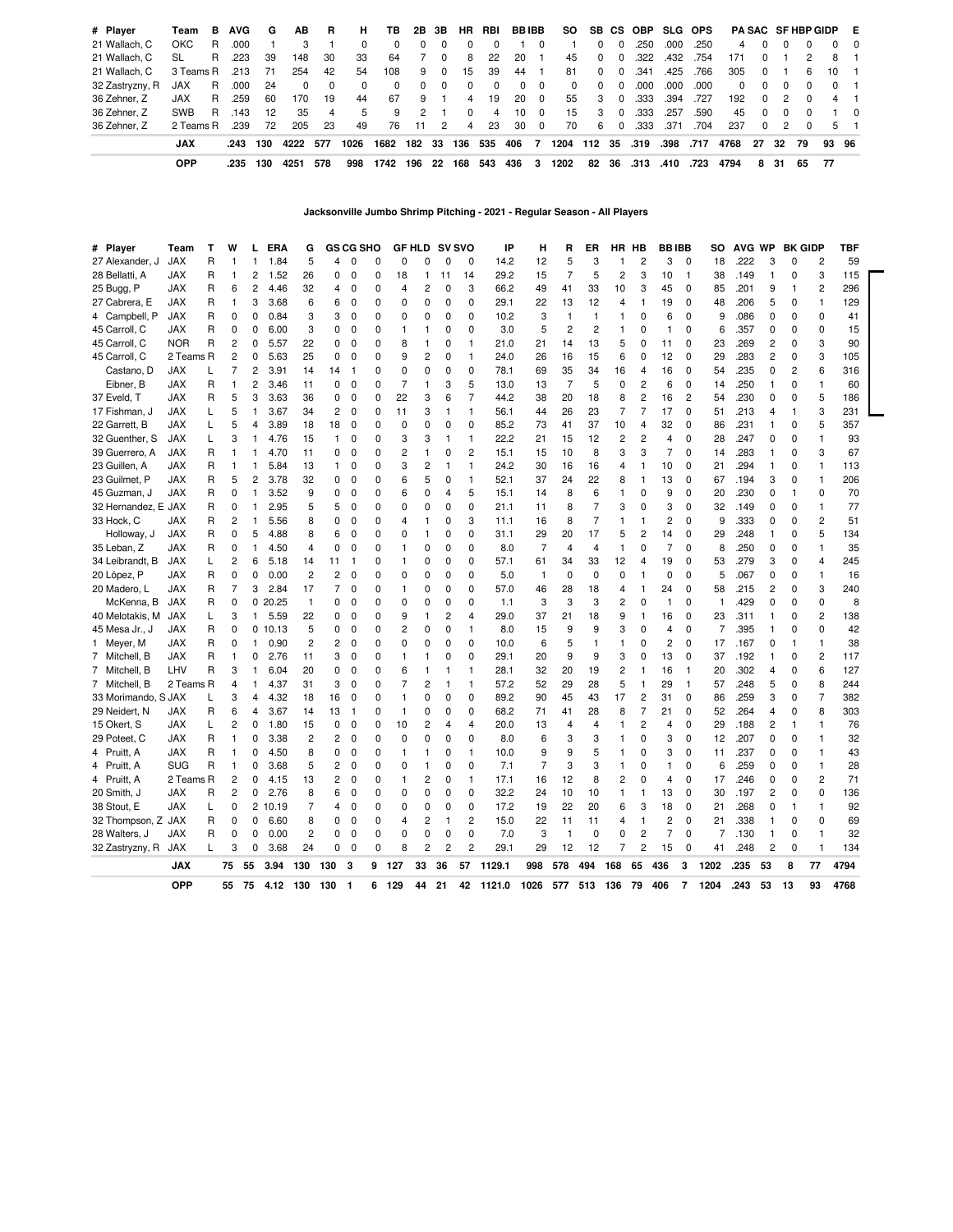| # | Player | Team | B | AVG | G | AB | R | H | TB | 2B | 3B | HR | RBI | BB | IBB | SO | SB | CS | OBP | SLG | OPS | PA | SAC | SF | HBP | GIDP | E |
|---|---|---|---|---|---|---|---|---|---|---|---|---|---|---|---|---|---|---|---|---|---|---|---|---|---|---|---|
| 21 | Wallach, C | OKC | R | .000 | 1 | 3 | 1 | 0 | 0 | 0 | 0 | 0 | 0 | 1 | 0 | 1 | 0 | 0 | .250 | .000 | .250 | 4 | 0 | 0 | 0 | 0 | 0 |
| 21 | Wallach, C | SL | R | .223 | 39 | 148 | 30 | 33 | 64 | 7 | 0 | 8 | 22 | 20 | 1 | 45 | 0 | 0 | .322 | .432 | .754 | 171 | 0 | 1 | 2 | 8 | 1 |
| 21 | Wallach, C | 3 Teams | R | .213 | 71 | 254 | 42 | 54 | 108 | 9 | 0 | 15 | 39 | 44 | 1 | 81 | 0 | 0 | .341 | .425 | .766 | 305 | 0 | 1 | 6 | 10 | 1 |
| 32 | Zastryzny, R | JAX | R | .000 | 24 | 0 | 0 | 0 | 0 | 0 | 0 | 0 | 0 | 0 | 0 | 0 | 0 | 0 | .000 | .000 | .000 | 0 | 0 | 0 | 0 | 0 | 1 |
| 36 | Zehner, Z | JAX | R | .259 | 60 | 170 | 19 | 44 | 67 | 9 | 1 | 4 | 19 | 20 | 0 | 55 | 3 | 0 | .333 | .394 | .727 | 192 | 0 | 2 | 0 | 4 | 1 |
| 36 | Zehner, Z | SWB | R | .143 | 12 | 35 | 4 | 5 | 9 | 2 | 1 | 0 | 4 | 10 | 0 | 15 | 3 | 0 | .333 | .257 | .590 | 45 | 0 | 0 | 0 | 1 | 0 |
| 36 | Zehner, Z | 2 Teams | R | .239 | 72 | 205 | 23 | 49 | 76 | 11 | 2 | 4 | 23 | 30 | 0 | 70 | 6 | 0 | .333 | .371 | .704 | 237 | 0 | 2 | 0 | 5 | 1 |
| | | **JAX** | | **.243** | **130** | **4222** | **577** | **1026** | **1682** | **182** | **33** | **136** | **535** | **406** | **7** | **1204** | **112** | **35** | **.319** | **.398** | **.717** | **4768** | **27** | **32** | **79** | **93** | **96** |
| | | **OPP** | | **.235** | **130** | **4251** | **578** | **998** | **1742** | **196** | **22** | **168** | **543** | **436** | **3** | **1202** | **82** | **36** | **.313** | **.410** | **.723** | **4794** | **8** | **31** | **65** | **77** | |

## Jacksonville Jumbo Shrimp Pitching - 2021 - Regular Season - All Players

| # | Player | Team | T | W | L | ERA | G | GS | CG | SHO | GF | HLD | SV | SVO | IP | H | R | ER | HR | HB | BB | IBB | SO | AVG | WP | BK | GIDP | TBF |
|---|---|---|---|---|---|---|---|---|---|---|---|---|---|---|---|---|---|---|---|---|---|---|---|---|---|---|---|---|
| 27 | Alexander, J | JAX | R | 1 | 1 | 1.84 | 5 | 4 | 0 | 0 | 0 | 0 | 0 | 0 | 14.2 | 12 | 5 | 3 | 1 | 2 | 3 | 0 | 18 | .222 | 3 | 0 | 2 | 59 |
| 28 | Bellatti, A | JAX | R | 1 | 2 | 1.52 | 26 | 0 | 0 | 0 | 18 | 1 | 11 | 14 | 29.2 | 15 | 7 | 5 | 2 | 3 | 10 | 1 | 38 | .149 | 1 | 0 | 3 | 115 |
| 25 | Bugg, P | JAX | R | 6 | 2 | 4.46 | 32 | 4 | 0 | 0 | 4 | 2 | 0 | 3 | 66.2 | 49 | 41 | 33 | 10 | 3 | 45 | 0 | 85 | .201 | 9 | 1 | 2 | 296 |
| 27 | Cabrera, E | JAX | R | 1 | 3 | 3.68 | 6 | 6 | 0 | 0 | 0 | 0 | 0 | 0 | 29.1 | 22 | 13 | 12 | 4 | 1 | 19 | 0 | 48 | .206 | 5 | 0 | 1 | 129 |
| 4 | Campbell, P | JAX | R | 0 | 0 | 0.84 | 3 | 3 | 0 | 0 | 0 | 0 | 0 | 0 | 10.2 | 3 | 1 | 1 | 1 | 0 | 6 | 0 | 9 | .086 | 0 | 0 | 0 | 41 |
| 45 | Carroll, C | JAX | R | 0 | 0 | 6.00 | 3 | 0 | 0 | 0 | 1 | 1 | 0 | 0 | 3.0 | 5 | 2 | 2 | 1 | 0 | 1 | 0 | 6 | .357 | 0 | 0 | 0 | 15 |
| 45 | Carroll, C | NOR | R | 2 | 0 | 5.57 | 22 | 0 | 0 | 0 | 8 | 1 | 0 | 1 | 21.0 | 21 | 14 | 13 | 5 | 0 | 11 | 0 | 23 | .269 | 2 | 0 | 3 | 90 |
| 45 | Carroll, C | 2 Teams | R | 2 | 0 | 5.63 | 25 | 0 | 0 | 0 | 9 | 2 | 0 | 1 | 24.0 | 26 | 16 | 15 | 6 | 0 | 12 | 0 | 29 | .283 | 2 | 0 | 3 | 105 |
| | Castano, D | JAX | L | 7 | 2 | 3.91 | 14 | 14 | 1 | 0 | 0 | 0 | 0 | 0 | 78.1 | 69 | 35 | 34 | 16 | 4 | 16 | 0 | 54 | .235 | 0 | 2 | 6 | 316 |
| | Eibner, B | JAX | R | 1 | 2 | 3.46 | 11 | 0 | 0 | 0 | 7 | 1 | 3 | 5 | 13.0 | 13 | 7 | 5 | 0 | 2 | 6 | 0 | 14 | .250 | 1 | 0 | 1 | 60 |
| 37 | Eveld, T | JAX | R | 5 | 3 | 3.63 | 36 | 0 | 0 | 0 | 22 | 3 | 6 | 7 | 44.2 | 38 | 20 | 18 | 8 | 2 | 16 | 2 | 54 | .230 | 0 | 0 | 5 | 186 |
| 17 | Fishman, J | JAX | L | 5 | 1 | 3.67 | 34 | 2 | 0 | 0 | 11 | 3 | 1 | 1 | 56.1 | 44 | 26 | 23 | 7 | 7 | 17 | 0 | 51 | .213 | 4 | 1 | 3 | 231 |
| 22 | Garrett, B | JAX | L | 5 | 4 | 3.89 | 18 | 18 | 0 | 0 | 0 | 0 | 0 | 0 | 85.2 | 73 | 41 | 37 | 10 | 4 | 32 | 0 | 86 | .231 | 1 | 0 | 5 | 357 |
| 32 | Guenther, S | JAX | L | 3 | 1 | 4.76 | 15 | 1 | 0 | 0 | 3 | 3 | 1 | 1 | 22.2 | 21 | 15 | 12 | 2 | 2 | 4 | 0 | 28 | .247 | 0 | 0 | 1 | 93 |
| 39 | Guerrero, A | JAX | R | 1 | 1 | 4.70 | 11 | 0 | 0 | 0 | 2 | 1 | 0 | 2 | 15.1 | 15 | 10 | 8 | 3 | 3 | 7 | 0 | 14 | .283 | 1 | 0 | 3 | 67 |
| 23 | Guillen, A | JAX | R | 1 | 1 | 5.84 | 13 | 1 | 0 | 0 | 3 | 2 | 1 | 1 | 24.2 | 30 | 16 | 16 | 4 | 1 | 10 | 0 | 21 | .294 | 1 | 0 | 1 | 113 |
| 23 | Guilmet, P | JAX | R | 5 | 2 | 3.78 | 32 | 0 | 0 | 0 | 6 | 5 | 0 | 1 | 52.1 | 37 | 24 | 22 | 8 | 1 | 13 | 0 | 67 | .194 | 3 | 0 | 1 | 206 |
| 45 | Guzman, J | JAX | R | 0 | 1 | 3.52 | 9 | 0 | 0 | 0 | 6 | 0 | 4 | 5 | 15.1 | 14 | 8 | 6 | 1 | 0 | 9 | 0 | 20 | .230 | 0 | 1 | 0 | 70 |
| 32 | Hernandez, E | JAX | R | 0 | 1 | 2.95 | 5 | 5 | 0 | 0 | 0 | 0 | 0 | 0 | 21.1 | 11 | 8 | 7 | 3 | 0 | 3 | 0 | 32 | .149 | 0 | 0 | 1 | 77 |
| 33 | Hock, C | JAX | R | 2 | 1 | 5.56 | 8 | 0 | 0 | 0 | 4 | 1 | 0 | 3 | 11.1 | 16 | 8 | 7 | 1 | 1 | 2 | 0 | 9 | .333 | 0 | 0 | 2 | 51 |
| | Holloway, J | JAX | R | 0 | 5 | 4.88 | 8 | 6 | 0 | 0 | 0 | 1 | 0 | 0 | 31.1 | 29 | 20 | 17 | 5 | 2 | 14 | 0 | 29 | .248 | 1 | 0 | 5 | 134 |
| 35 | Leban, Z | JAX | R | 0 | 1 | 4.50 | 4 | 0 | 0 | 0 | 1 | 0 | 0 | 0 | 8.0 | 7 | 4 | 4 | 1 | 0 | 7 | 0 | 8 | .250 | 0 | 0 | 1 | 35 |
| 34 | Leibrandt, B | JAX | L | 2 | 6 | 5.18 | 14 | 11 | 1 | 0 | 1 | 0 | 0 | 0 | 57.1 | 61 | 34 | 33 | 12 | 4 | 19 | 0 | 53 | .279 | 3 | 0 | 4 | 245 |
| 20 | López, P | JAX | R | 0 | 0 | 0.00 | 2 | 2 | 0 | 0 | 0 | 0 | 0 | 0 | 5.0 | 1 | 0 | 0 | 0 | 1 | 0 | 0 | 5 | .067 | 0 | 0 | 1 | 16 |
| 20 | Madero, L | JAX | R | 7 | 3 | 2.84 | 17 | 7 | 0 | 0 | 1 | 0 | 0 | 0 | 57.0 | 46 | 28 | 18 | 4 | 1 | 24 | 0 | 58 | .215 | 2 | 0 | 3 | 240 |
| | McKenna, B | JAX | R | 0 | 0 | 20.25 | 1 | 0 | 0 | 0 | 0 | 0 | 0 | 0 | 1.1 | 3 | 3 | 3 | 2 | 0 | 1 | 0 | 1 | .429 | 0 | 0 | 0 | 8 |
| 40 | Melotakis, M | JAX | L | 3 | 1 | 5.59 | 22 | 0 | 0 | 0 | 9 | 1 | 2 | 4 | 29.0 | 37 | 21 | 18 | 9 | 1 | 16 | 0 | 23 | .311 | 1 | 0 | 2 | 138 |
| 45 | Mesa Jr., J | JAX | R | 0 | 0 | 10.13 | 5 | 0 | 0 | 0 | 2 | 0 | 0 | 1 | 8.0 | 15 | 9 | 9 | 3 | 0 | 4 | 0 | 7 | .395 | 1 | 0 | 0 | 42 |
| 1 | Meyer, M | JAX | R | 0 | 1 | 0.90 | 2 | 2 | 0 | 0 | 0 | 0 | 0 | 0 | 10.0 | 6 | 5 | 1 | 1 | 0 | 2 | 0 | 17 | .167 | 0 | 1 | 1 | 38 |
| 7 | Mitchell, B | JAX | R | 1 | 0 | 2.76 | 11 | 3 | 0 | 0 | 1 | 1 | 0 | 0 | 29.1 | 20 | 9 | 9 | 3 | 0 | 13 | 0 | 37 | .192 | 1 | 0 | 2 | 117 |
| 7 | Mitchell, B | LHV | R | 3 | 1 | 6.04 | 20 | 0 | 0 | 0 | 6 | 1 | 1 | 1 | 28.1 | 32 | 20 | 19 | 2 | 1 | 16 | 1 | 20 | .302 | 4 | 0 | 6 | 127 |
| 7 | Mitchell, B | 2 Teams | R | 4 | 1 | 4.37 | 31 | 3 | 0 | 0 | 7 | 2 | 1 | 1 | 57.2 | 52 | 29 | 28 | 5 | 1 | 29 | 1 | 57 | .248 | 5 | 0 | 8 | 244 |
| 33 | Morimando, S | JAX | L | 3 | 4 | 4.32 | 18 | 16 | 0 | 0 | 1 | 0 | 0 | 0 | 89.2 | 90 | 45 | 43 | 17 | 2 | 31 | 0 | 86 | .259 | 3 | 0 | 7 | 382 |
| 29 | Neidert, N | JAX | R | 6 | 4 | 3.67 | 14 | 13 | 1 | 0 | 1 | 0 | 0 | 0 | 68.2 | 71 | 41 | 28 | 8 | 7 | 21 | 0 | 52 | .264 | 4 | 0 | 8 | 303 |
| 15 | Okert, S | JAX | L | 2 | 0 | 1.80 | 15 | 0 | 0 | 0 | 10 | 2 | 4 | 4 | 20.0 | 13 | 4 | 4 | 1 | 2 | 4 | 0 | 29 | .188 | 2 | 1 | 1 | 76 |
| 29 | Poteet, C | JAX | R | 1 | 0 | 3.38 | 2 | 2 | 0 | 0 | 0 | 0 | 0 | 0 | 8.0 | 6 | 3 | 3 | 1 | 0 | 3 | 0 | 12 | .207 | 0 | 0 | 1 | 32 |
| 4 | Pruitt, A | JAX | R | 1 | 0 | 4.50 | 8 | 0 | 0 | 0 | 1 | 1 | 0 | 1 | 10.0 | 9 | 9 | 5 | 1 | 0 | 3 | 0 | 11 | .237 | 0 | 0 | 1 | 43 |
| 4 | Pruitt, A | SUG | R | 1 | 0 | 3.68 | 5 | 2 | 0 | 0 | 0 | 1 | 0 | 0 | 7.1 | 7 | 3 | 3 | 1 | 0 | 1 | 0 | 6 | .259 | 0 | 0 | 1 | 28 |
| 4 | Pruitt, A | 2 Teams | R | 2 | 0 | 4.15 | 13 | 2 | 0 | 0 | 1 | 2 | 0 | 1 | 17.1 | 16 | 12 | 8 | 2 | 0 | 4 | 0 | 17 | .246 | 0 | 0 | 2 | 71 |
| 20 | Smith, J | JAX | R | 2 | 0 | 2.76 | 8 | 6 | 0 | 0 | 0 | 0 | 0 | 0 | 32.2 | 24 | 10 | 10 | 1 | 1 | 13 | 0 | 30 | .197 | 2 | 0 | 0 | 136 |
| 38 | Stout, E | JAX | L | 0 | 2 | 10.19 | 7 | 4 | 0 | 0 | 0 | 0 | 0 | 0 | 17.2 | 19 | 22 | 20 | 6 | 3 | 18 | 0 | 21 | .268 | 0 | 1 | 1 | 92 |
| 32 | Thompson, Z | JAX | R | 0 | 0 | 6.60 | 8 | 0 | 0 | 0 | 4 | 2 | 1 | 2 | 15.0 | 22 | 11 | 11 | 4 | 1 | 2 | 0 | 21 | .338 | 1 | 0 | 0 | 69 |
| 28 | Walters, J | JAX | R | 0 | 0 | 0.00 | 2 | 0 | 0 | 0 | 0 | 0 | 0 | 0 | 7.0 | 3 | 1 | 0 | 0 | 2 | 7 | 0 | 7 | .130 | 1 | 0 | 1 | 32 |
| 32 | Zastryzny, R | JAX | L | 3 | 0 | 3.68 | 24 | 0 | 0 | 0 | 8 | 2 | 2 | 2 | 29.1 | 29 | 12 | 12 | 7 | 2 | 15 | 0 | 41 | .248 | 2 | 0 | 1 | 134 |
| | | **JAX** | | **75** | **55** | **3.94** | **130** | **130** | **3** | **9** | **127** | **33** | **36** | **57** | **1129.1** | **998** | **578** | **494** | **168** | **65** | **436** | **3** | **1202** | **.235** | **53** | **8** | **77** | **4794** |
| | | **OPP** | | **55** | **75** | **4.12** | **130** | **130** | **1** | **6** | **129** | **44** | **21** | **42** | **1121.0** | **1026** | **577** | **513** | **136** | **79** | **406** | **7** | **1204** | **.243** | **53** | **13** | **93** | **4768** |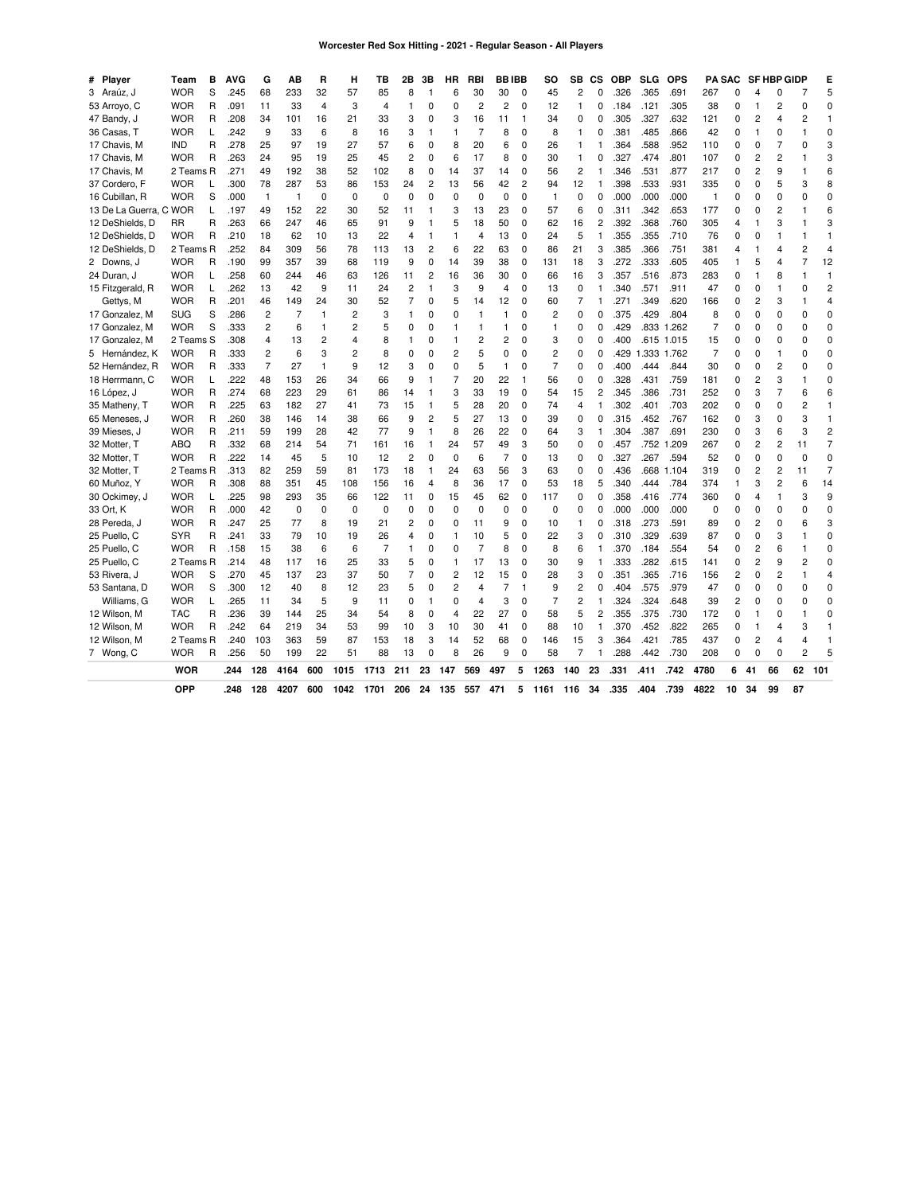# Worcester Red Sox Hitting - 2021 - Regular Season - All Players

| # | Player | Team | B | AVG | G | AB | R | H | TB | 2B | 3B | HR | RBI | BB | IBB | SO | SB | CS | OBP | SLG | OPS | PA | SAC | SF | HBP | GIDP | E |
|---|---|---|---|---|---|---|---|---|---|---|---|---|---|---|---|---|---|---|---|---|---|---|---|---|---|---|---|
| 3 | Araúz, J | WOR | S | .245 | 68 | 233 | 32 | 57 | 85 | 8 | 1 | 6 | 30 | 30 | 0 | 45 | 2 | 0 | .326 | .365 | .691 | 267 | 0 | 4 | 0 | 7 | 5 |
| 53 | Arroyo, C | WOR | R | .091 | 11 | 33 | 4 | 3 | 4 | 1 | 0 | 0 | 2 | 2 | 0 | 12 | 1 | 0 | .184 | .121 | .305 | 38 | 0 | 1 | 2 | 0 | 0 |
| 47 | Bandy, J | WOR | R | .208 | 34 | 101 | 16 | 21 | 33 | 3 | 0 | 3 | 16 | 11 | 1 | 34 | 0 | 0 | .305 | .327 | .632 | 121 | 0 | 2 | 4 | 2 | 1 |
| 36 | Casas, T | WOR | L | .242 | 9 | 33 | 6 | 8 | 16 | 3 | 1 | 1 | 7 | 8 | 0 | 8 | 1 | 0 | .381 | .485 | .866 | 42 | 0 | 1 | 0 | 1 | 0 |
| 17 | Chavis, M | IND | R | .278 | 25 | 97 | 19 | 27 | 57 | 6 | 0 | 8 | 20 | 6 | 0 | 26 | 1 | 1 | .364 | .588 | .952 | 110 | 0 | 0 | 7 | 0 | 3 |
| 17 | Chavis, M | WOR | R | .263 | 24 | 95 | 19 | 25 | 45 | 2 | 0 | 6 | 17 | 8 | 0 | 30 | 1 | 0 | .327 | .474 | .801 | 107 | 0 | 2 | 2 | 1 | 3 |
| 17 | Chavis, M | 2 Teams | R | .271 | 49 | 192 | 38 | 52 | 102 | 8 | 0 | 14 | 37 | 14 | 0 | 56 | 2 | 1 | .346 | .531 | .877 | 217 | 0 | 2 | 9 | 1 | 6 |
| 37 | Cordero, F | WOR | L | .300 | 78 | 287 | 53 | 86 | 153 | 24 | 2 | 13 | 56 | 42 | 2 | 94 | 12 | 1 | .398 | .533 | .931 | 335 | 0 | 0 | 5 | 3 | 8 |
| 16 | Cubillan, R | WOR | S | .000 | 1 | 1 | 0 | 0 | 0 | 0 | 0 | 0 | 0 | 0 | 0 | 1 | 0 | 0 | .000 | .000 | .000 | 1 | 0 | 0 | 0 | 0 | 0 |
| 13 | De La Guerra, C | WOR | L | .197 | 49 | 152 | 22 | 30 | 52 | 11 | 1 | 3 | 13 | 23 | 0 | 57 | 6 | 0 | .311 | .342 | .653 | 177 | 0 | 0 | 2 | 1 | 6 |
| 12 | DeShields, D | RR | R | .263 | 66 | 247 | 46 | 65 | 91 | 9 | 1 | 5 | 18 | 50 | 0 | 62 | 16 | 2 | .392 | .368 | .760 | 305 | 4 | 1 | 3 | 1 | 3 |
| 12 | DeShields, D | WOR | R | .210 | 18 | 62 | 10 | 13 | 22 | 4 | 1 | 1 | 4 | 13 | 0 | 24 | 5 | 1 | .355 | .355 | .710 | 76 | 0 | 0 | 1 | 1 | 1 |
| 12 | DeShields, D | 2 Teams | R | .252 | 84 | 309 | 56 | 78 | 113 | 13 | 2 | 6 | 22 | 63 | 0 | 86 | 21 | 3 | .385 | .366 | .751 | 381 | 4 | 1 | 4 | 2 | 4 |
| 2 | Downs, J | WOR | R | .190 | 99 | 357 | 39 | 68 | 119 | 9 | 0 | 14 | 39 | 38 | 0 | 131 | 18 | 3 | .272 | .333 | .605 | 405 | 1 | 5 | 4 | 7 | 12 |
| 24 | Duran, J | WOR | L | .258 | 60 | 244 | 46 | 63 | 126 | 11 | 2 | 16 | 36 | 30 | 0 | 66 | 16 | 3 | .357 | .516 | .873 | 283 | 0 | 1 | 8 | 1 | 1 |
| 15 | Fitzgerald, R | WOR | L | .262 | 13 | 42 | 9 | 11 | 24 | 2 | 1 | 3 | 9 | 4 | 0 | 13 | 0 | 1 | .340 | .571 | .911 | 47 | 0 | 0 | 1 | 0 | 2 |
| | Gettys, M | WOR | R | .201 | 46 | 149 | 24 | 30 | 52 | 7 | 0 | 5 | 14 | 12 | 0 | 60 | 7 | 1 | .271 | .349 | .620 | 166 | 0 | 2 | 3 | 1 | 4 |
| 17 | Gonzalez, M | SUG | S | .286 | 2 | 7 | 1 | 2 | 3 | 1 | 0 | 0 | 1 | 1 | 0 | 2 | 0 | 0 | .375 | .429 | .804 | 8 | 0 | 0 | 0 | 0 | 0 |
| 17 | Gonzalez, M | WOR | S | .333 | 2 | 6 | 1 | 2 | 5 | 0 | 0 | 1 | 1 | 1 | 0 | 1 | 0 | 0 | .429 | .833 | 1.262 | 7 | 0 | 0 | 0 | 0 | 0 |
| 17 | Gonzalez, M | 2 Teams | S | .308 | 4 | 13 | 2 | 4 | 8 | 1 | 0 | 1 | 2 | 2 | 0 | 3 | 0 | 0 | .400 | .615 | 1.015 | 15 | 0 | 0 | 0 | 0 | 0 |
| 5 | Hernández, K | WOR | R | .333 | 2 | 6 | 3 | 2 | 8 | 0 | 0 | 2 | 5 | 0 | 0 | 2 | 0 | 0 | .429 | 1.333 | 1.762 | 7 | 0 | 0 | 1 | 0 | 0 |
| 52 | Hernández, R | WOR | R | .333 | 7 | 27 | 1 | 9 | 12 | 3 | 0 | 0 | 5 | 1 | 0 | 7 | 0 | 0 | .400 | .444 | .844 | 30 | 0 | 0 | 2 | 0 | 0 |
| 18 | Herrmann, C | WOR | L | .222 | 48 | 153 | 26 | 34 | 66 | 9 | 1 | 7 | 20 | 22 | 1 | 56 | 0 | 0 | .328 | .431 | .759 | 181 | 0 | 2 | 3 | 1 | 0 |
| 16 | López, J | WOR | R | .274 | 68 | 223 | 29 | 61 | 86 | 14 | 1 | 3 | 33 | 19 | 0 | 54 | 15 | 2 | .345 | .386 | .731 | 252 | 0 | 3 | 7 | 6 | 6 |
| 35 | Matheny, T | WOR | R | .225 | 63 | 182 | 27 | 41 | 73 | 15 | 1 | 5 | 28 | 20 | 0 | 74 | 4 | 1 | .302 | .401 | .703 | 202 | 0 | 0 | 0 | 2 | 1 |
| 65 | Meneses, J | WOR | R | .260 | 38 | 146 | 14 | 38 | 66 | 9 | 2 | 5 | 27 | 13 | 0 | 39 | 0 | 0 | .315 | .452 | .767 | 162 | 0 | 3 | 0 | 3 | 1 |
| 39 | Mieses, J | WOR | R | .211 | 59 | 199 | 28 | 42 | 77 | 9 | 1 | 8 | 26 | 22 | 0 | 64 | 3 | 1 | .304 | .387 | .691 | 230 | 0 | 3 | 6 | 3 | 2 |
| 32 | Motter, T | ABQ | R | .332 | 68 | 214 | 54 | 71 | 161 | 16 | 1 | 24 | 57 | 49 | 3 | 50 | 0 | 0 | .457 | .752 | 1.209 | 267 | 0 | 2 | 2 | 11 | 7 |
| 32 | Motter, T | WOR | R | .222 | 14 | 45 | 5 | 10 | 12 | 2 | 0 | 0 | 6 | 7 | 0 | 13 | 0 | 0 | .327 | .267 | .594 | 52 | 0 | 0 | 0 | 0 | 0 |
| 32 | Motter, T | 2 Teams | R | .313 | 82 | 259 | 59 | 81 | 173 | 18 | 1 | 24 | 63 | 56 | 3 | 63 | 0 | 0 | .436 | .668 | 1.104 | 319 | 0 | 2 | 2 | 11 | 7 |
| 60 | Muñoz, Y | WOR | R | .308 | 88 | 351 | 45 | 108 | 156 | 16 | 4 | 8 | 36 | 17 | 0 | 53 | 18 | 5 | .340 | .444 | .784 | 374 | 1 | 3 | 2 | 6 | 14 |
| 30 | Ockimey, J | WOR | L | .225 | 98 | 293 | 35 | 66 | 122 | 11 | 0 | 15 | 45 | 62 | 0 | 117 | 0 | 0 | .358 | .416 | .774 | 360 | 0 | 4 | 1 | 3 | 9 |
| 33 | Ort, K | WOR | R | .000 | 42 | 0 | 0 | 0 | 0 | 0 | 0 | 0 | 0 | 0 | 0 | 0 | 0 | 0 | .000 | .000 | .000 | 0 | 0 | 0 | 0 | 0 | 0 |
| 28 | Pereda, J | WOR | R | .247 | 25 | 77 | 8 | 19 | 21 | 2 | 0 | 0 | 11 | 9 | 0 | 10 | 1 | 0 | .318 | .273 | .591 | 89 | 0 | 2 | 0 | 6 | 3 |
| 25 | Puello, C | SYR | R | .241 | 33 | 79 | 10 | 19 | 26 | 4 | 0 | 1 | 10 | 5 | 0 | 22 | 3 | 0 | .310 | .329 | .639 | 87 | 0 | 0 | 3 | 1 | 0 |
| 25 | Puello, C | WOR | R | .158 | 15 | 38 | 6 | 6 | 7 | 1 | 0 | 0 | 7 | 8 | 0 | 8 | 6 | 1 | .370 | .184 | .554 | 54 | 0 | 2 | 6 | 1 | 0 |
| 25 | Puello, C | 2 Teams | R | .214 | 48 | 117 | 16 | 25 | 33 | 5 | 0 | 1 | 17 | 13 | 0 | 30 | 9 | 1 | .333 | .282 | .615 | 141 | 0 | 2 | 9 | 2 | 0 |
| 53 | Rivera, J | WOR | S | .270 | 45 | 137 | 23 | 37 | 50 | 7 | 0 | 2 | 12 | 15 | 0 | 28 | 3 | 0 | .351 | .365 | .716 | 156 | 2 | 0 | 2 | 1 | 4 |
| 53 | Santana, D | WOR | S | .300 | 12 | 40 | 8 | 12 | 23 | 5 | 0 | 2 | 4 | 7 | 1 | 9 | 2 | 0 | .404 | .575 | .979 | 47 | 0 | 0 | 0 | 0 | 0 |
| | Williams, G | WOR | L | .265 | 11 | 34 | 5 | 9 | 11 | 0 | 1 | 0 | 4 | 3 | 0 | 7 | 2 | 1 | .324 | .324 | .648 | 39 | 2 | 0 | 0 | 0 | 0 |
| 12 | Wilson, M | TAC | R | .236 | 39 | 144 | 25 | 34 | 54 | 8 | 0 | 4 | 22 | 27 | 0 | 58 | 5 | 2 | .355 | .375 | .730 | 172 | 0 | 1 | 0 | 1 | 0 |
| 12 | Wilson, M | WOR | R | .242 | 64 | 219 | 34 | 53 | 99 | 10 | 3 | 10 | 30 | 41 | 0 | 88 | 10 | 1 | .370 | .452 | .822 | 265 | 0 | 1 | 4 | 3 | 1 |
| 12 | Wilson, M | 2 Teams | R | .240 | 103 | 363 | 59 | 87 | 153 | 18 | 3 | 14 | 52 | 68 | 0 | 146 | 15 | 3 | .364 | .421 | .785 | 437 | 0 | 2 | 4 | 4 | 1 |
| 7 | Wong, C | WOR | R | .256 | 50 | 199 | 22 | 51 | 88 | 13 | 0 | 8 | 26 | 9 | 0 | 58 | 7 | 1 | .288 | .442 | .730 | 208 | 0 | 0 | 0 | 2 | 5 |
| | | **WOR** | | **.244** | **128** | **4164** | **600** | **1015** | **1713** | **211** | **23** | **147** | **569** | **497** | **5** | **1263** | **140** | **23** | **.331** | **.411** | **.742** | **4780** | **6** | **41** | **66** | **62** | **101** |
| | | **OPP** | | **.248** | **128** | **4207** | **600** | **1042** | **1701** | **206** | **24** | **135** | **557** | **471** | **5** | **1161** | **116** | **34** | **.335** | **.404** | **.739** | **4822** | **10** | **34** | **99** | **87** | |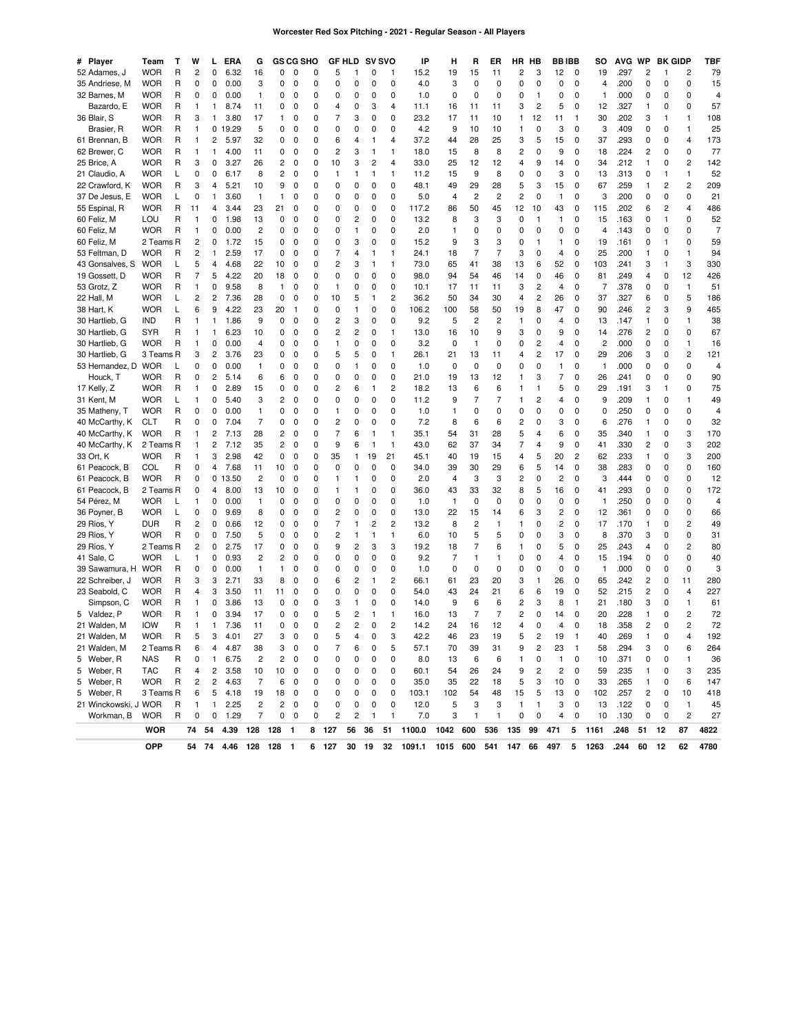# Worcester Red Sox Pitching - 2021 - Regular Season - All Players

| # | Player | Team | T | W | L | ERA | G | GS | CG | SHO | GF | HLD | SV | SVO | IP | H | R | ER | HR | HB | BB | IBB | SO | AVG | WP | BK | GIDP | TBF |
|---|---|---|---|---|---|---|---|---|---|---|---|---|---|---|---|---|---|---|---|---|---|---|---|---|---|---|---|---|
| 52 | Adames, J | WOR | R | 2 | 0 | 6.32 | 16 | 0 | 0 | 0 | 5 | 1 | 0 | 1 | 15.2 | 19 | 15 | 11 | 2 | 3 | 12 | 0 | 19 | .297 | 2 | 1 | 2 | 79 |
| 35 | Andriese, M | WOR | R | 0 | 0 | 0.00 | 3 | 0 | 0 | 0 | 0 | 0 | 0 | 0 | 4.0 | 3 | 0 | 0 | 0 | 0 | 0 | 0 | 4 | .200 | 0 | 0 | 0 | 15 |
| 32 | Barnes, M | WOR | R | 0 | 0 | 0.00 | 1 | 0 | 0 | 0 | 0 | 0 | 0 | 0 | 1.0 | 0 | 0 | 0 | 0 | 1 | 0 | 0 | 1 | .000 | 0 | 0 | 0 | 4 |
| | Bazardo, E | WOR | R | 1 | 1 | 8.74 | 11 | 0 | 0 | 0 | 4 | 0 | 3 | 4 | 11.1 | 16 | 11 | 11 | 3 | 2 | 5 | 0 | 12 | .327 | 1 | 0 | 0 | 57 |
| 36 | Blair, S | WOR | R | 3 | 1 | 3.80 | 17 | 1 | 0 | 0 | 7 | 3 | 0 | 0 | 23.2 | 17 | 11 | 10 | 1 | 12 | 11 | 1 | 30 | .202 | 3 | 1 | 1 | 108 |
| | Brasier, R | WOR | R | 1 | 0 | 19.29 | 5 | 0 | 0 | 0 | 0 | 0 | 0 | 0 | 4.2 | 9 | 10 | 10 | 1 | 0 | 3 | 0 | 3 | .409 | 0 | 0 | 1 | 25 |
| 61 | Brennan, B | WOR | R | 1 | 2 | 5.97 | 32 | 0 | 0 | 0 | 6 | 4 | 1 | 4 | 37.2 | 44 | 28 | 25 | 3 | 5 | 15 | 0 | 37 | .293 | 0 | 0 | 4 | 173 |
| 62 | Brewer, C | WOR | R | 1 | 1 | 4.00 | 11 | 0 | 0 | 0 | 2 | 3 | 1 | 1 | 18.0 | 15 | 8 | 8 | 2 | 0 | 9 | 0 | 18 | .224 | 2 | 0 | 0 | 77 |
| 25 | Brice, A | WOR | R | 3 | 0 | 3.27 | 26 | 2 | 0 | 0 | 10 | 3 | 2 | 4 | 33.0 | 25 | 12 | 12 | 4 | 9 | 14 | 0 | 34 | .212 | 1 | 0 | 2 | 142 |
| 21 | Claudio, A | WOR | L | 0 | 0 | 6.17 | 8 | 2 | 0 | 0 | 1 | 1 | 1 | 1 | 11.2 | 15 | 9 | 8 | 0 | 0 | 3 | 0 | 13 | .313 | 0 | 1 | 1 | 52 |
| 22 | Crawford, K | WOR | R | 3 | 4 | 5.21 | 10 | 9 | 0 | 0 | 0 | 0 | 0 | 0 | 48.1 | 49 | 29 | 28 | 5 | 3 | 15 | 0 | 67 | .259 | 1 | 2 | 2 | 209 |
| 37 | De Jesus, E | WOR | L | 0 | 1 | 3.60 | 1 | 1 | 0 | 0 | 0 | 0 | 0 | 0 | 5.0 | 4 | 2 | 2 | 2 | 0 | 1 | 0 | 3 | .200 | 0 | 0 | 0 | 21 |
| 55 | Espinal, R | WOR | R | 11 | 4 | 3.44 | 23 | 21 | 0 | 0 | 0 | 0 | 0 | 0 | 117.2 | 86 | 50 | 45 | 12 | 10 | 43 | 0 | 115 | .202 | 6 | 2 | 4 | 486 |
| 60 | Feliz, M | LOU | R | 1 | 0 | 1.98 | 13 | 0 | 0 | 0 | 0 | 2 | 0 | 0 | 13.2 | 8 | 3 | 3 | 0 | 1 | 1 | 0 | 15 | .163 | 0 | 1 | 0 | 52 |
| 60 | Feliz, M | WOR | R | 1 | 0 | 0.00 | 2 | 0 | 0 | 0 | 0 | 1 | 0 | 0 | 2.0 | 1 | 0 | 0 | 0 | 0 | 0 | 0 | 4 | .143 | 0 | 0 | 0 | 7 |
| 60 | Feliz, M | 2 Teams | R | 2 | 0 | 1.72 | 15 | 0 | 0 | 0 | 0 | 3 | 0 | 0 | 15.2 | 9 | 3 | 3 | 0 | 1 | 1 | 0 | 19 | .161 | 0 | 1 | 0 | 59 |
| 53 | Feltman, D | WOR | R | 2 | 1 | 2.59 | 17 | 0 | 0 | 0 | 7 | 4 | 1 | 1 | 24.1 | 18 | 7 | 7 | 3 | 0 | 4 | 0 | 25 | .200 | 1 | 0 | 1 | 94 |
| 43 | Gonsalves, S | WOR | L | 5 | 4 | 4.68 | 22 | 10 | 0 | 0 | 2 | 3 | 1 | 1 | 73.0 | 65 | 41 | 38 | 13 | 6 | 52 | 0 | 103 | .241 | 3 | 1 | 3 | 330 |
| 19 | Gossett, D | WOR | R | 7 | 5 | 4.22 | 20 | 18 | 0 | 0 | 0 | 0 | 0 | 0 | 98.0 | 94 | 54 | 46 | 14 | 0 | 46 | 0 | 81 | .249 | 4 | 0 | 12 | 426 |
| 53 | Grotz, Z | WOR | R | 1 | 0 | 9.58 | 8 | 1 | 0 | 0 | 1 | 0 | 0 | 0 | 10.1 | 17 | 11 | 11 | 3 | 2 | 4 | 0 | 7 | .378 | 0 | 0 | 1 | 51 |
| 22 | Hall, M | WOR | L | 2 | 2 | 7.36 | 28 | 0 | 0 | 0 | 10 | 5 | 1 | 2 | 36.2 | 50 | 34 | 30 | 4 | 2 | 26 | 0 | 37 | .327 | 6 | 0 | 5 | 186 |
| 38 | Hart, K | WOR | L | 6 | 9 | 4.22 | 23 | 20 | 1 | 0 | 0 | 1 | 0 | 0 | 106.2 | 100 | 58 | 50 | 19 | 8 | 47 | 0 | 90 | .246 | 2 | 3 | 9 | 465 |
| 30 | Hartlieb, G | IND | R | 1 | 1 | 1.86 | 9 | 0 | 0 | 0 | 2 | 3 | 0 | 0 | 9.2 | 5 | 2 | 2 | 1 | 0 | 4 | 0 | 13 | .147 | 1 | 0 | 1 | 38 |
| 30 | Hartlieb, G | SYR | R | 1 | 1 | 6.23 | 10 | 0 | 0 | 0 | 2 | 2 | 0 | 1 | 13.0 | 16 | 10 | 9 | 3 | 0 | 9 | 0 | 14 | .276 | 2 | 0 | 0 | 67 |
| 30 | Hartlieb, G | WOR | R | 1 | 0 | 0.00 | 4 | 0 | 0 | 0 | 1 | 0 | 0 | 0 | 3.2 | 0 | 1 | 0 | 0 | 2 | 4 | 0 | 2 | .000 | 0 | 0 | 1 | 16 |
| 30 | Hartlieb, G | 3 Teams | R | 3 | 2 | 3.76 | 23 | 0 | 0 | 0 | 5 | 5 | 0 | 1 | 26.1 | 21 | 13 | 11 | 4 | 2 | 17 | 0 | 29 | .206 | 3 | 0 | 2 | 121 |
| 53 | Hernandez, D | WOR | L | 0 | 0 | 0.00 | 1 | 0 | 0 | 0 | 0 | 1 | 0 | 0 | 1.0 | 0 | 0 | 0 | 0 | 0 | 1 | 0 | 1 | .000 | 0 | 0 | 0 | 4 |
| | Houck, T | WOR | R | 0 | 2 | 5.14 | 6 | 6 | 0 | 0 | 0 | 0 | 0 | 0 | 21.0 | 19 | 13 | 12 | 1 | 3 | 7 | 0 | 26 | .241 | 0 | 0 | 0 | 90 |
| 17 | Kelly, Z | WOR | R | 1 | 0 | 2.89 | 15 | 0 | 0 | 0 | 2 | 6 | 1 | 2 | 18.2 | 13 | 6 | 6 | 1 | 1 | 5 | 0 | 29 | .191 | 3 | 1 | 0 | 75 |
| 31 | Kent, M | WOR | L | 1 | 0 | 5.40 | 3 | 2 | 0 | 0 | 0 | 0 | 0 | 0 | 11.2 | 9 | 7 | 7 | 1 | 2 | 4 | 0 | 9 | .209 | 1 | 0 | 1 | 49 |
| 35 | Matheny, T | WOR | R | 0 | 0 | 0.00 | 1 | 0 | 0 | 0 | 1 | 0 | 0 | 0 | 1.0 | 1 | 0 | 0 | 0 | 0 | 0 | 0 | 0 | .250 | 0 | 0 | 0 | 4 |
| 40 | McCarthy, K | CLT | R | 0 | 0 | 7.04 | 7 | 0 | 0 | 0 | 2 | 0 | 0 | 0 | 7.2 | 8 | 6 | 6 | 2 | 0 | 3 | 0 | 6 | .276 | 1 | 0 | 0 | 32 |
| 40 | McCarthy, K | WOR | R | 1 | 2 | 7.13 | 28 | 2 | 0 | 0 | 7 | 6 | 1 | 1 | 35.1 | 54 | 31 | 28 | 5 | 4 | 6 | 0 | 35 | .340 | 1 | 0 | 3 | 170 |
| 40 | McCarthy, K | 2 Teams | R | 1 | 2 | 7.12 | 35 | 2 | 0 | 0 | 9 | 6 | 1 | 1 | 43.0 | 62 | 37 | 34 | 7 | 4 | 9 | 0 | 41 | .330 | 2 | 0 | 3 | 202 |
| 33 | Ort, K | WOR | R | 1 | 3 | 2.98 | 42 | 0 | 0 | 0 | 35 | 1 | 19 | 21 | 45.1 | 40 | 19 | 15 | 4 | 5 | 20 | 2 | 62 | .233 | 1 | 0 | 3 | 200 |
| 61 | Peacock, B | COL | R | 0 | 4 | 7.68 | 11 | 10 | 0 | 0 | 0 | 0 | 0 | 0 | 34.0 | 39 | 30 | 29 | 6 | 5 | 14 | 0 | 38 | .283 | 0 | 0 | 0 | 160 |
| 61 | Peacock, B | WOR | R | 0 | 0 | 13.50 | 2 | 0 | 0 | 0 | 1 | 1 | 0 | 0 | 2.0 | 4 | 3 | 3 | 2 | 0 | 2 | 0 | 3 | .444 | 0 | 0 | 0 | 12 |
| 61 | Peacock, B | 2 Teams | R | 0 | 4 | 8.00 | 13 | 10 | 0 | 0 | 1 | 1 | 0 | 0 | 36.0 | 43 | 33 | 32 | 8 | 5 | 16 | 0 | 41 | .293 | 0 | 0 | 0 | 172 |
| 54 | Pérez, M | WOR | L | 1 | 0 | 0.00 | 1 | 0 | 0 | 0 | 0 | 0 | 0 | 0 | 1.0 | 1 | 0 | 0 | 0 | 0 | 0 | 0 | 1 | .250 | 0 | 0 | 0 | 4 |
| 36 | Poyner, B | WOR | L | 0 | 0 | 9.69 | 8 | 0 | 0 | 0 | 2 | 0 | 0 | 0 | 13.0 | 22 | 15 | 14 | 6 | 3 | 2 | 0 | 12 | .361 | 0 | 0 | 0 | 66 |
| 29 | Ríos, Y | DUR | R | 2 | 0 | 0.66 | 12 | 0 | 0 | 0 | 7 | 1 | 2 | 2 | 13.2 | 8 | 2 | 1 | 1 | 0 | 2 | 0 | 17 | .170 | 1 | 0 | 2 | 49 |
| 29 | Ríos, Y | WOR | R | 0 | 0 | 7.50 | 5 | 0 | 0 | 0 | 2 | 1 | 1 | 1 | 6.0 | 10 | 5 | 5 | 0 | 0 | 3 | 0 | 8 | .370 | 3 | 0 | 0 | 31 |
| 29 | Ríos, Y | 2 Teams | R | 2 | 0 | 2.75 | 17 | 0 | 0 | 0 | 9 | 2 | 3 | 3 | 19.2 | 18 | 7 | 6 | 1 | 0 | 5 | 0 | 25 | .243 | 4 | 0 | 2 | 80 |
| 41 | Sale, C | WOR | L | 1 | 0 | 0.93 | 2 | 2 | 0 | 0 | 0 | 0 | 0 | 0 | 9.2 | 7 | 1 | 1 | 0 | 0 | 4 | 0 | 15 | .194 | 0 | 0 | 0 | 40 |
| 39 | Sawamura, H | WOR | R | 0 | 0 | 0.00 | 1 | 1 | 0 | 0 | 0 | 0 | 0 | 0 | 1.0 | 0 | 0 | 0 | 0 | 0 | 0 | 0 | 1 | .000 | 0 | 0 | 0 | 3 |
| 22 | Schreiber, J | WOR | R | 3 | 3 | 2.71 | 33 | 8 | 0 | 0 | 6 | 2 | 1 | 2 | 66.1 | 61 | 23 | 20 | 3 | 1 | 26 | 0 | 65 | .242 | 2 | 0 | 11 | 280 |
| 23 | Seabold, C | WOR | R | 4 | 3 | 3.50 | 11 | 11 | 0 | 0 | 0 | 0 | 0 | 0 | 54.0 | 43 | 24 | 21 | 6 | 6 | 19 | 0 | 52 | .215 | 2 | 0 | 4 | 227 |
| | Simpson, C | WOR | R | 1 | 0 | 3.86 | 13 | 0 | 0 | 0 | 3 | 1 | 0 | 0 | 14.0 | 9 | 6 | 6 | 2 | 3 | 8 | 1 | 21 | .180 | 3 | 0 | 1 | 61 |
| 5 | Valdez, P | WOR | R | 1 | 0 | 3.94 | 17 | 0 | 0 | 0 | 5 | 2 | 1 | 1 | 16.0 | 13 | 7 | 7 | 2 | 0 | 14 | 0 | 20 | .228 | 1 | 0 | 2 | 72 |
| 21 | Walden, M | IOW | R | 1 | 1 | 7.36 | 11 | 0 | 0 | 0 | 2 | 2 | 0 | 2 | 14.2 | 24 | 16 | 12 | 4 | 0 | 4 | 0 | 18 | .358 | 2 | 0 | 2 | 72 |
| 21 | Walden, M | WOR | R | 5 | 3 | 4.01 | 27 | 3 | 0 | 0 | 5 | 4 | 0 | 3 | 42.2 | 46 | 23 | 19 | 5 | 2 | 19 | 1 | 40 | .269 | 1 | 0 | 4 | 192 |
| 21 | Walden, M | 2 Teams | R | 6 | 4 | 4.87 | 38 | 3 | 0 | 0 | 7 | 6 | 0 | 5 | 57.1 | 70 | 39 | 31 | 9 | 2 | 23 | 1 | 58 | .294 | 3 | 0 | 6 | 264 |
| 5 | Weber, R | NAS | R | 0 | 1 | 6.75 | 2 | 2 | 0 | 0 | 0 | 0 | 0 | 0 | 8.0 | 13 | 6 | 6 | 1 | 0 | 1 | 0 | 10 | .371 | 0 | 0 | 1 | 36 |
| 5 | Weber, R | TAC | R | 4 | 2 | 3.58 | 10 | 10 | 0 | 0 | 0 | 0 | 0 | 0 | 60.1 | 54 | 26 | 24 | 9 | 2 | 2 | 0 | 59 | .235 | 1 | 0 | 3 | 235 |
| 5 | Weber, R | WOR | R | 2 | 2 | 4.63 | 7 | 6 | 0 | 0 | 0 | 0 | 0 | 0 | 35.0 | 35 | 22 | 18 | 5 | 3 | 10 | 0 | 33 | .265 | 1 | 0 | 6 | 147 |
| 5 | Weber, R | 3 Teams | R | 6 | 5 | 4.18 | 19 | 18 | 0 | 0 | 0 | 0 | 0 | 0 | 103.1 | 102 | 54 | 48 | 15 | 5 | 13 | 0 | 102 | .257 | 2 | 0 | 10 | 418 |
| 21 | Winckowski, J | WOR | R | 1 | 1 | 2.25 | 2 | 2 | 0 | 0 | 0 | 0 | 0 | 0 | 12.0 | 5 | 3 | 3 | 1 | 1 | 3 | 0 | 13 | .122 | 0 | 0 | 1 | 45 |
| | Workman, B | WOR | R | 0 | 0 | 1.29 | 7 | 0 | 0 | 0 | 2 | 2 | 1 | 1 | 7.0 | 3 | 1 | 1 | 0 | 0 | 4 | 0 | 10 | .130 | 0 | 0 | 2 | 27 |
| | **WOR** | | | **74** | **54** | **4.39** | **128** | **128** | **1** | **8** | **127** | **56** | **36** | **51** | **1100.0** | **1042** | **600** | **536** | **135** | **99** | **471** | **5** | **1161** | **.248** | **51** | **12** | **87** | **4822** |
| | **OPP** | | | **54** | **74** | **4.46** | **128** | **128** | **1** | **6** | **127** | **30** | **19** | **32** | **1091.1** | **1015** | **600** | **541** | **147** | **66** | **497** | **5** | **1263** | **.244** | **60** | **12** | **62** | **4780** |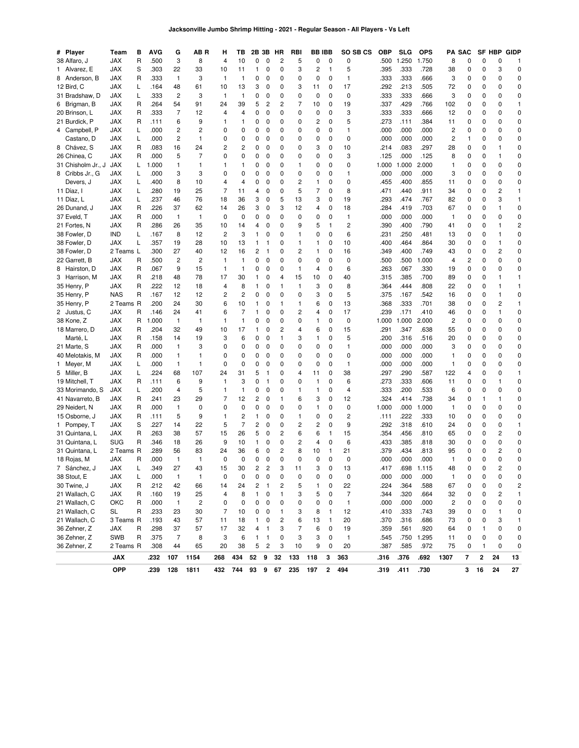**Jacksonville Jumbo Shrimp Hitting - 2021 - Regular Season - All Players - Vs Left**

| # | Player | Team | B | AVG | G | AB | R | H | TB | 2B | 3B | HR | RBI | BB | IBB | SO | SB | CS | OBP | SLG | OPS | PA | SAC | SF | HBP | GIDP |
|---|---|---|---|---|---|---|---|---|---|---|---|---|---|---|---|---|---|---|---|---|---|---|---|---|---|---|
| 38 | Alfaro, J | JAX | R | .500 | 3 | 8 | | 4 | 10 | 0 | 0 | 2 | 5 | 0 | 0 | 0 | | | .500 | 1.250 | 1.750 | 8 | 0 | 0 | 0 | 1 |
| 1 | Alvarez, E | JAX | S | .303 | 22 | 33 | | 10 | 11 | 1 | 0 | 0 | 3 | 2 | 1 | 5 | | | .395 | .333 | .728 | 38 | 0 | 0 | 3 | 0 |
| 8 | Anderson, B | JAX | R | .333 | 1 | 3 | | 1 | 1 | 0 | 0 | 0 | 0 | 0 | 0 | 1 | | | .333 | .333 | .666 | 3 | 0 | 0 | 0 | 0 |
| 12 | Bird, C | JAX | L | .164 | 48 | 61 | | 10 | 13 | 3 | 0 | 0 | 3 | 11 | 0 | 17 | | | .292 | .213 | .505 | 72 | 0 | 0 | 0 | 0 |
| 31 | Bradshaw, D | JAX | L | .333 | 2 | 3 | | 1 | 1 | 0 | 0 | 0 | 0 | 0 | 0 | 0 | | | .333 | .333 | .666 | 3 | 0 | 0 | 0 | 0 |
| 6 | Brigman, B | JAX | R | .264 | 54 | 91 | | 24 | 39 | 5 | 2 | 2 | 7 | 10 | 0 | 19 | | | .337 | .429 | .766 | 102 | 0 | 0 | 0 | 1 |
| 20 | Brinson, L | JAX | R | .333 | 7 | 12 | | 4 | 4 | 0 | 0 | 0 | 0 | 0 | 0 | 3 | | | .333 | .333 | .666 | 12 | 0 | 0 | 0 | 0 |
| 21 | Burdick, P | JAX | R | .111 | 6 | 9 | | 1 | 1 | 0 | 0 | 0 | 0 | 2 | 0 | 5 | | | .273 | .111 | .384 | 11 | 0 | 0 | 0 | 0 |
| 4 | Campbell, P | JAX | L | .000 | 2 | 2 | | 0 | 0 | 0 | 0 | 0 | 0 | 0 | 0 | 1 | | | .000 | .000 | .000 | 2 | 0 | 0 | 0 | 0 |
| | Castano, D | JAX | L | .000 | 2 | 1 | | 0 | 0 | 0 | 0 | 0 | 0 | 0 | 0 | 0 | | | .000 | .000 | .000 | 2 | 1 | 0 | 0 | 0 |
| 8 | Chávez, S | JAX | R | .083 | 16 | 24 | | 2 | 2 | 0 | 0 | 0 | 0 | 3 | 0 | 10 | | | .214 | .083 | .297 | 28 | 0 | 0 | 1 | 0 |
| 26 | Chinea, C | JAX | R | .000 | 5 | 7 | | 0 | 0 | 0 | 0 | 0 | 0 | 0 | 0 | 3 | | | .125 | .000 | .125 | 8 | 0 | 0 | 1 | 0 |
| 31 | Chisholm Jr., J | JAX | L | 1.000 | 1 | 1 | | 1 | 1 | 0 | 0 | 0 | 1 | 0 | 0 | 0 | | | 1.000 | 1.000 | 2.000 | 1 | 0 | 0 | 0 | 0 |
| 8 | Cribbs Jr., G | JAX | L | .000 | 3 | 3 | | 0 | 0 | 0 | 0 | 0 | 0 | 0 | 0 | 1 | | | .000 | .000 | .000 | 3 | 0 | 0 | 0 | 0 |
| | Devers, J | JAX | L | .400 | 8 | 10 | | 4 | 4 | 0 | 0 | 0 | 2 | 1 | 0 | 0 | | | .455 | .400 | .855 | 11 | 0 | 0 | 0 | 0 |
| 11 | Díaz, I | JAX | L | .280 | 19 | 25 | | 7 | 11 | 4 | 0 | 0 | 5 | 7 | 0 | 8 | | | .471 | .440 | .911 | 34 | 0 | 0 | 2 | 1 |
| 11 | Díaz, L | JAX | L | .237 | 46 | 76 | | 18 | 36 | 3 | 0 | 5 | 13 | 3 | 0 | 19 | | | .293 | .474 | .767 | 82 | 0 | 0 | 3 | 1 |
| 26 | Dunand, J | JAX | R | .226 | 37 | 62 | | 14 | 26 | 3 | 0 | 3 | 12 | 4 | 0 | 18 | | | .284 | .419 | .703 | 67 | 0 | 0 | 1 | 0 |
| 37 | Eveld, T | JAX | R | .000 | 1 | 1 | | 0 | 0 | 0 | 0 | 0 | 0 | 0 | 0 | 1 | | | .000 | .000 | .000 | 1 | 0 | 0 | 0 | 0 |
| 21 | Fortes, N | JAX | R | .286 | 26 | 35 | | 10 | 14 | 4 | 0 | 0 | 9 | 5 | 1 | 2 | | | .390 | .400 | .790 | 41 | 0 | 0 | 1 | 2 |
| 38 | Fowler, D | IND | L | .167 | 8 | 12 | | 2 | 3 | 1 | 0 | 0 | 1 | 0 | 0 | 6 | | | .231 | .250 | .481 | 13 | 0 | 0 | 1 | 0 |
| 38 | Fowler, D | JAX | L | .357 | 19 | 28 | | 10 | 13 | 1 | 1 | 0 | 1 | 1 | 0 | 10 | | | .400 | .464 | .864 | 30 | 0 | 0 | 1 | 0 |
| 38 | Fowler, D | 2 Teams | L | .300 | 27 | 40 | | 12 | 16 | 2 | 1 | 0 | 2 | 1 | 0 | 16 | | | .349 | .400 | .749 | 43 | 0 | 0 | 2 | 0 |
| 22 | Garrett, B | JAX | R | .500 | 2 | 2 | | 1 | 1 | 0 | 0 | 0 | 0 | 0 | 0 | 0 | | | .500 | .500 | 1.000 | 4 | 2 | 0 | 0 | 0 |
| 8 | Hairston, D | JAX | R | .067 | 9 | 15 | | 1 | 1 | 0 | 0 | 0 | 1 | 4 | 0 | 6 | | | .263 | .067 | .330 | 19 | 0 | 0 | 0 | 0 |
| 3 | Harrison, M | JAX | R | .218 | 48 | 78 | | 17 | 30 | 1 | 0 | 4 | 15 | 10 | 0 | 40 | | | .315 | .385 | .700 | 89 | 0 | 0 | 1 | 1 |
| 35 | Henry, P | JAX | R | .222 | 12 | 18 | | 4 | 8 | 1 | 0 | 1 | 1 | 3 | 0 | 8 | | | .364 | .444 | .808 | 22 | 0 | 0 | 1 | 1 |
| 35 | Henry, P | NAS | R | .167 | 12 | 12 | | 2 | 2 | 0 | 0 | 0 | 0 | 3 | 0 | 5 | | | .375 | .167 | .542 | 16 | 0 | 0 | 1 | 0 |
| 35 | Henry, P | 2 Teams | R | .200 | 24 | 30 | | 6 | 10 | 1 | 0 | 1 | 1 | 6 | 0 | 13 | | | .368 | .333 | .701 | 38 | 0 | 0 | 2 | 1 |
| 2 | Justus, C | JAX | R | .146 | 24 | 41 | | 6 | 7 | 1 | 0 | 0 | 2 | 4 | 0 | 17 | | | .239 | .171 | .410 | 46 | 0 | 0 | 1 | 0 |
| 38 | Kone, Z | JAX | R | 1.000 | 1 | 1 | | 1 | 1 | 0 | 0 | 0 | 0 | 1 | 0 | 0 | | | 1.000 | 1.000 | 2.000 | 2 | 0 | 0 | 0 | 0 |
| 18 | Marrero, D | JAX | R | .204 | 32 | 49 | | 10 | 17 | 1 | 0 | 2 | 4 | 6 | 0 | 15 | | | .291 | .347 | .638 | 55 | 0 | 0 | 0 | 0 |
| | Marté, L | JAX | R | .158 | 14 | 19 | | 3 | 6 | 0 | 0 | 1 | 3 | 1 | 0 | 5 | | | .200 | .316 | .516 | 20 | 0 | 0 | 0 | 0 |
| 21 | Marte, S | JAX | R | .000 | 1 | 3 | | 0 | 0 | 0 | 0 | 0 | 0 | 0 | 0 | 1 | | | .000 | .000 | .000 | 3 | 0 | 0 | 0 | 0 |
| 40 | Melotakis, M | JAX | R | .000 | 1 | 1 | | 0 | 0 | 0 | 0 | 0 | 0 | 0 | 0 | 0 | | | .000 | .000 | .000 | 1 | 0 | 0 | 0 | 0 |
| 1 | Meyer, M | JAX | L | .000 | 1 | 1 | | 0 | 0 | 0 | 0 | 0 | 0 | 0 | 0 | 1 | | | .000 | .000 | .000 | 1 | 0 | 0 | 0 | 0 |
| 5 | Miller, B | JAX | L | .224 | 68 | 107 | | 24 | 31 | 5 | 1 | 0 | 4 | 11 | 0 | 38 | | | .297 | .290 | .587 | 122 | 4 | 0 | 0 | 1 |
| 19 | Mitchell, T | JAX | R | .111 | 6 | 9 | | 1 | 3 | 0 | 1 | 0 | 0 | 1 | 0 | 6 | | | .273 | .333 | .606 | 11 | 0 | 0 | 1 | 0 |
| 33 | Morimando, S | JAX | L | .200 | 4 | 5 | | 1 | 1 | 0 | 0 | 0 | 1 | 1 | 0 | 4 | | | .333 | .200 | .533 | 6 | 0 | 0 | 0 | 0 |
| 41 | Navarreto, B | JAX | R | .241 | 23 | 29 | | 7 | 12 | 2 | 0 | 1 | 6 | 3 | 0 | 12 | | | .324 | .414 | .738 | 34 | 0 | 1 | 1 | 0 |
| 29 | Neidert, N | JAX | R | .000 | 1 | 0 | | 0 | 0 | 0 | 0 | 0 | 0 | 1 | 0 | 0 | | | 1.000 | .000 | 1.000 | 1 | 0 | 0 | 0 | 0 |
| 15 | Osborne, J | JAX | R | .111 | 5 | 9 | | 1 | 2 | 1 | 0 | 0 | 1 | 0 | 0 | 2 | | | .111 | .222 | .333 | 10 | 0 | 0 | 0 | 0 |
| 1 | Pompey, T | JAX | S | .227 | 14 | 22 | | 5 | 7 | 2 | 0 | 0 | 2 | 2 | 0 | 9 | | | .292 | .318 | .610 | 24 | 0 | 0 | 0 | 1 |
| 31 | Quintana, L | JAX | R | .263 | 38 | 57 | | 15 | 26 | 5 | 0 | 2 | 6 | 6 | 1 | 15 | | | .354 | .456 | .810 | 65 | 0 | 0 | 2 | 0 |
| 31 | Quintana, L | SUG | R | .346 | 18 | 26 | | 9 | 10 | 1 | 0 | 0 | 2 | 4 | 0 | 6 | | | .433 | .385 | .818 | 30 | 0 | 0 | 0 | 0 |
| 31 | Quintana, L | 2 Teams | R | .289 | 56 | 83 | | 24 | 36 | 6 | 0 | 2 | 8 | 10 | 1 | 21 | | | .379 | .434 | .813 | 95 | 0 | 0 | 2 | 0 |
| 18 | Rojas, M | JAX | R | .000 | 1 | 1 | | 0 | 0 | 0 | 0 | 0 | 0 | 0 | 0 | 0 | | | .000 | .000 | .000 | 1 | 0 | 0 | 0 | 0 |
| 7 | Sánchez, J | JAX | L | .349 | 27 | 43 | | 15 | 30 | 2 | 2 | 3 | 11 | 3 | 0 | 13 | | | .417 | .698 | 1.115 | 48 | 0 | 0 | 2 | 0 |
| 38 | Stout, E | JAX | L | .000 | 1 | 1 | | 0 | 0 | 0 | 0 | 0 | 0 | 0 | 0 | 0 | | | .000 | .000 | .000 | 1 | 0 | 0 | 0 | 0 |
| 30 | Twine, J | JAX | R | .212 | 42 | 66 | | 14 | 24 | 2 | 1 | 2 | 5 | 1 | 0 | 22 | | | .224 | .364 | .588 | 67 | 0 | 0 | 0 | 2 |
| 21 | Wallach, C | JAX | R | .160 | 19 | 25 | | 4 | 8 | 1 | 0 | 1 | 3 | 5 | 0 | 7 | | | .344 | .320 | .664 | 32 | 0 | 0 | 2 | 1 |
| 21 | Wallach, C | OKC | R | .000 | 1 | 2 | | 0 | 0 | 0 | 0 | 0 | 0 | 0 | 0 | 1 | | | .000 | .000 | .000 | 2 | 0 | 0 | 0 | 0 |
| 21 | Wallach, C | SL | R | .233 | 23 | 30 | | 7 | 10 | 0 | 0 | 1 | 3 | 8 | 1 | 12 | | | .410 | .333 | .743 | 39 | 0 | 0 | 1 | 0 |
| 21 | Wallach, C | 3 Teams | R | .193 | 43 | 57 | | 11 | 18 | 1 | 0 | 2 | 6 | 13 | 1 | 20 | | | .370 | .316 | .686 | 73 | 0 | 0 | 3 | 1 |
| 36 | Zehner, Z | JAX | R | .298 | 37 | 57 | | 17 | 32 | 4 | 1 | 3 | 7 | 6 | 0 | 19 | | | .359 | .561 | .920 | 64 | 0 | 1 | 0 | 0 |
| 36 | Zehner, Z | SWB | R | .375 | 7 | 8 | | 3 | 6 | 1 | 1 | 0 | 3 | 3 | 0 | 1 | | | .545 | .750 | 1.295 | 11 | 0 | 0 | 0 | 0 |
| 36 | Zehner, Z | 2 Teams | R | .308 | 44 | 65 | | 20 | 38 | 5 | 2 | 3 | 10 | 9 | 0 | 20 | | | .387 | .585 | .972 | 75 | 0 | 1 | 0 | 0 |
| | | **JAX** | | **.232** | **107** | **1154** | | **268** | **434** | **52** | **9** | **32** | **133** | **118** | **3** | **363** | | | **.316** | **.376** | **.692** | **1307** | **7** | **2** | **24** | **13** |
| | | **OPP** | | **.239** | **128** | **1811** | | **432** | **744** | **93** | **9** | **67** | **235** | **197** | **2** | **494** | | | **.319** | **.411** | **.730** | | **3** | **16** | **24** | **27** |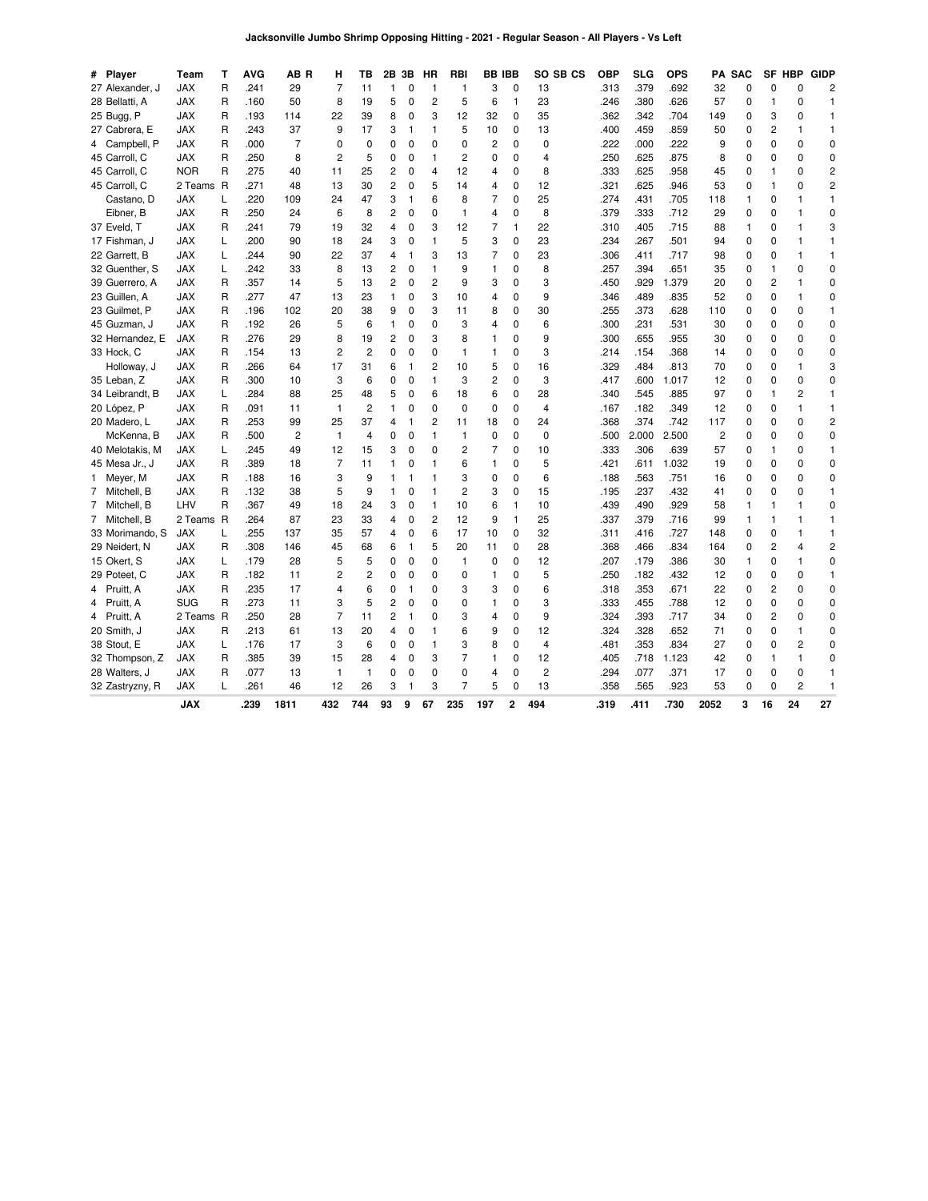**Jacksonville Jumbo Shrimp Opposing Hitting - 2021 - Regular Season - All Players - Vs Left**

| # | Player | Team | T | AVG | AB | R | H | TB | 2B | 3B | HR | RBI | BB | IBB | SO | SB | CS | OBP | SLG | OPS | PA | SAC | SF | HBP | GIDP |
|---|---|---|---|---|---|---|---|---|---|---|---|---|---|---|---|---|---|---|---|---|---|---|---|---|---|
| 27 | Alexander, J | JAX | R | .241 | 29 | | 7 | 11 | 1 | 0 | 1 | 1 | 3 | 0 | 13 | | | .313 | .379 | .692 | 32 | 0 | 0 | 0 | 2 |
| 28 | Bellatti, A | JAX | R | .160 | 50 | | 8 | 19 | 5 | 0 | 2 | 5 | 6 | 1 | 23 | | | .246 | .380 | .626 | 57 | 0 | 1 | 0 | 1 |
| 25 | Bugg, P | JAX | R | .193 | 114 | | 22 | 39 | 8 | 0 | 3 | 12 | 32 | 0 | 35 | | | .362 | .342 | .704 | 149 | 0 | 3 | 0 | 1 |
| 27 | Cabrera, E | JAX | R | .243 | 37 | | 9 | 17 | 3 | 1 | 1 | 5 | 10 | 0 | 13 | | | .400 | .459 | .859 | 50 | 0 | 2 | 1 | 1 |
| 4 | Campbell, P | JAX | R | .000 | 7 | | 0 | 0 | 0 | 0 | 0 | 0 | 2 | 0 | 0 | | | .222 | .000 | .222 | 9 | 0 | 0 | 0 | 0 |
| 45 | Carroll, C | JAX | R | .250 | 8 | | 2 | 5 | 0 | 0 | 1 | 2 | 0 | 0 | 4 | | | .250 | .625 | .875 | 8 | 0 | 0 | 0 | 0 |
| 45 | Carroll, C | NOR | R | .275 | 40 | | 11 | 25 | 2 | 0 | 4 | 12 | 4 | 0 | 8 | | | .333 | .625 | .958 | 45 | 0 | 1 | 0 | 2 |
| 45 | Carroll, C | 2 Teams | R | .271 | 48 | | 13 | 30 | 2 | 0 | 5 | 14 | 4 | 0 | 12 | | | .321 | .625 | .946 | 53 | 0 | 1 | 0 | 2 |
| | Castano, D | JAX | L | .220 | 109 | | 24 | 47 | 3 | 1 | 6 | 8 | 7 | 0 | 25 | | | .274 | .431 | .705 | 118 | 1 | 0 | 1 | 1 |
| | Eibner, B | JAX | R | .250 | 24 | | 6 | 8 | 2 | 0 | 0 | 1 | 4 | 0 | 8 | | | .379 | .333 | .712 | 29 | 0 | 0 | 1 | 0 |
| 37 | Eveld, T | JAX | R | .241 | 79 | | 19 | 32 | 4 | 0 | 3 | 12 | 7 | 1 | 22 | | | .310 | .405 | .715 | 88 | 1 | 0 | 1 | 3 |
| 17 | Fishman, J | JAX | L | .200 | 90 | | 18 | 24 | 3 | 0 | 1 | 5 | 3 | 0 | 23 | | | .234 | .267 | .501 | 94 | 0 | 0 | 1 | 1 |
| 22 | Garrett, B | JAX | L | .244 | 90 | | 22 | 37 | 4 | 1 | 3 | 13 | 7 | 0 | 23 | | | .306 | .411 | .717 | 98 | 0 | 0 | 1 | 1 |
| 32 | Guenther, S | JAX | L | .242 | 33 | | 8 | 13 | 2 | 0 | 1 | 9 | 1 | 0 | 8 | | | .257 | .394 | .651 | 35 | 0 | 1 | 0 | 0 |
| 39 | Guerrero, A | JAX | R | .357 | 14 | | 5 | 13 | 2 | 0 | 2 | 9 | 3 | 0 | 3 | | | .450 | .929 | 1.379 | 20 | 0 | 2 | 1 | 0 |
| 23 | Guillen, A | JAX | R | .277 | 47 | | 13 | 23 | 1 | 0 | 3 | 10 | 4 | 0 | 9 | | | .346 | .489 | .835 | 52 | 0 | 0 | 1 | 0 |
| 23 | Guilmet, P | JAX | R | .196 | 102 | | 20 | 38 | 9 | 0 | 3 | 11 | 8 | 0 | 30 | | | .255 | .373 | .628 | 110 | 0 | 0 | 0 | 1 |
| 45 | Guzman, J | JAX | R | .192 | 26 | | 5 | 6 | 1 | 0 | 0 | 3 | 4 | 0 | 6 | | | .300 | .231 | .531 | 30 | 0 | 0 | 0 | 0 |
| 32 | Hernandez, E | JAX | R | .276 | 29 | | 8 | 19 | 2 | 0 | 3 | 8 | 1 | 0 | 9 | | | .300 | .655 | .955 | 30 | 0 | 0 | 0 | 0 |
| 33 | Hock, C | JAX | R | .154 | 13 | | 2 | 2 | 0 | 0 | 0 | 1 | 1 | 0 | 3 | | | .214 | .154 | .368 | 14 | 0 | 0 | 0 | 0 |
| | Holloway, J | JAX | R | .266 | 64 | | 17 | 31 | 6 | 1 | 2 | 10 | 5 | 0 | 16 | | | .329 | .484 | .813 | 70 | 0 | 0 | 1 | 3 |
| 35 | Leban, Z | JAX | R | .300 | 10 | | 3 | 6 | 0 | 0 | 1 | 3 | 2 | 0 | 3 | | | .417 | .600 | 1.017 | 12 | 0 | 0 | 0 | 0 |
| 34 | Leibrandt, B | JAX | L | .284 | 88 | | 25 | 48 | 5 | 0 | 6 | 18 | 6 | 0 | 28 | | | .340 | .545 | .885 | 97 | 0 | 1 | 2 | 1 |
| 20 | López, P | JAX | R | .091 | 11 | | 1 | 2 | 1 | 0 | 0 | 0 | 0 | 0 | 4 | | | .167 | .182 | .349 | 12 | 0 | 0 | 1 | 1 |
| 20 | Madero, L | JAX | R | .253 | 99 | | 25 | 37 | 4 | 1 | 2 | 11 | 18 | 0 | 24 | | | .368 | .374 | .742 | 117 | 0 | 0 | 0 | 2 |
| | McKenna, B | JAX | R | .500 | 2 | | 1 | 4 | 0 | 0 | 1 | 1 | 0 | 0 | 0 | | | .500 | 2.000 | 2.500 | 2 | 0 | 0 | 0 | 0 |
| 40 | Melotakis, M | JAX | L | .245 | 49 | | 12 | 15 | 3 | 0 | 0 | 2 | 7 | 0 | 10 | | | .333 | .306 | .639 | 57 | 0 | 1 | 0 | 1 |
| 45 | Mesa Jr., J | JAX | R | .389 | 18 | | 7 | 11 | 1 | 0 | 1 | 6 | 1 | 0 | 5 | | | .421 | .611 | 1.032 | 19 | 0 | 0 | 0 | 0 |
| 1 | Meyer, M | JAX | R | .188 | 16 | | 3 | 9 | 1 | 1 | 1 | 3 | 0 | 0 | 6 | | | .188 | .563 | .751 | 16 | 0 | 0 | 0 | 0 |
| 7 | Mitchell, B | JAX | R | .132 | 38 | | 5 | 9 | 1 | 0 | 1 | 2 | 3 | 0 | 15 | | | .195 | .237 | .432 | 41 | 0 | 0 | 0 | 1 |
| 7 | Mitchell, B | LHV | R | .367 | 49 | | 18 | 24 | 3 | 0 | 1 | 10 | 6 | 1 | 10 | | | .439 | .490 | .929 | 58 | 1 | 1 | 1 | 0 |
| 7 | Mitchell, B | 2 Teams | R | .264 | 87 | | 23 | 33 | 4 | 0 | 2 | 12 | 9 | 1 | 25 | | | .337 | .379 | .716 | 99 | 1 | 1 | 1 | 1 |
| 33 | Morimando, S | JAX | L | .255 | 137 | | 35 | 57 | 4 | 0 | 6 | 17 | 10 | 0 | 32 | | | .311 | .416 | .727 | 148 | 0 | 0 | 1 | 1 |
| 29 | Neidert, N | JAX | R | .308 | 146 | | 45 | 68 | 6 | 1 | 5 | 20 | 11 | 0 | 28 | | | .368 | .466 | .834 | 164 | 0 | 2 | 4 | 2 |
| 15 | Okert, S | JAX | L | .179 | 28 | | 5 | 5 | 0 | 0 | 0 | 1 | 0 | 0 | 12 | | | .207 | .179 | .386 | 30 | 1 | 0 | 1 | 0 |
| 29 | Poteet, C | JAX | R | .182 | 11 | | 2 | 2 | 0 | 0 | 0 | 0 | 1 | 0 | 5 | | | .250 | .182 | .432 | 12 | 0 | 0 | 0 | 1 |
| 4 | Pruitt, A | JAX | R | .235 | 17 | | 4 | 6 | 0 | 1 | 0 | 3 | 3 | 0 | 6 | | | .318 | .353 | .671 | 22 | 0 | 2 | 0 | 0 |
| 4 | Pruitt, A | SUG | R | .273 | 11 | | 3 | 5 | 2 | 0 | 0 | 0 | 1 | 0 | 3 | | | .333 | .455 | .788 | 12 | 0 | 0 | 0 | 0 |
| 4 | Pruitt, A | 2 Teams | R | .250 | 28 | | 7 | 11 | 2 | 1 | 0 | 3 | 4 | 0 | 9 | | | .324 | .393 | .717 | 34 | 0 | 2 | 0 | 0 |
| 20 | Smith, J | JAX | R | .213 | 61 | | 13 | 20 | 4 | 0 | 1 | 6 | 9 | 0 | 12 | | | .324 | .328 | .652 | 71 | 0 | 0 | 1 | 0 |
| 38 | Stout, E | JAX | L | .176 | 17 | | 3 | 6 | 0 | 0 | 1 | 3 | 8 | 0 | 4 | | | .481 | .353 | .834 | 27 | 0 | 0 | 2 | 0 |
| 32 | Thompson, Z | JAX | R | .385 | 39 | | 15 | 28 | 4 | 0 | 3 | 7 | 1 | 0 | 12 | | | .405 | .718 | 1.123 | 42 | 0 | 1 | 1 | 0 |
| 28 | Walters, J | JAX | R | .077 | 13 | | 1 | 1 | 0 | 0 | 0 | 0 | 4 | 0 | 2 | | | .294 | .077 | .371 | 17 | 0 | 0 | 0 | 1 |
| 32 | Zastryzny, R | JAX | L | .261 | 46 | | 12 | 26 | 3 | 1 | 3 | 7 | 5 | 0 | 13 | | | .358 | .565 | .923 | 53 | 0 | 0 | 2 | 1 |
| | | **JAX** | | **.239** | **1811** | | **432** | **744** | **93** | **9** | **67** | **235** | **197** | **2** | **494** | | | **.319** | **.411** | **.730** | **2052** | **3** | **16** | **24** | **27** |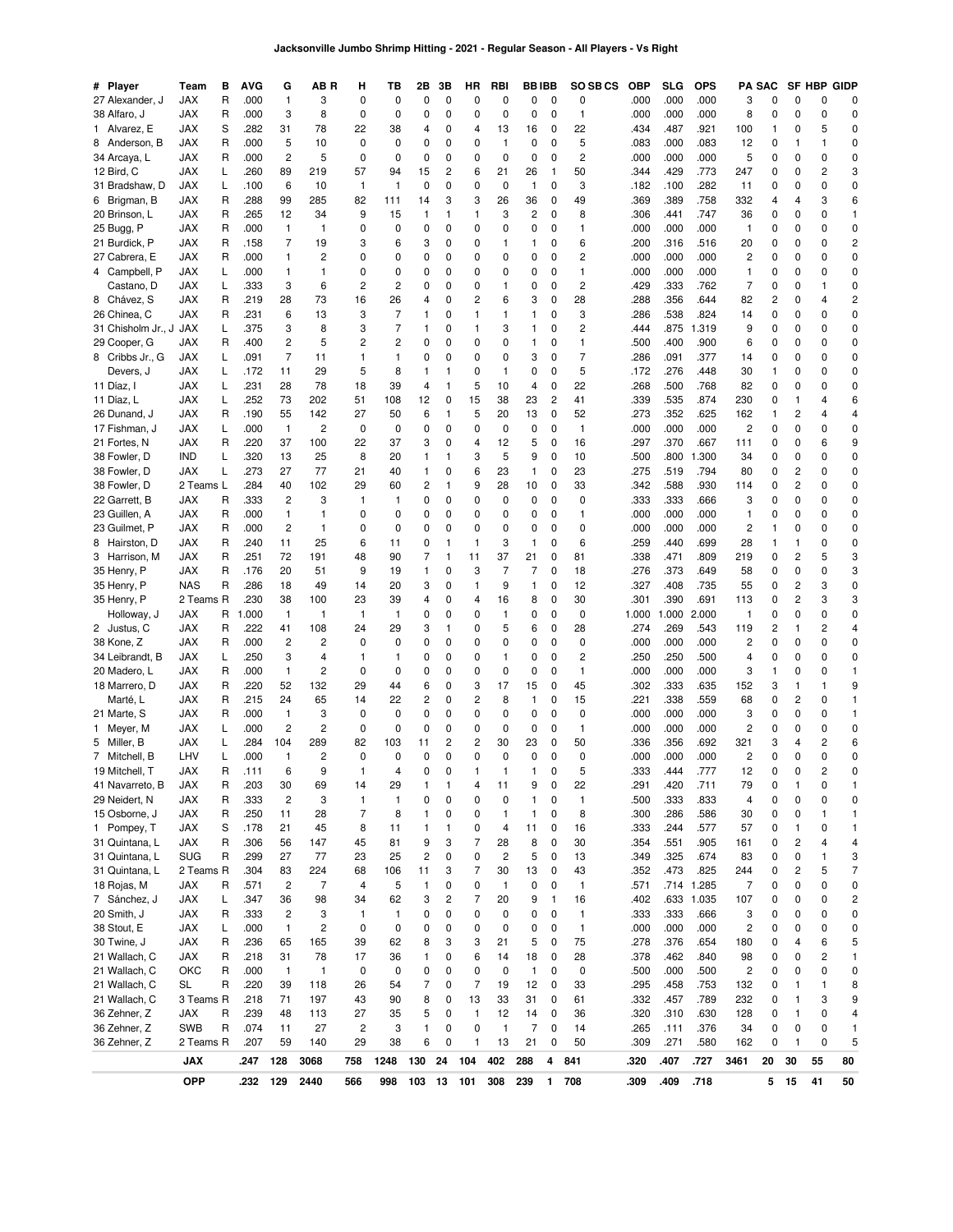**Jacksonville Jumbo Shrimp Hitting - 2021 - Regular Season - All Players - Vs Right**

| # | Player | Team | B | AVG | G | AB | R | H | TB | 2B | 3B | HR | RBI | BB | IBB | SO | SB | CS | OBP | SLG | OPS | PA | SAC | SF | HBP | GIDP |
|---|---|---|---|---|---|---|---|---|---|---|---|---|---|---|---|---|---|---|---|---|---|---|---|---|---|---|
| 27 | Alexander, J | JAX | R | .000 | 1 | 3 | | 0 | 0 | 0 | 0 | 0 | 0 | 0 | 0 | 0 | | | .000 | .000 | .000 | 3 | 0 | 0 | 0 | 0 |
| 38 | Alfaro, J | JAX | R | .000 | 3 | 8 | | 0 | 0 | 0 | 0 | 0 | 0 | 0 | 0 | 1 | | | .000 | .000 | .000 | 8 | 0 | 0 | 0 | 0 |
| 1 | Alvarez, E | JAX | S | .282 | 31 | 78 | | 22 | 38 | 4 | 0 | 4 | 13 | 16 | 0 | 22 | | | .434 | .487 | .921 | 100 | 1 | 0 | 5 | 0 |
| 8 | Anderson, B | JAX | R | .000 | 5 | 10 | | 0 | 0 | 0 | 0 | 0 | 1 | 0 | 0 | 5 | | | .083 | .000 | .083 | 12 | 0 | 1 | 1 | 0 |
| 34 | Arcaya, L | JAX | R | .000 | 2 | 5 | | 0 | 0 | 0 | 0 | 0 | 0 | 0 | 0 | 2 | | | .000 | .000 | .000 | 5 | 0 | 0 | 0 | 0 |
| 12 | Bird, C | JAX | L | .260 | 89 | 219 | | 57 | 94 | 15 | 2 | 6 | 21 | 26 | 1 | 50 | | | .344 | .429 | .773 | 247 | 0 | 0 | 2 | 3 |
| 31 | Bradshaw, D | JAX | L | .100 | 6 | 10 | | 1 | 1 | 0 | 0 | 0 | 0 | 1 | 0 | 3 | | | .182 | .100 | .282 | 11 | 0 | 0 | 0 | 0 |
| 6 | Brigman, B | JAX | R | .288 | 99 | 285 | | 82 | 111 | 14 | 3 | 3 | 26 | 36 | 0 | 49 | | | .369 | .389 | .758 | 332 | 4 | 4 | 3 | 6 |
| 20 | Brinson, L | JAX | R | .265 | 12 | 34 | | 9 | 15 | 1 | 1 | 1 | 3 | 2 | 0 | 8 | | | .306 | .441 | .747 | 36 | 0 | 0 | 0 | 1 |
| 25 | Bugg, P | JAX | R | .000 | 1 | 1 | | 0 | 0 | 0 | 0 | 0 | 0 | 0 | 0 | 1 | | | .000 | .000 | .000 | 1 | 0 | 0 | 0 | 0 |
| 21 | Burdick, P | JAX | R | .158 | 7 | 19 | | 3 | 6 | 3 | 0 | 0 | 1 | 1 | 0 | 6 | | | .200 | .316 | .516 | 20 | 0 | 0 | 0 | 2 |
| 27 | Cabrera, E | JAX | R | .000 | 1 | 2 | | 0 | 0 | 0 | 0 | 0 | 0 | 0 | 0 | 2 | | | .000 | .000 | .000 | 2 | 0 | 0 | 0 | 0 |
| 4 | Campbell, P | JAX | L | .000 | 1 | 1 | | 0 | 0 | 0 | 0 | 0 | 0 | 0 | 0 | 1 | | | .000 | .000 | .000 | 1 | 0 | 0 | 0 | 0 |
| | Castano, D | JAX | L | .333 | 3 | 6 | | 2 | 2 | 0 | 0 | 0 | 1 | 0 | 0 | 2 | | | .429 | .333 | .762 | 7 | 0 | 0 | 1 | 0 |
| 8 | Chávez, S | JAX | R | .219 | 28 | 73 | | 16 | 26 | 4 | 0 | 2 | 6 | 3 | 0 | 28 | | | .288 | .356 | .644 | 82 | 2 | 0 | 4 | 2 |
| 26 | Chinea, C | JAX | R | .231 | 6 | 13 | | 3 | 7 | 1 | 0 | 1 | 1 | 1 | 0 | 3 | | | .286 | .538 | .824 | 14 | 0 | 0 | 0 | 0 |
| 31 | Chisholm Jr., J | JAX | L | .375 | 3 | 8 | | 3 | 7 | 1 | 0 | 1 | 3 | 1 | 0 | 2 | | | .444 | .875 | 1.319 | 9 | 0 | 0 | 0 | 0 |
| 29 | Cooper, G | JAX | R | .400 | 2 | 5 | | 2 | 2 | 0 | 0 | 0 | 0 | 1 | 0 | 1 | | | .500 | .400 | .900 | 6 | 0 | 0 | 0 | 0 |
| 8 | Cribbs Jr., G | JAX | L | .091 | 7 | 11 | | 1 | 1 | 0 | 0 | 0 | 0 | 3 | 0 | 7 | | | .286 | .091 | .377 | 14 | 0 | 0 | 0 | 0 |
| | Devers, J | JAX | L | .172 | 11 | 29 | | 5 | 8 | 1 | 1 | 0 | 1 | 0 | 0 | 5 | | | .172 | .276 | .448 | 30 | 1 | 0 | 0 | 0 |
| 11 | Díaz, I | JAX | L | .231 | 28 | 78 | | 18 | 39 | 4 | 1 | 5 | 10 | 4 | 0 | 22 | | | .268 | .500 | .768 | 82 | 0 | 0 | 0 | 0 |
| 11 | Díaz, L | JAX | L | .252 | 73 | 202 | | 51 | 108 | 12 | 0 | 15 | 38 | 23 | 2 | 41 | | | .339 | .535 | .874 | 230 | 0 | 1 | 4 | 6 |
| 26 | Dunand, J | JAX | R | .190 | 55 | 142 | | 27 | 50 | 6 | 1 | 5 | 20 | 13 | 0 | 52 | | | .273 | .352 | .625 | 162 | 1 | 2 | 4 | 4 |
| 17 | Fishman, J | JAX | L | .000 | 1 | 2 | | 0 | 0 | 0 | 0 | 0 | 0 | 0 | 0 | 1 | | | .000 | .000 | .000 | 2 | 0 | 0 | 0 | 0 |
| 21 | Fortes, N | JAX | R | .220 | 37 | 100 | | 22 | 37 | 3 | 0 | 4 | 12 | 5 | 0 | 16 | | | .297 | .370 | .667 | 111 | 0 | 0 | 6 | 9 |
| 38 | Fowler, D | IND | L | .320 | 13 | 25 | | 8 | 20 | 1 | 1 | 3 | 5 | 9 | 0 | 10 | | | .500 | .800 | 1.300 | 34 | 0 | 0 | 0 | 0 |
| 38 | Fowler, D | JAX | L | .273 | 27 | 77 | | 21 | 40 | 1 | 0 | 6 | 23 | 1 | 0 | 23 | | | .275 | .519 | .794 | 80 | 0 | 2 | 0 | 0 |
| 38 | Fowler, D | 2 Teams | L | .284 | 40 | 102 | | 29 | 60 | 2 | 1 | 9 | 28 | 10 | 0 | 33 | | | .342 | .588 | .930 | 114 | 0 | 2 | 0 | 0 |
| 22 | Garrett, B | JAX | R | .333 | 2 | 3 | | 1 | 1 | 0 | 0 | 0 | 0 | 0 | 0 | 0 | | | .333 | .333 | .666 | 3 | 0 | 0 | 0 | 0 |
| 23 | Guillen, A | JAX | R | .000 | 1 | 1 | | 0 | 0 | 0 | 0 | 0 | 0 | 0 | 0 | 1 | | | .000 | .000 | .000 | 1 | 0 | 0 | 0 | 0 |
| 23 | Guilmet, P | JAX | R | .000 | 2 | 1 | | 0 | 0 | 0 | 0 | 0 | 0 | 0 | 0 | 0 | | | .000 | .000 | .000 | 2 | 1 | 0 | 0 | 0 |
| 8 | Hairston, D | JAX | R | .240 | 11 | 25 | | 6 | 11 | 0 | 1 | 1 | 3 | 1 | 0 | 6 | | | .259 | .440 | .699 | 28 | 1 | 1 | 0 | 0 |
| 3 | Harrison, M | JAX | R | .251 | 72 | 191 | | 48 | 90 | 7 | 1 | 11 | 37 | 21 | 0 | 81 | | | .338 | .471 | .809 | 219 | 0 | 2 | 5 | 3 |
| 35 | Henry, P | JAX | R | .176 | 20 | 51 | | 9 | 19 | 1 | 0 | 3 | 7 | 7 | 0 | 18 | | | .276 | .373 | .649 | 58 | 0 | 0 | 0 | 3 |
| 35 | Henry, P | NAS | R | .286 | 18 | 49 | | 14 | 20 | 3 | 0 | 1 | 9 | 1 | 0 | 12 | | | .327 | .408 | .735 | 55 | 0 | 2 | 3 | 0 |
| 35 | Henry, P | 2 Teams | R | .230 | 38 | 100 | | 23 | 39 | 4 | 0 | 4 | 16 | 8 | 0 | 30 | | | .301 | .390 | .691 | 113 | 0 | 2 | 3 | 3 |
| | Holloway, J | JAX | R | 1.000 | 1 | 1 | | 1 | 1 | 0 | 0 | 0 | 1 | 0 | 0 | 0 | | | 1.000 | 1.000 | 2.000 | 1 | 0 | 0 | 0 | 0 |
| 2 | Justus, C | JAX | R | .222 | 41 | 108 | | 24 | 29 | 3 | 1 | 0 | 5 | 6 | 0 | 28 | | | .274 | .269 | .543 | 119 | 2 | 1 | 2 | 4 |
| 38 | Kone, Z | JAX | R | .000 | 2 | 2 | | 0 | 0 | 0 | 0 | 0 | 0 | 0 | 0 | 0 | | | .000 | .000 | .000 | 2 | 0 | 0 | 0 | 0 |
| 34 | Leibrandt, B | JAX | L | .250 | 3 | 4 | | 1 | 1 | 0 | 0 | 0 | 1 | 0 | 0 | 2 | | | .250 | .250 | .500 | 4 | 0 | 0 | 0 | 0 |
| 20 | Madero, L | JAX | R | .000 | 1 | 2 | | 0 | 0 | 0 | 0 | 0 | 0 | 0 | 0 | 1 | | | .000 | .000 | .000 | 3 | 1 | 0 | 0 | 1 |
| 18 | Marrero, D | JAX | R | .220 | 52 | 132 | | 29 | 44 | 6 | 0 | 3 | 17 | 15 | 0 | 45 | | | .302 | .333 | .635 | 152 | 3 | 1 | 1 | 9 |
| | Marté, L | JAX | R | .215 | 24 | 65 | | 14 | 22 | 2 | 0 | 2 | 8 | 1 | 0 | 15 | | | .221 | .338 | .559 | 68 | 0 | 2 | 0 | 1 |
| 21 | Marte, S | JAX | R | .000 | 1 | 3 | | 0 | 0 | 0 | 0 | 0 | 0 | 0 | 0 | 0 | | | .000 | .000 | .000 | 3 | 0 | 0 | 0 | 1 |
| 1 | Meyer, M | JAX | L | .000 | 2 | 2 | | 0 | 0 | 0 | 0 | 0 | 0 | 0 | 0 | 1 | | | .000 | .000 | .000 | 2 | 0 | 0 | 0 | 0 |
| 5 | Miller, B | JAX | L | .284 | 104 | 289 | | 82 | 103 | 11 | 2 | 2 | 30 | 23 | 0 | 50 | | | .336 | .356 | .692 | 321 | 3 | 4 | 2 | 6 |
| 7 | Mitchell, B | LHV | L | .000 | 1 | 2 | | 0 | 0 | 0 | 0 | 0 | 0 | 0 | 0 | 0 | | | .000 | .000 | .000 | 2 | 0 | 0 | 0 | 0 |
| 19 | Mitchell, T | JAX | R | .111 | 6 | 9 | | 1 | 4 | 0 | 0 | 1 | 1 | 1 | 0 | 5 | | | .333 | .444 | .777 | 12 | 0 | 0 | 2 | 0 |
| 41 | Navarreto, B | JAX | R | .203 | 30 | 69 | | 14 | 29 | 1 | 1 | 4 | 11 | 9 | 0 | 22 | | | .291 | .420 | .711 | 79 | 0 | 1 | 0 | 1 |
| 29 | Neidert, N | JAX | R | .333 | 2 | 3 | | 1 | 1 | 0 | 0 | 0 | 0 | 1 | 0 | 1 | | | .500 | .333 | .833 | 4 | 0 | 0 | 0 | 0 |
| 15 | Osborne, J | JAX | R | .250 | 11 | 28 | | 7 | 8 | 1 | 0 | 0 | 1 | 1 | 0 | 8 | | | .300 | .286 | .586 | 30 | 0 | 0 | 1 | 1 |
| 1 | Pompey, T | JAX | S | .178 | 21 | 45 | | 8 | 11 | 1 | 1 | 0 | 4 | 11 | 0 | 16 | | | .333 | .244 | .577 | 57 | 0 | 1 | 0 | 1 |
| 31 | Quintana, L | JAX | R | .306 | 56 | 147 | | 45 | 81 | 9 | 3 | 7 | 28 | 8 | 0 | 30 | | | .354 | .551 | .905 | 161 | 0 | 2 | 4 | 4 |
| 31 | Quintana, L | SUG | R | .299 | 27 | 77 | | 23 | 25 | 2 | 0 | 0 | 2 | 5 | 0 | 13 | | | .349 | .325 | .674 | 83 | 0 | 0 | 1 | 3 |
| 31 | Quintana, L | 2 Teams | R | .304 | 83 | 224 | | 68 | 106 | 11 | 3 | 7 | 30 | 13 | 0 | 43 | | | .352 | .473 | .825 | 244 | 0 | 2 | 5 | 7 |
| 18 | Rojas, M | JAX | R | .571 | 2 | 7 | | 4 | 5 | 1 | 0 | 0 | 1 | 0 | 0 | 1 | | | .571 | .714 | 1.285 | 7 | 0 | 0 | 0 | 0 |
| 7 | Sánchez, J | JAX | L | .347 | 36 | 98 | | 34 | 62 | 3 | 2 | 7 | 20 | 9 | 1 | 16 | | | .402 | .633 | 1.035 | 107 | 0 | 0 | 0 | 2 |
| 20 | Smith, J | JAX | R | .333 | 2 | 3 | | 1 | 1 | 0 | 0 | 0 | 0 | 0 | 0 | 0 | | | .333 | .333 | .666 | 3 | 0 | 0 | 0 | 0 |
| 38 | Stout, E | JAX | L | .000 | 1 | 2 | | 0 | 0 | 0 | 0 | 0 | 0 | 0 | 0 | 1 | | | .000 | .000 | .000 | 2 | 0 | 0 | 0 | 0 |
| 30 | Twine, J | JAX | R | .236 | 65 | 165 | | 39 | 62 | 8 | 3 | 3 | 21 | 5 | 0 | 75 | | | .278 | .376 | .654 | 180 | 0 | 4 | 6 | 5 |
| 21 | Wallach, C | JAX | R | .218 | 31 | 78 | | 17 | 36 | 1 | 0 | 6 | 14 | 18 | 0 | 28 | | | .378 | .462 | .840 | 98 | 0 | 0 | 2 | 1 |
| 21 | Wallach, C | OKC | R | .000 | 1 | 1 | | 0 | 0 | 0 | 0 | 0 | 0 | 1 | 0 | 0 | | | .500 | .000 | .500 | 2 | 0 | 0 | 0 | 0 |
| 21 | Wallach, C | SL | R | .220 | 39 | 118 | | 26 | 54 | 7 | 0 | 7 | 19 | 12 | 0 | 33 | | | .295 | .458 | .753 | 132 | 0 | 1 | 1 | 8 |
| 21 | Wallach, C | 3 Teams | R | .218 | 71 | 197 | | 43 | 90 | 8 | 0 | 13 | 33 | 31 | 0 | 61 | | | .332 | .457 | .789 | 232 | 0 | 1 | 3 | 9 |
| 36 | Zehner, Z | JAX | R | .239 | 48 | 113 | | 27 | 35 | 5 | 0 | 1 | 12 | 14 | 0 | 36 | | | .320 | .310 | .630 | 128 | 0 | 1 | 0 | 4 |
| 36 | Zehner, Z | SWB | R | .074 | 11 | 27 | | 2 | 3 | 1 | 0 | 0 | 1 | 7 | 0 | 14 | | | .265 | .111 | .376 | 34 | 0 | 0 | 0 | 1 |
| 36 | Zehner, Z | 2 Teams | R | .207 | 59 | 140 | | 29 | 38 | 6 | 0 | 1 | 13 | 21 | 0 | 50 | | | .309 | .271 | .580 | 162 | 0 | 1 | 0 | 5 |
| | | **JAX** | | **.247** | **128** | **3068** | | **758** | **1248** | **130** | **24** | **104** | **402** | **288** | **4** | **841** | | | **.320** | **.407** | **.727** | **3461** | **20** | **30** | **55** | **80** |
| | | **OPP** | | **.232** | **129** | **2440** | | **566** | **998** | **103** | **13** | **101** | **308** | **239** | **1** | **708** | | | **.309** | **.409** | **.718** | | **5** | **15** | **41** | **50** |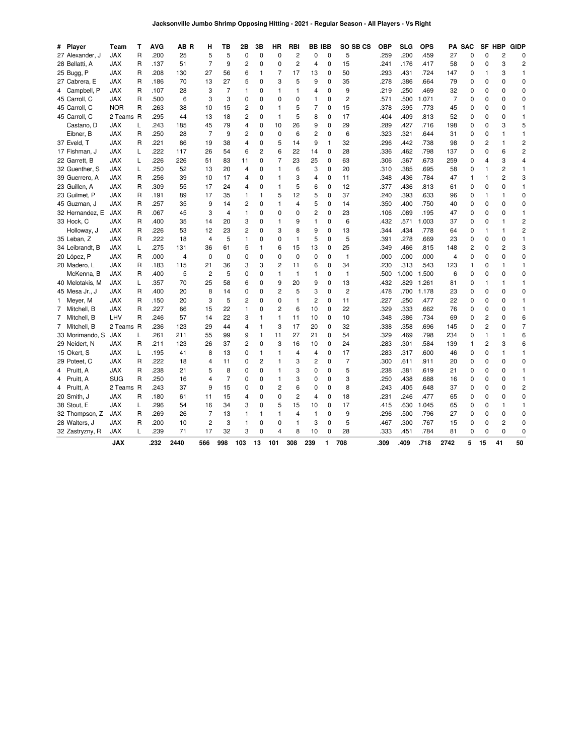**Jacksonville Jumbo Shrimp Opposing Hitting - 2021 - Regular Season - All Players - Vs Right**

| # | Player | Team | T | AVG | AB | R | H | TB | 2B | 3B | HR | RBI | BB | IBB | SO | SB | CS | OBP | SLG | OPS | PA | SAC | SF | HBP | GIDP |
|---|---|---|---|---|---|---|---|---|---|---|---|---|---|---|---|---|---|---|---|---|---|---|---|---|---|
| 27 | Alexander, J | JAX | R | .200 | 25 | | 5 | 5 | 0 | 0 | 0 | 2 | 0 | 0 | 5 | | | .259 | .200 | .459 | 27 | 0 | 0 | 2 | 0 |
| 28 | Bellatti, A | JAX | R | .137 | 51 | | 7 | 9 | 2 | 0 | 0 | 2 | 4 | 0 | 15 | | | .241 | .176 | .417 | 58 | 0 | 0 | 3 | 2 |
| 25 | Bugg, P | JAX | R | .208 | 130 | | 27 | 56 | 6 | 1 | 7 | 17 | 13 | 0 | 50 | | | .293 | .431 | .724 | 147 | 0 | 1 | 3 | 1 |
| 27 | Cabrera, E | JAX | R | .186 | 70 | | 13 | 27 | 5 | 0 | 3 | 5 | 9 | 0 | 35 | | | .278 | .386 | .664 | 79 | 0 | 0 | 0 | 0 |
| 4 | Campbell, P | JAX | R | .107 | 28 | | 3 | 7 | 1 | 0 | 1 | 1 | 4 | 0 | 9 | | | .219 | .250 | .469 | 32 | 0 | 0 | 0 | 0 |
| 45 | Carroll, C | JAX | R | .500 | 6 | | 3 | 3 | 0 | 0 | 0 | 0 | 1 | 0 | 2 | | | .571 | .500 | 1.071 | 7 | 0 | 0 | 0 | 0 |
| 45 | Carroll, C | NOR | R | .263 | 38 | | 10 | 15 | 2 | 0 | 1 | 5 | 7 | 0 | 15 | | | .378 | .395 | .773 | 45 | 0 | 0 | 0 | 1 |
| 45 | Carroll, C | 2 Teams | R | .295 | 44 | | 13 | 18 | 2 | 0 | 1 | 5 | 8 | 0 | 17 | | | .404 | .409 | .813 | 52 | 0 | 0 | 0 | 1 |
| | Castano, D | JAX | L | .243 | 185 | | 45 | 79 | 4 | 0 | 10 | 26 | 9 | 0 | 29 | | | .289 | .427 | .716 | 198 | 0 | 0 | 3 | 5 |
| | Eibner, B | JAX | R | .250 | 28 | | 7 | 9 | 2 | 0 | 0 | 6 | 2 | 0 | 6 | | | .323 | .321 | .644 | 31 | 0 | 0 | 1 | 1 |
| 37 | Eveld, T | JAX | R | .221 | 86 | | 19 | 38 | 4 | 0 | 5 | 14 | 9 | 1 | 32 | | | .296 | .442 | .738 | 98 | 0 | 2 | 1 | 2 |
| 17 | Fishman, J | JAX | L | .222 | 117 | | 26 | 54 | 6 | 2 | 6 | 22 | 14 | 0 | 28 | | | .336 | .462 | .798 | 137 | 0 | 0 | 6 | 2 |
| 22 | Garrett, B | JAX | L | .226 | 226 | | 51 | 83 | 11 | 0 | 7 | 23 | 25 | 0 | 63 | | | .306 | .367 | .673 | 259 | 0 | 4 | 3 | 4 |
| 32 | Guenther, S | JAX | L | .250 | 52 | | 13 | 20 | 4 | 0 | 1 | 6 | 3 | 0 | 20 | | | .310 | .385 | .695 | 58 | 0 | 1 | 2 | 1 |
| 39 | Guerrero, A | JAX | R | .256 | 39 | | 10 | 17 | 4 | 0 | 1 | 3 | 4 | 0 | 11 | | | .348 | .436 | .784 | 47 | 1 | 1 | 2 | 3 |
| 23 | Guillen, A | JAX | R | .309 | 55 | | 17 | 24 | 4 | 0 | 1 | 5 | 6 | 0 | 12 | | | .377 | .436 | .813 | 61 | 0 | 0 | 0 | 1 |
| 23 | Guilmet, P | JAX | R | .191 | 89 | | 17 | 35 | 1 | 1 | 5 | 12 | 5 | 0 | 37 | | | .240 | .393 | .633 | 96 | 0 | 1 | 1 | 0 |
| 45 | Guzman, J | JAX | R | .257 | 35 | | 9 | 14 | 2 | 0 | 1 | 4 | 5 | 0 | 14 | | | .350 | .400 | .750 | 40 | 0 | 0 | 0 | 0 |
| 32 | Hernandez, E | JAX | R | .067 | 45 | | 3 | 4 | 1 | 0 | 0 | 0 | 2 | 0 | 23 | | | .106 | .089 | .195 | 47 | 0 | 0 | 0 | 1 |
| 33 | Hock, C | JAX | R | .400 | 35 | | 14 | 20 | 3 | 0 | 1 | 9 | 1 | 0 | 6 | | | .432 | .571 | 1.003 | 37 | 0 | 0 | 1 | 2 |
| | Holloway, J | JAX | R | .226 | 53 | | 12 | 23 | 2 | 0 | 3 | 8 | 9 | 0 | 13 | | | .344 | .434 | .778 | 64 | 0 | 1 | 1 | 2 |
| 35 | Leban, Z | JAX | R | .222 | 18 | | 4 | 5 | 1 | 0 | 0 | 1 | 5 | 0 | 5 | | | .391 | .278 | .669 | 23 | 0 | 0 | 0 | 1 |
| 34 | Leibrandt, B | JAX | L | .275 | 131 | | 36 | 61 | 5 | 1 | 6 | 15 | 13 | 0 | 25 | | | .349 | .466 | .815 | 148 | 2 | 0 | 2 | 3 |
| 20 | López, P | JAX | R | .000 | 4 | | 0 | 0 | 0 | 0 | 0 | 0 | 0 | 0 | 1 | | | .000 | .000 | .000 | 4 | 0 | 0 | 0 | 0 |
| 20 | Madero, L | JAX | R | .183 | 115 | | 21 | 36 | 3 | 3 | 2 | 11 | 6 | 0 | 34 | | | .230 | .313 | .543 | 123 | 1 | 0 | 1 | 1 |
| | McKenna, B | JAX | R | .400 | 5 | | 2 | 5 | 0 | 0 | 1 | 1 | 1 | 0 | 1 | | | .500 | 1.000 | 1.500 | 6 | 0 | 0 | 0 | 0 |
| 40 | Melotakis, M | JAX | L | .357 | 70 | | 25 | 58 | 6 | 0 | 9 | 20 | 9 | 0 | 13 | | | .432 | .829 | 1.261 | 81 | 0 | 1 | 1 | 1 |
| 45 | Mesa Jr., J | JAX | R | .400 | 20 | | 8 | 14 | 0 | 0 | 2 | 5 | 3 | 0 | 2 | | | .478 | .700 | 1.178 | 23 | 0 | 0 | 0 | 0 |
| 1 | Meyer, M | JAX | R | .150 | 20 | | 3 | 5 | 2 | 0 | 0 | 1 | 2 | 0 | 11 | | | .227 | .250 | .477 | 22 | 0 | 0 | 0 | 1 |
| 7 | Mitchell, B | JAX | R | .227 | 66 | | 15 | 22 | 1 | 0 | 2 | 6 | 10 | 0 | 22 | | | .329 | .333 | .662 | 76 | 0 | 0 | 0 | 1 |
| 7 | Mitchell, B | LHV | R | .246 | 57 | | 14 | 22 | 3 | 1 | 1 | 11 | 10 | 0 | 10 | | | .348 | .386 | .734 | 69 | 0 | 2 | 0 | 6 |
| 7 | Mitchell, B | 2 Teams | R | .236 | 123 | | 29 | 44 | 4 | 1 | 3 | 17 | 20 | 0 | 32 | | | .338 | .358 | .696 | 145 | 0 | 2 | 0 | 7 |
| 33 | Morimando, S | JAX | L | .261 | 211 | | 55 | 99 | 9 | 1 | 11 | 27 | 21 | 0 | 54 | | | .329 | .469 | .798 | 234 | 0 | 1 | 1 | 6 |
| 29 | Neidert, N | JAX | R | .211 | 123 | | 26 | 37 | 2 | 0 | 3 | 16 | 10 | 0 | 24 | | | .283 | .301 | .584 | 139 | 1 | 2 | 3 | 6 |
| 15 | Okert, S | JAX | L | .195 | 41 | | 8 | 13 | 0 | 1 | 1 | 4 | 4 | 0 | 17 | | | .283 | .317 | .600 | 46 | 0 | 0 | 1 | 1 |
| 29 | Poteet, C | JAX | R | .222 | 18 | | 4 | 11 | 0 | 2 | 1 | 3 | 2 | 0 | 7 | | | .300 | .611 | .911 | 20 | 0 | 0 | 0 | 0 |
| 4 | Pruitt, A | JAX | R | .238 | 21 | | 5 | 8 | 0 | 0 | 1 | 3 | 0 | 0 | 5 | | | .238 | .381 | .619 | 21 | 0 | 0 | 0 | 1 |
| 4 | Pruitt, A | SUG | R | .250 | 16 | | 4 | 7 | 0 | 0 | 1 | 3 | 0 | 0 | 3 | | | .250 | .438 | .688 | 16 | 0 | 0 | 0 | 1 |
| 4 | Pruitt, A | 2 Teams | R | .243 | 37 | | 9 | 15 | 0 | 0 | 2 | 6 | 0 | 0 | 8 | | | .243 | .405 | .648 | 37 | 0 | 0 | 0 | 2 |
| 20 | Smith, J | JAX | R | .180 | 61 | | 11 | 15 | 4 | 0 | 0 | 2 | 4 | 0 | 18 | | | .231 | .246 | .477 | 65 | 0 | 0 | 0 | 0 |
| 38 | Stout, E | JAX | L | .296 | 54 | | 16 | 34 | 3 | 0 | 5 | 15 | 10 | 0 | 17 | | | .415 | .630 | 1.045 | 65 | 0 | 0 | 1 | 1 |
| 32 | Thompson, Z | JAX | R | .269 | 26 | | 7 | 13 | 1 | 1 | 1 | 4 | 1 | 0 | 9 | | | .296 | .500 | .796 | 27 | 0 | 0 | 0 | 0 |
| 28 | Walters, J | JAX | R | .200 | 10 | | 2 | 3 | 1 | 0 | 0 | 1 | 3 | 0 | 5 | | | .467 | .300 | .767 | 15 | 0 | 0 | 2 | 0 |
| 32 | Zastryzny, R | JAX | L | .239 | 71 | | 17 | 32 | 3 | 0 | 4 | 8 | 10 | 0 | 28 | | | .333 | .451 | .784 | 81 | 0 | 0 | 0 | 0 |
| | | **JAX** | | **.232** | **2440** | | **566** | **998** | **103** | **13** | **101** | **308** | **239** | **1** | **708** | | | **.309** | **.409** | **.718** | **2742** | **5** | **15** | **41** | **50** |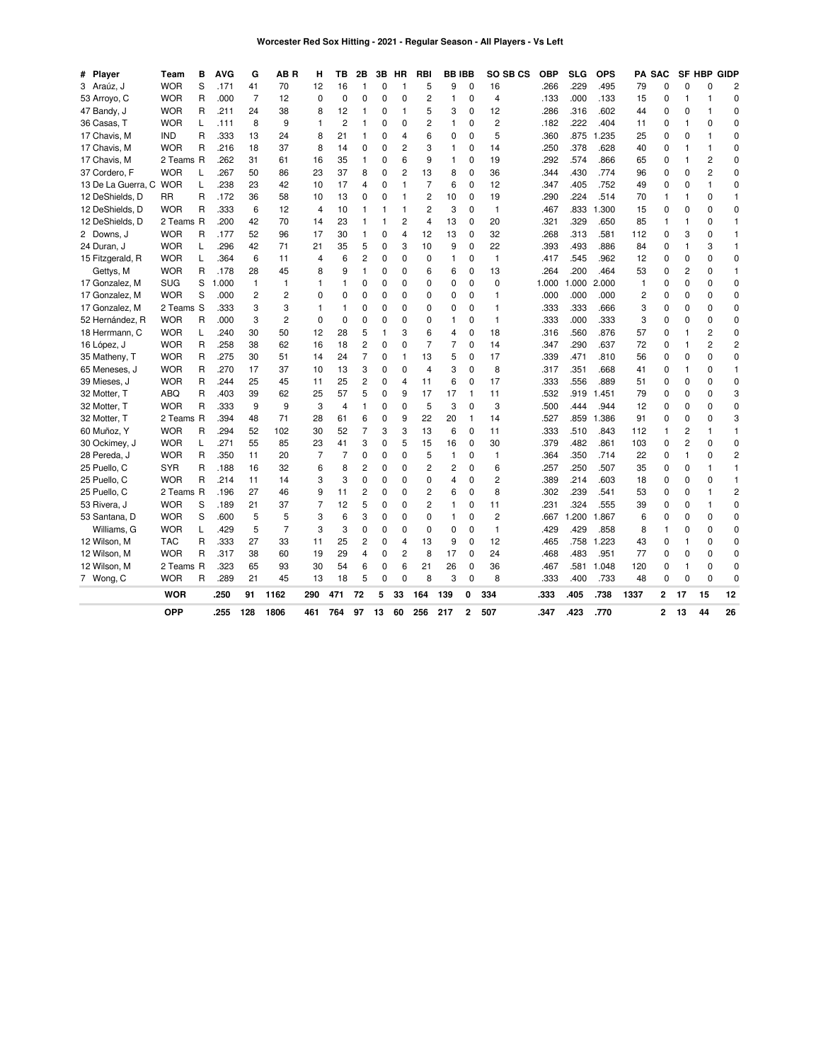# Worcester Red Sox Hitting - 2021 - Regular Season - All Players - Vs Left

| # | Player | Team | B | AVG | G | AB | R | H | TB | 2B | 3B | HR | RBI | BB | IBB | SO | SB | CS | OBP | SLG | OPS | PA | SAC | SF | HBP | GIDP |
|---|---|---|---|---|---|---|---|---|---|---|---|---|---|---|---|---|---|---|---|---|---|---|---|---|---|---|
| 3 | Araúz, J | WOR | S | .171 | 41 | 70 | | 12 | 16 | 1 | 0 | 1 | 5 | 9 | 0 | 16 | | | .266 | .229 | .495 | 79 | 0 | 0 | 0 | 2 |
| 53 | Arroyo, C | WOR | R | .000 | 7 | 12 | | 0 | 0 | 0 | 0 | 0 | 2 | 1 | 0 | 4 | | | .133 | .000 | .133 | 15 | 0 | 1 | 1 | 0 |
| 47 | Bandy, J | WOR | R | .211 | 24 | 38 | | 8 | 12 | 1 | 0 | 1 | 5 | 3 | 0 | 12 | | | .286 | .316 | .602 | 44 | 0 | 0 | 1 | 0 |
| 36 | Casas, T | WOR | L | .111 | 8 | 9 | | 1 | 2 | 1 | 0 | 0 | 2 | 1 | 0 | 2 | | | .182 | .222 | .404 | 11 | 0 | 1 | 0 | 0 |
| 17 | Chavis, M | IND | R | .333 | 13 | 24 | | 8 | 21 | 1 | 0 | 4 | 6 | 0 | 0 | 5 | | | .360 | .875 | 1.235 | 25 | 0 | 0 | 1 | 0 |
| 17 | Chavis, M | WOR | R | .216 | 18 | 37 | | 8 | 14 | 0 | 0 | 2 | 3 | 1 | 0 | 14 | | | .250 | .378 | .628 | 40 | 0 | 1 | 1 | 0 |
| 17 | Chavis, M | 2 Teams | R | .262 | 31 | 61 | | 16 | 35 | 1 | 0 | 6 | 9 | 1 | 0 | 19 | | | .292 | .574 | .866 | 65 | 0 | 1 | 2 | 0 |
| 37 | Cordero, F | WOR | L | .267 | 50 | 86 | | 23 | 37 | 8 | 0 | 2 | 13 | 8 | 0 | 36 | | | .344 | .430 | .774 | 96 | 0 | 0 | 2 | 0 |
| 13 | De La Guerra, C | WOR | L | .238 | 23 | 42 | | 10 | 17 | 4 | 0 | 1 | 7 | 6 | 0 | 12 | | | .347 | .405 | .752 | 49 | 0 | 0 | 1 | 0 |
| 12 | DeShields, D | RR | R | .172 | 36 | 58 | | 10 | 13 | 0 | 0 | 1 | 2 | 10 | 0 | 19 | | | .290 | .224 | .514 | 70 | 1 | 1 | 0 | 1 |
| 12 | DeShields, D | WOR | R | .333 | 6 | 12 | | 4 | 10 | 1 | 1 | 1 | 2 | 3 | 0 | 1 | | | .467 | .833 | 1.300 | 15 | 0 | 0 | 0 | 0 |
| 12 | DeShields, D | 2 Teams | R | .200 | 42 | 70 | | 14 | 23 | 1 | 1 | 2 | 4 | 13 | 0 | 20 | | | .321 | .329 | .650 | 85 | 1 | 1 | 0 | 1 |
| 2 | Downs, J | WOR | R | .177 | 52 | 96 | | 17 | 30 | 1 | 0 | 4 | 12 | 13 | 0 | 32 | | | .268 | .313 | .581 | 112 | 0 | 3 | 0 | 1 |
| 24 | Duran, J | WOR | L | .296 | 42 | 71 | | 21 | 35 | 5 | 0 | 3 | 10 | 9 | 0 | 22 | | | .393 | .493 | .886 | 84 | 0 | 1 | 3 | 1 |
| 15 | Fitzgerald, R | WOR | L | .364 | 6 | 11 | | 4 | 6 | 2 | 0 | 0 | 0 | 1 | 0 | 1 | | | .417 | .545 | .962 | 12 | 0 | 0 | 0 | 0 |
| | Gettys, M | WOR | R | .178 | 28 | 45 | | 8 | 9 | 1 | 0 | 0 | 6 | 6 | 0 | 13 | | | .264 | .200 | .464 | 53 | 0 | 2 | 0 | 1 |
| 17 | Gonzalez, M | SUG | S | 1.000 | 1 | 1 | | 1 | 1 | 0 | 0 | 0 | 0 | 0 | 0 | 0 | | | 1.000 | 1.000 | 2.000 | 1 | 0 | 0 | 0 | 0 |
| 17 | Gonzalez, M | WOR | S | .000 | 2 | 2 | | 0 | 0 | 0 | 0 | 0 | 0 | 0 | 0 | 1 | | | .000 | .000 | .000 | 2 | 0 | 0 | 0 | 0 |
| 17 | Gonzalez, M | 2 Teams | S | .333 | 3 | 3 | | 1 | 1 | 0 | 0 | 0 | 0 | 0 | 0 | 1 | | | .333 | .333 | .666 | 3 | 0 | 0 | 0 | 0 |
| 52 | Hernández, R | WOR | R | .000 | 3 | 2 | | 0 | 0 | 0 | 0 | 0 | 0 | 1 | 0 | 1 | | | .333 | .000 | .333 | 3 | 0 | 0 | 0 | 0 |
| 18 | Herrmann, C | WOR | L | .240 | 30 | 50 | | 12 | 28 | 5 | 1 | 3 | 6 | 4 | 0 | 18 | | | .316 | .560 | .876 | 57 | 0 | 1 | 2 | 0 |
| 16 | López, J | WOR | R | .258 | 38 | 62 | | 16 | 18 | 2 | 0 | 0 | 7 | 7 | 0 | 14 | | | .347 | .290 | .637 | 72 | 0 | 1 | 2 | 2 |
| 35 | Matheny, T | WOR | R | .275 | 30 | 51 | | 14 | 24 | 7 | 0 | 1 | 13 | 5 | 0 | 17 | | | .339 | .471 | .810 | 56 | 0 | 0 | 0 | 0 |
| 65 | Meneses, J | WOR | R | .270 | 17 | 37 | | 10 | 13 | 3 | 0 | 0 | 4 | 3 | 0 | 8 | | | .317 | .351 | .668 | 41 | 0 | 1 | 0 | 1 |
| 39 | Mieses, J | WOR | R | .244 | 25 | 45 | | 11 | 25 | 2 | 0 | 4 | 11 | 6 | 0 | 17 | | | .333 | .556 | .889 | 51 | 0 | 0 | 0 | 0 |
| 32 | Motter, T | ABQ | R | .403 | 39 | 62 | | 25 | 57 | 5 | 0 | 9 | 17 | 17 | 1 | 11 | | | .532 | .919 | 1.451 | 79 | 0 | 0 | 0 | 3 |
| 32 | Motter, T | WOR | R | .333 | 9 | 9 | | 3 | 4 | 1 | 0 | 0 | 5 | 3 | 0 | 3 | | | .500 | .444 | .944 | 12 | 0 | 0 | 0 | 0 |
| 32 | Motter, T | 2 Teams | R | .394 | 48 | 71 | | 28 | 61 | 6 | 0 | 9 | 22 | 20 | 1 | 14 | | | .527 | .859 | 1.386 | 91 | 0 | 0 | 0 | 3 |
| 60 | Muñoz, Y | WOR | R | .294 | 52 | 102 | | 30 | 52 | 7 | 3 | 3 | 13 | 6 | 0 | 11 | | | .333 | .510 | .843 | 112 | 1 | 2 | 1 | 1 |
| 30 | Ockimey, J | WOR | L | .271 | 55 | 85 | | 23 | 41 | 3 | 0 | 5 | 15 | 16 | 0 | 30 | | | .379 | .482 | .861 | 103 | 0 | 2 | 0 | 0 |
| 28 | Pereda, J | WOR | R | .350 | 11 | 20 | | 7 | 7 | 0 | 0 | 0 | 5 | 1 | 0 | 1 | | | .364 | .350 | .714 | 22 | 0 | 1 | 0 | 2 |
| 25 | Puello, C | SYR | R | .188 | 16 | 32 | | 6 | 8 | 2 | 0 | 0 | 2 | 2 | 0 | 6 | | | .257 | .250 | .507 | 35 | 0 | 0 | 1 | 1 |
| 25 | Puello, C | WOR | R | .214 | 11 | 14 | | 3 | 3 | 0 | 0 | 0 | 0 | 4 | 0 | 2 | | | .389 | .214 | .603 | 18 | 0 | 0 | 0 | 1 |
| 25 | Puello, C | 2 Teams | R | .196 | 27 | 46 | | 9 | 11 | 2 | 0 | 0 | 2 | 6 | 0 | 8 | | | .302 | .239 | .541 | 53 | 0 | 0 | 1 | 2 |
| 53 | Rivera, J | WOR | S | .189 | 21 | 37 | | 7 | 12 | 5 | 0 | 0 | 2 | 1 | 0 | 11 | | | .231 | .324 | .555 | 39 | 0 | 0 | 1 | 0 |
| 53 | Santana, D | WOR | S | .600 | 5 | 5 | | 3 | 6 | 3 | 0 | 0 | 0 | 1 | 0 | 2 | | | .667 | 1.200 | 1.867 | 6 | 0 | 0 | 0 | 0 |
| | Williams, G | WOR | L | .429 | 5 | 7 | | 3 | 3 | 0 | 0 | 0 | 0 | 0 | 0 | 1 | | | .429 | .429 | .858 | 8 | 1 | 0 | 0 | 0 |
| 12 | Wilson, M | TAC | R | .333 | 27 | 33 | | 11 | 25 | 2 | 0 | 4 | 13 | 9 | 0 | 12 | | | .465 | .758 | 1.223 | 43 | 0 | 1 | 0 | 0 |
| 12 | Wilson, M | WOR | R | .317 | 38 | 60 | | 19 | 29 | 4 | 0 | 2 | 8 | 17 | 0 | 24 | | | .468 | .483 | .951 | 77 | 0 | 0 | 0 | 0 |
| 12 | Wilson, M | 2 Teams | R | .323 | 65 | 93 | | 30 | 54 | 6 | 0 | 6 | 21 | 26 | 0 | 36 | | | .467 | .581 | 1.048 | 120 | 0 | 1 | 0 | 0 |
| 7 | Wong, C | WOR | R | .289 | 21 | 45 | | 13 | 18 | 5 | 0 | 0 | 8 | 3 | 0 | 8 | | | .333 | .400 | .733 | 48 | 0 | 0 | 0 | 0 |
| | | **WOR** | | **.250** | **91** | **1162** | | **290** | **471** | **72** | **5** | **33** | **164** | **139** | **0** | **334** | | | **.333** | **.405** | **.738** | **1337** | **2** | **17** | **15** | **12** |
| | | **OPP** | | **.255** | **128** | **1806** | | **461** | **764** | **97** | **13** | **60** | **256** | **217** | **2** | **507** | | | **.347** | **.423** | **.770** | | **2** | **13** | **44** | **26** |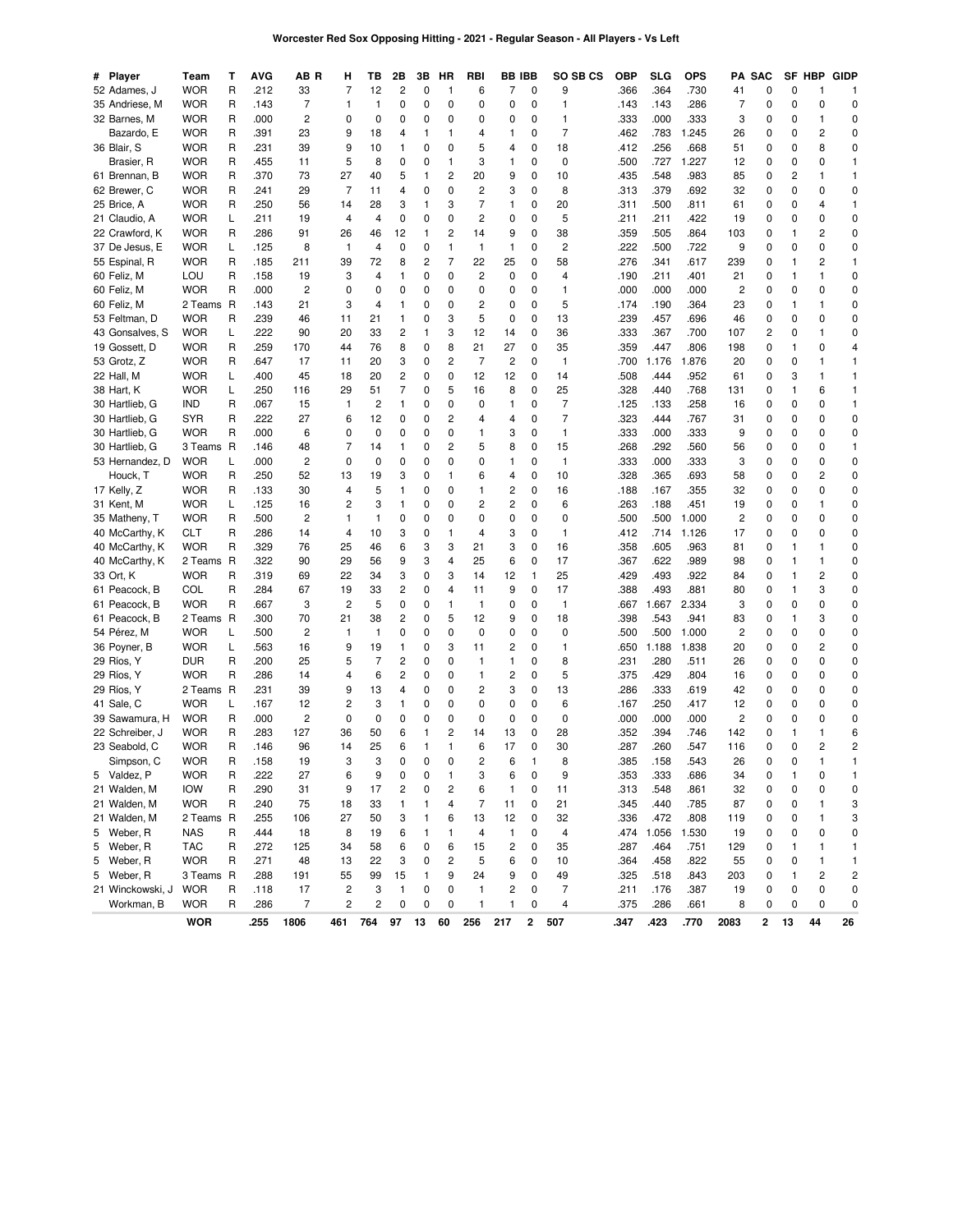**Worcester Red Sox Opposing Hitting - 2021 - Regular Season - All Players - Vs Left**

| # | Player | Team | T | AVG | AB | R | H | TB | 2B | 3B | HR | RBI | BB | IBB | SO | SB | CS | OBP | SLG | OPS | PA | SAC | SF | HBP | GIDP |
|---|---|---|---|---|---|---|---|---|---|---|---|---|---|---|---|---|---|---|---|---|---|---|---|---|---|
| 52 | Adames, J | WOR | R | .212 | 33 | | 7 | 12 | 2 | 0 | 1 | 6 | 7 | 0 | 9 | | | .366 | .364 | .730 | 41 | 0 | 0 | 1 | 1 |
| 35 | Andriese, M | WOR | R | .143 | 7 | | 1 | 1 | 0 | 0 | 0 | 0 | 0 | 0 | 1 | | | .143 | .143 | .286 | 7 | 0 | 0 | 0 | 0 |
| 32 | Barnes, M | WOR | R | .000 | 2 | | 0 | 0 | 0 | 0 | 0 | 0 | 0 | 0 | 1 | | | .333 | .000 | .333 | 3 | 0 | 0 | 1 | 0 |
| | Bazardo, E | WOR | R | .391 | 23 | | 9 | 18 | 4 | 1 | 1 | 4 | 1 | 0 | 7 | | | .462 | .783 | 1.245 | 26 | 0 | 0 | 2 | 0 |
| 36 | Blair, S | WOR | R | .231 | 39 | | 9 | 10 | 1 | 0 | 0 | 5 | 4 | 0 | 18 | | | .412 | .256 | .668 | 51 | 0 | 0 | 8 | 0 |
| | Brasier, R | WOR | R | .455 | 11 | | 5 | 8 | 0 | 0 | 1 | 3 | 1 | 0 | 0 | | | .500 | .727 | 1.227 | 12 | 0 | 0 | 0 | 1 |
| 61 | Brennan, B | WOR | R | .370 | 73 | | 27 | 40 | 5 | 1 | 2 | 20 | 9 | 0 | 10 | | | .435 | .548 | .983 | 85 | 0 | 2 | 1 | 1 |
| 62 | Brewer, C | WOR | R | .241 | 29 | | 7 | 11 | 4 | 0 | 0 | 2 | 3 | 0 | 8 | | | .313 | .379 | .692 | 32 | 0 | 0 | 0 | 0 |
| 25 | Brice, A | WOR | R | .250 | 56 | | 14 | 28 | 3 | 1 | 3 | 7 | 1 | 0 | 20 | | | .311 | .500 | .811 | 61 | 0 | 0 | 4 | 1 |
| 21 | Claudio, A | WOR | L | .211 | 19 | | 4 | 4 | 0 | 0 | 0 | 2 | 0 | 0 | 5 | | | .211 | .211 | .422 | 19 | 0 | 0 | 0 | 0 |
| 22 | Crawford, K | WOR | R | .286 | 91 | | 26 | 46 | 12 | 1 | 2 | 14 | 9 | 0 | 38 | | | .359 | .505 | .864 | 103 | 0 | 1 | 2 | 0 |
| 37 | De Jesus, E | WOR | L | .125 | 8 | | 1 | 4 | 0 | 0 | 1 | 1 | 1 | 0 | 2 | | | .222 | .500 | .722 | 9 | 0 | 0 | 0 | 0 |
| 55 | Espinal, R | WOR | R | .185 | 211 | | 39 | 72 | 8 | 2 | 7 | 22 | 25 | 0 | 58 | | | .276 | .341 | .617 | 239 | 0 | 1 | 2 | 1 |
| 60 | Feliz, M | LOU | R | .158 | 19 | | 3 | 4 | 1 | 0 | 0 | 2 | 0 | 0 | 4 | | | .190 | .211 | .401 | 21 | 0 | 1 | 1 | 0 |
| 60 | Feliz, M | WOR | R | .000 | 2 | | 0 | 0 | 0 | 0 | 0 | 0 | 0 | 0 | 1 | | | .000 | .000 | .000 | 2 | 0 | 0 | 0 | 0 |
| 60 | Feliz, M | 2 Teams | R | .143 | 21 | | 3 | 4 | 1 | 0 | 0 | 2 | 0 | 0 | 5 | | | .174 | .190 | .364 | 23 | 0 | 1 | 1 | 0 |
| 53 | Feltman, D | WOR | R | .239 | 46 | | 11 | 21 | 1 | 0 | 3 | 5 | 0 | 0 | 13 | | | .239 | .457 | .696 | 46 | 0 | 0 | 0 | 0 |
| 43 | Gonsalves, S | WOR | L | .222 | 90 | | 20 | 33 | 2 | 1 | 3 | 12 | 14 | 0 | 36 | | | .333 | .367 | .700 | 107 | 2 | 0 | 1 | 0 |
| 19 | Gossett, D | WOR | R | .259 | 170 | | 44 | 76 | 8 | 0 | 8 | 21 | 27 | 0 | 35 | | | .359 | .447 | .806 | 198 | 0 | 1 | 0 | 4 |
| 53 | Grotz, Z | WOR | R | .647 | 17 | | 11 | 20 | 3 | 0 | 2 | 7 | 2 | 0 | 1 | | | .700 | 1.176 | 1.876 | 20 | 0 | 0 | 1 | 1 |
| 22 | Hall, M | WOR | L | .400 | 45 | | 18 | 20 | 2 | 0 | 0 | 12 | 12 | 0 | 14 | | | .508 | .444 | .952 | 61 | 0 | 3 | 1 | 1 |
| 38 | Hart, K | WOR | L | .250 | 116 | | 29 | 51 | 7 | 0 | 5 | 16 | 8 | 0 | 25 | | | .328 | .440 | .768 | 131 | 0 | 1 | 6 | 1 |
| 30 | Hartlieb, G | IND | R | .067 | 15 | | 1 | 2 | 1 | 0 | 0 | 0 | 1 | 0 | 7 | | | .125 | .133 | .258 | 16 | 0 | 0 | 0 | 1 |
| 30 | Hartlieb, G | SYR | R | .222 | 27 | | 6 | 12 | 0 | 0 | 2 | 4 | 4 | 0 | 7 | | | .323 | .444 | .767 | 31 | 0 | 0 | 0 | 0 |
| 30 | Hartlieb, G | WOR | R | .000 | 6 | | 0 | 0 | 0 | 0 | 0 | 1 | 3 | 0 | 1 | | | .333 | .000 | .333 | 9 | 0 | 0 | 0 | 0 |
| 30 | Hartlieb, G | 3 Teams | R | .146 | 48 | | 7 | 14 | 1 | 0 | 2 | 5 | 8 | 0 | 15 | | | .268 | .292 | .560 | 56 | 0 | 0 | 0 | 1 |
| 53 | Hernandez, D | WOR | L | .000 | 2 | | 0 | 0 | 0 | 0 | 0 | 0 | 1 | 0 | 1 | | | .333 | .000 | .333 | 3 | 0 | 0 | 0 | 0 |
| | Houck, T | WOR | R | .250 | 52 | | 13 | 19 | 3 | 0 | 1 | 6 | 4 | 0 | 10 | | | .328 | .365 | .693 | 58 | 0 | 0 | 2 | 0 |
| 17 | Kelly, Z | WOR | R | .133 | 30 | | 4 | 5 | 1 | 0 | 0 | 1 | 2 | 0 | 16 | | | .188 | .167 | .355 | 32 | 0 | 0 | 0 | 0 |
| 31 | Kent, M | WOR | L | .125 | 16 | | 2 | 3 | 1 | 0 | 0 | 2 | 2 | 0 | 6 | | | .263 | .188 | .451 | 19 | 0 | 0 | 1 | 0 |
| 35 | Matheny, T | WOR | R | .500 | 2 | | 1 | 1 | 0 | 0 | 0 | 0 | 0 | 0 | 0 | | | .500 | .500 | 1.000 | 2 | 0 | 0 | 0 | 0 |
| 40 | McCarthy, K | CLT | R | .286 | 14 | | 4 | 10 | 3 | 0 | 1 | 4 | 3 | 0 | 1 | | | .412 | .714 | 1.126 | 17 | 0 | 0 | 0 | 0 |
| 40 | McCarthy, K | WOR | R | .329 | 76 | | 25 | 46 | 6 | 3 | 3 | 21 | 3 | 0 | 16 | | | .358 | .605 | .963 | 81 | 0 | 1 | 1 | 0 |
| 40 | McCarthy, K | 2 Teams | R | .322 | 90 | | 29 | 56 | 9 | 3 | 4 | 25 | 6 | 0 | 17 | | | .367 | .622 | .989 | 98 | 0 | 1 | 1 | 0 |
| 33 | Ort, K | WOR | R | .319 | 69 | | 22 | 34 | 3 | 0 | 3 | 14 | 12 | 1 | 25 | | | .429 | .493 | .922 | 84 | 0 | 1 | 2 | 0 |
| 61 | Peacock, B | COL | R | .284 | 67 | | 19 | 33 | 2 | 0 | 4 | 11 | 9 | 0 | 17 | | | .388 | .493 | .881 | 80 | 0 | 1 | 3 | 0 |
| 61 | Peacock, B | WOR | R | .667 | 3 | | 2 | 5 | 0 | 0 | 1 | 1 | 0 | 0 | 1 | | | .667 | 1.667 | 2.334 | 3 | 0 | 0 | 0 | 0 |
| 61 | Peacock, B | 2 Teams | R | .300 | 70 | | 21 | 38 | 2 | 0 | 5 | 12 | 9 | 0 | 18 | | | .398 | .543 | .941 | 83 | 0 | 1 | 3 | 0 |
| 54 | Pérez, M | WOR | L | .500 | 2 | | 1 | 1 | 0 | 0 | 0 | 0 | 0 | 0 | 0 | | | .500 | .500 | 1.000 | 2 | 0 | 0 | 0 | 0 |
| 36 | Poyner, B | WOR | L | .563 | 16 | | 9 | 19 | 1 | 0 | 3 | 11 | 2 | 0 | 1 | | | .650 | 1.188 | 1.838 | 20 | 0 | 0 | 2 | 0 |
| 29 | Rios, Y | DUR | R | .200 | 25 | | 5 | 7 | 2 | 0 | 0 | 1 | 1 | 0 | 8 | | | .231 | .280 | .511 | 26 | 0 | 0 | 0 | 0 |
| 29 | Rios, Y | WOR | R | .286 | 14 | | 4 | 6 | 2 | 0 | 0 | 1 | 2 | 0 | 5 | | | .375 | .429 | .804 | 16 | 0 | 0 | 0 | 0 |
| 29 | Rios, Y | 2 Teams | R | .231 | 39 | | 9 | 13 | 4 | 0 | 0 | 2 | 3 | 0 | 13 | | | .286 | .333 | .619 | 42 | 0 | 0 | 0 | 0 |
| 41 | Sale, C | WOR | L | .167 | 12 | | 2 | 3 | 1 | 0 | 0 | 0 | 0 | 0 | 6 | | | .167 | .250 | .417 | 12 | 0 | 0 | 0 | 0 |
| 39 | Sawamura, H | WOR | R | .000 | 2 | | 0 | 0 | 0 | 0 | 0 | 0 | 0 | 0 | 0 | | | .000 | .000 | .000 | 2 | 0 | 0 | 0 | 0 |
| 22 | Schreiber, J | WOR | R | .283 | 127 | | 36 | 50 | 6 | 1 | 2 | 14 | 13 | 0 | 28 | | | .352 | .394 | .746 | 142 | 0 | 1 | 1 | 6 |
| 23 | Seabold, C | WOR | R | .146 | 96 | | 14 | 25 | 6 | 1 | 1 | 6 | 17 | 0 | 30 | | | .287 | .260 | .547 | 116 | 0 | 0 | 2 | 2 |
| | Simpson, C | WOR | R | .158 | 19 | | 3 | 3 | 0 | 0 | 0 | 2 | 6 | 1 | 8 | | | .385 | .158 | .543 | 26 | 0 | 0 | 1 | 1 |
| 5 | Valdez, P | WOR | R | .222 | 27 | | 6 | 9 | 0 | 0 | 1 | 3 | 6 | 0 | 9 | | | .353 | .333 | .686 | 34 | 0 | 1 | 0 | 1 |
| 21 | Walden, M | IOW | R | .290 | 31 | | 9 | 17 | 2 | 0 | 2 | 6 | 1 | 0 | 11 | | | .313 | .548 | .861 | 32 | 0 | 0 | 0 | 0 |
| 21 | Walden, M | WOR | R | .240 | 75 | | 18 | 33 | 1 | 1 | 4 | 7 | 11 | 0 | 21 | | | .345 | .440 | .785 | 87 | 0 | 0 | 1 | 3 |
| 21 | Walden, M | 2 Teams | R | .255 | 106 | | 27 | 50 | 3 | 1 | 6 | 13 | 12 | 0 | 32 | | | .336 | .472 | .808 | 119 | 0 | 0 | 1 | 3 |
| 5 | Weber, R | NAS | R | .444 | 18 | | 8 | 19 | 6 | 1 | 1 | 4 | 1 | 0 | 4 | | | .474 | 1.056 | 1.530 | 19 | 0 | 0 | 0 | 0 |
| 5 | Weber, R | TAC | R | .272 | 125 | | 34 | 58 | 6 | 0 | 6 | 15 | 2 | 0 | 35 | | | .287 | .464 | .751 | 129 | 0 | 1 | 1 | 1 |
| 5 | Weber, R | WOR | R | .271 | 48 | | 13 | 22 | 3 | 0 | 2 | 5 | 6 | 0 | 10 | | | .364 | .458 | .822 | 55 | 0 | 0 | 1 | 1 |
| 5 | Weber, R | 3 Teams | R | .288 | 191 | | 55 | 99 | 15 | 1 | 9 | 24 | 9 | 0 | 49 | | | .325 | .518 | .843 | 203 | 0 | 1 | 2 | 2 |
| 21 | Winckowski, J | WOR | R | .118 | 17 | | 2 | 3 | 1 | 0 | 0 | 1 | 2 | 0 | 7 | | | .211 | .176 | .387 | 19 | 0 | 0 | 0 | 0 |
| | Workman, B | WOR | R | .286 | 7 | | 2 | 2 | 0 | 0 | 0 | 1 | 1 | 0 | 4 | | | .375 | .286 | .661 | 8 | 0 | 0 | 0 | 0 |
| | | **WOR** | | **.255** | **1806** | | **461** | **764** | **97** | **13** | **60** | **256** | **217** | **2** | **507** | | | **.347** | **.423** | **.770** | **2083** | **2** | **13** | **44** | **26** |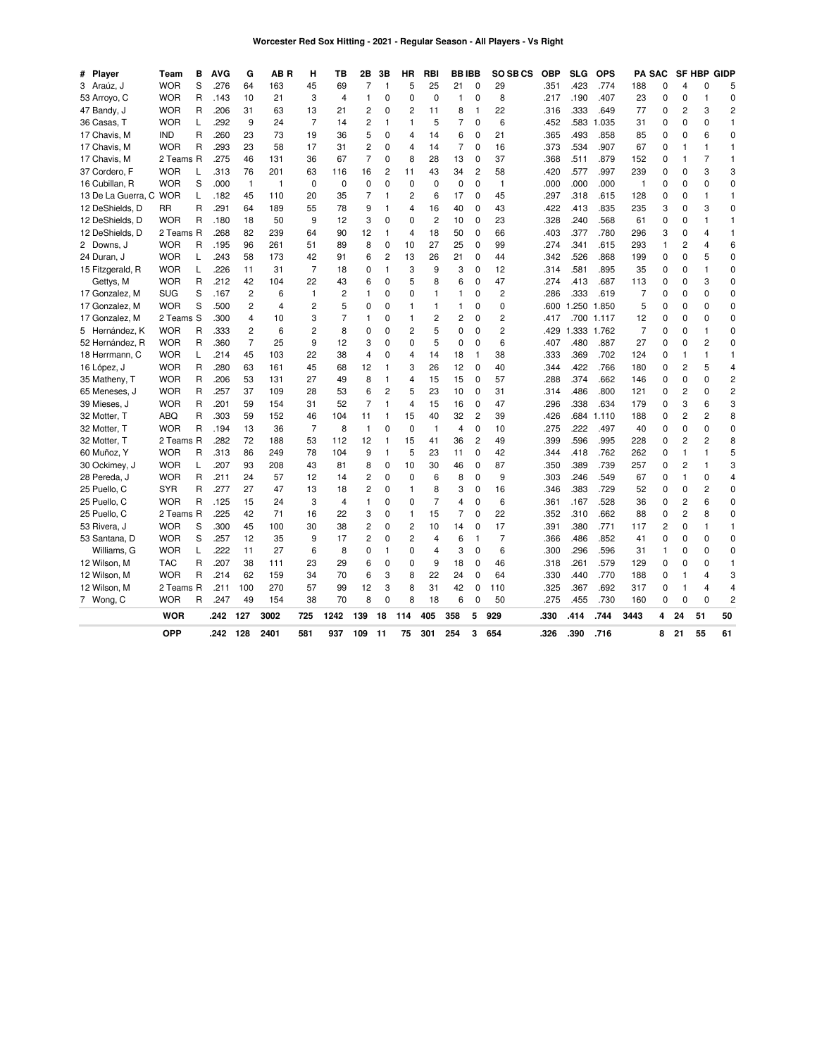**Worcester Red Sox Hitting - 2021 - Regular Season - All Players - Vs Right**

| # | Player | Team | B | AVG | G | AB | R | H | TB | 2B | 3B | HR | RBI | BB | IBB | SO | SB | CS | OBP | SLG | OPS | PA | SAC | SF | HBP | GIDP |
|---|---|---|---|---|---|---|---|---|---|---|---|---|---|---|---|---|---|---|---|---|---|---|---|---|---|---|
| 3 | Araúz, J | WOR | S | .276 | 64 | 163 | | 45 | 69 | 7 | 1 | 5 | 25 | 21 | 0 | 29 | | | .351 | .423 | .774 | 188 | 0 | 4 | 0 | 5 |
| 53 | Arroyo, C | WOR | R | .143 | 10 | 21 | | 3 | 4 | 1 | 0 | 0 | 0 | 1 | 0 | 8 | | | .217 | .190 | .407 | 23 | 0 | 0 | 1 | 0 |
| 47 | Bandy, J | WOR | R | .206 | 31 | 63 | | 13 | 21 | 2 | 0 | 2 | 11 | 8 | 1 | 22 | | | .316 | .333 | .649 | 77 | 0 | 2 | 3 | 2 |
| 36 | Casas, T | WOR | L | .292 | 9 | 24 | | 7 | 14 | 2 | 1 | 1 | 5 | 7 | 0 | 6 | | | .452 | .583 | 1.035 | 31 | 0 | 0 | 0 | 1 |
| 17 | Chavis, M | IND | R | .260 | 23 | 73 | | 19 | 36 | 5 | 0 | 4 | 14 | 6 | 0 | 21 | | | .365 | .493 | .858 | 85 | 0 | 0 | 6 | 0 |
| 17 | Chavis, M | WOR | R | .293 | 23 | 58 | | 17 | 31 | 2 | 0 | 4 | 14 | 7 | 0 | 16 | | | .373 | .534 | .907 | 67 | 0 | 1 | 1 | 1 |
| 17 | Chavis, M | 2 Teams | R | .275 | 46 | 131 | | 36 | 67 | 7 | 0 | 8 | 28 | 13 | 0 | 37 | | | .368 | .511 | .879 | 152 | 0 | 1 | 7 | 1 |
| 37 | Cordero, F | WOR | L | .313 | 76 | 201 | | 63 | 116 | 16 | 2 | 11 | 43 | 34 | 2 | 58 | | | .420 | .577 | .997 | 239 | 0 | 0 | 3 | 3 |
| 16 | Cubillan, R | WOR | S | .000 | 1 | 1 | | 0 | 0 | 0 | 0 | 0 | 0 | 0 | 0 | 1 | | | .000 | .000 | .000 | 1 | 0 | 0 | 0 | 0 |
| 13 | De La Guerra, C | WOR | L | .182 | 45 | 110 | | 20 | 35 | 7 | 1 | 2 | 6 | 17 | 0 | 45 | | | .297 | .318 | .615 | 128 | 0 | 0 | 1 | 1 |
| 12 | DeShields, D | RR | R | .291 | 64 | 189 | | 55 | 78 | 9 | 1 | 4 | 16 | 40 | 0 | 43 | | | .422 | .413 | .835 | 235 | 3 | 0 | 3 | 0 |
| 12 | DeShields, D | WOR | R | .180 | 18 | 50 | | 9 | 12 | 3 | 0 | 0 | 2 | 10 | 0 | 23 | | | .328 | .240 | .568 | 61 | 0 | 0 | 1 | 1 |
| 12 | DeShields, D | 2 Teams | R | .268 | 82 | 239 | | 64 | 90 | 12 | 1 | 4 | 18 | 50 | 0 | 66 | | | .403 | .377 | .780 | 296 | 3 | 0 | 4 | 1 |
| 2 | Downs, J | WOR | R | .195 | 96 | 261 | | 51 | 89 | 8 | 0 | 10 | 27 | 25 | 0 | 99 | | | .274 | .341 | .615 | 293 | 1 | 2 | 4 | 6 |
| 24 | Duran, J | WOR | L | .243 | 58 | 173 | | 42 | 91 | 6 | 2 | 13 | 26 | 21 | 0 | 44 | | | .342 | .526 | .868 | 199 | 0 | 0 | 5 | 0 |
| 15 | Fitzgerald, R | WOR | L | .226 | 11 | 31 | | 7 | 18 | 0 | 1 | 3 | 9 | 3 | 0 | 12 | | | .314 | .581 | .895 | 35 | 0 | 0 | 1 | 0 |
| | Gettys, M | WOR | R | .212 | 42 | 104 | | 22 | 43 | 6 | 0 | 5 | 8 | 6 | 0 | 47 | | | .274 | .413 | .687 | 113 | 0 | 0 | 3 | 0 |
| 17 | Gonzalez, M | SUG | S | .167 | 2 | 6 | | 1 | 2 | 1 | 0 | 0 | 1 | 1 | 0 | 2 | | | .286 | .333 | .619 | 7 | 0 | 0 | 0 | 0 |
| 17 | Gonzalez, M | WOR | S | .500 | 2 | 4 | | 2 | 5 | 0 | 0 | 1 | 1 | 1 | 0 | 0 | | | .600 | 1.250 | 1.850 | 5 | 0 | 0 | 0 | 0 |
| 17 | Gonzalez, M | 2 Teams | S | .300 | 4 | 10 | | 3 | 7 | 1 | 0 | 1 | 2 | 2 | 0 | 2 | | | .417 | .700 | 1.117 | 12 | 0 | 0 | 0 | 0 |
| 5 | Hernández, K | WOR | R | .333 | 2 | 6 | | 2 | 8 | 0 | 0 | 2 | 5 | 0 | 0 | 2 | | | .429 | 1.333 | 1.762 | 7 | 0 | 0 | 1 | 0 |
| 52 | Hernández, R | WOR | R | .360 | 7 | 25 | | 9 | 12 | 3 | 0 | 0 | 5 | 0 | 0 | 6 | | | .407 | .480 | .887 | 27 | 0 | 0 | 2 | 0 |
| 18 | Herrmann, C | WOR | L | .214 | 45 | 103 | | 22 | 38 | 4 | 0 | 4 | 14 | 18 | 1 | 38 | | | .333 | .369 | .702 | 124 | 0 | 1 | 1 | 1 |
| 16 | López, J | WOR | R | .280 | 63 | 161 | | 45 | 68 | 12 | 1 | 3 | 26 | 12 | 0 | 40 | | | .344 | .422 | .766 | 180 | 0 | 2 | 5 | 4 |
| 35 | Matheny, T | WOR | R | .206 | 53 | 131 | | 27 | 49 | 8 | 1 | 4 | 15 | 15 | 0 | 57 | | | .288 | .374 | .662 | 146 | 0 | 0 | 0 | 2 |
| 65 | Meneses, J | WOR | R | .257 | 37 | 109 | | 28 | 53 | 6 | 2 | 5 | 23 | 10 | 0 | 31 | | | .314 | .486 | .800 | 121 | 0 | 2 | 0 | 2 |
| 39 | Mieses, J | WOR | R | .201 | 59 | 154 | | 31 | 52 | 7 | 1 | 4 | 15 | 16 | 0 | 47 | | | .296 | .338 | .634 | 179 | 0 | 3 | 6 | 3 |
| 32 | Motter, T | ABQ | R | .303 | 59 | 152 | | 46 | 104 | 11 | 1 | 15 | 40 | 32 | 2 | 39 | | | .426 | .684 | 1.110 | 188 | 0 | 2 | 2 | 8 |
| 32 | Motter, T | WOR | R | .194 | 13 | 36 | | 7 | 8 | 1 | 0 | 0 | 1 | 4 | 0 | 10 | | | .275 | .222 | .497 | 40 | 0 | 0 | 0 | 0 |
| 32 | Motter, T | 2 Teams | R | .282 | 72 | 188 | | 53 | 112 | 12 | 1 | 15 | 41 | 36 | 2 | 49 | | | .399 | .596 | .995 | 228 | 0 | 2 | 2 | 8 |
| 60 | Muñoz, Y | WOR | R | .313 | 86 | 249 | | 78 | 104 | 9 | 1 | 5 | 23 | 11 | 0 | 42 | | | .344 | .418 | .762 | 262 | 0 | 1 | 1 | 5 |
| 30 | Ockimey, J | WOR | L | .207 | 93 | 208 | | 43 | 81 | 8 | 0 | 10 | 30 | 46 | 0 | 87 | | | .350 | .389 | .739 | 257 | 0 | 2 | 1 | 3 |
| 28 | Pereda, J | WOR | R | .211 | 24 | 57 | | 12 | 14 | 2 | 0 | 0 | 6 | 8 | 0 | 9 | | | .303 | .246 | .549 | 67 | 0 | 1 | 0 | 4 |
| 25 | Puello, C | SYR | R | .277 | 27 | 47 | | 13 | 18 | 2 | 0 | 1 | 8 | 3 | 0 | 16 | | | .346 | .383 | .729 | 52 | 0 | 0 | 2 | 0 |
| 25 | Puello, C | WOR | R | .125 | 15 | 24 | | 3 | 4 | 1 | 0 | 0 | 7 | 4 | 0 | 6 | | | .361 | .167 | .528 | 36 | 0 | 2 | 6 | 0 |
| 25 | Puello, C | 2 Teams | R | .225 | 42 | 71 | | 16 | 22 | 3 | 0 | 1 | 15 | 7 | 0 | 22 | | | .352 | .310 | .662 | 88 | 0 | 2 | 8 | 0 |
| 53 | Rivera, J | WOR | S | .300 | 45 | 100 | | 30 | 38 | 2 | 0 | 2 | 10 | 14 | 0 | 17 | | | .391 | .380 | .771 | 117 | 2 | 0 | 1 | 1 |
| 53 | Santana, D | WOR | S | .257 | 12 | 35 | | 9 | 17 | 2 | 0 | 2 | 4 | 6 | 1 | 7 | | | .366 | .486 | .852 | 41 | 0 | 0 | 0 | 0 |
| | Williams, G | WOR | L | .222 | 11 | 27 | | 6 | 8 | 0 | 1 | 0 | 4 | 3 | 0 | 6 | | | .300 | .296 | .596 | 31 | 1 | 0 | 0 | 0 |
| 12 | Wilson, M | TAC | R | .207 | 38 | 111 | | 23 | 29 | 6 | 0 | 0 | 9 | 18 | 0 | 46 | | | .318 | .261 | .579 | 129 | 0 | 0 | 0 | 1 |
| 12 | Wilson, M | WOR | R | .214 | 62 | 159 | | 34 | 70 | 6 | 3 | 8 | 22 | 24 | 0 | 64 | | | .330 | .440 | .770 | 188 | 0 | 1 | 4 | 3 |
| 12 | Wilson, M | 2 Teams | R | .211 | 100 | 270 | | 57 | 99 | 12 | 3 | 8 | 31 | 42 | 0 | 110 | | | .325 | .367 | .692 | 317 | 0 | 1 | 4 | 4 |
| 7 | Wong, C | WOR | R | .247 | 49 | 154 | | 38 | 70 | 8 | 0 | 8 | 18 | 6 | 0 | 50 | | | .275 | .455 | .730 | 160 | 0 | 0 | 0 | 2 |
| | | **WOR** | | **.242** | **127** | **3002** | | **725** | **1242** | **139** | **18** | **114** | **405** | **358** | **5** | **929** | | | **.330** | **.414** | **.744** | **3443** | **4** | **24** | **51** | **50** |
| | | **OPP** | | **.242** | **128** | **2401** | | **581** | **937** | **109** | **11** | **75** | **301** | **254** | **3** | **654** | | | **.326** | **.390** | **.716** | | **8** | **21** | **55** | **61** |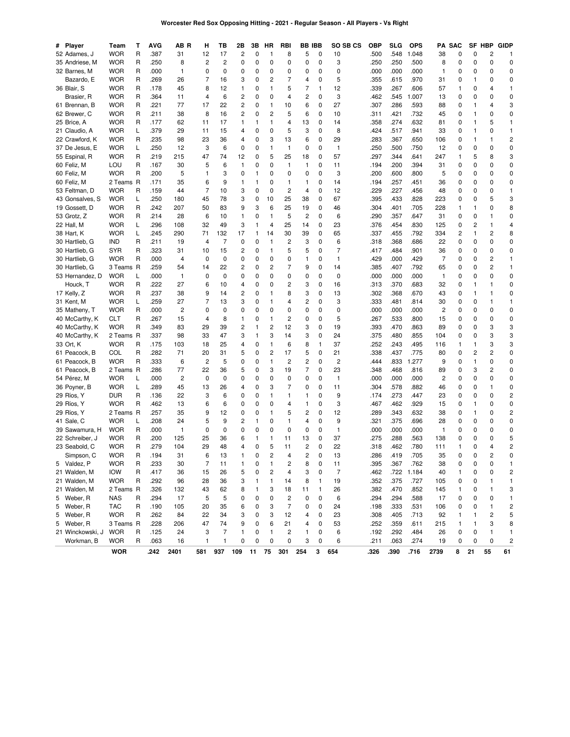**Worcester Red Sox Opposing Hitting - 2021 - Regular Season - All Players - Vs Right**

| # | Player | Team | T | AVG | AB | R | H | TB | 2B | 3B | HR | RBI | BB | IBB | SO | SB | CS | OBP | SLG | OPS | PA | SAC | SF | HBP | GIDP |
|---|---|---|---|---|---|---|---|---|---|---|---|---|---|---|---|---|---|---|---|---|---|---|---|---|---|
| 52 | Adames, J | WOR | R | .387 | 31 | | 12 | 17 | 2 | 0 | 1 | 8 | 5 | 0 | 10 | | | .500 | .548 | 1.048 | 38 | 0 | 0 | 2 | 1 |
| 35 | Andriese, M | WOR | R | .250 | 8 | | 2 | 2 | 0 | 0 | 0 | 0 | 0 | 0 | 3 | | | .250 | .250 | .500 | 8 | 0 | 0 | 0 | 0 |
| 32 | Barnes, M | WOR | R | .000 | 1 | | 0 | 0 | 0 | 0 | 0 | 0 | 0 | 0 | 0 | | | .000 | .000 | .000 | 1 | 0 | 0 | 0 | 0 |
| | Bazardo, E | WOR | R | .269 | 26 | | 7 | 16 | 3 | 0 | 2 | 7 | 4 | 0 | 5 | | | .355 | .615 | .970 | 31 | 0 | 1 | 0 | 0 |
| 36 | Blair, S | WOR | R | .178 | 45 | | 8 | 12 | 1 | 0 | 1 | 5 | 7 | 1 | 12 | | | .339 | .267 | .606 | 57 | 1 | 0 | 4 | 1 |
| | Brasier, R | WOR | R | .364 | 11 | | 4 | 6 | 2 | 0 | 0 | 4 | 2 | 0 | 3 | | | .462 | .545 | 1.007 | 13 | 0 | 0 | 0 | 0 |
| 61 | Brennan, B | WOR | R | .221 | 77 | | 17 | 22 | 2 | 0 | 1 | 10 | 6 | 0 | 27 | | | .307 | .286 | .593 | 88 | 0 | 1 | 4 | 3 |
| 62 | Brewer, C | WOR | R | .211 | 38 | | 8 | 16 | 2 | 0 | 2 | 5 | 6 | 0 | 10 | | | .311 | .421 | .732 | 45 | 0 | 1 | 0 | 0 |
| 25 | Brice, A | WOR | R | .177 | 62 | | 11 | 17 | 1 | 1 | 1 | 4 | 13 | 0 | 14 | | | .358 | .274 | .632 | 81 | 0 | 1 | 5 | 1 |
| 21 | Claudio, A | WOR | L | .379 | 29 | | 11 | 15 | 4 | 0 | 0 | 5 | 3 | 0 | 8 | | | .424 | .517 | .941 | 33 | 0 | 1 | 0 | 1 |
| 22 | Crawford, K | WOR | R | .235 | 98 | | 23 | 36 | 4 | 0 | 3 | 13 | 6 | 0 | 29 | | | .283 | .367 | .650 | 106 | 0 | 1 | 1 | 2 |
| 37 | De Jesus, E | WOR | L | .250 | 12 | | 3 | 6 | 0 | 0 | 1 | 1 | 0 | 0 | 1 | | | .250 | .500 | .750 | 12 | 0 | 0 | 0 | 0 |
| 55 | Espinal, R | WOR | R | .219 | 215 | | 47 | 74 | 12 | 0 | 5 | 25 | 18 | 0 | 57 | | | .297 | .344 | .641 | 247 | 1 | 5 | 8 | 3 |
| 60 | Feliz, M | LOU | R | .167 | 30 | | 5 | 6 | 1 | 0 | 0 | 1 | 1 | 0 | 11 | | | .194 | .200 | .394 | 31 | 0 | 0 | 0 | 0 |
| 60 | Feliz, M | WOR | R | .200 | 5 | | 1 | 3 | 0 | 1 | 0 | 0 | 0 | 0 | 3 | | | .200 | .600 | .800 | 5 | 0 | 0 | 0 | 0 |
| 60 | Feliz, M | 2 Teams | R | .171 | 35 | | 6 | 9 | 1 | 1 | 0 | 1 | 1 | 0 | 14 | | | .194 | .257 | .451 | 36 | 0 | 0 | 0 | 0 |
| 53 | Feltman, D | WOR | R | .159 | 44 | | 7 | 10 | 3 | 0 | 0 | 2 | 4 | 0 | 12 | | | .229 | .227 | .456 | 48 | 0 | 0 | 0 | 1 |
| 43 | Gonsalves, S | WOR | L | .250 | 180 | | 45 | 78 | 3 | 0 | 10 | 25 | 38 | 0 | 67 | | | .395 | .433 | .828 | 223 | 0 | 0 | 5 | 3 |
| 19 | Gossett, D | WOR | R | .242 | 207 | | 50 | 83 | 9 | 3 | 6 | 25 | 19 | 0 | 46 | | | .304 | .401 | .705 | 228 | 1 | 1 | 0 | 8 |
| 53 | Grotz, Z | WOR | R | .214 | 28 | | 6 | 10 | 1 | 0 | 1 | 5 | 2 | 0 | 6 | | | .290 | .357 | .647 | 31 | 0 | 0 | 1 | 0 |
| 22 | Hall, M | WOR | L | .296 | 108 | | 32 | 49 | 3 | 1 | 4 | 25 | 14 | 0 | 23 | | | .376 | .454 | .830 | 125 | 0 | 2 | 1 | 4 |
| 38 | Hart, K | WOR | L | .245 | 290 | | 71 | 132 | 17 | 1 | 14 | 30 | 39 | 0 | 65 | | | .337 | .455 | .792 | 334 | 2 | 1 | 2 | 8 |
| 30 | Hartlieb, G | IND | R | .211 | 19 | | 4 | 7 | 0 | 0 | 1 | 2 | 3 | 0 | 6 | | | .318 | .368 | .686 | 22 | 0 | 0 | 0 | 0 |
| 30 | Hartlieb, G | SYR | R | .323 | 31 | | 10 | 15 | 2 | 0 | 1 | 5 | 5 | 0 | 7 | | | .417 | .484 | .901 | 36 | 0 | 0 | 0 | 0 |
| 30 | Hartlieb, G | WOR | R | .000 | 4 | | 0 | 0 | 0 | 0 | 0 | 0 | 1 | 0 | 1 | | | .429 | .000 | .429 | 7 | 0 | 0 | 2 | 1 |
| 30 | Hartlieb, G | 3 Teams | R | .259 | 54 | | 14 | 22 | 2 | 0 | 2 | 7 | 9 | 0 | 14 | | | .385 | .407 | .792 | 65 | 0 | 0 | 2 | 1 |
| 53 | Hernandez, D | WOR | L | .000 | 1 | | 0 | 0 | 0 | 0 | 0 | 0 | 0 | 0 | 0 | | | .000 | .000 | .000 | 1 | 0 | 0 | 0 | 0 |
| | Houck, T | WOR | R | .222 | 27 | | 6 | 10 | 4 | 0 | 0 | 2 | 3 | 0 | 16 | | | .313 | .370 | .683 | 32 | 0 | 1 | 1 | 0 |
| 17 | Kelly, Z | WOR | R | .237 | 38 | | 9 | 14 | 2 | 0 | 1 | 8 | 3 | 0 | 13 | | | .302 | .368 | .670 | 43 | 0 | 1 | 1 | 0 |
| 31 | Kent, M | WOR | L | .259 | 27 | | 7 | 13 | 3 | 0 | 1 | 4 | 2 | 0 | 3 | | | .333 | .481 | .814 | 30 | 0 | 0 | 1 | 1 |
| 35 | Matheny, T | WOR | R | .000 | 2 | | 0 | 0 | 0 | 0 | 0 | 0 | 0 | 0 | 0 | | | .000 | .000 | .000 | 2 | 0 | 0 | 0 | 0 |
| 40 | McCarthy, K | CLT | R | .267 | 15 | | 4 | 8 | 1 | 0 | 1 | 2 | 0 | 0 | 5 | | | .267 | .533 | .800 | 15 | 0 | 0 | 0 | 0 |
| 40 | McCarthy, K | WOR | R | .349 | 83 | | 29 | 39 | 2 | 1 | 2 | 12 | 3 | 0 | 19 | | | .393 | .470 | .863 | 89 | 0 | 0 | 3 | 3 |
| 40 | McCarthy, K | 2 Teams | R | .337 | 98 | | 33 | 47 | 3 | 1 | 3 | 14 | 3 | 0 | 24 | | | .375 | .480 | .855 | 104 | 0 | 0 | 3 | 3 |
| 33 | Ort, K | WOR | R | .175 | 103 | | 18 | 25 | 4 | 0 | 1 | 6 | 8 | 1 | 37 | | | .252 | .243 | .495 | 116 | 1 | 1 | 3 | 3 |
| 61 | Peacock, B | COL | R | .282 | 71 | | 20 | 31 | 5 | 0 | 2 | 17 | 5 | 0 | 21 | | | .338 | .437 | .775 | 80 | 0 | 2 | 2 | 0 |
| 61 | Peacock, B | WOR | R | .333 | 6 | | 2 | 5 | 0 | 0 | 1 | 2 | 2 | 0 | 2 | | | .444 | .833 | 1.277 | 9 | 0 | 1 | 0 | 0 |
| 61 | Peacock, B | 2 Teams | R | .286 | 77 | | 22 | 36 | 5 | 0 | 3 | 19 | 7 | 0 | 23 | | | .348 | .468 | .816 | 89 | 0 | 3 | 2 | 0 |
| 54 | Pérez, M | WOR | L | .000 | 2 | | 0 | 0 | 0 | 0 | 0 | 0 | 0 | 0 | 1 | | | .000 | .000 | .000 | 2 | 0 | 0 | 0 | 0 |
| 36 | Poyner, B | WOR | L | .289 | 45 | | 13 | 26 | 4 | 0 | 3 | 7 | 0 | 0 | 11 | | | .304 | .578 | .882 | 46 | 0 | 0 | 1 | 0 |
| 29 | Rios, Y | DUR | R | .136 | 22 | | 3 | 6 | 0 | 0 | 1 | 1 | 1 | 0 | 9 | | | .174 | .273 | .447 | 23 | 0 | 0 | 0 | 2 |
| 29 | Rios, Y | WOR | R | .462 | 13 | | 6 | 6 | 0 | 0 | 0 | 4 | 1 | 0 | 3 | | | .467 | .462 | .929 | 15 | 0 | 1 | 0 | 0 |
| 29 | Rios, Y | 2 Teams | R | .257 | 35 | | 9 | 12 | 0 | 0 | 1 | 5 | 2 | 0 | 12 | | | .289 | .343 | .632 | 38 | 0 | 1 | 0 | 2 |
| 41 | Sale, C | WOR | L | .208 | 24 | | 5 | 9 | 2 | 1 | 0 | 1 | 4 | 0 | 9 | | | .321 | .375 | .696 | 28 | 0 | 0 | 0 | 0 |
| 39 | Sawamura, H | WOR | R | .000 | 1 | | 0 | 0 | 0 | 0 | 0 | 0 | 0 | 0 | 1 | | | .000 | .000 | .000 | 1 | 0 | 0 | 0 | 0 |
| 22 | Schreiber, J | WOR | R | .200 | 125 | | 25 | 36 | 6 | 1 | 1 | 11 | 13 | 0 | 37 | | | .275 | .288 | .563 | 138 | 0 | 0 | 0 | 5 |
| 23 | Seabold, C | WOR | R | .279 | 104 | | 29 | 48 | 4 | 0 | 5 | 11 | 2 | 0 | 22 | | | .318 | .462 | .780 | 111 | 1 | 0 | 4 | 2 |
| | Simpson, C | WOR | R | .194 | 31 | | 6 | 13 | 1 | 0 | 2 | 4 | 2 | 0 | 13 | | | .286 | .419 | .705 | 35 | 0 | 0 | 2 | 0 |
| 5 | Valdez, P | WOR | R | .233 | 30 | | 7 | 11 | 1 | 0 | 1 | 2 | 8 | 0 | 11 | | | .395 | .367 | .762 | 38 | 0 | 0 | 0 | 1 |
| 21 | Walden, M | IOW | R | .417 | 36 | | 15 | 26 | 5 | 0 | 2 | 4 | 3 | 0 | 7 | | | .462 | .722 | 1.184 | 40 | 1 | 0 | 0 | 2 |
| 21 | Walden, M | WOR | R | .292 | 96 | | 28 | 36 | 3 | 1 | 1 | 14 | 8 | 1 | 19 | | | .352 | .375 | .727 | 105 | 0 | 0 | 1 | 1 |
| 21 | Walden, M | 2 Teams | R | .326 | 132 | | 43 | 62 | 8 | 1 | 3 | 18 | 11 | 1 | 26 | | | .382 | .470 | .852 | 145 | 1 | 0 | 1 | 3 |
| 5 | Weber, R | NAS | R | .294 | 17 | | 5 | 5 | 0 | 0 | 0 | 2 | 0 | 0 | 6 | | | .294 | .294 | .588 | 17 | 0 | 0 | 0 | 1 |
| 5 | Weber, R | TAC | R | .190 | 105 | | 20 | 35 | 6 | 0 | 3 | 7 | 0 | 0 | 24 | | | .198 | .333 | .531 | 106 | 0 | 0 | 1 | 2 |
| 5 | Weber, R | WOR | R | .262 | 84 | | 22 | 34 | 3 | 0 | 3 | 12 | 4 | 0 | 23 | | | .308 | .405 | .713 | 92 | 1 | 1 | 2 | 5 |
| 5 | Weber, R | 3 Teams | R | .228 | 206 | | 47 | 74 | 9 | 0 | 6 | 21 | 4 | 0 | 53 | | | .252 | .359 | .611 | 215 | 1 | 1 | 3 | 8 |
| 21 | Winckowski, J | WOR | R | .125 | 24 | | 3 | 7 | 1 | 0 | 1 | 2 | 1 | 0 | 6 | | | .192 | .292 | .484 | 26 | 0 | 0 | 1 | 1 |
| | Workman, B | WOR | R | .063 | 16 | | 1 | 1 | 0 | 0 | 0 | 0 | 3 | 0 | 6 | | | .211 | .063 | .274 | 19 | 0 | 0 | 0 | 2 |
| | | **WOR** | | **.242** | **2401** | | **581** | **937** | **109** | **11** | **75** | **301** | **254** | **3** | **654** | | | **.326** | **.390** | **.716** | **2739** | **8** | **21** | **55** | **61** |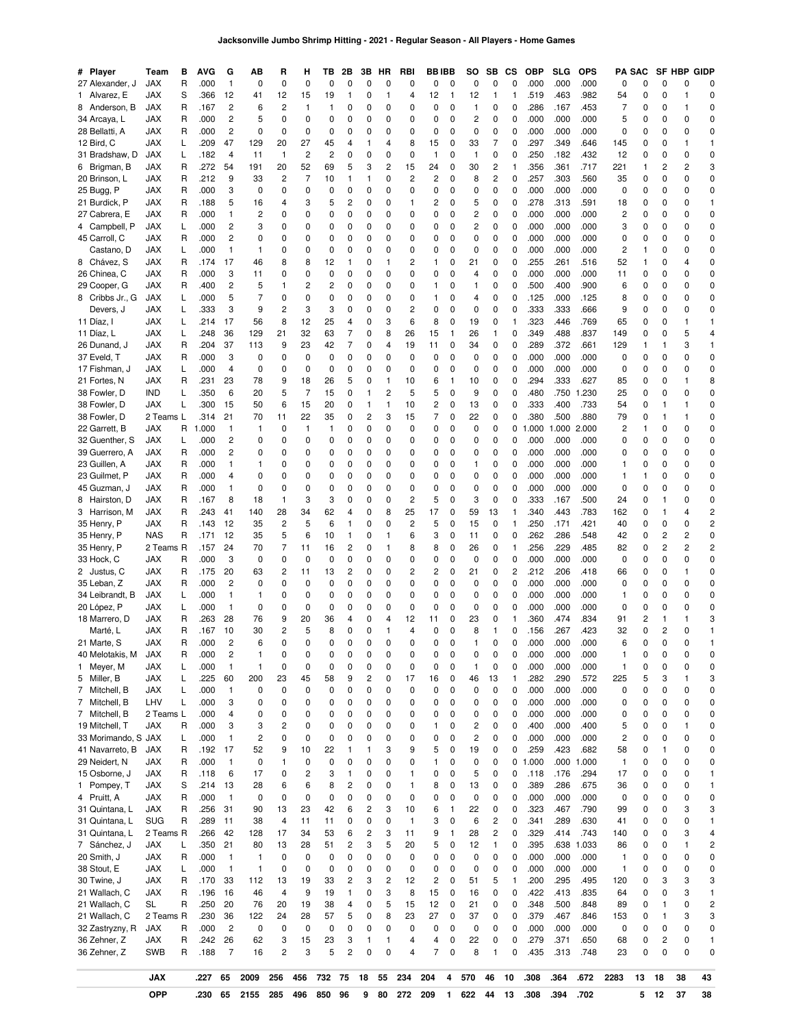**Jacksonville Jumbo Shrimp Hitting - 2021 - Regular Season - All Players - Home Games**

| # | Player | Team | B | AVG | G | AB | R | H | TB | 2B | 3B | HR | RBI | BB | IBB | SO | SB | CS | OBP | SLG | OPS | PA | SAC | SF | HBP | GIDP |
|---|---|---|---|---|---|---|---|---|---|---|---|---|---|---|---|---|---|---|---|---|---|---|---|---|---|---|
| 27 | Alexander, J | JAX | R | .000 | 1 | 0 | 0 | 0 | 0 | 0 | 0 | 0 | 0 | 0 | 0 | 0 | 0 | 0 | .000 | .000 | .000 | 0 | 0 | 0 | 0 | 0 |
| 1 | Alvarez, E | JAX | S | .366 | 12 | 41 | 12 | 15 | 19 | 1 | 0 | 1 | 4 | 12 | 1 | 12 | 1 | 1 | .519 | .463 | .982 | 54 | 0 | 0 | 1 | 0 |
| 8 | Anderson, B | JAX | R | .167 | 2 | 6 | 2 | 1 | 1 | 0 | 0 | 0 | 0 | 0 | 0 | 1 | 0 | 0 | .286 | .167 | .453 | 7 | 0 | 0 | 1 | 0 |
| 34 | Arcaya, L | JAX | R | .000 | 2 | 5 | 0 | 0 | 0 | 0 | 0 | 0 | 0 | 0 | 0 | 2 | 0 | 0 | .000 | .000 | .000 | 5 | 0 | 0 | 0 | 0 |
| 28 | Bellatti, A | JAX | R | .000 | 2 | 0 | 0 | 0 | 0 | 0 | 0 | 0 | 0 | 0 | 0 | 0 | 0 | 0 | .000 | .000 | .000 | 0 | 0 | 0 | 0 | 0 |
| 12 | Bird, C | JAX | L | .209 | 47 | 129 | 20 | 27 | 45 | 4 | 1 | 4 | 8 | 15 | 0 | 33 | 7 | 0 | .297 | .349 | .646 | 145 | 0 | 0 | 1 | 1 |
| 31 | Bradshaw, D | JAX | L | .182 | 4 | 11 | 1 | 2 | 2 | 0 | 0 | 0 | 0 | 1 | 0 | 1 | 0 | 0 | .250 | .182 | .432 | 12 | 0 | 0 | 0 | 0 |
| 6 | Brigman, B | JAX | R | .272 | 54 | 191 | 20 | 52 | 69 | 5 | 3 | 2 | 15 | 24 | 0 | 30 | 2 | 1 | .356 | .361 | .717 | 221 | 1 | 2 | 2 | 3 |
| 20 | Brinson, L | JAX | R | .212 | 9 | 33 | 2 | 7 | 10 | 1 | 1 | 0 | 2 | 2 | 0 | 8 | 2 | 0 | .257 | .303 | .560 | 35 | 0 | 0 | 0 | 0 |
| 25 | Bugg, P | JAX | R | .000 | 3 | 0 | 0 | 0 | 0 | 0 | 0 | 0 | 0 | 0 | 0 | 0 | 0 | 0 | .000 | .000 | .000 | 0 | 0 | 0 | 0 | 0 |
| 21 | Burdick, P | JAX | R | .188 | 5 | 16 | 4 | 3 | 5 | 2 | 0 | 0 | 1 | 2 | 0 | 5 | 0 | 0 | .278 | .313 | .591 | 18 | 0 | 0 | 0 | 1 |
| 27 | Cabrera, E | JAX | R | .000 | 1 | 2 | 0 | 0 | 0 | 0 | 0 | 0 | 0 | 0 | 0 | 2 | 0 | 0 | .000 | .000 | .000 | 2 | 0 | 0 | 0 | 0 |
| 4 | Campbell, P | JAX | L | .000 | 2 | 3 | 0 | 0 | 0 | 0 | 0 | 0 | 0 | 0 | 0 | 2 | 0 | 0 | .000 | .000 | .000 | 3 | 0 | 0 | 0 | 0 |
| 45 | Carroll, C | JAX | R | .000 | 2 | 0 | 0 | 0 | 0 | 0 | 0 | 0 | 0 | 0 | 0 | 0 | 0 | 0 | .000 | .000 | .000 | 0 | 0 | 0 | 0 | 0 |
| | Castano, D | JAX | L | .000 | 1 | 1 | 0 | 0 | 0 | 0 | 0 | 0 | 0 | 0 | 0 | 0 | 0 | 0 | .000 | .000 | .000 | 2 | 1 | 0 | 0 | 0 |
| 8 | Chávez, S | JAX | R | .174 | 17 | 46 | 8 | 8 | 12 | 1 | 0 | 1 | 2 | 1 | 0 | 21 | 0 | 0 | .255 | .261 | .516 | 52 | 1 | 0 | 4 | 0 |
| 26 | Chinea, C | JAX | R | .000 | 3 | 11 | 0 | 0 | 0 | 0 | 0 | 0 | 0 | 0 | 0 | 4 | 0 | 0 | .000 | .000 | .000 | 11 | 0 | 0 | 0 | 0 |
| 29 | Cooper, G | JAX | R | .400 | 2 | 5 | 1 | 2 | 2 | 0 | 0 | 0 | 0 | 1 | 0 | 1 | 0 | 0 | .500 | .400 | .900 | 6 | 0 | 0 | 0 | 0 |
| 8 | Cribbs Jr., G | JAX | L | .000 | 5 | 7 | 0 | 0 | 0 | 0 | 0 | 0 | 0 | 1 | 0 | 4 | 0 | 0 | .125 | .000 | .125 | 8 | 0 | 0 | 0 | 0 |
| | Devers, J | JAX | L | .333 | 3 | 9 | 2 | 3 | 3 | 0 | 0 | 0 | 2 | 0 | 0 | 0 | 0 | 0 | .333 | .333 | .666 | 9 | 0 | 0 | 0 | 0 |
| 11 | Díaz, I | JAX | L | .214 | 17 | 56 | 8 | 12 | 25 | 4 | 0 | 3 | 6 | 8 | 0 | 19 | 0 | 1 | .323 | .446 | .769 | 65 | 0 | 0 | 1 | 1 |
| 11 | Díaz, L | JAX | L | .248 | 36 | 129 | 21 | 32 | 63 | 7 | 0 | 8 | 26 | 15 | 1 | 26 | 1 | 0 | .349 | .488 | .837 | 149 | 0 | 0 | 5 | 4 |
| 26 | Dunand, J | JAX | R | .204 | 37 | 113 | 9 | 23 | 42 | 7 | 0 | 4 | 19 | 11 | 0 | 34 | 0 | 0 | .289 | .372 | .661 | 129 | 1 | 1 | 3 | 1 |
| 37 | Eveld, T | JAX | R | .000 | 3 | 0 | 0 | 0 | 0 | 0 | 0 | 0 | 0 | 0 | 0 | 0 | 0 | 0 | .000 | .000 | .000 | 0 | 0 | 0 | 0 | 0 |
| 17 | Fishman, J | JAX | L | .000 | 4 | 0 | 0 | 0 | 0 | 0 | 0 | 0 | 0 | 0 | 0 | 0 | 0 | 0 | .000 | .000 | .000 | 0 | 0 | 0 | 0 | 0 |
| 21 | Fortes, N | JAX | R | .231 | 23 | 78 | 9 | 18 | 26 | 5 | 0 | 1 | 10 | 6 | 1 | 10 | 0 | 0 | .294 | .333 | .627 | 85 | 0 | 0 | 1 | 8 |
| 38 | Fowler, D | IND | L | .350 | 6 | 20 | 5 | 7 | 15 | 0 | 1 | 2 | 5 | 5 | 0 | 9 | 0 | 0 | .480 | .750 | 1.230 | 25 | 0 | 0 | 0 | 0 |
| 38 | Fowler, D | JAX | L | .300 | 15 | 50 | 6 | 15 | 20 | 0 | 1 | 1 | 10 | 2 | 0 | 13 | 0 | 0 | .333 | .400 | .733 | 54 | 0 | 1 | 1 | 0 |
| 38 | Fowler, D | 2 Teams | L | .314 | 21 | 70 | 11 | 22 | 35 | 0 | 2 | 3 | 15 | 7 | 0 | 22 | 0 | 0 | .380 | .500 | .880 | 79 | 0 | 1 | 1 | 0 |
| 22 | Garrett, B | JAX | R | 1.000 | 1 | 1 | 0 | 1 | 1 | 0 | 0 | 0 | 0 | 0 | 0 | 0 | 0 | 0 | 1.000 | 1.000 | 2.000 | 2 | 1 | 0 | 0 | 0 |
| 32 | Guenther, S | JAX | L | .000 | 2 | 0 | 0 | 0 | 0 | 0 | 0 | 0 | 0 | 0 | 0 | 0 | 0 | 0 | .000 | .000 | .000 | 0 | 0 | 0 | 0 | 0 |
| 39 | Guerrero, A | JAX | R | .000 | 2 | 0 | 0 | 0 | 0 | 0 | 0 | 0 | 0 | 0 | 0 | 0 | 0 | 0 | .000 | .000 | .000 | 0 | 0 | 0 | 0 | 0 |
| 23 | Guillen, A | JAX | R | .000 | 1 | 1 | 0 | 0 | 0 | 0 | 0 | 0 | 0 | 0 | 0 | 1 | 0 | 0 | .000 | .000 | .000 | 1 | 0 | 0 | 0 | 0 |
| 23 | Guilmet, P | JAX | R | .000 | 4 | 0 | 0 | 0 | 0 | 0 | 0 | 0 | 0 | 0 | 0 | 0 | 0 | 0 | .000 | .000 | .000 | 1 | 1 | 0 | 0 | 0 |
| 45 | Guzman, J | JAX | R | .000 | 1 | 0 | 0 | 0 | 0 | 0 | 0 | 0 | 0 | 0 | 0 | 0 | 0 | 0 | .000 | .000 | .000 | 0 | 0 | 0 | 0 | 0 |
| 8 | Hairston, D | JAX | R | .167 | 8 | 18 | 1 | 3 | 3 | 0 | 0 | 0 | 2 | 5 | 0 | 3 | 0 | 0 | .333 | .167 | .500 | 24 | 0 | 1 | 0 | 0 |
| 3 | Harrison, M | JAX | R | .243 | 41 | 140 | 28 | 34 | 62 | 4 | 0 | 8 | 25 | 17 | 0 | 59 | 13 | 1 | .340 | .443 | .783 | 162 | 0 | 1 | 4 | 2 |
| 35 | Henry, P | JAX | R | .143 | 12 | 35 | 2 | 5 | 6 | 1 | 0 | 0 | 2 | 5 | 0 | 15 | 0 | 1 | .250 | .171 | .421 | 40 | 0 | 0 | 0 | 2 |
| 35 | Henry, P | NAS | R | .171 | 12 | 35 | 5 | 6 | 10 | 1 | 0 | 1 | 6 | 3 | 0 | 11 | 0 | 0 | .262 | .286 | .548 | 42 | 0 | 2 | 2 | 0 |
| 35 | Henry, P | 2 Teams | R | .157 | 24 | 70 | 7 | 11 | 16 | 2 | 0 | 1 | 8 | 8 | 0 | 26 | 0 | 1 | .256 | .229 | .485 | 82 | 0 | 2 | 2 | 2 |
| 33 | Hock, C | JAX | R | .000 | 3 | 0 | 0 | 0 | 0 | 0 | 0 | 0 | 0 | 0 | 0 | 0 | 0 | 0 | .000 | .000 | .000 | 0 | 0 | 0 | 0 | 0 |
| 2 | Justus, C | JAX | R | .175 | 20 | 63 | 2 | 11 | 13 | 2 | 0 | 0 | 2 | 2 | 0 | 21 | 0 | 2 | .212 | .206 | .418 | 66 | 0 | 0 | 1 | 0 |
| 35 | Leban, Z | JAX | R | .000 | 2 | 0 | 0 | 0 | 0 | 0 | 0 | 0 | 0 | 0 | 0 | 0 | 0 | 0 | .000 | .000 | .000 | 0 | 0 | 0 | 0 | 0 |
| 34 | Leibrandt, B | JAX | L | .000 | 1 | 1 | 0 | 0 | 0 | 0 | 0 | 0 | 0 | 0 | 0 | 0 | 0 | 0 | .000 | .000 | .000 | 1 | 0 | 0 | 0 | 0 |
| 20 | López, P | JAX | L | .000 | 1 | 0 | 0 | 0 | 0 | 0 | 0 | 0 | 0 | 0 | 0 | 0 | 0 | 0 | .000 | .000 | .000 | 0 | 0 | 0 | 0 | 0 |
| 18 | Marrero, D | JAX | R | .263 | 28 | 76 | 9 | 20 | 36 | 4 | 0 | 4 | 12 | 11 | 0 | 23 | 0 | 1 | .360 | .474 | .834 | 91 | 2 | 1 | 1 | 3 |
| | Marté, L | JAX | R | .167 | 10 | 30 | 2 | 5 | 8 | 0 | 0 | 1 | 4 | 0 | 0 | 8 | 1 | 0 | .156 | .267 | .423 | 32 | 0 | 2 | 0 | 1 |
| 21 | Marte, S | JAX | R | .000 | 2 | 6 | 0 | 0 | 0 | 0 | 0 | 0 | 0 | 0 | 0 | 1 | 0 | 0 | .000 | .000 | .000 | 6 | 0 | 0 | 0 | 1 |
| 40 | Melotakis, M | JAX | R | .000 | 2 | 1 | 0 | 0 | 0 | 0 | 0 | 0 | 0 | 0 | 0 | 0 | 0 | 0 | .000 | .000 | .000 | 1 | 0 | 0 | 0 | 0 |
| 1 | Meyer, M | JAX | L | .000 | 1 | 1 | 0 | 0 | 0 | 0 | 0 | 0 | 0 | 0 | 0 | 1 | 0 | 0 | .000 | .000 | .000 | 1 | 0 | 0 | 0 | 0 |
| 5 | Miller, B | JAX | L | .225 | 60 | 200 | 23 | 45 | 58 | 9 | 2 | 0 | 17 | 16 | 0 | 46 | 13 | 1 | .282 | .290 | .572 | 225 | 5 | 3 | 1 | 3 |
| 7 | Mitchell, B | JAX | L | .000 | 1 | 0 | 0 | 0 | 0 | 0 | 0 | 0 | 0 | 0 | 0 | 0 | 0 | 0 | .000 | .000 | .000 | 0 | 0 | 0 | 0 | 0 |
| 7 | Mitchell, B | LHV | L | .000 | 3 | 0 | 0 | 0 | 0 | 0 | 0 | 0 | 0 | 0 | 0 | 0 | 0 | 0 | .000 | .000 | .000 | 0 | 0 | 0 | 0 | 0 |
| 7 | Mitchell, B | 2 Teams | L | .000 | 4 | 0 | 0 | 0 | 0 | 0 | 0 | 0 | 0 | 0 | 0 | 0 | 0 | 0 | .000 | .000 | .000 | 0 | 0 | 0 | 0 | 0 |
| 19 | Mitchell, T | JAX | R | .000 | 3 | 3 | 2 | 0 | 0 | 0 | 0 | 0 | 0 | 1 | 0 | 2 | 0 | 0 | .400 | .000 | .400 | 5 | 0 | 0 | 1 | 0 |
| 33 | Morimando, S | JAX | L | .000 | 1 | 2 | 0 | 0 | 0 | 0 | 0 | 0 | 0 | 0 | 0 | 2 | 0 | 0 | .000 | .000 | .000 | 2 | 0 | 0 | 0 | 0 |
| 41 | Navarreto, B | JAX | R | .192 | 17 | 52 | 9 | 10 | 22 | 1 | 1 | 3 | 9 | 5 | 0 | 19 | 0 | 0 | .259 | .423 | .682 | 58 | 0 | 1 | 0 | 0 |
| 29 | Neidert, N | JAX | R | .000 | 1 | 0 | 1 | 0 | 0 | 0 | 0 | 0 | 0 | 1 | 0 | 0 | 0 | 0 | 1.000 | .000 | 1.000 | 1 | 0 | 0 | 0 | 0 |
| 15 | Osborne, J | JAX | R | .118 | 6 | 17 | 0 | 2 | 3 | 1 | 0 | 0 | 1 | 0 | 0 | 5 | 0 | 0 | .118 | .176 | .294 | 17 | 0 | 0 | 0 | 1 |
| 1 | Pompey, T | JAX | S | .214 | 13 | 28 | 6 | 6 | 8 | 2 | 0 | 0 | 1 | 8 | 0 | 13 | 0 | 0 | .389 | .286 | .675 | 36 | 0 | 0 | 0 | 1 |
| 4 | Pruitt, A | JAX | R | .000 | 1 | 0 | 0 | 0 | 0 | 0 | 0 | 0 | 0 | 0 | 0 | 0 | 0 | 0 | .000 | .000 | .000 | 0 | 0 | 0 | 0 | 0 |
| 31 | Quintana, L | JAX | R | .256 | 31 | 90 | 13 | 23 | 42 | 6 | 2 | 3 | 10 | 6 | 1 | 22 | 0 | 0 | .323 | .467 | .790 | 99 | 0 | 0 | 3 | 3 |
| 31 | Quintana, L | SUG | R | .289 | 11 | 38 | 4 | 11 | 11 | 0 | 0 | 0 | 1 | 3 | 0 | 6 | 2 | 0 | .341 | .289 | .630 | 41 | 0 | 0 | 0 | 1 |
| 31 | Quintana, L | 2 Teams | R | .266 | 42 | 128 | 17 | 34 | 53 | 6 | 2 | 3 | 11 | 9 | 1 | 28 | 2 | 0 | .329 | .414 | .743 | 140 | 0 | 0 | 3 | 4 |
| 7 | Sánchez, J | JAX | L | .350 | 21 | 80 | 13 | 28 | 51 | 2 | 3 | 5 | 20 | 5 | 0 | 12 | 1 | 0 | .395 | .638 | 1.033 | 86 | 0 | 0 | 1 | 2 |
| 20 | Smith, J | JAX | R | .000 | 1 | 1 | 0 | 0 | 0 | 0 | 0 | 0 | 0 | 0 | 0 | 0 | 0 | 0 | .000 | .000 | .000 | 1 | 0 | 0 | 0 | 0 |
| 38 | Stout, E | JAX | L | .000 | 1 | 1 | 0 | 0 | 0 | 0 | 0 | 0 | 0 | 0 | 0 | 0 | 0 | 0 | .000 | .000 | .000 | 1 | 0 | 0 | 0 | 0 |
| 30 | Twine, J | JAX | R | .170 | 33 | 112 | 13 | 19 | 33 | 2 | 3 | 2 | 12 | 2 | 0 | 51 | 5 | 1 | .200 | .295 | .495 | 120 | 0 | 3 | 3 | 3 |
| 21 | Wallach, C | JAX | R | .196 | 16 | 46 | 4 | 9 | 19 | 1 | 0 | 3 | 8 | 15 | 0 | 16 | 0 | 0 | .422 | .413 | .835 | 64 | 0 | 0 | 3 | 1 |
| 21 | Wallach, C | SL | R | .250 | 20 | 76 | 20 | 19 | 38 | 4 | 0 | 5 | 15 | 12 | 0 | 21 | 0 | 0 | .348 | .500 | .848 | 89 | 0 | 1 | 0 | 2 |
| 21 | Wallach, C | 2 Teams | R | .230 | 36 | 122 | 24 | 28 | 57 | 5 | 0 | 8 | 23 | 27 | 0 | 37 | 0 | 0 | .379 | .467 | .846 | 153 | 0 | 1 | 3 | 3 |
| 32 | Zastryzny, R | JAX | R | .000 | 2 | 0 | 0 | 0 | 0 | 0 | 0 | 0 | 0 | 0 | 0 | 0 | 0 | 0 | .000 | .000 | .000 | 0 | 0 | 0 | 0 | 0 |
| 36 | Zehner, Z | JAX | R | .242 | 26 | 62 | 3 | 15 | 23 | 3 | 1 | 1 | 4 | 4 | 0 | 22 | 0 | 0 | .279 | .371 | .650 | 68 | 0 | 2 | 0 | 1 |
| 36 | Zehner, Z | SWB | R | .188 | 7 | 16 | 2 | 3 | 5 | 2 | 0 | 0 | 4 | 7 | 0 | 8 | 1 | 0 | .435 | .313 | .748 | 23 | 0 | 0 | 0 | 0 |
| | | **JAX** | | **.227** | **65** | **2009** | **256** | **456** | **732** | **75** | **18** | **55** | **234** | **204** | **4** | **570** | **46** | **10** | **.308** | **.364** | **.672** | **2283** | **13** | **18** | **38** | **43** |
| | | **OPP** | | **.230** | **65** | **2155** | **285** | **496** | **850** | **96** | **9** | **80** | **272** | **209** | **1** | **622** | **44** | **13** | **.308** | **.394** | **.702** | | **5** | **12** | **37** | **38** |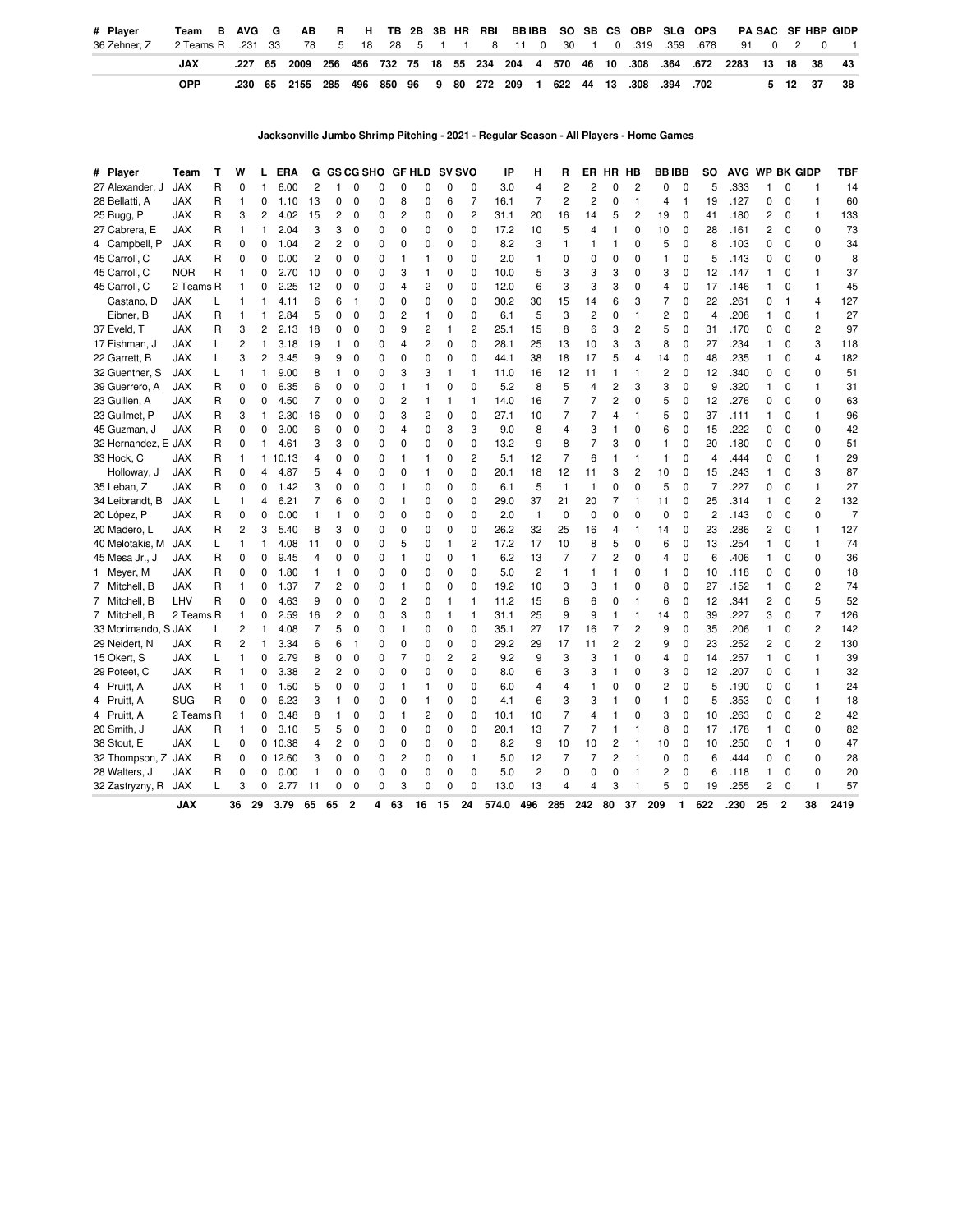| # Player | Team | B | AVG | G | AB | R | H | TB | 2B | 3B | HR | RBI | BB | IBB | SO | SB | CS | OBP | SLG | OPS | PA | SAC | SF | HBP | GIDP |
|---|---|---|---|---|---|---|---|---|---|---|---|---|---|---|---|---|---|---|---|---|---|---|---|---|---|
| 36 Zehner, Z | 2 Teams | R | .231 | 33 | 78 | 5 | 18 | 28 | 5 | 1 | 1 | 8 | 11 | 0 | 30 | 1 | 0 | .319 | .359 | .678 | 91 | 0 | 2 | 0 | 1 |
| | **JAX** | | **.227** | **65** | **2009** | **256** | **456** | **732** | **75** | **18** | **55** | **234** | **204** | **4** | **570** | **46** | **10** | **.308** | **.364** | **.672** | **2283** | **13** | **18** | **38** | **43** |
| | **OPP** | | **.230** | **65** | **2155** | **285** | **496** | **850** | **96** | **9** | **80** | **272** | **209** | **1** | **622** | **44** | **13** | **.308** | **.394** | **.702** | | **5** | **12** | **37** | **38** |

## Jacksonville Jumbo Shrimp Pitching - 2021 - Regular Season - All Players - Home Games

| # Player | Team | T | W | L | ERA | G | GS | CG | SHO | GF | HLD | SV | SVO | IP | H | R | ER | HR | HB | BB | IBB | SO | AVG | WP | BK | GIDP | TBF |
|---|---|---|---|---|---|---|---|---|---|---|---|---|---|---|---|---|---|---|---|---|---|---|---|---|---|---|---|
| 27 Alexander, J | JAX | R | 0 | 1 | 6.00 | 2 | 1 | 0 | 0 | 0 | 0 | 0 | 0 | 3.0 | 4 | 2 | 2 | 0 | 2 | 0 | 0 | 5 | .333 | 1 | 0 | 1 | 14 |
| 28 Bellatti, A | JAX | R | 1 | 0 | 1.10 | 13 | 0 | 0 | 0 | 8 | 0 | 6 | 7 | 16.1 | 7 | 2 | 2 | 0 | 1 | 4 | 1 | 19 | .127 | 0 | 0 | 1 | 60 |
| 25 Bugg, P | JAX | R | 3 | 2 | 4.02 | 15 | 2 | 0 | 0 | 2 | 0 | 0 | 2 | 31.1 | 20 | 16 | 14 | 5 | 2 | 19 | 0 | 41 | .180 | 2 | 0 | 1 | 133 |
| 27 Cabrera, E | JAX | R | 1 | 1 | 2.04 | 3 | 3 | 0 | 0 | 0 | 0 | 0 | 0 | 17.2 | 10 | 5 | 4 | 1 | 0 | 10 | 0 | 28 | .161 | 2 | 0 | 0 | 73 |
| 4 Campbell, P | JAX | R | 0 | 0 | 1.04 | 2 | 2 | 0 | 0 | 0 | 0 | 0 | 0 | 8.2 | 3 | 1 | 1 | 1 | 0 | 5 | 0 | 8 | .103 | 0 | 0 | 0 | 34 |
| 45 Carroll, C | JAX | R | 0 | 0 | 0.00 | 2 | 0 | 0 | 0 | 1 | 1 | 0 | 0 | 2.0 | 1 | 0 | 0 | 0 | 0 | 1 | 0 | 5 | .143 | 0 | 0 | 0 | 8 |
| 45 Carroll, C | NOR | R | 1 | 0 | 2.70 | 10 | 0 | 0 | 0 | 3 | 1 | 0 | 0 | 10.0 | 5 | 3 | 3 | 3 | 0 | 3 | 0 | 12 | .147 | 1 | 0 | 1 | 37 |
| 45 Carroll, C | 2 Teams | R | 1 | 0 | 2.25 | 12 | 0 | 0 | 0 | 4 | 2 | 0 | 0 | 12.0 | 6 | 3 | 3 | 3 | 0 | 4 | 0 | 17 | .146 | 1 | 0 | 1 | 45 |
| Castano, D | JAX | L | 1 | 1 | 4.11 | 6 | 6 | 1 | 0 | 0 | 0 | 0 | 0 | 30.2 | 30 | 15 | 14 | 6 | 3 | 7 | 0 | 22 | .261 | 0 | 1 | 4 | 127 |
| Eibner, B | JAX | R | 1 | 1 | 2.84 | 5 | 0 | 0 | 0 | 2 | 1 | 0 | 0 | 6.1 | 5 | 3 | 2 | 0 | 1 | 2 | 0 | 4 | .208 | 1 | 0 | 1 | 27 |
| 37 Eveld, T | JAX | R | 3 | 2 | 2.13 | 18 | 0 | 0 | 0 | 9 | 2 | 1 | 2 | 25.1 | 15 | 8 | 6 | 3 | 2 | 5 | 0 | 31 | .170 | 0 | 0 | 2 | 97 |
| 17 Fishman, J | JAX | L | 2 | 1 | 3.18 | 19 | 1 | 0 | 0 | 4 | 2 | 0 | 0 | 28.1 | 25 | 13 | 10 | 3 | 3 | 8 | 0 | 27 | .234 | 1 | 0 | 3 | 118 |
| 22 Garrett, B | JAX | L | 3 | 2 | 3.45 | 9 | 9 | 0 | 0 | 0 | 0 | 0 | 0 | 44.1 | 38 | 18 | 17 | 5 | 4 | 14 | 0 | 48 | .235 | 1 | 0 | 4 | 182 |
| 32 Guenther, S | JAX | L | 1 | 1 | 9.00 | 8 | 1 | 0 | 0 | 3 | 3 | 1 | 1 | 11.0 | 16 | 12 | 11 | 1 | 1 | 2 | 0 | 12 | .340 | 0 | 0 | 0 | 51 |
| 39 Guerrero, A | JAX | R | 0 | 0 | 6.35 | 6 | 0 | 0 | 0 | 1 | 1 | 0 | 0 | 5.2 | 8 | 5 | 4 | 2 | 3 | 3 | 0 | 9 | .320 | 1 | 0 | 1 | 31 |
| 23 Guillen, A | JAX | R | 0 | 0 | 4.50 | 7 | 0 | 0 | 0 | 2 | 1 | 1 | 1 | 14.0 | 16 | 7 | 7 | 2 | 0 | 5 | 0 | 12 | .276 | 0 | 0 | 0 | 63 |
| 23 Guilmet, P | JAX | R | 3 | 1 | 2.30 | 16 | 0 | 0 | 0 | 3 | 2 | 0 | 0 | 27.1 | 10 | 7 | 7 | 4 | 1 | 5 | 0 | 37 | .111 | 1 | 0 | 1 | 96 |
| 45 Guzman, J | JAX | R | 0 | 0 | 3.00 | 6 | 0 | 0 | 0 | 4 | 0 | 3 | 3 | 9.0 | 8 | 4 | 3 | 1 | 0 | 6 | 0 | 15 | .222 | 0 | 0 | 0 | 42 |
| 32 Hernandez, E | JAX | R | 0 | 1 | 4.61 | 3 | 3 | 0 | 0 | 0 | 0 | 0 | 0 | 13.2 | 9 | 8 | 7 | 3 | 0 | 1 | 0 | 20 | .180 | 0 | 0 | 0 | 51 |
| 33 Hock, C | JAX | R | 1 | 1 | 10.13 | 4 | 0 | 0 | 0 | 1 | 1 | 0 | 2 | 5.1 | 12 | 7 | 6 | 1 | 1 | 1 | 0 | 4 | .444 | 0 | 0 | 1 | 29 |
| Holloway, J | JAX | R | 0 | 4 | 4.87 | 5 | 4 | 0 | 0 | 0 | 1 | 0 | 0 | 20.1 | 18 | 12 | 11 | 3 | 2 | 10 | 0 | 15 | .243 | 1 | 0 | 3 | 87 |
| 35 Leban, Z | JAX | R | 0 | 0 | 1.42 | 3 | 0 | 0 | 0 | 1 | 0 | 0 | 0 | 6.1 | 5 | 1 | 1 | 0 | 0 | 5 | 0 | 7 | .227 | 0 | 0 | 1 | 27 |
| 34 Leibrandt, B | JAX | L | 1 | 4 | 6.21 | 7 | 6 | 0 | 0 | 1 | 0 | 0 | 0 | 29.0 | 37 | 21 | 20 | 7 | 1 | 11 | 0 | 25 | .314 | 1 | 0 | 2 | 132 |
| 20 López, P | JAX | R | 0 | 0 | 0.00 | 1 | 1 | 0 | 0 | 0 | 0 | 0 | 0 | 2.0 | 1 | 0 | 0 | 0 | 0 | 0 | 0 | 2 | .143 | 0 | 0 | 0 | 7 |
| 20 Madero, L | JAX | R | 2 | 3 | 5.40 | 8 | 3 | 0 | 0 | 0 | 0 | 0 | 0 | 26.2 | 32 | 25 | 16 | 4 | 1 | 14 | 0 | 23 | .286 | 2 | 0 | 1 | 127 |
| 40 Melotakis, M | JAX | L | 1 | 1 | 4.08 | 11 | 0 | 0 | 0 | 5 | 0 | 1 | 2 | 17.2 | 17 | 10 | 8 | 5 | 0 | 6 | 0 | 13 | .254 | 1 | 0 | 1 | 74 |
| 45 Mesa Jr., J | JAX | R | 0 | 0 | 9.45 | 4 | 0 | 0 | 0 | 1 | 0 | 0 | 1 | 6.2 | 13 | 7 | 7 | 2 | 0 | 4 | 0 | 6 | .406 | 1 | 0 | 0 | 36 |
| 1 Meyer, M | JAX | R | 0 | 0 | 1.80 | 1 | 1 | 0 | 0 | 0 | 0 | 0 | 0 | 5.0 | 2 | 1 | 1 | 1 | 0 | 1 | 0 | 10 | .118 | 0 | 0 | 0 | 18 |
| 7 Mitchell, B | JAX | R | 1 | 0 | 1.37 | 7 | 2 | 0 | 0 | 1 | 0 | 0 | 0 | 19.2 | 10 | 3 | 3 | 1 | 0 | 8 | 0 | 27 | .152 | 1 | 0 | 2 | 74 |
| 7 Mitchell, B | LHV | R | 0 | 0 | 4.63 | 9 | 0 | 0 | 0 | 2 | 0 | 1 | 1 | 11.2 | 15 | 6 | 6 | 0 | 1 | 6 | 0 | 12 | .341 | 2 | 0 | 5 | 52 |
| 7 Mitchell, B | 2 Teams | R | 1 | 0 | 2.59 | 16 | 2 | 0 | 0 | 3 | 0 | 1 | 1 | 31.1 | 25 | 9 | 9 | 1 | 1 | 14 | 0 | 39 | .227 | 3 | 0 | 7 | 126 |
| 33 Morimando, S | JAX | L | 2 | 1 | 4.08 | 7 | 5 | 0 | 0 | 1 | 0 | 0 | 0 | 35.1 | 27 | 17 | 16 | 7 | 2 | 9 | 0 | 35 | .206 | 1 | 0 | 2 | 142 |
| 29 Neidert, N | JAX | R | 2 | 1 | 3.34 | 6 | 6 | 1 | 0 | 0 | 0 | 0 | 0 | 29.2 | 29 | 17 | 11 | 2 | 2 | 9 | 0 | 23 | .252 | 2 | 0 | 2 | 130 |
| 15 Okert, S | JAX | L | 1 | 0 | 2.79 | 8 | 0 | 0 | 0 | 7 | 0 | 2 | 2 | 9.2 | 9 | 3 | 3 | 1 | 0 | 4 | 0 | 14 | .257 | 1 | 0 | 1 | 39 |
| 29 Poteet, C | JAX | R | 1 | 0 | 3.38 | 2 | 2 | 0 | 0 | 0 | 0 | 0 | 0 | 8.0 | 6 | 3 | 3 | 1 | 0 | 3 | 0 | 12 | .207 | 0 | 0 | 1 | 32 |
| 4 Pruitt, A | JAX | R | 1 | 0 | 1.50 | 5 | 0 | 0 | 0 | 1 | 1 | 0 | 0 | 6.0 | 4 | 4 | 1 | 0 | 0 | 2 | 0 | 5 | .190 | 0 | 0 | 1 | 24 |
| 4 Pruitt, A | SUG | R | 0 | 0 | 6.23 | 3 | 1 | 0 | 0 | 0 | 1 | 0 | 0 | 4.1 | 6 | 3 | 3 | 1 | 0 | 1 | 0 | 5 | .353 | 0 | 0 | 1 | 18 |
| 4 Pruitt, A | 2 Teams | R | 1 | 0 | 3.48 | 8 | 1 | 0 | 0 | 1 | 2 | 0 | 0 | 10.1 | 10 | 7 | 4 | 1 | 0 | 3 | 0 | 10 | .263 | 0 | 0 | 2 | 42 |
| 20 Smith, J | JAX | R | 1 | 0 | 3.10 | 5 | 5 | 0 | 0 | 0 | 0 | 0 | 0 | 20.1 | 13 | 7 | 7 | 1 | 1 | 8 | 0 | 17 | .178 | 1 | 0 | 0 | 82 |
| 38 Stout, E | JAX | L | 0 | 0 | 10.38 | 4 | 2 | 0 | 0 | 0 | 0 | 0 | 0 | 8.2 | 9 | 10 | 10 | 2 | 1 | 10 | 0 | 10 | .250 | 0 | 1 | 0 | 47 |
| 32 Thompson, Z | JAX | R | 0 | 0 | 12.60 | 3 | 0 | 0 | 0 | 2 | 0 | 0 | 1 | 5.0 | 12 | 7 | 7 | 2 | 1 | 0 | 0 | 6 | .444 | 0 | 0 | 0 | 28 |
| 28 Walters, J | JAX | R | 0 | 0 | 0.00 | 1 | 0 | 0 | 0 | 0 | 0 | 0 | 0 | 5.0 | 2 | 0 | 0 | 0 | 1 | 2 | 0 | 6 | .118 | 1 | 0 | 0 | 20 |
| 32 Zastryzny, R | JAX | L | 3 | 0 | 2.77 | 11 | 0 | 0 | 0 | 3 | 0 | 0 | 0 | 13.0 | 13 | 4 | 4 | 3 | 1 | 5 | 0 | 19 | .255 | 2 | 0 | 1 | 57 |
| | **JAX** | | **36** | **29** | **3.79** | **65** | **65** | **2** | **4** | **63** | **16** | **15** | **24** | **574.0** | **496** | **285** | **242** | **80** | **37** | **209** | **1** | **622** | **.230** | **25** | **2** | **38** | **2419** |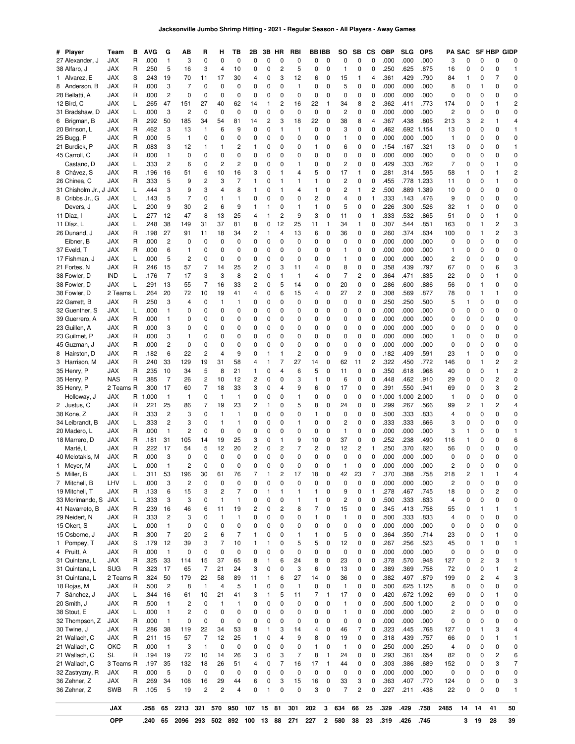**Jacksonville Jumbo Shrimp Hitting - 2021 - Regular Season - All Players - Away Games**

| # | Player | Team | B | AVG | G | AB | R | H | TB | 2B | 3B | HR | RBI | BB | IBB | SO | SB | CS | OBP | SLG | OPS | PA | SAC | SF | HBP | GIDP |
|---|---|---|---|---|---|---|---|---|---|---|---|---|---|---|---|---|---|---|---|---|---|---|---|---|---|---|
| 27 | Alexander, J | JAX | R | .000 | 1 | 3 | 0 | 0 | 0 | 0 | 0 | 0 | 0 | 0 | 0 | 0 | 0 | 0 | .000 | .000 | .000 | 3 | 0 | 0 | 0 | 0 |
| 38 | Alfaro, J | JAX | R | .250 | 5 | 16 | 3 | 4 | 10 | 0 | 0 | 2 | 5 | 0 | 0 | 1 | 0 | 0 | .250 | .625 | .875 | 16 | 0 | 0 | 0 | 1 |
| 1 | Alvarez, E | JAX | S | .243 | 19 | 70 | 11 | 17 | 30 | 4 | 0 | 3 | 12 | 6 | 0 | 15 | 1 | 4 | .361 | .429 | .790 | 84 | 1 | 0 | 7 | 0 |
| 8 | Anderson, B | JAX | R | .000 | 3 | 7 | 0 | 0 | 0 | 0 | 0 | 0 | 1 | 0 | 0 | 5 | 0 | 0 | .000 | .000 | .000 | 8 | 0 | 1 | 0 | 0 |
| 28 | Bellatti, A | JAX | R | .000 | 2 | 0 | 0 | 0 | 0 | 0 | 0 | 0 | 0 | 0 | 0 | 0 | 0 | 0 | .000 | .000 | .000 | 0 | 0 | 0 | 0 | 0 |
| 12 | Bird, C | JAX | L | .265 | 47 | 151 | 27 | 40 | 62 | 14 | 1 | 2 | 16 | 22 | 1 | 34 | 8 | 2 | .362 | .411 | .773 | 174 | 0 | 0 | 1 | 2 |
| 31 | Bradshaw, D | JAX | L | .000 | 3 | 2 | 0 | 0 | 0 | 0 | 0 | 0 | 0 | 0 | 0 | 2 | 0 | 0 | .000 | .000 | .000 | 2 | 0 | 0 | 0 | 0 |
| 6 | Brigman, B | JAX | R | .292 | 50 | 185 | 34 | 54 | 81 | 14 | 2 | 3 | 18 | 22 | 0 | 38 | 8 | 4 | .367 | .438 | .805 | 213 | 3 | 2 | 1 | 4 |
| 20 | Brinson, L | JAX | R | .462 | 3 | 13 | 1 | 6 | 9 | 0 | 0 | 1 | 1 | 0 | 0 | 3 | 0 | 0 | .462 | .692 | 1.154 | 13 | 0 | 0 | 0 | 1 |
| 25 | Bugg, P | JAX | R | .000 | 5 | 1 | 0 | 0 | 0 | 0 | 0 | 0 | 0 | 0 | 0 | 1 | 0 | 0 | .000 | .000 | .000 | 1 | 0 | 0 | 0 | 0 |
| 21 | Burdick, P | JAX | R | .083 | 3 | 12 | 1 | 1 | 2 | 1 | 0 | 0 | 0 | 1 | 0 | 6 | 0 | 0 | .154 | .167 | .321 | 13 | 0 | 0 | 0 | 1 |
| 45 | Carroll, C | JAX | R | .000 | 1 | 0 | 0 | 0 | 0 | 0 | 0 | 0 | 0 | 0 | 0 | 0 | 0 | 0 | .000 | .000 | .000 | 0 | 0 | 0 | 0 | 0 |
| | Castano, D | JAX | L | .333 | 2 | 6 | 0 | 2 | 2 | 0 | 0 | 0 | 1 | 0 | 0 | 2 | 0 | 0 | .429 | .333 | .762 | 7 | 0 | 0 | 1 | 0 |
| 8 | Chávez, S | JAX | R | .196 | 16 | 51 | 6 | 10 | 16 | 3 | 0 | 1 | 4 | 5 | 0 | 17 | 1 | 0 | .281 | .314 | .595 | 58 | 1 | 0 | 1 | 2 |
| 26 | Chinea, C | JAX | R | .333 | 5 | 9 | 2 | 3 | 7 | 1 | 0 | 1 | 1 | 1 | 0 | 2 | 0 | 0 | .455 | .778 | 1.233 | 11 | 0 | 0 | 1 | 0 |
| 31 | Chisholm Jr., J | JAX | L | .444 | 3 | 9 | 3 | 4 | 8 | 1 | 0 | 1 | 4 | 1 | 0 | 2 | 1 | 2 | .500 | .889 | 1.389 | 10 | 0 | 0 | 0 | 0 |
| 8 | Cribbs Jr., G | JAX | L | .143 | 5 | 7 | 0 | 1 | 1 | 0 | 0 | 0 | 0 | 2 | 0 | 4 | 0 | 1 | .333 | .143 | .476 | 9 | 0 | 0 | 0 | 0 |
| | Devers, J | JAX | L | .200 | 9 | 30 | 2 | 6 | 9 | 1 | 1 | 0 | 1 | 1 | 0 | 5 | 0 | 0 | .226 | .300 | .526 | 32 | 1 | 0 | 0 | 0 |
| 11 | Díaz, I | JAX | L | .277 | 12 | 47 | 8 | 13 | 25 | 4 | 1 | 2 | 9 | 3 | 0 | 11 | 0 | 1 | .333 | .532 | .865 | 51 | 0 | 0 | 1 | 0 |
| 11 | Díaz, L | JAX | L | .248 | 38 | 149 | 31 | 37 | 81 | 8 | 0 | 12 | 25 | 11 | 1 | 34 | 1 | 0 | .307 | .544 | .851 | 163 | 0 | 1 | 2 | 3 |
| 26 | Dunand, J | JAX | R | .198 | 27 | 91 | 11 | 18 | 34 | 2 | 1 | 4 | 13 | 6 | 0 | 36 | 0 | 0 | .260 | .374 | .634 | 100 | 0 | 1 | 2 | 3 |
| | Eibner, B | JAX | R | .000 | 2 | 0 | 0 | 0 | 0 | 0 | 0 | 0 | 0 | 0 | 0 | 0 | 0 | 0 | .000 | .000 | .000 | 0 | 0 | 0 | 0 | 0 |
| 37 | Eveld, T | JAX | R | .000 | 6 | 1 | 0 | 0 | 0 | 0 | 0 | 0 | 0 | 0 | 0 | 1 | 0 | 0 | .000 | .000 | .000 | 1 | 0 | 0 | 0 | 0 |
| 17 | Fishman, J | JAX | L | .000 | 5 | 2 | 0 | 0 | 0 | 0 | 0 | 0 | 0 | 0 | 0 | 1 | 0 | 0 | .000 | .000 | .000 | 2 | 0 | 0 | 0 | 0 |
| 21 | Fortes, N | JAX | R | .246 | 15 | 57 | 7 | 14 | 25 | 2 | 0 | 3 | 11 | 4 | 0 | 8 | 0 | 0 | .358 | .439 | .797 | 67 | 0 | 0 | 6 | 3 |
| 38 | Fowler, D | IND | L | .176 | 7 | 17 | 3 | 3 | 8 | 2 | 0 | 1 | 1 | 4 | 0 | 7 | 2 | 0 | .364 | .471 | .835 | 22 | 0 | 0 | 1 | 0 |
| 38 | Fowler, D | JAX | L | .291 | 13 | 55 | 7 | 16 | 33 | 2 | 0 | 5 | 14 | 0 | 0 | 20 | 0 | 0 | .286 | .600 | .886 | 56 | 0 | 1 | 0 | 0 |
| 38 | Fowler, D | 2 Teams | L | .264 | 20 | 72 | 10 | 19 | 41 | 4 | 0 | 6 | 15 | 4 | 0 | 27 | 2 | 0 | .308 | .569 | .877 | 78 | 0 | 1 | 1 | 0 |
| 22 | Garrett, B | JAX | R | .250 | 3 | 4 | 0 | 1 | 1 | 0 | 0 | 0 | 0 | 0 | 0 | 0 | 0 | 0 | .250 | .250 | .500 | 5 | 1 | 0 | 0 | 0 |
| 32 | Guenther, S | JAX | L | .000 | 1 | 0 | 0 | 0 | 0 | 0 | 0 | 0 | 0 | 0 | 0 | 0 | 0 | 0 | .000 | .000 | .000 | 0 | 0 | 0 | 0 | 0 |
| 39 | Guerrero, A | JAX | R | .000 | 1 | 0 | 0 | 0 | 0 | 0 | 0 | 0 | 0 | 0 | 0 | 0 | 0 | 0 | .000 | .000 | .000 | 0 | 0 | 0 | 0 | 0 |
| 23 | Guillen, A | JAX | R | .000 | 3 | 0 | 0 | 0 | 0 | 0 | 0 | 0 | 0 | 0 | 0 | 0 | 0 | 0 | .000 | .000 | .000 | 0 | 0 | 0 | 0 | 0 |
| 23 | Guilmet, P | JAX | R | .000 | 3 | 1 | 0 | 0 | 0 | 0 | 0 | 0 | 0 | 0 | 0 | 0 | 0 | 0 | .000 | .000 | .000 | 1 | 0 | 0 | 0 | 0 |
| 45 | Guzman, J | JAX | R | .000 | 2 | 0 | 0 | 0 | 0 | 0 | 0 | 0 | 0 | 0 | 0 | 0 | 0 | 0 | .000 | .000 | .000 | 0 | 0 | 0 | 0 | 0 |
| 8 | Hairston, D | JAX | R | .182 | 6 | 22 | 2 | 4 | 9 | 0 | 1 | 1 | 2 | 0 | 0 | 9 | 0 | 0 | .182 | .409 | .591 | 23 | 1 | 0 | 0 | 0 |
| 3 | Harrison, M | JAX | R | .240 | 33 | 129 | 19 | 31 | 58 | 4 | 1 | 7 | 27 | 14 | 0 | 62 | 11 | 2 | .322 | .450 | .772 | 146 | 0 | 1 | 2 | 2 |
| 35 | Henry, P | JAX | R | .235 | 10 | 34 | 5 | 8 | 21 | 1 | 0 | 4 | 6 | 5 | 0 | 11 | 0 | 0 | .350 | .618 | .968 | 40 | 0 | 0 | 1 | 2 |
| 35 | Henry, P | NAS | R | .385 | 7 | 26 | 2 | 10 | 12 | 2 | 0 | 0 | 3 | 1 | 0 | 6 | 0 | 0 | .448 | .462 | .910 | 29 | 0 | 0 | 2 | 0 |
| 35 | Henry, P | 2 Teams | R | .300 | 17 | 60 | 7 | 18 | 33 | 3 | 0 | 4 | 9 | 6 | 0 | 17 | 0 | 0 | .391 | .550 | .941 | 69 | 0 | 0 | 3 | 2 |
| | Holloway, J | JAX | R | 1.000 | 1 | 1 | 0 | 1 | 1 | 0 | 0 | 0 | 1 | 0 | 0 | 0 | 0 | 0 | 1.000 | 1.000 | 2.000 | 1 | 0 | 0 | 0 | 0 |
| 2 | Justus, C | JAX | R | .221 | 25 | 86 | 7 | 19 | 23 | 2 | 1 | 0 | 5 | 8 | 0 | 24 | 0 | 0 | .299 | .267 | .566 | 99 | 2 | 1 | 2 | 4 |
| 38 | Kone, Z | JAX | R | .333 | 2 | 3 | 0 | 1 | 1 | 0 | 0 | 0 | 0 | 1 | 0 | 0 | 0 | 0 | .500 | .333 | .833 | 4 | 0 | 0 | 0 | 0 |
| 34 | Leibrandt, B | JAX | L | .333 | 2 | 3 | 0 | 1 | 1 | 0 | 0 | 0 | 1 | 0 | 0 | 2 | 0 | 0 | .333 | .333 | .666 | 3 | 0 | 0 | 0 | 0 |
| 20 | Madero, L | JAX | R | .000 | 1 | 2 | 0 | 0 | 0 | 0 | 0 | 0 | 0 | 0 | 0 | 1 | 0 | 0 | .000 | .000 | .000 | 3 | 1 | 0 | 0 | 1 |
| 18 | Marrero, D | JAX | R | .181 | 31 | 105 | 14 | 19 | 25 | 3 | 0 | 1 | 9 | 10 | 0 | 37 | 0 | 0 | .252 | .238 | .490 | 116 | 1 | 0 | 0 | 6 |
| | Marté, L | JAX | R | .222 | 17 | 54 | 5 | 12 | 20 | 2 | 0 | 2 | 7 | 2 | 0 | 12 | 2 | 1 | .250 | .370 | .620 | 56 | 0 | 0 | 0 | 0 |
| 40 | Melotakis, M | JAX | R | .000 | 3 | 0 | 0 | 0 | 0 | 0 | 0 | 0 | 0 | 0 | 0 | 0 | 0 | 0 | .000 | .000 | .000 | 0 | 0 | 0 | 0 | 0 |
| 1 | Meyer, M | JAX | L | .000 | 1 | 2 | 0 | 0 | 0 | 0 | 0 | 0 | 0 | 0 | 0 | 1 | 0 | 0 | .000 | .000 | .000 | 2 | 0 | 0 | 0 | 0 |
| 5 | Miller, B | JAX | L | .311 | 53 | 196 | 30 | 61 | 76 | 7 | 1 | 2 | 17 | 18 | 0 | 42 | 23 | 7 | .370 | .388 | .758 | 218 | 2 | 1 | 1 | 4 |
| 7 | Mitchell, B | LHV | L | .000 | 3 | 2 | 0 | 0 | 0 | 0 | 0 | 0 | 0 | 0 | 0 | 0 | 0 | 0 | .000 | .000 | .000 | 2 | 0 | 0 | 0 | 0 |
| 19 | Mitchell, T | JAX | R | .133 | 6 | 15 | 3 | 2 | 7 | 0 | 1 | 1 | 1 | 1 | 0 | 9 | 0 | 1 | .278 | .467 | .745 | 18 | 0 | 0 | 2 | 0 |
| 33 | Morimando, S | JAX | L | .333 | 3 | 3 | 0 | 1 | 1 | 0 | 0 | 0 | 1 | 1 | 0 | 2 | 0 | 0 | .500 | .333 | .833 | 4 | 0 | 0 | 0 | 0 |
| 41 | Navarreto, B | JAX | R | .239 | 16 | 46 | 6 | 11 | 19 | 2 | 0 | 2 | 8 | 7 | 0 | 15 | 0 | 0 | .345 | .413 | .758 | 55 | 0 | 1 | 1 | 1 |
| 29 | Neidert, N | JAX | R | .333 | 2 | 3 | 0 | 1 | 1 | 0 | 0 | 0 | 0 | 1 | 0 | 1 | 0 | 0 | .500 | .333 | .833 | 4 | 0 | 0 | 0 | 0 |
| 15 | Okert, S | JAX | L | .000 | 1 | 0 | 0 | 0 | 0 | 0 | 0 | 0 | 0 | 0 | 0 | 0 | 0 | 0 | .000 | .000 | .000 | 0 | 0 | 0 | 0 | 0 |
| 15 | Osborne, J | JAX | R | .300 | 7 | 20 | 2 | 6 | 7 | 1 | 0 | 0 | 1 | 1 | 0 | 5 | 0 | 0 | .364 | .350 | .714 | 23 | 0 | 0 | 1 | 0 |
| 1 | Pompey, T | JAX | S | .179 | 12 | 39 | 3 | 7 | 10 | 1 | 1 | 0 | 5 | 5 | 0 | 12 | 0 | 0 | .267 | .256 | .523 | 45 | 0 | 1 | 0 | 1 |
| 4 | Pruitt, A | JAX | R | .000 | 1 | 0 | 0 | 0 | 0 | 0 | 0 | 0 | 0 | 0 | 0 | 0 | 0 | 0 | .000 | .000 | .000 | 0 | 0 | 0 | 0 | 0 |
| 31 | Quintana, L | JAX | R | .325 | 33 | 114 | 15 | 37 | 65 | 8 | 1 | 6 | 24 | 8 | 0 | 23 | 0 | 0 | .378 | .570 | .948 | 127 | 0 | 2 | 3 | 1 |
| 31 | Quintana, L | SUG | R | .323 | 17 | 65 | 7 | 21 | 24 | 3 | 0 | 0 | 3 | 6 | 0 | 13 | 0 | 0 | .389 | .369 | .758 | 72 | 0 | 0 | 1 | 2 |
| 31 | Quintana, L | 2 Teams | R | .324 | 50 | 179 | 22 | 58 | 89 | 11 | 1 | 6 | 27 | 14 | 0 | 36 | 0 | 0 | .382 | .497 | .879 | 199 | 0 | 2 | 4 | 3 |
| 18 | Rojas, M | JAX | R | .500 | 2 | 8 | 1 | 4 | 5 | 1 | 0 | 0 | 1 | 0 | 0 | 1 | 0 | 0 | .500 | .625 | 1.125 | 8 | 0 | 0 | 0 | 0 |
| 7 | Sánchez, J | JAX | L | .344 | 16 | 61 | 10 | 21 | 41 | 3 | 1 | 5 | 11 | 7 | 1 | 17 | 0 | 0 | .420 | .672 | 1.092 | 69 | 0 | 0 | 1 | 0 |
| 20 | Smith, J | JAX | R | .500 | 1 | 2 | 0 | 1 | 1 | 0 | 0 | 0 | 0 | 0 | 0 | 1 | 0 | 0 | .500 | .500 | 1.000 | 2 | 0 | 0 | 0 | 0 |
| 38 | Stout, E | JAX | L | .000 | 1 | 2 | 0 | 0 | 0 | 0 | 0 | 0 | 0 | 0 | 0 | 1 | 0 | 0 | .000 | .000 | .000 | 2 | 0 | 0 | 0 | 0 |
| 32 | Thompson, Z | JAX | R | .000 | 1 | 0 | 0 | 0 | 0 | 0 | 0 | 0 | 0 | 0 | 0 | 0 | 0 | 0 | .000 | .000 | .000 | 0 | 0 | 0 | 0 | 0 |
| 30 | Twine, J | JAX | R | .286 | 38 | 119 | 22 | 34 | 53 | 8 | 1 | 3 | 14 | 4 | 0 | 46 | 7 | 0 | .323 | .445 | .768 | 127 | 0 | 1 | 3 | 4 |
| 21 | Wallach, C | JAX | R | .211 | 15 | 57 | 7 | 12 | 25 | 1 | 0 | 4 | 9 | 8 | 0 | 19 | 0 | 0 | .318 | .439 | .757 | 66 | 0 | 0 | 1 | 1 |
| 21 | Wallach, C | OKC | R | .000 | 1 | 3 | 1 | 0 | 0 | 0 | 0 | 0 | 0 | 1 | 0 | 1 | 0 | 0 | .250 | .000 | .250 | 4 | 0 | 0 | 0 | 0 |
| 21 | Wallach, C | SL | R | .194 | 19 | 72 | 10 | 14 | 26 | 3 | 0 | 3 | 7 | 8 | 1 | 24 | 0 | 0 | .293 | .361 | .654 | 82 | 0 | 0 | 2 | 6 |
| 21 | Wallach, C | 3 Teams | R | .197 | 35 | 132 | 18 | 26 | 51 | 4 | 0 | 7 | 16 | 17 | 1 | 44 | 0 | 0 | .303 | .386 | .689 | 152 | 0 | 0 | 3 | 7 |
| 32 | Zastryzny, R | JAX | R | .000 | 5 | 0 | 0 | 0 | 0 | 0 | 0 | 0 | 0 | 0 | 0 | 0 | 0 | 0 | .000 | .000 | .000 | 0 | 0 | 0 | 0 | 0 |
| 36 | Zehner, Z | JAX | R | .269 | 34 | 108 | 16 | 29 | 44 | 6 | 0 | 3 | 15 | 16 | 0 | 33 | 3 | 0 | .363 | .407 | .770 | 124 | 0 | 0 | 0 | 3 |
| 36 | Zehner, Z | SWB | R | .105 | 5 | 19 | 2 | 2 | 4 | 0 | 1 | 0 | 0 | 3 | 0 | 7 | 2 | 0 | .227 | .211 | .438 | 22 | 0 | 0 | 0 | 1 |
| | | **JAX** | | **.258** | **65** | **2213** | **321** | **570** | **950** | **107** | **15** | **81** | **301** | **202** | **3** | **634** | **66** | **25** | **.329** | **.429** | **.758** | **2485** | **14** | **14** | **41** | **50** |
| | | **OPP** | | **.240** | **65** | **2096** | **293** | **502** | **892** | **100** | **13** | **88** | **271** | **227** | **2** | **580** | **38** | **23** | **.319** | **.426** | **.745** | | **3** | **19** | **28** | **39** |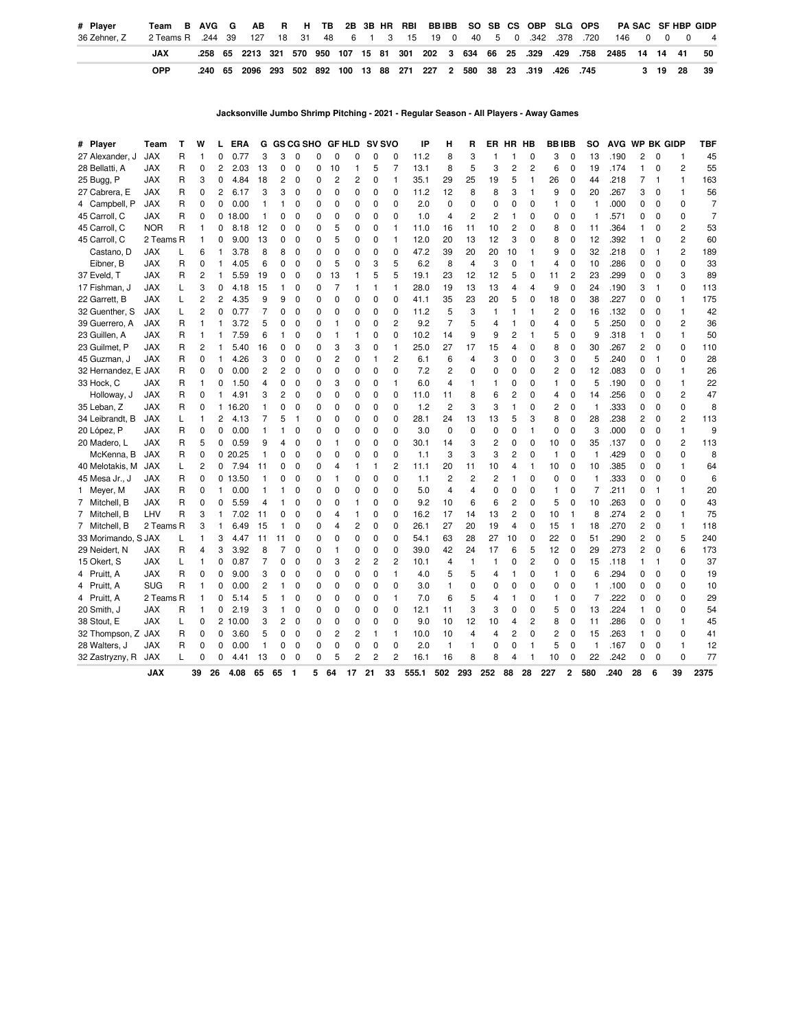| # | Player | Team | B | AVG | G | AB | R | H | TB | 2B | 3B | HR | RBI | BB | IBB | SO | SB | CS | OBP | SLG | OPS | PA | SAC | SF | HBP | GIDP |
|---|---|---|---|---|---|---|---|---|---|---|---|---|---|---|---|---|---|---|---|---|---|---|---|---|---|---|
| 36 | Zehner, Z | 2 Teams | R | .244 | 39 | 127 | 18 | 31 | 48 | 6 | 1 | 3 | 15 | 19 | 0 | 40 | 5 | 0 | .342 | .378 | .720 | 146 | 0 | 0 | 0 | 4 |
| | | **JAX** | | **.258** | **65** | **2213** | **321** | **570** | **950** | **107** | **15** | **81** | **301** | **202** | **3** | **634** | **66** | **25** | **.329** | **.429** | **.758** | **2485** | **14** | **14** | **41** | **50** |
| | | **OPP** | | **.240** | **65** | **2096** | **293** | **502** | **892** | **100** | **13** | **88** | **271** | **227** | **2** | **580** | **38** | **23** | **.319** | **.426** | **.745** | | **3** | **19** | **28** | **39** |

## Jacksonville Jumbo Shrimp Pitching - 2021 - Regular Season - All Players - Away Games

| # | Player | Team | T | W | L | ERA | G | GS | CG | SHO | GF | HLD | SV | SVO | IP | H | R | ER | HR | HB | BB | IBB | SO | AVG | WP | BK | GIDP | TBF |
|---|---|---|---|---|---|---|---|---|---|---|---|---|---|---|---|---|---|---|---|---|---|---|---|---|---|---|---|---|
| 27 | Alexander, J | JAX | R | 1 | 0 | 0.77 | 3 | 3 | 0 | 0 | 0 | 0 | 0 | 0 | 11.2 | 8 | 3 | 1 | 1 | 0 | 3 | 0 | 13 | .190 | 2 | 0 | 1 | 45 |
| 28 | Bellatti, A | JAX | R | 0 | 2 | 2.03 | 13 | 0 | 0 | 0 | 10 | 1 | 5 | 7 | 13.1 | 8 | 5 | 3 | 2 | 2 | 6 | 0 | 19 | .174 | 1 | 0 | 2 | 55 |
| 25 | Bugg, P | JAX | R | 3 | 0 | 4.84 | 18 | 2 | 0 | 0 | 2 | 2 | 0 | 1 | 35.1 | 29 | 25 | 19 | 5 | 1 | 26 | 0 | 44 | .218 | 7 | 1 | 1 | 163 |
| 27 | Cabrera, E | JAX | R | 0 | 2 | 6.17 | 3 | 3 | 0 | 0 | 0 | 0 | 0 | 0 | 11.2 | 12 | 8 | 8 | 3 | 1 | 9 | 0 | 20 | .267 | 3 | 0 | 1 | 56 |
| 4 | Campbell, P | JAX | R | 0 | 0 | 0.00 | 1 | 1 | 0 | 0 | 0 | 0 | 0 | 0 | 2.0 | 0 | 0 | 0 | 0 | 0 | 1 | 0 | 1 | .000 | 0 | 0 | 0 | 7 |
| 45 | Carroll, C | JAX | R | 0 | 0 | 18.00 | 1 | 0 | 0 | 0 | 0 | 0 | 0 | 0 | 1.0 | 4 | 2 | 2 | 1 | 0 | 0 | 0 | 1 | .571 | 0 | 0 | 0 | 7 |
| 45 | Carroll, C | NOR | R | 1 | 0 | 8.18 | 12 | 0 | 0 | 0 | 5 | 0 | 0 | 1 | 11.0 | 16 | 11 | 10 | 2 | 0 | 8 | 0 | 11 | .364 | 1 | 0 | 2 | 53 |
| 45 | Carroll, C | 2 Teams | R | 1 | 0 | 9.00 | 13 | 0 | 0 | 0 | 5 | 0 | 0 | 1 | 12.0 | 20 | 13 | 12 | 3 | 0 | 8 | 0 | 12 | .392 | 1 | 0 | 2 | 60 |
| | Castano, D | JAX | L | 6 | 1 | 3.78 | 8 | 8 | 0 | 0 | 0 | 0 | 0 | 0 | 47.2 | 39 | 20 | 20 | 10 | 1 | 9 | 0 | 32 | .218 | 0 | 1 | 2 | 189 |
| | Eibner, B | JAX | R | 0 | 1 | 4.05 | 6 | 0 | 0 | 0 | 5 | 0 | 3 | 5 | 6.2 | 8 | 4 | 3 | 0 | 1 | 4 | 0 | 10 | .286 | 0 | 0 | 0 | 33 |
| 37 | Eveld, T | JAX | R | 2 | 1 | 5.59 | 19 | 0 | 0 | 0 | 13 | 1 | 5 | 5 | 19.1 | 23 | 12 | 12 | 5 | 0 | 11 | 2 | 23 | .299 | 0 | 0 | 3 | 89 |
| 17 | Fishman, J | JAX | L | 3 | 0 | 4.18 | 15 | 1 | 0 | 0 | 7 | 1 | 1 | 1 | 28.0 | 19 | 13 | 13 | 4 | 4 | 9 | 0 | 24 | .190 | 3 | 1 | 0 | 113 |
| 22 | Garrett, B | JAX | L | 2 | 2 | 4.35 | 9 | 9 | 0 | 0 | 0 | 0 | 0 | 0 | 41.1 | 35 | 23 | 20 | 5 | 0 | 18 | 0 | 38 | .227 | 0 | 0 | 1 | 175 |
| 32 | Guenther, S | JAX | L | 2 | 0 | 0.77 | 7 | 0 | 0 | 0 | 0 | 0 | 0 | 0 | 11.2 | 5 | 3 | 1 | 1 | 1 | 2 | 0 | 16 | .132 | 0 | 0 | 0 | 42 |
| 39 | Guerrero, A | JAX | R | 1 | 1 | 3.72 | 5 | 0 | 0 | 0 | 1 | 0 | 0 | 2 | 9.2 | 7 | 5 | 4 | 1 | 0 | 4 | 0 | 5 | .250 | 0 | 0 | 2 | 36 |
| 23 | Guillen, A | JAX | R | 1 | 1 | 7.59 | 6 | 1 | 0 | 0 | 1 | 1 | 0 | 0 | 10.2 | 14 | 9 | 9 | 2 | 1 | 5 | 0 | 9 | .318 | 1 | 0 | 1 | 50 |
| 23 | Guilmet, P | JAX | R | 2 | 1 | 5.40 | 16 | 0 | 0 | 0 | 3 | 3 | 0 | 1 | 25.0 | 27 | 17 | 15 | 4 | 0 | 8 | 0 | 30 | .267 | 2 | 0 | 0 | 110 |
| 45 | Guzman, J | JAX | R | 0 | 1 | 4.26 | 3 | 0 | 0 | 0 | 2 | 0 | 1 | 2 | 6.1 | 6 | 4 | 3 | 0 | 0 | 3 | 0 | 5 | .240 | 0 | 1 | 0 | 28 |
| 32 | Hernandez, E | JAX | R | 0 | 0 | 0.00 | 2 | 2 | 0 | 0 | 0 | 0 | 0 | 0 | 7.2 | 2 | 0 | 0 | 0 | 0 | 2 | 0 | 12 | .083 | 0 | 0 | 1 | 26 |
| 33 | Hock, C | JAX | R | 1 | 0 | 1.50 | 4 | 0 | 0 | 0 | 3 | 0 | 0 | 1 | 6.0 | 4 | 1 | 1 | 0 | 0 | 1 | 0 | 5 | .190 | 0 | 0 | 1 | 22 |
| | Holloway, J | JAX | R | 0 | 1 | 4.91 | 3 | 2 | 0 | 0 | 0 | 0 | 0 | 0 | 11.0 | 11 | 8 | 6 | 2 | 0 | 4 | 0 | 14 | .256 | 0 | 0 | 2 | 47 |
| 35 | Leban, Z | JAX | R | 0 | 1 | 16.20 | 1 | 0 | 0 | 0 | 0 | 0 | 0 | 0 | 1.2 | 2 | 3 | 3 | 1 | 0 | 2 | 0 | 1 | .333 | 0 | 0 | 0 | 8 |
| 34 | Leibrandt, B | JAX | L | 1 | 2 | 4.13 | 7 | 5 | 1 | 0 | 0 | 0 | 0 | 0 | 28.1 | 24 | 13 | 13 | 5 | 3 | 8 | 0 | 28 | .238 | 2 | 0 | 2 | 113 |
| 20 | López, P | JAX | R | 0 | 0 | 0.00 | 1 | 1 | 0 | 0 | 0 | 0 | 0 | 0 | 3.0 | 0 | 0 | 0 | 0 | 1 | 0 | 0 | 3 | .000 | 0 | 0 | 1 | 9 |
| 20 | Madero, L | JAX | R | 5 | 0 | 0.59 | 9 | 4 | 0 | 0 | 1 | 0 | 0 | 0 | 30.1 | 14 | 3 | 2 | 0 | 0 | 10 | 0 | 35 | .137 | 0 | 0 | 2 | 113 |
| | McKenna, B | JAX | R | 0 | 0 | 20.25 | 1 | 0 | 0 | 0 | 0 | 0 | 0 | 0 | 1.1 | 3 | 3 | 3 | 2 | 0 | 1 | 0 | 1 | .429 | 0 | 0 | 0 | 8 |
| 40 | Melotakis, M | JAX | L | 2 | 0 | 7.94 | 11 | 0 | 0 | 0 | 4 | 1 | 1 | 2 | 11.1 | 20 | 11 | 10 | 4 | 1 | 10 | 0 | 10 | .385 | 0 | 0 | 1 | 64 |
| 45 | Mesa Jr., J | JAX | R | 0 | 0 | 13.50 | 1 | 0 | 0 | 0 | 1 | 0 | 0 | 0 | 1.1 | 2 | 2 | 2 | 1 | 0 | 0 | 0 | 1 | .333 | 0 | 0 | 0 | 6 |
| 1 | Meyer, M | JAX | R | 0 | 1 | 0.00 | 1 | 1 | 0 | 0 | 0 | 0 | 0 | 0 | 5.0 | 4 | 4 | 0 | 0 | 0 | 1 | 0 | 7 | .211 | 0 | 1 | 1 | 20 |
| 7 | Mitchell, B | JAX | R | 0 | 0 | 5.59 | 4 | 1 | 0 | 0 | 0 | 1 | 0 | 0 | 9.2 | 10 | 6 | 6 | 2 | 0 | 5 | 0 | 10 | .263 | 0 | 0 | 0 | 43 |
| 7 | Mitchell, B | LHV | R | 3 | 1 | 7.02 | 11 | 0 | 0 | 0 | 4 | 1 | 0 | 0 | 16.2 | 17 | 14 | 13 | 2 | 0 | 10 | 1 | 8 | .274 | 2 | 0 | 1 | 75 |
| 7 | Mitchell, B | 2 Teams | R | 3 | 1 | 6.49 | 15 | 1 | 0 | 0 | 4 | 2 | 0 | 0 | 26.1 | 27 | 20 | 19 | 4 | 0 | 15 | 1 | 18 | .270 | 2 | 0 | 1 | 118 |
| 33 | Morimando, S | JAX | L | 1 | 3 | 4.47 | 11 | 11 | 0 | 0 | 0 | 0 | 0 | 0 | 54.1 | 63 | 28 | 27 | 10 | 0 | 22 | 0 | 51 | .290 | 2 | 0 | 5 | 240 |
| 29 | Neidert, N | JAX | R | 4 | 3 | 3.92 | 8 | 7 | 0 | 0 | 1 | 0 | 0 | 0 | 39.0 | 42 | 24 | 17 | 6 | 5 | 12 | 0 | 29 | .273 | 2 | 0 | 6 | 173 |
| 15 | Okert, S | JAX | L | 1 | 0 | 0.87 | 7 | 0 | 0 | 0 | 3 | 2 | 2 | 2 | 10.1 | 4 | 1 | 1 | 0 | 2 | 0 | 0 | 15 | .118 | 1 | 1 | 0 | 37 |
| 4 | Pruitt, A | JAX | R | 0 | 0 | 9.00 | 3 | 0 | 0 | 0 | 0 | 0 | 0 | 1 | 4.0 | 5 | 5 | 4 | 1 | 0 | 1 | 0 | 6 | .294 | 0 | 0 | 0 | 19 |
| 4 | Pruitt, A | SUG | R | 1 | 0 | 0.00 | 2 | 1 | 0 | 0 | 0 | 0 | 0 | 0 | 3.0 | 1 | 0 | 0 | 0 | 0 | 0 | 0 | 1 | .100 | 0 | 0 | 0 | 10 |
| 4 | Pruitt, A | 2 Teams | R | 1 | 0 | 5.14 | 5 | 1 | 0 | 0 | 0 | 0 | 0 | 1 | 7.0 | 6 | 5 | 4 | 1 | 0 | 1 | 0 | 7 | .222 | 0 | 0 | 0 | 29 |
| 20 | Smith, J | JAX | R | 1 | 0 | 2.19 | 3 | 1 | 0 | 0 | 0 | 0 | 0 | 0 | 12.1 | 11 | 3 | 3 | 0 | 0 | 5 | 0 | 13 | .224 | 1 | 0 | 0 | 54 |
| 38 | Stout, E | JAX | L | 0 | 2 | 10.00 | 3 | 2 | 0 | 0 | 0 | 0 | 0 | 0 | 9.0 | 10 | 12 | 10 | 4 | 2 | 8 | 0 | 11 | .286 | 0 | 0 | 1 | 45 |
| 32 | Thompson, Z | JAX | R | 0 | 0 | 3.60 | 5 | 0 | 0 | 0 | 2 | 2 | 1 | 1 | 10.0 | 10 | 4 | 4 | 2 | 0 | 2 | 0 | 15 | .263 | 1 | 0 | 0 | 41 |
| 28 | Walters, J | JAX | R | 0 | 0 | 0.00 | 1 | 0 | 0 | 0 | 0 | 0 | 0 | 0 | 2.0 | 1 | 1 | 0 | 0 | 1 | 5 | 0 | 1 | .167 | 0 | 0 | 1 | 12 |
| 32 | Zastryzny, R | JAX | L | 0 | 0 | 4.41 | 13 | 0 | 0 | 0 | 5 | 2 | 2 | 2 | 16.1 | 16 | 8 | 8 | 4 | 1 | 10 | 0 | 22 | .242 | 0 | 0 | 0 | 77 |
| | | **JAX** | | **39** | **26** | **4.08** | **65** | **65** | **1** | **5** | **64** | **17** | **21** | **33** | **555.1** | **502** | **293** | **252** | **88** | **28** | **227** | **2** | **580** | **.240** | **28** | **6** | **39** | **2375** |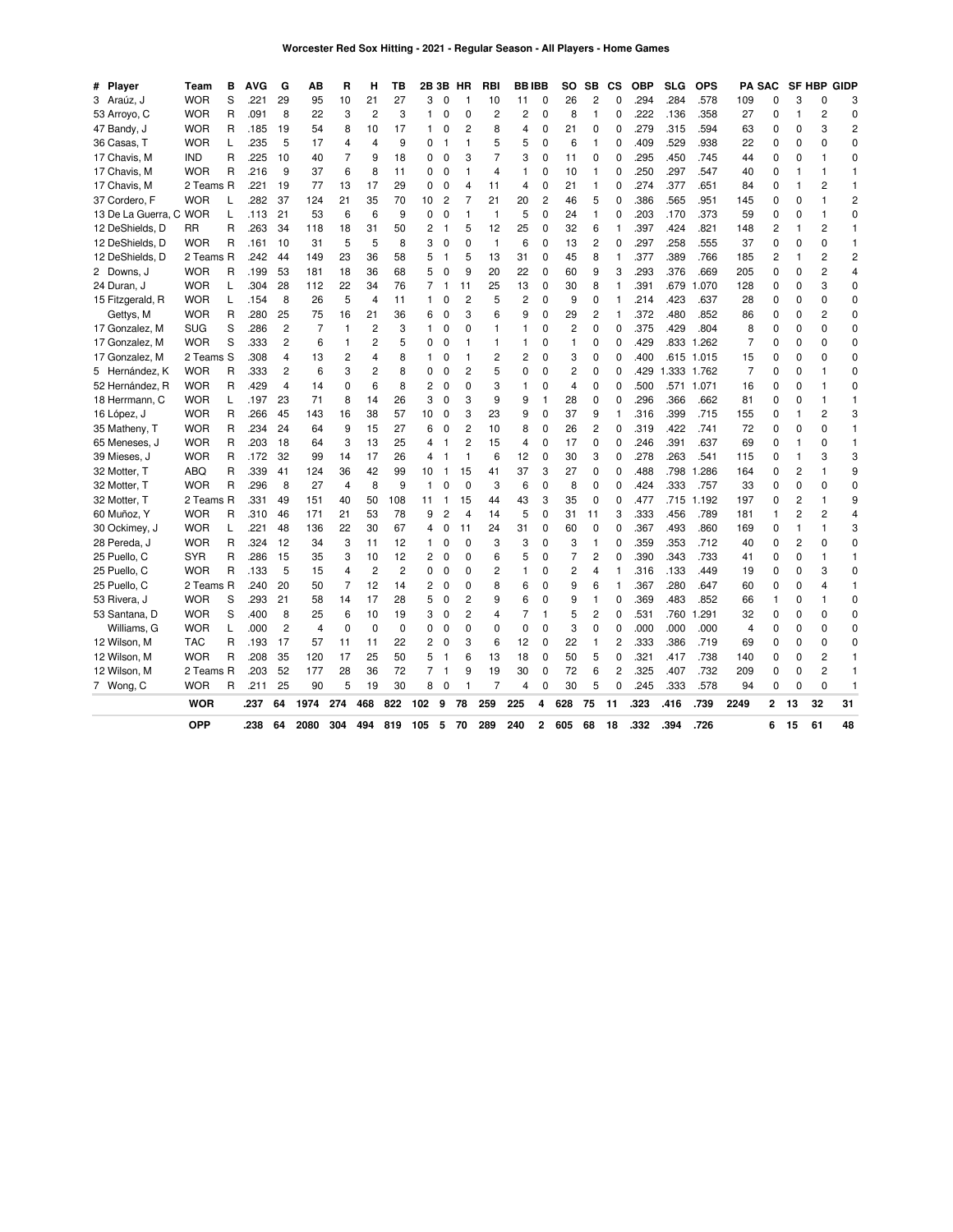**Worcester Red Sox Hitting - 2021 - Regular Season - All Players - Home Games**

| # | Player | Team | B | AVG | G | AB | R | H | TB | 2B | 3B | HR | RBI | BB | IBB | SO | SB | CS | OBP | SLG | OPS | PA | SAC | SF | HBP | GIDP |
|---|---|---|---|---|---|---|---|---|---|---|---|---|---|---|---|---|---|---|---|---|---|---|---|---|---|---|
| 3 | Araúz, J | WOR | S | .221 | 29 | 95 | 10 | 21 | 27 | 3 | 0 | 1 | 10 | 11 | 0 | 26 | 2 | 0 | .294 | .284 | .578 | 109 | 0 | 3 | 0 | 3 |
| 53 | Arroyo, C | WOR | R | .091 | 8 | 22 | 3 | 2 | 3 | 1 | 0 | 0 | 2 | 2 | 0 | 8 | 1 | 0 | .222 | .136 | .358 | 27 | 0 | 1 | 2 | 0 |
| 47 | Bandy, J | WOR | R | .185 | 19 | 54 | 8 | 10 | 17 | 1 | 0 | 2 | 8 | 4 | 0 | 21 | 0 | 0 | .279 | .315 | .594 | 63 | 0 | 0 | 3 | 2 |
| 36 | Casas, T | WOR | L | .235 | 5 | 17 | 4 | 4 | 9 | 0 | 1 | 1 | 5 | 5 | 0 | 6 | 1 | 0 | .409 | .529 | .938 | 22 | 0 | 0 | 0 | 0 |
| 17 | Chavis, M | IND | R | .225 | 10 | 40 | 7 | 9 | 18 | 0 | 0 | 3 | 7 | 3 | 0 | 11 | 0 | 0 | .295 | .450 | .745 | 44 | 0 | 0 | 1 | 0 |
| 17 | Chavis, M | WOR | R | .216 | 9 | 37 | 6 | 8 | 11 | 0 | 0 | 1 | 4 | 1 | 0 | 10 | 1 | 0 | .250 | .297 | .547 | 40 | 0 | 1 | 1 | 1 |
| 17 | Chavis, M | 2 Teams | R | .221 | 19 | 77 | 13 | 17 | 29 | 0 | 0 | 4 | 11 | 4 | 0 | 21 | 1 | 0 | .274 | .377 | .651 | 84 | 0 | 1 | 2 | 1 |
| 37 | Cordero, F | WOR | L | .282 | 37 | 124 | 21 | 35 | 70 | 10 | 2 | 7 | 21 | 20 | 2 | 46 | 5 | 0 | .386 | .565 | .951 | 145 | 0 | 0 | 1 | 2 |
| 13 | De La Guerra, C | WOR | L | .113 | 21 | 53 | 6 | 6 | 9 | 0 | 0 | 1 | 1 | 5 | 0 | 24 | 1 | 0 | .203 | .170 | .373 | 59 | 0 | 0 | 1 | 0 |
| 12 | DeShields, D | RR | R | .263 | 34 | 118 | 18 | 31 | 50 | 2 | 1 | 5 | 12 | 25 | 0 | 32 | 6 | 1 | .397 | .424 | .821 | 148 | 2 | 1 | 2 | 1 |
| 12 | DeShields, D | WOR | R | .161 | 10 | 31 | 5 | 5 | 8 | 3 | 0 | 0 | 1 | 6 | 0 | 13 | 2 | 0 | .297 | .258 | .555 | 37 | 0 | 0 | 0 | 1 |
| 12 | DeShields, D | 2 Teams | R | .242 | 44 | 149 | 23 | 36 | 58 | 5 | 1 | 5 | 13 | 31 | 0 | 45 | 8 | 1 | .377 | .389 | .766 | 185 | 2 | 1 | 2 | 2 |
| 2 | Downs, J | WOR | R | .199 | 53 | 181 | 18 | 36 | 68 | 5 | 0 | 9 | 20 | 22 | 0 | 60 | 9 | 3 | .293 | .376 | .669 | 205 | 0 | 0 | 2 | 4 |
| 24 | Duran, J | WOR | L | .304 | 28 | 112 | 22 | 34 | 76 | 7 | 1 | 11 | 25 | 13 | 0 | 30 | 8 | 1 | .391 | .679 | 1.070 | 128 | 0 | 0 | 3 | 0 |
| 15 | Fitzgerald, R | WOR | L | .154 | 8 | 26 | 5 | 4 | 11 | 1 | 0 | 2 | 5 | 2 | 0 | 9 | 0 | 1 | .214 | .423 | .637 | 28 | 0 | 0 | 0 | 0 |
| | Gettys, M | WOR | R | .280 | 25 | 75 | 16 | 21 | 36 | 6 | 0 | 3 | 6 | 9 | 0 | 29 | 2 | 1 | .372 | .480 | .852 | 86 | 0 | 0 | 2 | 0 |
| 17 | Gonzalez, M | SUG | S | .286 | 2 | 7 | 1 | 2 | 3 | 1 | 0 | 0 | 1 | 1 | 0 | 2 | 0 | 0 | .375 | .429 | .804 | 8 | 0 | 0 | 0 | 0 |
| 17 | Gonzalez, M | WOR | S | .333 | 2 | 6 | 1 | 2 | 5 | 0 | 0 | 1 | 1 | 1 | 0 | 1 | 0 | 0 | .429 | .833 | 1.262 | 7 | 0 | 0 | 0 | 0 |
| 17 | Gonzalez, M | 2 Teams | S | .308 | 4 | 13 | 2 | 4 | 8 | 1 | 0 | 1 | 2 | 2 | 0 | 3 | 0 | 0 | .400 | .615 | 1.015 | 15 | 0 | 0 | 0 | 0 |
| 5 | Hernández, K | WOR | R | .333 | 2 | 6 | 3 | 2 | 8 | 0 | 0 | 2 | 5 | 0 | 0 | 2 | 0 | 0 | .429 | 1.333 | 1.762 | 7 | 0 | 0 | 1 | 0 |
| 52 | Hernández, R | WOR | R | .429 | 4 | 14 | 0 | 6 | 8 | 2 | 0 | 0 | 3 | 1 | 0 | 4 | 0 | 0 | .500 | .571 | 1.071 | 16 | 0 | 0 | 1 | 0 |
| 18 | Herrmann, C | WOR | L | .197 | 23 | 71 | 8 | 14 | 26 | 3 | 0 | 3 | 9 | 9 | 1 | 28 | 0 | 0 | .296 | .366 | .662 | 81 | 0 | 0 | 1 | 1 |
| 16 | López, J | WOR | R | .266 | 45 | 143 | 16 | 38 | 57 | 10 | 0 | 3 | 23 | 9 | 0 | 37 | 9 | 1 | .316 | .399 | .715 | 155 | 0 | 1 | 2 | 3 |
| 35 | Matheny, T | WOR | R | .234 | 24 | 64 | 9 | 15 | 27 | 6 | 0 | 2 | 10 | 8 | 0 | 26 | 2 | 0 | .319 | .422 | .741 | 72 | 0 | 0 | 0 | 1 |
| 65 | Meneses, J | WOR | R | .203 | 18 | 64 | 3 | 13 | 25 | 4 | 1 | 2 | 15 | 4 | 0 | 17 | 0 | 0 | .246 | .391 | .637 | 69 | 0 | 1 | 0 | 1 |
| 39 | Mieses, J | WOR | R | .172 | 32 | 99 | 14 | 17 | 26 | 4 | 1 | 1 | 6 | 12 | 0 | 30 | 3 | 0 | .278 | .263 | .541 | 115 | 0 | 1 | 3 | 3 |
| 32 | Motter, T | ABQ | R | .339 | 41 | 124 | 36 | 42 | 99 | 10 | 1 | 15 | 41 | 37 | 3 | 27 | 0 | 0 | .488 | .798 | 1.286 | 164 | 0 | 2 | 1 | 9 |
| 32 | Motter, T | WOR | R | .296 | 8 | 27 | 4 | 8 | 9 | 1 | 0 | 0 | 3 | 6 | 0 | 8 | 0 | 0 | .424 | .333 | .757 | 33 | 0 | 0 | 0 | 0 |
| 32 | Motter, T | 2 Teams | R | .331 | 49 | 151 | 40 | 50 | 108 | 11 | 1 | 15 | 44 | 43 | 3 | 35 | 0 | 0 | .477 | .715 | 1.192 | 197 | 0 | 2 | 1 | 9 |
| 60 | Muñoz, Y | WOR | R | .310 | 46 | 171 | 21 | 53 | 78 | 9 | 2 | 4 | 14 | 5 | 0 | 31 | 11 | 3 | .333 | .456 | .789 | 181 | 1 | 2 | 2 | 4 |
| 30 | Ockimey, J | WOR | L | .221 | 48 | 136 | 22 | 30 | 67 | 4 | 0 | 11 | 24 | 31 | 0 | 60 | 0 | 0 | .367 | .493 | .860 | 169 | 0 | 1 | 1 | 3 |
| 28 | Pereda, J | WOR | R | .324 | 12 | 34 | 3 | 11 | 12 | 1 | 0 | 0 | 3 | 3 | 0 | 3 | 1 | 0 | .359 | .353 | .712 | 40 | 0 | 2 | 0 | 0 |
| 25 | Puello, C | SYR | R | .286 | 15 | 35 | 3 | 10 | 12 | 2 | 0 | 0 | 6 | 5 | 0 | 7 | 2 | 0 | .390 | .343 | .733 | 41 | 0 | 0 | 1 | 1 |
| 25 | Puello, C | WOR | R | .133 | 5 | 15 | 4 | 2 | 2 | 0 | 0 | 0 | 2 | 1 | 0 | 2 | 4 | 1 | .316 | .133 | .449 | 19 | 0 | 0 | 3 | 0 |
| 25 | Puello, C | 2 Teams | R | .240 | 20 | 50 | 7 | 12 | 14 | 2 | 0 | 0 | 8 | 6 | 0 | 9 | 6 | 1 | .367 | .280 | .647 | 60 | 0 | 0 | 4 | 1 |
| 53 | Rivera, J | WOR | S | .293 | 21 | 58 | 14 | 17 | 28 | 5 | 0 | 2 | 9 | 6 | 0 | 9 | 1 | 0 | .369 | .483 | .852 | 66 | 1 | 0 | 1 | 0 |
| 53 | Santana, D | WOR | S | .400 | 8 | 25 | 6 | 10 | 19 | 3 | 0 | 2 | 4 | 7 | 1 | 5 | 2 | 0 | .531 | .760 | 1.291 | 32 | 0 | 0 | 0 | 0 |
| | Williams, G | WOR | L | .000 | 2 | 4 | 0 | 0 | 0 | 0 | 0 | 0 | 0 | 0 | 0 | 3 | 0 | 0 | .000 | .000 | .000 | 4 | 0 | 0 | 0 | 0 |
| 12 | Wilson, M | TAC | R | .193 | 17 | 57 | 11 | 11 | 22 | 2 | 0 | 3 | 6 | 12 | 0 | 22 | 1 | 2 | .333 | .386 | .719 | 69 | 0 | 0 | 0 | 0 |
| 12 | Wilson, M | WOR | R | .208 | 35 | 120 | 17 | 25 | 50 | 5 | 1 | 6 | 13 | 18 | 0 | 50 | 5 | 0 | .321 | .417 | .738 | 140 | 0 | 0 | 2 | 1 |
| 12 | Wilson, M | 2 Teams | R | .203 | 52 | 177 | 28 | 36 | 72 | 7 | 1 | 9 | 19 | 30 | 0 | 72 | 6 | 2 | .325 | .407 | .732 | 209 | 0 | 0 | 2 | 1 |
| 7 | Wong, C | WOR | R | .211 | 25 | 90 | 5 | 19 | 30 | 8 | 0 | 1 | 7 | 4 | 0 | 30 | 5 | 0 | .245 | .333 | .578 | 94 | 0 | 0 | 0 | 1 |
| | | **WOR** | | **.237** | **64** | **1974** | **274** | **468** | **822** | **102** | **9** | **78** | **259** | **225** | **4** | **628** | **75** | **11** | **.323** | **.416** | **.739** | **2249** | **2** | **13** | **32** | **31** |
| | | **OPP** | | **.238** | **64** | **2080** | **304** | **494** | **819** | **105** | **5** | **70** | **289** | **240** | **2** | **605** | **68** | **18** | **.332** | **.394** | **.726** | | **6** | **15** | **61** | **48** |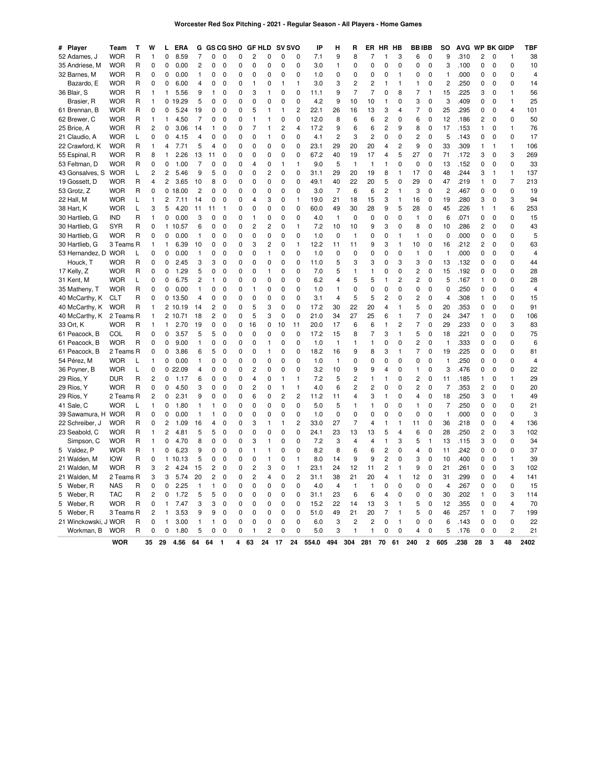# Worcester Red Sox Pitching - 2021 - Regular Season - All Players - Home Games

| # | Player | Team | T | W | L | ERA | G | GS | CG | SHO | GF | HLD | SV | SVO | IP | H | R | ER | HR | HB | BB | IBB | SO | AVG | WP | BK | GIDP | TBF |
|---|---|---|---|---|---|---|---|---|---|---|---|---|---|---|---|---|---|---|---|---|---|---|---|---|---|---|---|---|
| 52 | Adames, J | WOR | R | 1 | 0 | 8.59 | 7 | 0 | 0 | 0 | 2 | 0 | 0 | 0 | 7.1 | 9 | 8 | 7 | 1 | 3 | 6 | 0 | 9 | .310 | 2 | 0 | 1 | 38 |
| 35 | Andriese, M | WOR | R | 0 | 0 | 0.00 | 2 | 0 | 0 | 0 | 0 | 0 | 0 | 0 | 3.0 | 1 | 0 | 0 | 0 | 0 | 0 | 0 | 3 | .100 | 0 | 0 | 0 | 10 |
| 32 | Barnes, M | WOR | R | 0 | 0 | 0.00 | 1 | 0 | 0 | 0 | 0 | 0 | 0 | 0 | 1.0 | 0 | 0 | 0 | 0 | 1 | 0 | 0 | 1 | .000 | 0 | 0 | 0 | 4 |
| | Bazardo, E | WOR | R | 0 | 0 | 6.00 | 4 | 0 | 0 | 0 | 1 | 0 | 1 | 1 | 3.0 | 3 | 2 | 2 | 1 | 1 | 1 | 0 | 2 | .250 | 0 | 0 | 0 | 14 |
| 36 | Blair, S | WOR | R | 1 | 1 | 5.56 | 9 | 1 | 0 | 0 | 3 | 1 | 0 | 0 | 11.1 | 9 | 7 | 7 | 0 | 8 | 7 | 1 | 15 | .225 | 3 | 0 | 1 | 56 |
| | Brasier, R | WOR | R | 1 | 0 | 19.29 | 5 | 0 | 0 | 0 | 0 | 0 | 0 | 0 | 4.2 | 9 | 10 | 10 | 1 | 0 | 3 | 0 | 3 | .409 | 0 | 0 | 1 | 25 |
| 61 | Brennan, B | WOR | R | 0 | 0 | 5.24 | 19 | 0 | 0 | 0 | 5 | 1 | 1 | 2 | 22.1 | 26 | 16 | 13 | 3 | 4 | 7 | 0 | 25 | .295 | 0 | 0 | 4 | 101 |
| 62 | Brewer, C | WOR | R | 1 | 1 | 4.50 | 7 | 0 | 0 | 0 | 1 | 1 | 0 | 0 | 12.0 | 8 | 6 | 6 | 2 | 0 | 6 | 0 | 12 | .186 | 2 | 0 | 0 | 50 |
| 25 | Brice, A | WOR | R | 2 | 0 | 3.06 | 14 | 1 | 0 | 0 | 7 | 1 | 2 | 4 | 17.2 | 9 | 6 | 6 | 2 | 9 | 8 | 0 | 17 | .153 | 1 | 0 | 1 | 76 |
| 21 | Claudio, A | WOR | L | 0 | 0 | 4.15 | 4 | 0 | 0 | 0 | 0 | 1 | 0 | 0 | 4.1 | 2 | 3 | 2 | 0 | 0 | 2 | 0 | 5 | .143 | 0 | 0 | 0 | 17 |
| 22 | Crawford, K | WOR | R | 1 | 4 | 7.71 | 5 | 4 | 0 | 0 | 0 | 0 | 0 | 0 | 23.1 | 29 | 20 | 20 | 4 | 2 | 9 | 0 | 33 | .309 | 1 | 1 | 1 | 106 |
| 55 | Espinal, R | WOR | R | 8 | 1 | 2.26 | 13 | 11 | 0 | 0 | 0 | 0 | 0 | 0 | 67.2 | 40 | 19 | 17 | 4 | 5 | 27 | 0 | 71 | .172 | 3 | 0 | 3 | 269 |
| 53 | Feltman, D | WOR | R | 0 | 0 | 1.00 | 7 | 0 | 0 | 0 | 4 | 0 | 1 | 1 | 9.0 | 5 | 1 | 1 | 1 | 0 | 0 | 0 | 13 | .152 | 0 | 0 | 0 | 33 |
| 43 | Gonsalves, S | WOR | L | 2 | 2 | 5.46 | 9 | 5 | 0 | 0 | 0 | 2 | 0 | 0 | 31.1 | 29 | 20 | 19 | 8 | 1 | 17 | 0 | 48 | .244 | 3 | 1 | 1 | 137 |
| 19 | Gossett, D | WOR | R | 4 | 2 | 3.65 | 10 | 8 | 0 | 0 | 0 | 0 | 0 | 0 | 49.1 | 40 | 22 | 20 | 5 | 0 | 29 | 0 | 47 | .219 | 1 | 0 | 7 | 213 |
| 53 | Grotz, Z | WOR | R | 0 | 0 | 18.00 | 2 | 0 | 0 | 0 | 0 | 0 | 0 | 0 | 3.0 | 7 | 6 | 6 | 2 | 1 | 3 | 0 | 2 | .467 | 0 | 0 | 0 | 19 |
| 22 | Hall, M | WOR | L | 1 | 2 | 7.11 | 14 | 0 | 0 | 0 | 4 | 3 | 0 | 1 | 19.0 | 21 | 18 | 15 | 3 | 1 | 16 | 0 | 19 | .280 | 3 | 0 | 3 | 94 |
| 38 | Hart, K | WOR | L | 3 | 5 | 4.20 | 11 | 11 | 1 | 0 | 0 | 0 | 0 | 0 | 60.0 | 49 | 30 | 28 | 9 | 5 | 28 | 0 | 45 | .226 | 1 | 1 | 6 | 253 |
| 30 | Hartlieb, G | IND | R | 1 | 0 | 0.00 | 3 | 0 | 0 | 0 | 1 | 0 | 0 | 0 | 4.0 | 1 | 0 | 0 | 0 | 0 | 1 | 0 | 6 | .071 | 0 | 0 | 0 | 15 |
| 30 | Hartlieb, G | SYR | R | 0 | 1 | 10.57 | 6 | 0 | 0 | 0 | 2 | 2 | 0 | 1 | 7.2 | 10 | 10 | 9 | 3 | 0 | 8 | 0 | 10 | .286 | 2 | 0 | 0 | 43 |
| 30 | Hartlieb, G | WOR | R | 0 | 0 | 0.00 | 1 | 0 | 0 | 0 | 0 | 0 | 0 | 0 | 1.0 | 0 | 1 | 0 | 0 | 1 | 1 | 0 | 0 | .000 | 0 | 0 | 0 | 5 |
| 30 | Hartlieb, G | 3 Teams | R | 1 | 1 | 6.39 | 10 | 0 | 0 | 0 | 3 | 2 | 0 | 1 | 12.2 | 11 | 11 | 9 | 3 | 1 | 10 | 0 | 16 | .212 | 2 | 0 | 0 | 63 |
| 53 | Hernandez, D | WOR | L | 0 | 0 | 0.00 | 1 | 0 | 0 | 0 | 0 | 1 | 0 | 0 | 1.0 | 0 | 0 | 0 | 0 | 0 | 1 | 0 | 1 | .000 | 0 | 0 | 0 | 4 |
| | Houck, T | WOR | R | 0 | 0 | 2.45 | 3 | 3 | 0 | 0 | 0 | 0 | 0 | 0 | 11.0 | 5 | 3 | 3 | 0 | 3 | 3 | 0 | 13 | .132 | 0 | 0 | 0 | 44 |
| 17 | Kelly, Z | WOR | R | 0 | 0 | 1.29 | 5 | 0 | 0 | 0 | 0 | 1 | 0 | 0 | 7.0 | 5 | 1 | 1 | 0 | 0 | 2 | 0 | 15 | .192 | 0 | 0 | 0 | 28 |
| 31 | Kent, M | WOR | L | 0 | 0 | 6.75 | 2 | 1 | 0 | 0 | 0 | 0 | 0 | 0 | 6.2 | 4 | 5 | 5 | 1 | 2 | 2 | 0 | 5 | .167 | 1 | 0 | 0 | 28 |
| 35 | Matheny, T | WOR | R | 0 | 0 | 0.00 | 1 | 0 | 0 | 0 | 1 | 0 | 0 | 0 | 1.0 | 1 | 0 | 0 | 0 | 0 | 0 | 0 | 0 | .250 | 0 | 0 | 0 | 4 |
| 40 | McCarthy, K | CLT | R | 0 | 0 | 13.50 | 4 | 0 | 0 | 0 | 0 | 0 | 0 | 0 | 3.1 | 4 | 5 | 5 | 2 | 0 | 2 | 0 | 4 | .308 | 1 | 0 | 0 | 15 |
| 40 | McCarthy, K | WOR | R | 1 | 2 | 10.19 | 14 | 2 | 0 | 0 | 5 | 3 | 0 | 0 | 17.2 | 30 | 22 | 20 | 4 | 1 | 5 | 0 | 20 | .353 | 0 | 0 | 0 | 91 |
| 40 | McCarthy, K | 2 Teams | R | 1 | 2 | 10.71 | 18 | 2 | 0 | 0 | 5 | 3 | 0 | 0 | 21.0 | 34 | 27 | 25 | 6 | 1 | 7 | 0 | 24 | .347 | 1 | 0 | 0 | 106 |
| 33 | Ort, K | WOR | R | 1 | 1 | 2.70 | 19 | 0 | 0 | 0 | 16 | 0 | 10 | 11 | 20.0 | 17 | 6 | 6 | 1 | 2 | 7 | 0 | 29 | .233 | 0 | 0 | 3 | 83 |
| 61 | Peacock, B | COL | R | 0 | 0 | 3.57 | 5 | 5 | 0 | 0 | 0 | 0 | 0 | 0 | 17.2 | 15 | 8 | 7 | 3 | 1 | 5 | 0 | 18 | .221 | 0 | 0 | 0 | 75 |
| 61 | Peacock, B | WOR | R | 0 | 0 | 9.00 | 1 | 0 | 0 | 0 | 0 | 1 | 0 | 0 | 1.0 | 1 | 1 | 1 | 0 | 0 | 2 | 0 | 1 | .333 | 0 | 0 | 0 | 6 |
| 61 | Peacock, B | 2 Teams | R | 0 | 0 | 3.86 | 6 | 5 | 0 | 0 | 0 | 1 | 0 | 0 | 18.2 | 16 | 9 | 8 | 3 | 1 | 7 | 0 | 19 | .225 | 0 | 0 | 0 | 81 |
| 54 | Pérez, M | WOR | L | 1 | 0 | 0.00 | 1 | 0 | 0 | 0 | 0 | 0 | 0 | 0 | 1.0 | 1 | 0 | 0 | 0 | 0 | 0 | 0 | 1 | .250 | 0 | 0 | 0 | 4 |
| 36 | Poyner, B | WOR | L | 0 | 0 | 22.09 | 4 | 0 | 0 | 0 | 2 | 0 | 0 | 0 | 3.2 | 10 | 9 | 9 | 4 | 0 | 1 | 0 | 3 | .476 | 0 | 0 | 0 | 22 |
| 29 | Ríos, Y | DUR | R | 2 | 0 | 1.17 | 6 | 0 | 0 | 0 | 4 | 0 | 1 | 1 | 7.2 | 5 | 2 | 1 | 1 | 0 | 2 | 0 | 11 | .185 | 1 | 0 | 1 | 29 |
| 29 | Ríos, Y | WOR | R | 0 | 0 | 4.50 | 3 | 0 | 0 | 0 | 2 | 0 | 1 | 1 | 4.0 | 6 | 2 | 2 | 0 | 0 | 2 | 0 | 7 | .353 | 2 | 0 | 0 | 20 |
| 29 | Ríos, Y | 2 Teams | R | 2 | 0 | 2.31 | 9 | 0 | 0 | 0 | 6 | 0 | 2 | 2 | 11.2 | 11 | 4 | 3 | 1 | 0 | 4 | 0 | 18 | .250 | 3 | 0 | 1 | 49 |
| 41 | Sale, C | WOR | L | 1 | 0 | 1.80 | 1 | 1 | 0 | 0 | 0 | 0 | 0 | 0 | 5.0 | 5 | 1 | 1 | 0 | 0 | 1 | 0 | 7 | .250 | 0 | 0 | 0 | 21 |
| 39 | Sawamura, H | WOR | R | 0 | 0 | 0.00 | 1 | 1 | 0 | 0 | 0 | 0 | 0 | 0 | 1.0 | 0 | 0 | 0 | 0 | 0 | 0 | 0 | 1 | .000 | 0 | 0 | 0 | 3 |
| 22 | Schreiber, J | WOR | R | 0 | 2 | 1.09 | 16 | 4 | 0 | 0 | 3 | 1 | 1 | 2 | 33.0 | 27 | 7 | 4 | 1 | 1 | 11 | 0 | 36 | .218 | 0 | 0 | 4 | 136 |
| 23 | Seabold, C | WOR | R | 1 | 2 | 4.81 | 5 | 5 | 0 | 0 | 0 | 0 | 0 | 0 | 24.1 | 23 | 13 | 13 | 5 | 4 | 6 | 0 | 28 | .250 | 2 | 0 | 3 | 102 |
| | Simpson, C | WOR | R | 1 | 0 | 4.70 | 8 | 0 | 0 | 0 | 3 | 1 | 0 | 0 | 7.2 | 3 | 4 | 4 | 1 | 3 | 5 | 1 | 13 | .115 | 3 | 0 | 0 | 34 |
| 5 | Valdez, P | WOR | R | 1 | 0 | 6.23 | 9 | 0 | 0 | 0 | 1 | 1 | 0 | 0 | 8.2 | 8 | 6 | 6 | 2 | 0 | 4 | 0 | 11 | .242 | 0 | 0 | 0 | 37 |
| 21 | Walden, M | IOW | R | 0 | 1 | 10.13 | 5 | 0 | 0 | 0 | 0 | 1 | 0 | 1 | 8.0 | 14 | 9 | 9 | 2 | 0 | 3 | 0 | 10 | .400 | 0 | 0 | 1 | 39 |
| 21 | Walden, M | WOR | R | 3 | 2 | 4.24 | 15 | 2 | 0 | 0 | 2 | 3 | 0 | 1 | 23.1 | 24 | 12 | 11 | 2 | 1 | 9 | 0 | 21 | .261 | 0 | 0 | 3 | 102 |
| 21 | Walden, M | 2 Teams | R | 3 | 3 | 5.74 | 20 | 2 | 0 | 0 | 2 | 4 | 0 | 2 | 31.1 | 38 | 21 | 20 | 4 | 1 | 12 | 0 | 31 | .299 | 0 | 0 | 4 | 141 |
| 5 | Weber, R | NAS | R | 0 | 0 | 2.25 | 1 | 1 | 0 | 0 | 0 | 0 | 0 | 0 | 4.0 | 4 | 1 | 1 | 0 | 0 | 0 | 0 | 4 | .267 | 0 | 0 | 0 | 15 |
| 5 | Weber, R | TAC | R | 2 | 0 | 1.72 | 5 | 5 | 0 | 0 | 0 | 0 | 0 | 0 | 31.1 | 23 | 6 | 6 | 4 | 0 | 0 | 0 | 30 | .202 | 1 | 0 | 3 | 114 |
| 5 | Weber, R | WOR | R | 0 | 1 | 7.47 | 3 | 3 | 0 | 0 | 0 | 0 | 0 | 0 | 15.2 | 22 | 14 | 13 | 3 | 1 | 5 | 0 | 12 | .355 | 0 | 0 | 4 | 70 |
| 5 | Weber, R | 3 Teams | R | 2 | 1 | 3.53 | 9 | 9 | 0 | 0 | 0 | 0 | 0 | 0 | 51.0 | 49 | 21 | 20 | 7 | 1 | 5 | 0 | 46 | .257 | 1 | 0 | 7 | 199 |
| 21 | Winckowski, J | WOR | R | 1 | 0 | 3.00 | 1 | 1 | 0 | 0 | 0 | 0 | 0 | 0 | 6.0 | 3 | 2 | 2 | 0 | 1 | 0 | 0 | 6 | .143 | 0 | 0 | 0 | 22 |
| | Workman, B | WOR | R | 0 | 0 | 1.80 | 5 | 0 | 0 | 0 | 1 | 2 | 0 | 0 | 5.0 | 3 | 1 | 1 | 0 | 0 | 4 | 0 | 5 | .176 | 0 | 0 | 2 | 21 |
| | | **WOR** | | **35** | **29** | **4.56** | **64** | **64** | **1** | **4** | **63** | **24** | **17** | **24** | **554.0** | **494** | **304** | **281** | **70** | **61** | **240** | **2** | **605** | **.238** | **28** | **3** | **48** | **2402** |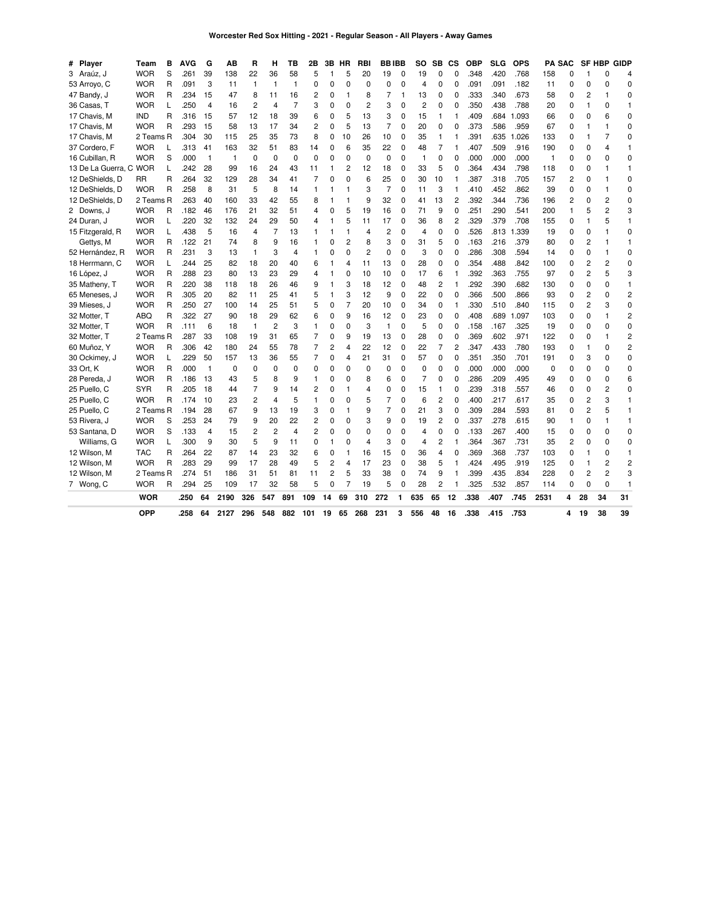**Worcester Red Sox Hitting - 2021 - Regular Season - All Players - Away Games**

| # | Player | Team | B | AVG | G | AB | R | H | TB | 2B | 3B | HR | RBI | BB | IBB | SO | SB | CS | OBP | SLG | OPS | PA | SAC | SF | HBP | GIDP |
|---|---|---|---|---|---|---|---|---|---|---|---|---|---|---|---|---|---|---|---|---|---|---|---|---|---|---|
| 3 | Araúz, J | WOR | S | .261 | 39 | 138 | 22 | 36 | 58 | 5 | 1 | 5 | 20 | 19 | 0 | 19 | 0 | 0 | .348 | .420 | .768 | 158 | 0 | 1 | 0 | 4 |
| 53 | Arroyo, C | WOR | R | .091 | 3 | 11 | 1 | 1 | 1 | 0 | 0 | 0 | 0 | 0 | 0 | 4 | 0 | 0 | .091 | .091 | .182 | 11 | 0 | 0 | 0 | 0 |
| 47 | Bandy, J | WOR | R | .234 | 15 | 47 | 8 | 11 | 16 | 2 | 0 | 1 | 8 | 7 | 1 | 13 | 0 | 0 | .333 | .340 | .673 | 58 | 0 | 2 | 1 | 0 |
| 36 | Casas, T | WOR | L | .250 | 4 | 16 | 2 | 4 | 7 | 3 | 0 | 0 | 2 | 3 | 0 | 2 | 0 | 0 | .350 | .438 | .788 | 20 | 0 | 1 | 0 | 1 |
| 17 | Chavis, M | IND | R | .316 | 15 | 57 | 12 | 18 | 39 | 6 | 0 | 5 | 13 | 3 | 0 | 15 | 1 | 1 | .409 | .684 | 1.093 | 66 | 0 | 0 | 6 | 0 |
| 17 | Chavis, M | WOR | R | .293 | 15 | 58 | 13 | 17 | 34 | 2 | 0 | 5 | 13 | 7 | 0 | 20 | 0 | 0 | .373 | .586 | .959 | 67 | 0 | 1 | 1 | 0 |
| 17 | Chavis, M | 2 Teams | R | .304 | 30 | 115 | 25 | 35 | 73 | 8 | 0 | 10 | 26 | 10 | 0 | 35 | 1 | 1 | .391 | .635 | 1.026 | 133 | 0 | 1 | 7 | 0 |
| 37 | Cordero, F | WOR | L | .313 | 41 | 163 | 32 | 51 | 83 | 14 | 0 | 6 | 35 | 22 | 0 | 48 | 7 | 1 | .407 | .509 | .916 | 190 | 0 | 0 | 4 | 1 |
| 16 | Cubillan, R | WOR | S | .000 | 1 | 1 | 0 | 0 | 0 | 0 | 0 | 0 | 0 | 0 | 0 | 1 | 0 | 0 | .000 | .000 | .000 | 1 | 0 | 0 | 0 | 0 |
| 13 | De La Guerra, C | WOR | L | .242 | 28 | 99 | 16 | 24 | 43 | 11 | 1 | 2 | 12 | 18 | 0 | 33 | 5 | 0 | .364 | .434 | .798 | 118 | 0 | 0 | 1 | 1 |
| 12 | DeShields, D | RR | R | .264 | 32 | 129 | 28 | 34 | 41 | 7 | 0 | 0 | 6 | 25 | 0 | 30 | 10 | 1 | .387 | .318 | .705 | 157 | 2 | 0 | 1 | 0 |
| 12 | DeShields, D | WOR | R | .258 | 8 | 31 | 5 | 8 | 14 | 1 | 1 | 1 | 3 | 7 | 0 | 11 | 3 | 1 | .410 | .452 | .862 | 39 | 0 | 0 | 1 | 0 |
| 12 | DeShields, D | 2 Teams | R | .263 | 40 | 160 | 33 | 42 | 55 | 8 | 1 | 1 | 9 | 32 | 0 | 41 | 13 | 2 | .392 | .344 | .736 | 196 | 2 | 0 | 2 | 0 |
| 2 | Downs, J | WOR | R | .182 | 46 | 176 | 21 | 32 | 51 | 4 | 0 | 5 | 19 | 16 | 0 | 71 | 9 | 0 | .251 | .290 | .541 | 200 | 1 | 5 | 2 | 3 |
| 24 | Duran, J | WOR | L | .220 | 32 | 132 | 24 | 29 | 50 | 4 | 1 | 5 | 11 | 17 | 0 | 36 | 8 | 2 | .329 | .379 | .708 | 155 | 0 | 1 | 5 | 1 |
| 15 | Fitzgerald, R | WOR | L | .438 | 5 | 16 | 4 | 7 | 13 | 1 | 1 | 1 | 4 | 2 | 0 | 4 | 0 | 0 | .526 | .813 | 1.339 | 19 | 0 | 0 | 1 | 0 |
| | Gettys, M | WOR | R | .122 | 21 | 74 | 8 | 9 | 16 | 1 | 0 | 2 | 8 | 3 | 0 | 31 | 5 | 0 | .163 | .216 | .379 | 80 | 0 | 2 | 1 | 1 |
| 52 | Hernández, R | WOR | R | .231 | 3 | 13 | 1 | 3 | 4 | 1 | 0 | 0 | 2 | 0 | 0 | 3 | 0 | 0 | .286 | .308 | .594 | 14 | 0 | 0 | 1 | 0 |
| 18 | Herrmann, C | WOR | L | .244 | 25 | 82 | 18 | 20 | 40 | 6 | 1 | 4 | 11 | 13 | 0 | 28 | 0 | 0 | .354 | .488 | .842 | 100 | 0 | 2 | 2 | 0 |
| 16 | López, J | WOR | R | .288 | 23 | 80 | 13 | 23 | 29 | 4 | 1 | 0 | 10 | 10 | 0 | 17 | 6 | 1 | .392 | .363 | .755 | 97 | 0 | 2 | 5 | 3 |
| 35 | Matheny, T | WOR | R | .220 | 38 | 118 | 18 | 26 | 46 | 9 | 1 | 3 | 18 | 12 | 0 | 48 | 2 | 1 | .292 | .390 | .682 | 130 | 0 | 0 | 0 | 1 |
| 65 | Meneses, J | WOR | R | .305 | 20 | 82 | 11 | 25 | 41 | 5 | 1 | 3 | 12 | 9 | 0 | 22 | 0 | 0 | .366 | .500 | .866 | 93 | 0 | 2 | 0 | 2 |
| 39 | Mieses, J | WOR | R | .250 | 27 | 100 | 14 | 25 | 51 | 5 | 0 | 7 | 20 | 10 | 0 | 34 | 0 | 1 | .330 | .510 | .840 | 115 | 0 | 2 | 3 | 0 |
| 32 | Motter, T | ABQ | R | .322 | 27 | 90 | 18 | 29 | 62 | 6 | 0 | 9 | 16 | 12 | 0 | 23 | 0 | 0 | .408 | .689 | 1.097 | 103 | 0 | 0 | 1 | 2 |
| 32 | Motter, T | WOR | R | .111 | 6 | 18 | 1 | 2 | 3 | 1 | 0 | 0 | 3 | 1 | 0 | 5 | 0 | 0 | .158 | .167 | .325 | 19 | 0 | 0 | 0 | 0 |
| 32 | Motter, T | 2 Teams | R | .287 | 33 | 108 | 19 | 31 | 65 | 7 | 0 | 9 | 19 | 13 | 0 | 28 | 0 | 0 | .369 | .602 | .971 | 122 | 0 | 0 | 1 | 2 |
| 60 | Muñoz, Y | WOR | R | .306 | 42 | 180 | 24 | 55 | 78 | 7 | 2 | 4 | 22 | 12 | 0 | 22 | 7 | 2 | .347 | .433 | .780 | 193 | 0 | 1 | 0 | 2 |
| 30 | Ockimey, J | WOR | L | .229 | 50 | 157 | 13 | 36 | 55 | 7 | 0 | 4 | 21 | 31 | 0 | 57 | 0 | 0 | .351 | .350 | .701 | 191 | 0 | 3 | 0 | 0 |
| 33 | Ort, K | WOR | R | .000 | 1 | 0 | 0 | 0 | 0 | 0 | 0 | 0 | 0 | 0 | 0 | 0 | 0 | 0 | .000 | .000 | .000 | 0 | 0 | 0 | 0 | 0 |
| 28 | Pereda, J | WOR | R | .186 | 13 | 43 | 5 | 8 | 9 | 1 | 0 | 0 | 8 | 6 | 0 | 7 | 0 | 0 | .286 | .209 | .495 | 49 | 0 | 0 | 0 | 6 |
| 25 | Puello, C | SYR | R | .205 | 18 | 44 | 7 | 9 | 14 | 2 | 0 | 1 | 4 | 0 | 0 | 15 | 1 | 0 | .239 | .318 | .557 | 46 | 0 | 0 | 2 | 0 |
| 25 | Puello, C | WOR | R | .174 | 10 | 23 | 2 | 4 | 5 | 1 | 0 | 0 | 5 | 7 | 0 | 6 | 2 | 0 | .400 | .217 | .617 | 35 | 0 | 2 | 3 | 1 |
| 25 | Puello, C | 2 Teams | R | .194 | 28 | 67 | 9 | 13 | 19 | 3 | 0 | 1 | 9 | 7 | 0 | 21 | 3 | 0 | .309 | .284 | .593 | 81 | 0 | 2 | 5 | 1 |
| 53 | Rivera, J | WOR | S | .253 | 24 | 79 | 9 | 20 | 22 | 2 | 0 | 0 | 3 | 9 | 0 | 19 | 2 | 0 | .337 | .278 | .615 | 90 | 1 | 0 | 1 | 1 |
| 53 | Santana, D | WOR | S | .133 | 4 | 15 | 2 | 2 | 4 | 2 | 0 | 0 | 0 | 0 | 0 | 4 | 0 | 0 | .133 | .267 | .400 | 15 | 0 | 0 | 0 | 0 |
| | Williams, G | WOR | L | .300 | 9 | 30 | 5 | 9 | 11 | 0 | 1 | 0 | 4 | 3 | 0 | 4 | 2 | 1 | .364 | .367 | .731 | 35 | 2 | 0 | 0 | 0 |
| 12 | Wilson, M | TAC | R | .264 | 22 | 87 | 14 | 23 | 32 | 6 | 0 | 1 | 16 | 15 | 0 | 36 | 4 | 0 | .369 | .368 | .737 | 103 | 0 | 1 | 0 | 1 |
| 12 | Wilson, M | WOR | R | .283 | 29 | 99 | 17 | 28 | 49 | 5 | 2 | 4 | 17 | 23 | 0 | 38 | 5 | 1 | .424 | .495 | .919 | 125 | 0 | 1 | 2 | 2 |
| 12 | Wilson, M | 2 Teams | R | .274 | 51 | 186 | 31 | 51 | 81 | 11 | 2 | 5 | 33 | 38 | 0 | 74 | 9 | 1 | .399 | .435 | .834 | 228 | 0 | 2 | 2 | 3 |
| 7 | Wong, C | WOR | R | .294 | 25 | 109 | 17 | 32 | 58 | 5 | 0 | 7 | 19 | 5 | 0 | 28 | 2 | 1 | .325 | .532 | .857 | 114 | 0 | 0 | 0 | 1 |
| | | **WOR** | | **.250** | **64** | **2190** | **326** | **547** | **891** | **109** | **14** | **69** | **310** | **272** | **1** | **635** | **65** | **12** | **.338** | **.407** | **.745** | **2531** | **4** | **28** | **34** | **31** |
| | | **OPP** | | **.258** | **64** | **2127** | **296** | **548** | **882** | **101** | **19** | **65** | **268** | **231** | **3** | **556** | **48** | **16** | **.338** | **.415** | **.753** | | **4** | **19** | **38** | **39** |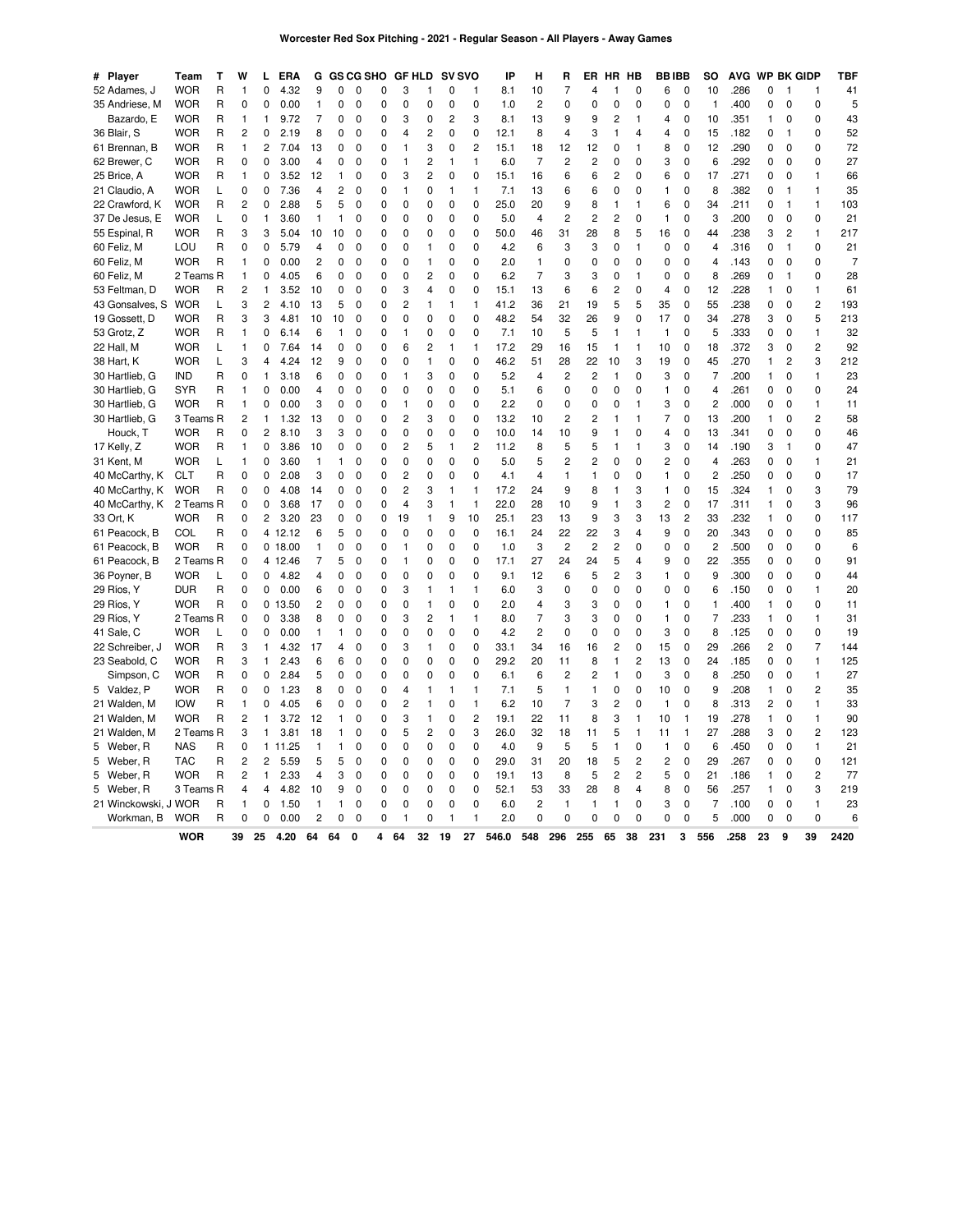# Worcester Red Sox Pitching - 2021 - Regular Season - All Players - Away Games

| # | Player | Team | T | W | L | ERA | G | GS | CG | SHO | GF | HLD | SV | SVO | IP | H | R | ER | HR | HB | BB | IBB | SO | AVG | WP | BK | GIDP | TBF |
|---|---|---|---|---|---|---|---|---|---|---|---|---|---|---|---|---|---|---|---|---|---|---|---|---|---|---|---|---|
| 52 | Adames, J | WOR | R | 1 | 0 | 4.32 | 9 | 0 | 0 | 0 | 3 | 1 | 0 | 1 | 8.1 | 10 | 7 | 4 | 1 | 0 | 6 | 0 | 10 | .286 | 0 | 1 | 1 | 41 |
| 35 | Andriese, M | WOR | R | 0 | 0 | 0.00 | 1 | 0 | 0 | 0 | 0 | 0 | 0 | 0 | 1.0 | 2 | 0 | 0 | 0 | 0 | 0 | 0 | 1 | .400 | 0 | 0 | 0 | 5 |
| | Bazardo, E | WOR | R | 1 | 1 | 9.72 | 7 | 0 | 0 | 0 | 3 | 0 | 2 | 3 | 8.1 | 13 | 9 | 9 | 2 | 1 | 4 | 0 | 10 | .351 | 1 | 0 | 0 | 43 |
| 36 | Blair, S | WOR | R | 2 | 0 | 2.19 | 8 | 0 | 0 | 0 | 4 | 2 | 0 | 0 | 12.1 | 8 | 4 | 3 | 1 | 4 | 4 | 0 | 15 | .182 | 0 | 1 | 0 | 52 |
| 61 | Brennan, B | WOR | R | 1 | 2 | 7.04 | 13 | 0 | 0 | 0 | 1 | 3 | 0 | 2 | 15.1 | 18 | 12 | 12 | 0 | 1 | 8 | 0 | 12 | .290 | 0 | 0 | 0 | 72 |
| 62 | Brewer, C | WOR | R | 0 | 0 | 3.00 | 4 | 0 | 0 | 0 | 1 | 2 | 1 | 1 | 6.0 | 7 | 2 | 2 | 0 | 0 | 3 | 0 | 6 | .292 | 0 | 0 | 0 | 27 |
| 25 | Brice, A | WOR | R | 1 | 0 | 3.52 | 12 | 1 | 0 | 0 | 3 | 2 | 0 | 0 | 15.1 | 16 | 6 | 6 | 2 | 0 | 6 | 0 | 17 | .271 | 0 | 0 | 1 | 66 |
| 21 | Claudio, A | WOR | L | 0 | 0 | 7.36 | 4 | 2 | 0 | 0 | 1 | 0 | 1 | 1 | 7.1 | 13 | 6 | 6 | 0 | 0 | 1 | 0 | 8 | .382 | 0 | 1 | 1 | 35 |
| 22 | Crawford, K | WOR | R | 2 | 0 | 2.88 | 5 | 5 | 0 | 0 | 0 | 0 | 0 | 0 | 25.0 | 20 | 9 | 8 | 1 | 1 | 6 | 0 | 34 | .211 | 0 | 1 | 1 | 103 |
| 37 | De Jesus, E | WOR | L | 0 | 1 | 3.60 | 1 | 1 | 0 | 0 | 0 | 0 | 0 | 0 | 5.0 | 4 | 2 | 2 | 2 | 0 | 1 | 0 | 3 | .200 | 0 | 0 | 0 | 21 |
| 55 | Espinal, R | WOR | R | 3 | 3 | 5.04 | 10 | 10 | 0 | 0 | 0 | 0 | 0 | 0 | 50.0 | 46 | 31 | 28 | 8 | 5 | 16 | 0 | 44 | .238 | 3 | 2 | 1 | 217 |
| 60 | Feliz, M | LOU | R | 0 | 0 | 5.79 | 4 | 0 | 0 | 0 | 0 | 1 | 0 | 0 | 4.2 | 6 | 3 | 3 | 0 | 1 | 0 | 0 | 4 | .316 | 0 | 1 | 0 | 21 |
| 60 | Feliz, M | WOR | R | 1 | 0 | 0.00 | 2 | 0 | 0 | 0 | 0 | 1 | 0 | 0 | 2.0 | 1 | 0 | 0 | 0 | 0 | 0 | 0 | 4 | .143 | 0 | 0 | 0 | 7 |
| 60 | Feliz, M | 2 Teams | R | 1 | 0 | 4.05 | 6 | 0 | 0 | 0 | 0 | 2 | 0 | 0 | 6.2 | 7 | 3 | 3 | 0 | 1 | 0 | 0 | 8 | .269 | 0 | 1 | 0 | 28 |
| 53 | Feltman, D | WOR | R | 2 | 1 | 3.52 | 10 | 0 | 0 | 0 | 3 | 4 | 0 | 0 | 15.1 | 13 | 6 | 6 | 2 | 0 | 4 | 0 | 12 | .228 | 1 | 0 | 1 | 61 |
| 43 | Gonsalves, S | WOR | L | 3 | 2 | 4.10 | 13 | 5 | 0 | 0 | 2 | 1 | 1 | 1 | 41.2 | 36 | 21 | 19 | 5 | 5 | 35 | 0 | 55 | .238 | 0 | 0 | 2 | 193 |
| 19 | Gossett, D | WOR | R | 3 | 3 | 4.81 | 10 | 10 | 0 | 0 | 0 | 0 | 0 | 0 | 48.2 | 54 | 32 | 26 | 9 | 0 | 17 | 0 | 34 | .278 | 3 | 0 | 5 | 213 |
| 53 | Grotz, Z | WOR | R | 1 | 0 | 6.14 | 6 | 1 | 0 | 0 | 1 | 0 | 0 | 0 | 7.1 | 10 | 5 | 5 | 1 | 1 | 1 | 0 | 5 | .333 | 0 | 0 | 1 | 32 |
| 22 | Hall, M | WOR | L | 1 | 0 | 7.64 | 14 | 0 | 0 | 0 | 6 | 2 | 1 | 1 | 17.2 | 29 | 16 | 15 | 1 | 1 | 10 | 0 | 18 | .372 | 3 | 0 | 2 | 92 |
| 38 | Hart, K | WOR | L | 3 | 4 | 4.24 | 12 | 9 | 0 | 0 | 0 | 1 | 0 | 0 | 46.2 | 51 | 28 | 22 | 10 | 3 | 19 | 0 | 45 | .270 | 1 | 2 | 3 | 212 |
| 30 | Hartlieb, G | IND | R | 0 | 1 | 3.18 | 6 | 0 | 0 | 0 | 1 | 3 | 0 | 0 | 5.2 | 4 | 2 | 2 | 1 | 0 | 3 | 0 | 7 | .200 | 1 | 0 | 1 | 23 |
| 30 | Hartlieb, G | SYR | R | 1 | 0 | 0.00 | 4 | 0 | 0 | 0 | 0 | 0 | 0 | 0 | 5.1 | 6 | 0 | 0 | 0 | 0 | 1 | 0 | 4 | .261 | 0 | 0 | 0 | 24 |
| 30 | Hartlieb, G | WOR | R | 1 | 0 | 0.00 | 3 | 0 | 0 | 0 | 1 | 0 | 0 | 0 | 2.2 | 0 | 0 | 0 | 0 | 1 | 3 | 0 | 2 | .000 | 0 | 0 | 1 | 11 |
| 30 | Hartlieb, G | 3 Teams | R | 2 | 1 | 1.32 | 13 | 0 | 0 | 0 | 2 | 3 | 0 | 0 | 13.2 | 10 | 2 | 2 | 1 | 1 | 7 | 0 | 13 | .200 | 1 | 0 | 2 | 58 |
| | Houck, T | WOR | R | 0 | 2 | 8.10 | 3 | 3 | 0 | 0 | 0 | 0 | 0 | 0 | 10.0 | 14 | 10 | 9 | 1 | 0 | 4 | 0 | 13 | .341 | 0 | 0 | 0 | 46 |
| 17 | Kelly, Z | WOR | R | 1 | 0 | 3.86 | 10 | 0 | 0 | 0 | 2 | 5 | 1 | 2 | 11.2 | 8 | 5 | 5 | 1 | 1 | 3 | 0 | 14 | .190 | 3 | 1 | 0 | 47 |
| 31 | Kent, M | WOR | L | 1 | 0 | 3.60 | 1 | 1 | 0 | 0 | 0 | 0 | 0 | 0 | 5.0 | 5 | 2 | 2 | 0 | 0 | 2 | 0 | 4 | .263 | 0 | 0 | 1 | 21 |
| 40 | McCarthy, K | CLT | R | 0 | 0 | 2.08 | 3 | 0 | 0 | 0 | 2 | 0 | 0 | 0 | 4.1 | 4 | 1 | 1 | 0 | 0 | 1 | 0 | 2 | .250 | 0 | 0 | 0 | 17 |
| 40 | McCarthy, K | WOR | R | 0 | 0 | 4.08 | 14 | 0 | 0 | 0 | 2 | 3 | 1 | 1 | 17.2 | 24 | 9 | 8 | 1 | 3 | 1 | 0 | 15 | .324 | 1 | 0 | 3 | 79 |
| 40 | McCarthy, K | 2 Teams | R | 0 | 0 | 3.68 | 17 | 0 | 0 | 0 | 4 | 3 | 1 | 1 | 22.0 | 28 | 10 | 9 | 1 | 3 | 2 | 0 | 17 | .311 | 1 | 0 | 3 | 96 |
| 33 | Ort, K | WOR | R | 0 | 2 | 3.20 | 23 | 0 | 0 | 0 | 19 | 1 | 9 | 10 | 25.1 | 23 | 13 | 9 | 3 | 3 | 13 | 2 | 33 | .232 | 1 | 0 | 0 | 117 |
| 61 | Peacock, B | COL | R | 0 | 4 | 12.12 | 6 | 5 | 0 | 0 | 0 | 0 | 0 | 0 | 16.1 | 24 | 22 | 22 | 3 | 4 | 9 | 0 | 20 | .343 | 0 | 0 | 0 | 85 |
| 61 | Peacock, B | WOR | R | 0 | 0 | 18.00 | 1 | 0 | 0 | 0 | 1 | 0 | 0 | 0 | 1.0 | 3 | 2 | 2 | 2 | 0 | 0 | 0 | 2 | .500 | 0 | 0 | 0 | 6 |
| 61 | Peacock, B | 2 Teams | R | 0 | 4 | 12.46 | 7 | 5 | 0 | 0 | 1 | 0 | 0 | 0 | 17.1 | 27 | 24 | 24 | 5 | 4 | 9 | 0 | 22 | .355 | 0 | 0 | 0 | 91 |
| 36 | Poyner, B | WOR | L | 0 | 0 | 4.82 | 4 | 0 | 0 | 0 | 0 | 0 | 0 | 0 | 9.1 | 12 | 6 | 5 | 2 | 3 | 1 | 0 | 9 | .300 | 0 | 0 | 0 | 44 |
| 29 | Rios, Y | DUR | R | 0 | 0 | 0.00 | 6 | 0 | 0 | 0 | 3 | 1 | 1 | 1 | 6.0 | 3 | 0 | 0 | 0 | 0 | 0 | 0 | 6 | .150 | 0 | 0 | 1 | 20 |
| 29 | Rios, Y | WOR | R | 0 | 0 | 13.50 | 2 | 0 | 0 | 0 | 0 | 1 | 0 | 0 | 2.0 | 4 | 3 | 3 | 0 | 0 | 1 | 0 | 1 | .400 | 1 | 0 | 0 | 11 |
| 29 | Rios, Y | 2 Teams | R | 0 | 0 | 3.38 | 8 | 0 | 0 | 0 | 3 | 2 | 1 | 1 | 8.0 | 7 | 3 | 3 | 0 | 0 | 1 | 0 | 7 | .233 | 1 | 0 | 1 | 31 |
| 41 | Sale, C | WOR | L | 0 | 0 | 0.00 | 1 | 1 | 0 | 0 | 0 | 0 | 0 | 0 | 4.2 | 2 | 0 | 0 | 0 | 0 | 3 | 0 | 8 | .125 | 0 | 0 | 0 | 19 |
| 22 | Schreiber, J | WOR | R | 3 | 1 | 4.32 | 17 | 4 | 0 | 0 | 3 | 1 | 0 | 0 | 33.1 | 34 | 16 | 16 | 2 | 0 | 15 | 0 | 29 | .266 | 2 | 0 | 7 | 144 |
| 23 | Seabold, C | WOR | R | 3 | 1 | 2.43 | 6 | 6 | 0 | 0 | 0 | 0 | 0 | 0 | 29.2 | 20 | 11 | 8 | 1 | 2 | 13 | 0 | 24 | .185 | 0 | 0 | 1 | 125 |
| | Simpson, C | WOR | R | 0 | 0 | 2.84 | 5 | 0 | 0 | 0 | 0 | 0 | 0 | 0 | 6.1 | 6 | 2 | 2 | 1 | 0 | 3 | 0 | 8 | .250 | 0 | 0 | 1 | 27 |
| 5 | Valdez, P | WOR | R | 0 | 0 | 1.23 | 8 | 0 | 0 | 0 | 4 | 1 | 1 | 1 | 7.1 | 5 | 1 | 1 | 0 | 0 | 10 | 0 | 9 | .208 | 1 | 0 | 2 | 35 |
| 21 | Walden, M | IOW | R | 1 | 0 | 4.05 | 6 | 0 | 0 | 0 | 2 | 1 | 0 | 1 | 6.2 | 10 | 7 | 3 | 2 | 0 | 1 | 0 | 8 | .313 | 2 | 0 | 1 | 33 |
| 21 | Walden, M | WOR | R | 2 | 1 | 3.72 | 12 | 1 | 0 | 0 | 3 | 1 | 0 | 2 | 19.1 | 22 | 11 | 8 | 3 | 1 | 10 | 1 | 19 | .278 | 1 | 0 | 1 | 90 |
| 21 | Walden, M | 2 Teams | R | 3 | 1 | 3.81 | 18 | 1 | 0 | 0 | 5 | 2 | 0 | 3 | 26.0 | 32 | 18 | 11 | 5 | 1 | 11 | 1 | 27 | .288 | 3 | 0 | 2 | 123 |
| 5 | Weber, R | NAS | R | 0 | 1 | 11.25 | 1 | 1 | 0 | 0 | 0 | 0 | 0 | 0 | 4.0 | 9 | 5 | 5 | 1 | 0 | 1 | 0 | 6 | .450 | 0 | 0 | 1 | 21 |
| 5 | Weber, R | TAC | R | 2 | 2 | 5.59 | 5 | 5 | 0 | 0 | 0 | 0 | 0 | 0 | 29.0 | 31 | 20 | 18 | 5 | 2 | 2 | 0 | 29 | .267 | 0 | 0 | 0 | 121 |
| 5 | Weber, R | WOR | R | 2 | 1 | 2.33 | 4 | 3 | 0 | 0 | 0 | 0 | 0 | 0 | 19.1 | 13 | 8 | 5 | 2 | 2 | 5 | 0 | 21 | .186 | 1 | 0 | 2 | 77 |
| 5 | Weber, R | 3 Teams | R | 4 | 4 | 4.82 | 10 | 9 | 0 | 0 | 0 | 0 | 0 | 0 | 52.1 | 53 | 33 | 28 | 8 | 4 | 8 | 0 | 56 | .257 | 1 | 0 | 3 | 219 |
| 21 | Winckowski, J | WOR | R | 1 | 0 | 1.50 | 1 | 1 | 0 | 0 | 0 | 0 | 0 | 0 | 6.0 | 2 | 1 | 1 | 1 | 0 | 3 | 0 | 7 | .100 | 0 | 0 | 1 | 23 |
| | Workman, B | WOR | R | 0 | 0 | 0.00 | 2 | 0 | 0 | 0 | 1 | 0 | 1 | 1 | 2.0 | 0 | 0 | 0 | 0 | 0 | 0 | 0 | 5 | .000 | 0 | 0 | 0 | 6 |
| | | **WOR** | | **39** | **25** | **4.20** | **64** | **64** | **0** | **4** | **64** | **32** | **19** | **27** | **546.0** | **548** | **296** | **255** | **65** | **38** | **231** | **3** | **556** | **.258** | **23** | **9** | **39** | **2420** |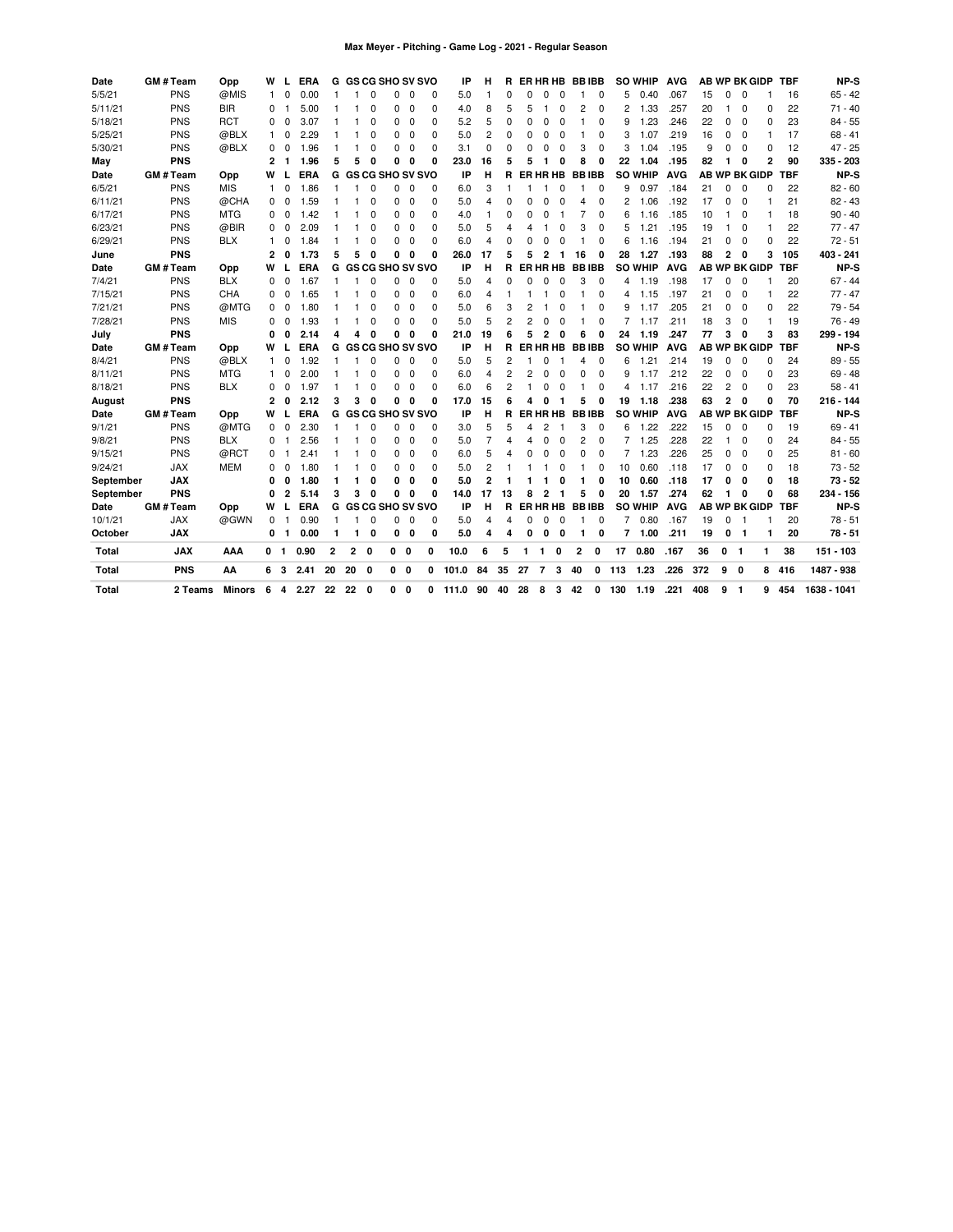# Max Meyer - Pitching - Game Log - 2021 - Regular Season

| Date | GM # | Team | Opp | W | L | ERA | G | GS | CG | SHO | SV | SVO | IP | H | R | ER | HR | HB | BB | IBB | SO | WHIP | AVG | AB | WP | BK | GIDP | TBF | NP-S |
|---|---|---|---|---|---|---|---|---|---|---|---|---|---|---|---|---|---|---|---|---|---|---|---|---|---|---|---|---|---|
| 5/5/21 | | PNS | @MIS | 1 | 0 | 0.00 | 1 | 1 | 0 | 0 | 0 | 0 | 5.0 | 1 | 0 | 0 | 0 | 0 | 1 | 0 | 5 | 0.40 | .067 | 15 | 0 | 0 | 1 | 16 | 65 - 42 |
| 5/11/21 | | PNS | BIR | 0 | 1 | 5.00 | 1 | 1 | 0 | 0 | 0 | 0 | 4.0 | 8 | 5 | 5 | 1 | 0 | 2 | 0 | 2 | 1.33 | .257 | 20 | 1 | 0 | 0 | 22 | 71 - 40 |
| 5/18/21 | | PNS | RCT | 0 | 0 | 3.07 | 1 | 1 | 0 | 0 | 0 | 0 | 5.2 | 5 | 0 | 0 | 0 | 0 | 1 | 0 | 9 | 1.23 | .246 | 22 | 0 | 0 | 0 | 23 | 84 - 55 |
| 5/25/21 | | PNS | @BLX | 1 | 0 | 2.29 | 1 | 1 | 0 | 0 | 0 | 0 | 5.0 | 2 | 0 | 0 | 0 | 0 | 1 | 0 | 3 | 1.07 | .219 | 16 | 0 | 0 | 1 | 17 | 68 - 41 |
| 5/30/21 | | PNS | @BLX | 0 | 0 | 1.96 | 1 | 1 | 0 | 0 | 0 | 0 | 3.1 | 0 | 0 | 0 | 0 | 0 | 3 | 0 | 3 | 1.04 | .195 | 9 | 0 | 0 | 0 | 12 | 47 - 25 |
| **May** | | **PNS** | | **2** | **1** | **1.96** | **5** | **5** | **0** | **0** | **0** | **0** | **23.0** | **16** | **5** | **5** | **1** | **0** | **8** | **0** | **22** | **1.04** | **.195** | **82** | **1** | **0** | **2** | **90** | **335 - 203** |
| **Date** | **GM #** | **Team** | **Opp** | **W** | **L** | **ERA** | **G** | **GS** | **CG** | **SHO** | **SV** | **SVO** | **IP** | **H** | **R** | **ER** | **HR** | **HB** | **BB** | **IBB** | **SO** | **WHIP** | **AVG** | **AB** | **WP** | **BK** | **GIDP** | **TBF** | **NP-S** |
| 6/5/21 | | PNS | MIS | 1 | 0 | 1.86 | 1 | 1 | 0 | 0 | 0 | 0 | 6.0 | 3 | 1 | 1 | 1 | 0 | 1 | 0 | 9 | 0.97 | .184 | 21 | 0 | 0 | 0 | 22 | 82 - 60 |
| 6/11/21 | | PNS | @CHA | 0 | 0 | 1.59 | 1 | 1 | 0 | 0 | 0 | 0 | 5.0 | 4 | 0 | 0 | 0 | 0 | 4 | 0 | 2 | 1.06 | .192 | 17 | 0 | 0 | 1 | 21 | 82 - 43 |
| 6/17/21 | | PNS | MTG | 0 | 0 | 1.42 | 1 | 1 | 0 | 0 | 0 | 0 | 4.0 | 1 | 0 | 0 | 0 | 1 | 7 | 0 | 6 | 1.16 | .185 | 10 | 1 | 0 | 1 | 18 | 90 - 40 |
| 6/23/21 | | PNS | @BIR | 0 | 0 | 2.09 | 1 | 1 | 0 | 0 | 0 | 0 | 5.0 | 5 | 4 | 4 | 1 | 0 | 3 | 0 | 5 | 1.21 | .195 | 19 | 1 | 0 | 1 | 22 | 77 - 47 |
| 6/29/21 | | PNS | BLX | 1 | 0 | 1.84 | 1 | 1 | 0 | 0 | 0 | 0 | 6.0 | 4 | 0 | 0 | 0 | 0 | 1 | 0 | 6 | 1.16 | .194 | 21 | 0 | 0 | 0 | 22 | 72 - 51 |
| **June** | | **PNS** | | **2** | **0** | **1.73** | **5** | **5** | **0** | **0** | **0** | **0** | **26.0** | **17** | **5** | **5** | **2** | **1** | **16** | **0** | **28** | **1.27** | **.193** | **88** | **2** | **0** | **3** | **105** | **403 - 241** |
| **Date** | **GM #** | **Team** | **Opp** | **W** | **L** | **ERA** | **G** | **GS** | **CG** | **SHO** | **SV** | **SVO** | **IP** | **H** | **R** | **ER** | **HR** | **HB** | **BB** | **IBB** | **SO** | **WHIP** | **AVG** | **AB** | **WP** | **BK** | **GIDP** | **TBF** | **NP-S** |
| 7/4/21 | | PNS | BLX | 0 | 0 | 1.67 | 1 | 1 | 0 | 0 | 0 | 0 | 5.0 | 4 | 0 | 0 | 0 | 0 | 3 | 0 | 4 | 1.19 | .198 | 17 | 0 | 0 | 1 | 20 | 67 - 44 |
| 7/15/21 | | PNS | CHA | 0 | 0 | 1.65 | 1 | 1 | 0 | 0 | 0 | 0 | 6.0 | 4 | 1 | 1 | 1 | 0 | 1 | 0 | 4 | 1.15 | .197 | 21 | 0 | 0 | 1 | 22 | 77 - 47 |
| 7/21/21 | | PNS | @MTG | 0 | 0 | 1.80 | 1 | 1 | 0 | 0 | 0 | 0 | 5.0 | 6 | 3 | 2 | 1 | 0 | 1 | 0 | 9 | 1.17 | .205 | 21 | 0 | 0 | 0 | 22 | 79 - 54 |
| 7/28/21 | | PNS | MIS | 0 | 0 | 1.93 | 1 | 1 | 0 | 0 | 0 | 0 | 5.0 | 5 | 2 | 2 | 0 | 0 | 1 | 0 | 7 | 1.17 | .211 | 18 | 3 | 0 | 1 | 19 | 76 - 49 |
| **July** | | **PNS** | | **0** | **0** | **2.14** | **4** | **4** | **0** | **0** | **0** | **0** | **21.0** | **19** | **6** | **5** | **2** | **0** | **6** | **0** | **24** | **1.19** | **.247** | **77** | **3** | **0** | **3** | **83** | **299 - 194** |
| **Date** | **GM #** | **Team** | **Opp** | **W** | **L** | **ERA** | **G** | **GS** | **CG** | **SHO** | **SV** | **SVO** | **IP** | **H** | **R** | **ER** | **HR** | **HB** | **BB** | **IBB** | **SO** | **WHIP** | **AVG** | **AB** | **WP** | **BK** | **GIDP** | **TBF** | **NP-S** |
| 8/4/21 | | PNS | @BLX | 1 | 0 | 1.92 | 1 | 1 | 0 | 0 | 0 | 0 | 5.0 | 5 | 2 | 1 | 0 | 1 | 4 | 0 | 6 | 1.21 | .214 | 19 | 0 | 0 | 0 | 24 | 89 - 55 |
| 8/11/21 | | PNS | MTG | 1 | 0 | 2.00 | 1 | 1 | 0 | 0 | 0 | 0 | 6.0 | 4 | 2 | 2 | 0 | 0 | 0 | 0 | 9 | 1.17 | .212 | 22 | 0 | 0 | 0 | 23 | 69 - 48 |
| 8/18/21 | | PNS | BLX | 0 | 0 | 1.97 | 1 | 1 | 0 | 0 | 0 | 0 | 6.0 | 6 | 2 | 1 | 0 | 0 | 1 | 0 | 4 | 1.17 | .216 | 22 | 2 | 0 | 0 | 23 | 58 - 41 |
| **August** | | **PNS** | | **2** | **0** | **2.12** | **3** | **3** | **0** | **0** | **0** | **0** | **17.0** | **15** | **6** | **4** | **0** | **1** | **5** | **0** | **19** | **1.18** | **.238** | **63** | **2** | **0** | **0** | **70** | **216 - 144** |
| **Date** | **GM #** | **Team** | **Opp** | **W** | **L** | **ERA** | **G** | **GS** | **CG** | **SHO** | **SV** | **SVO** | **IP** | **H** | **R** | **ER** | **HR** | **HB** | **BB** | **IBB** | **SO** | **WHIP** | **AVG** | **AB** | **WP** | **BK** | **GIDP** | **TBF** | **NP-S** |
| 9/1/21 | | PNS | @MTG | 0 | 0 | 2.30 | 1 | 1 | 0 | 0 | 0 | 0 | 3.0 | 5 | 5 | 4 | 2 | 1 | 3 | 0 | 6 | 1.22 | .222 | 15 | 0 | 0 | 0 | 19 | 69 - 41 |
| 9/8/21 | | PNS | BLX | 0 | 1 | 2.56 | 1 | 1 | 0 | 0 | 0 | 0 | 5.0 | 7 | 4 | 4 | 0 | 0 | 2 | 0 | 7 | 1.25 | .228 | 22 | 1 | 0 | 0 | 24 | 84 - 55 |
| 9/15/21 | | PNS | @RCT | 0 | 1 | 2.41 | 1 | 1 | 0 | 0 | 0 | 0 | 6.0 | 5 | 4 | 0 | 0 | 0 | 0 | 0 | 7 | 1.23 | .226 | 25 | 0 | 0 | 0 | 25 | 81 - 60 |
| 9/24/21 | | JAX | MEM | 0 | 0 | 1.80 | 1 | 1 | 0 | 0 | 0 | 0 | 5.0 | 2 | 1 | 1 | 1 | 0 | 1 | 0 | 10 | 0.60 | .118 | 17 | 0 | 0 | 0 | 18 | 73 - 52 |
| **September** | | **JAX** | | **0** | **0** | **1.80** | **1** | **1** | **0** | **0** | **0** | **0** | **5.0** | **2** | **1** | **1** | **1** | **0** | **1** | **0** | **10** | **0.60** | **.118** | **17** | **0** | **0** | **0** | **18** | **73 - 52** |
| **September** | | **PNS** | | **0** | **2** | **5.14** | **3** | **3** | **0** | **0** | **0** | **0** | **14.0** | **17** | **13** | **8** | **2** | **1** | **5** | **0** | **20** | **1.57** | **.274** | **62** | **1** | **0** | **0** | **68** | **234 - 156** |
| **Date** | **GM #** | **Team** | **Opp** | **W** | **L** | **ERA** | **G** | **GS** | **CG** | **SHO** | **SV** | **SVO** | **IP** | **H** | **R** | **ER** | **HR** | **HB** | **BB** | **IBB** | **SO** | **WHIP** | **AVG** | **AB** | **WP** | **BK** | **GIDP** | **TBF** | **NP-S** |
| 10/1/21 | | JAX | @GWN | 0 | 1 | 0.90 | 1 | 1 | 0 | 0 | 0 | 0 | 5.0 | 4 | 4 | 0 | 0 | 0 | 1 | 0 | 7 | 0.80 | .167 | 19 | 0 | 1 | 1 | 20 | 78 - 51 |
| **October** | | **JAX** | | **0** | **1** | **0.00** | **1** | **1** | **0** | **0** | **0** | **0** | **5.0** | **4** | **4** | **0** | **0** | **0** | **1** | **0** | **7** | **1.00** | **.211** | **19** | **0** | **1** | **1** | **20** | **78 - 51** |
| **Total** | | **JAX** | **AAA** | **0** | **1** | **0.90** | **2** | **2** | **0** | **0** | **0** | **0** | **10.0** | **6** | **5** | **1** | **1** | **0** | **2** | **0** | **17** | **0.80** | **.167** | **36** | **0** | **1** | **1** | **38** | **151 - 103** |
| **Total** | | **PNS** | **AA** | **6** | **3** | **2.41** | **20** | **20** | **0** | **0** | **0** | **0** | **101.0** | **84** | **35** | **27** | **7** | **3** | **40** | **0** | **113** | **1.23** | **.226** | **372** | **9** | **0** | **8** | **416** | **1487 - 938** |
| **Total** | | **2 Teams** | **Minors** | **6** | **4** | **2.27** | **22** | **22** | **0** | **0** | **0** | **0** | **111.0** | **90** | **40** | **28** | **8** | **3** | **42** | **0** | **130** | **1.19** | **.221** | **408** | **9** | **1** | **9** | **454** | **1638 - 1041** |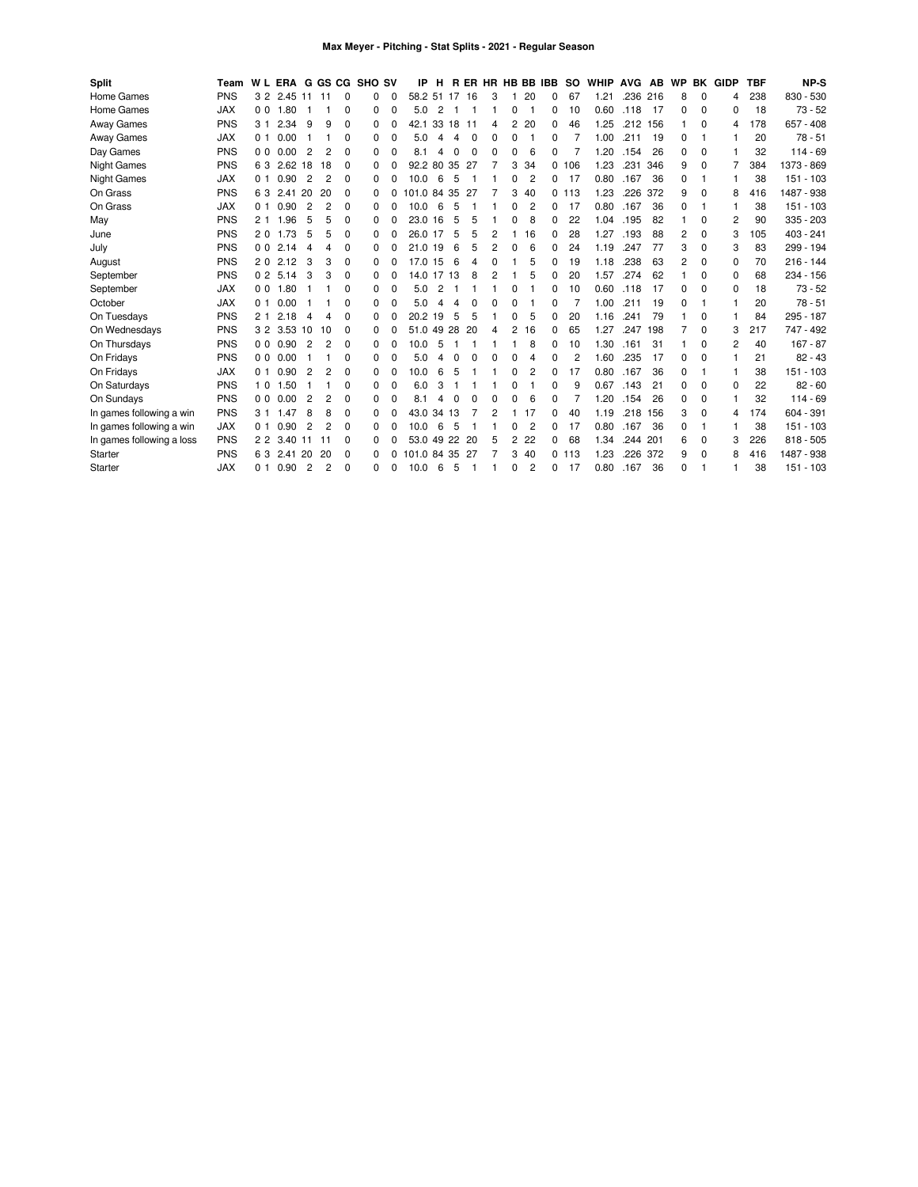# Max Meyer - Pitching - Stat Splits - 2021 - Regular Season

| Split | Team | W | L | ERA | G | GS | CG | SHO | SV | IP | H | R | ER | HR | HB | BB | IBB | SO | WHIP | AVG | AB | WP | BK | GIDP | TBF | NP-S |
|---|---|---|---|---|---|---|---|---|---|---|---|---|---|---|---|---|---|---|---|---|---|---|---|---|---|---|
| Home Games | PNS | 3 | 2 | 2.45 | 11 | 11 | 0 | 0 | 0 | 58.2 | 51 | 17 | 16 | 3 | 1 | 20 | 0 | 67 | 1.21 | .236 | 216 | 8 | 0 | 4 | 238 | 830 - 530 |
| Home Games | JAX | 0 | 0 | 1.80 | 1 | 1 | 0 | 0 | 0 | 5.0 | 2 | 1 | 1 | 1 | 0 | 1 | 0 | 10 | 0.60 | .118 | 17 | 0 | 0 | 0 | 18 | 73 - 52 |
| Away Games | PNS | 3 | 1 | 2.34 | 9 | 9 | 0 | 0 | 0 | 42.1 | 33 | 18 | 11 | 4 | 2 | 20 | 0 | 46 | 1.25 | .212 | 156 | 1 | 0 | 4 | 178 | 657 - 408 |
| Away Games | JAX | 0 | 1 | 0.00 | 1 | 1 | 0 | 0 | 0 | 5.0 | 4 | 4 | 0 | 0 | 0 | 1 | 0 | 7 | 1.00 | .211 | 19 | 0 | 1 | 1 | 20 | 78 - 51 |
| Day Games | PNS | 0 | 0 | 0.00 | 2 | 2 | 0 | 0 | 0 | 8.1 | 4 | 0 | 0 | 0 | 0 | 6 | 0 | 7 | 1.20 | .154 | 26 | 0 | 0 | 1 | 32 | 114 - 69 |
| Night Games | PNS | 6 | 3 | 2.62 | 18 | 18 | 0 | 0 | 0 | 92.2 | 80 | 35 | 27 | 7 | 3 | 34 | 0 | 106 | 1.23 | .231 | 346 | 9 | 0 | 7 | 384 | 1373 - 869 |
| Night Games | JAX | 0 | 1 | 0.90 | 2 | 2 | 0 | 0 | 0 | 10.0 | 6 | 5 | 1 | 1 | 0 | 2 | 0 | 17 | 0.80 | .167 | 36 | 0 | 1 | 1 | 38 | 151 - 103 |
| On Grass | PNS | 6 | 3 | 2.41 | 20 | 20 | 0 | 0 | 0 | 101.0 | 84 | 35 | 27 | 7 | 3 | 40 | 0 | 113 | 1.23 | .226 | 372 | 9 | 0 | 8 | 416 | 1487 - 938 |
| On Grass | JAX | 0 | 1 | 0.90 | 2 | 2 | 0 | 0 | 0 | 10.0 | 6 | 5 | 1 | 1 | 0 | 2 | 0 | 17 | 0.80 | .167 | 36 | 0 | 1 | 1 | 38 | 151 - 103 |
| May | PNS | 2 | 1 | 1.96 | 5 | 5 | 0 | 0 | 0 | 23.0 | 16 | 5 | 5 | 1 | 0 | 8 | 0 | 22 | 1.04 | .195 | 82 | 1 | 0 | 2 | 90 | 335 - 203 |
| June | PNS | 2 | 0 | 1.73 | 5 | 5 | 0 | 0 | 0 | 26.0 | 17 | 5 | 5 | 2 | 1 | 16 | 0 | 28 | 1.27 | .193 | 88 | 2 | 0 | 3 | 105 | 403 - 241 |
| July | PNS | 0 | 0 | 2.14 | 4 | 4 | 0 | 0 | 0 | 21.0 | 19 | 6 | 5 | 2 | 0 | 6 | 0 | 24 | 1.19 | .247 | 77 | 3 | 0 | 3 | 83 | 299 - 194 |
| August | PNS | 2 | 0 | 2.12 | 3 | 3 | 0 | 0 | 0 | 17.0 | 15 | 6 | 4 | 0 | 1 | 5 | 0 | 19 | 1.18 | .238 | 63 | 2 | 0 | 0 | 70 | 216 - 144 |
| September | PNS | 0 | 2 | 5.14 | 3 | 3 | 0 | 0 | 0 | 14.0 | 17 | 13 | 8 | 2 | 1 | 5 | 0 | 20 | 1.57 | .274 | 62 | 1 | 0 | 0 | 68 | 234 - 156 |
| September | JAX | 0 | 0 | 1.80 | 1 | 1 | 0 | 0 | 0 | 5.0 | 2 | 1 | 1 | 1 | 0 | 1 | 0 | 10 | 0.60 | .118 | 17 | 0 | 0 | 0 | 18 | 73 - 52 |
| October | JAX | 0 | 1 | 0.00 | 1 | 1 | 0 | 0 | 0 | 5.0 | 4 | 4 | 0 | 0 | 0 | 1 | 0 | 7 | 1.00 | .211 | 19 | 0 | 1 | 1 | 20 | 78 - 51 |
| On Tuesdays | PNS | 2 | 1 | 2.18 | 4 | 4 | 0 | 0 | 0 | 20.2 | 19 | 5 | 5 | 1 | 0 | 5 | 0 | 20 | 1.16 | .241 | 79 | 1 | 0 | 1 | 84 | 295 - 187 |
| On Wednesdays | PNS | 3 | 2 | 3.53 | 10 | 10 | 0 | 0 | 0 | 51.0 | 49 | 28 | 20 | 4 | 2 | 16 | 0 | 65 | 1.27 | .247 | 198 | 7 | 0 | 3 | 217 | 747 - 492 |
| On Thursdays | PNS | 0 | 0 | 0.90 | 2 | 2 | 0 | 0 | 0 | 10.0 | 5 | 1 | 1 | 1 | 1 | 8 | 0 | 10 | 1.30 | .161 | 31 | 1 | 0 | 2 | 40 | 167 - 87 |
| On Fridays | PNS | 0 | 0 | 0.00 | 1 | 1 | 0 | 0 | 0 | 5.0 | 4 | 0 | 0 | 0 | 0 | 4 | 0 | 2 | 1.60 | .235 | 17 | 0 | 0 | 1 | 21 | 82 - 43 |
| On Fridays | JAX | 0 | 1 | 0.90 | 2 | 2 | 0 | 0 | 0 | 10.0 | 6 | 5 | 1 | 1 | 0 | 2 | 0 | 17 | 0.80 | .167 | 36 | 0 | 1 | 1 | 38 | 151 - 103 |
| On Saturdays | PNS | 1 | 0 | 1.50 | 1 | 1 | 0 | 0 | 0 | 6.0 | 3 | 1 | 1 | 1 | 0 | 1 | 0 | 9 | 0.67 | .143 | 21 | 0 | 0 | 0 | 22 | 82 - 60 |
| On Sundays | PNS | 0 | 0 | 0.00 | 2 | 2 | 0 | 0 | 0 | 8.1 | 4 | 0 | 0 | 0 | 0 | 6 | 0 | 7 | 1.20 | .154 | 26 | 0 | 0 | 1 | 32 | 114 - 69 |
| In games following a win | PNS | 3 | 1 | 1.47 | 8 | 8 | 0 | 0 | 0 | 43.0 | 34 | 13 | 7 | 2 | 1 | 17 | 0 | 40 | 1.19 | .218 | 156 | 3 | 0 | 4 | 174 | 604 - 391 |
| In games following a win | JAX | 0 | 1 | 0.90 | 2 | 2 | 0 | 0 | 0 | 10.0 | 6 | 5 | 1 | 1 | 0 | 2 | 0 | 17 | 0.80 | .167 | 36 | 0 | 1 | 1 | 38 | 151 - 103 |
| In games following a loss | PNS | 2 | 2 | 3.40 | 11 | 11 | 0 | 0 | 0 | 53.0 | 49 | 22 | 20 | 5 | 2 | 22 | 0 | 68 | 1.34 | .244 | 201 | 6 | 0 | 3 | 226 | 818 - 505 |
| Starter | PNS | 6 | 3 | 2.41 | 20 | 20 | 0 | 0 | 0 | 101.0 | 84 | 35 | 27 | 7 | 3 | 40 | 0 | 113 | 1.23 | .226 | 372 | 9 | 0 | 8 | 416 | 1487 - 938 |
| Starter | JAX | 0 | 1 | 0.90 | 2 | 2 | 0 | 0 | 0 | 10.0 | 6 | 5 | 1 | 1 | 0 | 2 | 0 | 17 | 0.80 | .167 | 36 | 0 | 1 | 1 | 38 | 151 - 103 |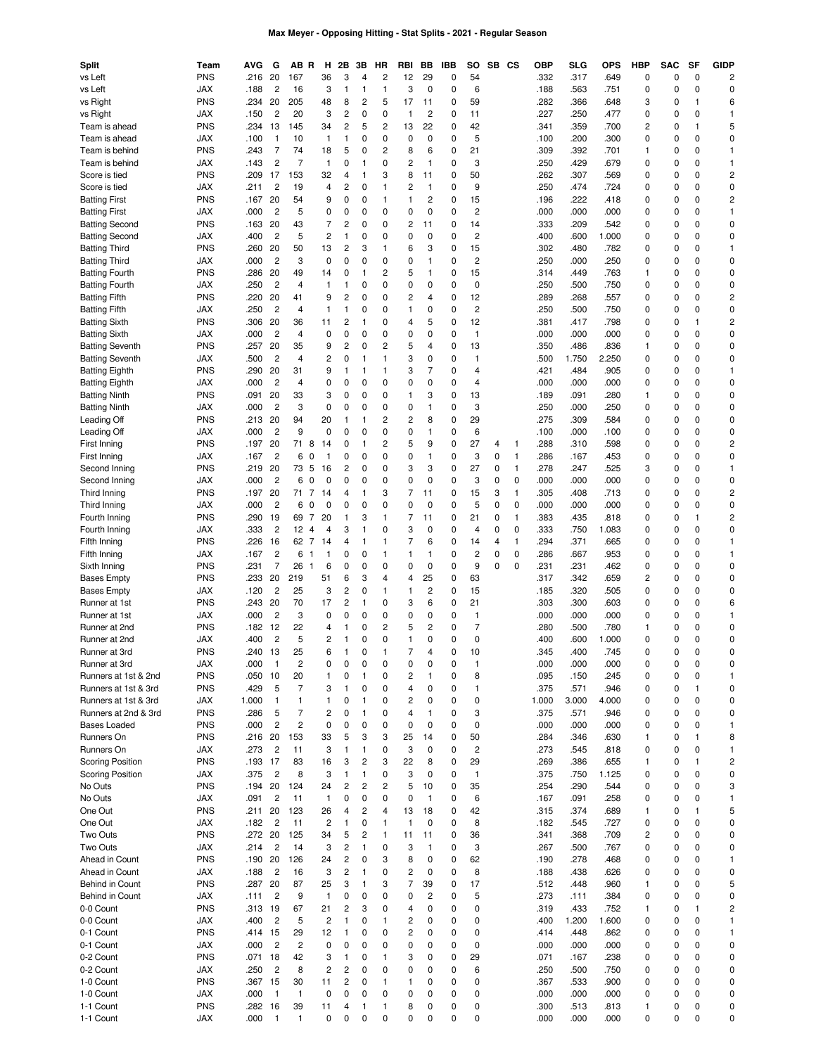# Max Meyer - Opposing Hitting - Stat Splits - 2021 - Regular Season

| Split | Team | AVG | G | AB | R | H | 2B | 3B | HR | RBI | BB | IBB | SO | SB | CS | OBP | SLG | OPS | HBP | SAC | SF | GIDP |
|---|---|---|---|---|---|---|---|---|---|---|---|---|---|---|---|---|---|---|---|---|---|---|
| vs Left | PNS | .216 | 20 | 167 | | 36 | 3 | 4 | 2 | 12 | 29 | 0 | 54 | | | .332 | .317 | .649 | 0 | 0 | 0 | 2 |
| vs Left | JAX | .188 | 2 | 16 | | 3 | 1 | 1 | 1 | 3 | 0 | 0 | 6 | | | .188 | .563 | .751 | 0 | 0 | 0 | 0 |
| vs Right | PNS | .234 | 20 | 205 | | 48 | 8 | 2 | 5 | 17 | 11 | 0 | 59 | | | .282 | .366 | .648 | 3 | 0 | 1 | 6 |
| vs Right | JAX | .150 | 2 | 20 | | 3 | 2 | 0 | 0 | 1 | 2 | 0 | 11 | | | .227 | .250 | .477 | 0 | 0 | 0 | 1 |
| Team is ahead | PNS | .234 | 13 | 145 | | 34 | 2 | 5 | 2 | 13 | 22 | 0 | 42 | | | .341 | .359 | .700 | 2 | 0 | 1 | 5 |
| Team is ahead | JAX | .100 | 1 | 10 | | 1 | 1 | 0 | 0 | 0 | 0 | 0 | 5 | | | .100 | .200 | .300 | 0 | 0 | 0 | 0 |
| Team is behind | PNS | .243 | 7 | 74 | | 18 | 5 | 0 | 2 | 8 | 6 | 0 | 21 | | | .309 | .392 | .701 | 1 | 0 | 0 | 1 |
| Team is behind | JAX | .143 | 2 | 7 | | 1 | 0 | 1 | 0 | 2 | 1 | 0 | 3 | | | .250 | .429 | .679 | 0 | 0 | 0 | 1 |
| Score is tied | PNS | .209 | 17 | 153 | | 32 | 4 | 1 | 3 | 8 | 11 | 0 | 50 | | | .262 | .307 | .569 | 0 | 0 | 0 | 2 |
| Score is tied | JAX | .211 | 2 | 19 | | 4 | 2 | 0 | 1 | 2 | 1 | 0 | 9 | | | .250 | .474 | .724 | 0 | 0 | 0 | 0 |
| Batting First | PNS | .167 | 20 | 54 | | 9 | 0 | 0 | 1 | 1 | 2 | 0 | 15 | | | .196 | .222 | .418 | 0 | 0 | 0 | 2 |
| Batting First | JAX | .000 | 2 | 5 | | 0 | 0 | 0 | 0 | 0 | 0 | 0 | 2 | | | .000 | .000 | .000 | 0 | 0 | 0 | 1 |
| Batting Second | PNS | .163 | 20 | 43 | | 7 | 2 | 0 | 0 | 2 | 11 | 0 | 14 | | | .333 | .209 | .542 | 0 | 0 | 0 | 0 |
| Batting Second | JAX | .400 | 2 | 5 | | 2 | 1 | 0 | 0 | 0 | 0 | 0 | 2 | | | .400 | .600 | 1.000 | 0 | 0 | 0 | 0 |
| Batting Third | PNS | .260 | 20 | 50 | | 13 | 2 | 3 | 1 | 6 | 3 | 0 | 15 | | | .302 | .480 | .782 | 0 | 0 | 0 | 1 |
| Batting Third | JAX | .000 | 2 | 3 | | 0 | 0 | 0 | 0 | 0 | 1 | 0 | 2 | | | .250 | .000 | .250 | 0 | 0 | 0 | 0 |
| Batting Fourth | PNS | .286 | 20 | 49 | | 14 | 0 | 1 | 2 | 5 | 1 | 0 | 15 | | | .314 | .449 | .763 | 1 | 0 | 0 | 0 |
| Batting Fourth | JAX | .250 | 2 | 4 | | 1 | 1 | 0 | 0 | 0 | 0 | 0 | 0 | | | .250 | .500 | .750 | 0 | 0 | 0 | 0 |
| Batting Fifth | PNS | .220 | 20 | 41 | | 9 | 2 | 0 | 0 | 2 | 4 | 0 | 12 | | | .289 | .268 | .557 | 0 | 0 | 0 | 2 |
| Batting Fifth | JAX | .250 | 2 | 4 | | 1 | 1 | 0 | 0 | 1 | 0 | 0 | 2 | | | .250 | .500 | .750 | 0 | 0 | 0 | 0 |
| Batting Sixth | PNS | .306 | 20 | 36 | | 11 | 2 | 1 | 0 | 4 | 5 | 0 | 12 | | | .381 | .417 | .798 | 0 | 0 | 1 | 2 |
| Batting Sixth | JAX | .000 | 2 | 4 | | 0 | 0 | 0 | 0 | 0 | 0 | 0 | 1 | | | .000 | .000 | .000 | 0 | 0 | 0 | 0 |
| Batting Seventh | PNS | .257 | 20 | 35 | | 9 | 2 | 0 | 2 | 5 | 4 | 0 | 13 | | | .350 | .486 | .836 | 1 | 0 | 0 | 0 |
| Batting Seventh | JAX | .500 | 2 | 4 | | 2 | 0 | 1 | 1 | 3 | 0 | 0 | 1 | | | .500 | 1.750 | 2.250 | 0 | 0 | 0 | 0 |
| Batting Eighth | PNS | .290 | 20 | 31 | | 9 | 1 | 1 | 1 | 3 | 7 | 0 | 4 | | | .421 | .484 | .905 | 0 | 0 | 0 | 1 |
| Batting Eighth | JAX | .000 | 2 | 4 | | 0 | 0 | 0 | 0 | 0 | 0 | 0 | 4 | | | .000 | .000 | .000 | 0 | 0 | 0 | 0 |
| Batting Ninth | PNS | .091 | 20 | 33 | | 3 | 0 | 0 | 0 | 1 | 3 | 0 | 13 | | | .189 | .091 | .280 | 1 | 0 | 0 | 0 |
| Batting Ninth | JAX | .000 | 2 | 3 | | 0 | 0 | 0 | 0 | 0 | 1 | 0 | 3 | | | .250 | .000 | .250 | 0 | 0 | 0 | 0 |
| Leading Off | PNS | .213 | 20 | 94 | | 20 | 1 | 1 | 2 | 2 | 8 | 0 | 29 | | | .275 | .309 | .584 | 0 | 0 | 0 | 0 |
| Leading Off | JAX | .000 | 2 | 9 | | 0 | 0 | 0 | 0 | 0 | 1 | 0 | 6 | | | .100 | .000 | .100 | 0 | 0 | 0 | 0 |
| First Inning | PNS | .197 | 20 | 71 | 8 | 14 | 0 | 1 | 2 | 5 | 9 | 0 | 27 | 4 | 1 | .288 | .310 | .598 | 0 | 0 | 0 | 2 |
| First Inning | JAX | .167 | 2 | 6 | 0 | 1 | 0 | 0 | 0 | 0 | 1 | 0 | 3 | 0 | 1 | .286 | .167 | .453 | 0 | 0 | 0 | 0 |
| Second Inning | PNS | .219 | 20 | 73 | 5 | 16 | 2 | 0 | 0 | 3 | 3 | 0 | 27 | 0 | 1 | .278 | .247 | .525 | 3 | 0 | 0 | 1 |
| Second Inning | JAX | .000 | 2 | 6 | 0 | 0 | 0 | 0 | 0 | 0 | 0 | 0 | 3 | 0 | 0 | .000 | .000 | .000 | 0 | 0 | 0 | 0 |
| Third Inning | PNS | .197 | 20 | 71 | 7 | 14 | 4 | 1 | 3 | 7 | 11 | 0 | 15 | 3 | 1 | .305 | .408 | .713 | 0 | 0 | 0 | 2 |
| Third Inning | JAX | .000 | 2 | 6 | 0 | 0 | 0 | 0 | 0 | 0 | 0 | 0 | 5 | 0 | 0 | .000 | .000 | .000 | 0 | 0 | 0 | 0 |
| Fourth Inning | PNS | .290 | 19 | 69 | 7 | 20 | 1 | 3 | 1 | 7 | 11 | 0 | 21 | 0 | 1 | .383 | .435 | .818 | 0 | 0 | 1 | 2 |
| Fourth Inning | JAX | .333 | 2 | 12 | 4 | 4 | 3 | 1 | 0 | 3 | 0 | 0 | 4 | 0 | 0 | .333 | .750 | 1.083 | 0 | 0 | 0 | 0 |
| Fifth Inning | PNS | .226 | 16 | 62 | 7 | 14 | 4 | 1 | 1 | 7 | 6 | 0 | 14 | 4 | 1 | .294 | .371 | .665 | 0 | 0 | 0 | 1 |
| Fifth Inning | JAX | .167 | 2 | 6 | 1 | 1 | 0 | 0 | 1 | 1 | 1 | 0 | 2 | 0 | 0 | .286 | .667 | .953 | 0 | 0 | 0 | 1 |
| Sixth Inning | PNS | .231 | 7 | 26 | 1 | 6 | 0 | 0 | 0 | 0 | 0 | 0 | 9 | 0 | 0 | .231 | .231 | .462 | 0 | 0 | 0 | 0 |
| Bases Empty | PNS | .233 | 20 | 219 | | 51 | 6 | 3 | 4 | 4 | 25 | 0 | 63 | | | .317 | .342 | .659 | 2 | 0 | 0 | 0 |
| Bases Empty | JAX | .120 | 2 | 25 | | 3 | 2 | 0 | 1 | 1 | 2 | 0 | 15 | | | .185 | .320 | .505 | 0 | 0 | 0 | 0 |
| Runner at 1st | PNS | .243 | 20 | 70 | | 17 | 2 | 1 | 0 | 3 | 6 | 0 | 21 | | | .303 | .300 | .603 | 0 | 0 | 0 | 6 |
| Runner at 1st | JAX | .000 | 2 | 3 | | 0 | 0 | 0 | 0 | 0 | 0 | 0 | 1 | | | .000 | .000 | .000 | 0 | 0 | 0 | 1 |
| Runner at 2nd | PNS | .182 | 12 | 22 | | 4 | 1 | 0 | 2 | 5 | 2 | 0 | 7 | | | .280 | .500 | .780 | 1 | 0 | 0 | 0 |
| Runner at 2nd | JAX | .400 | 2 | 5 | | 2 | 1 | 0 | 0 | 1 | 0 | 0 | 0 | | | .400 | .600 | 1.000 | 0 | 0 | 0 | 0 |
| Runner at 3rd | PNS | .240 | 13 | 25 | | 6 | 1 | 0 | 1 | 7 | 4 | 0 | 10 | | | .345 | .400 | .745 | 0 | 0 | 0 | 0 |
| Runner at 3rd | JAX | .000 | 1 | 2 | | 0 | 0 | 0 | 0 | 0 | 0 | 0 | 1 | | | .000 | .000 | .000 | 0 | 0 | 0 | 0 |
| Runners at 1st & 2nd | PNS | .050 | 10 | 20 | | 1 | 0 | 1 | 0 | 2 | 1 | 0 | 8 | | | .095 | .150 | .245 | 0 | 0 | 0 | 1 |
| Runners at 1st & 3rd | PNS | .429 | 5 | 7 | | 3 | 1 | 0 | 0 | 4 | 0 | 0 | 1 | | | .375 | .571 | .946 | 0 | 0 | 1 | 0 |
| Runners at 1st & 3rd | JAX | 1.000 | 1 | 1 | | 1 | 0 | 1 | 0 | 2 | 0 | 0 | 0 | | | 1.000 | 3.000 | 4.000 | 0 | 0 | 0 | 0 |
| Runners at 2nd & 3rd | PNS | .286 | 5 | 7 | | 2 | 0 | 1 | 0 | 4 | 1 | 0 | 3 | | | .375 | .571 | .946 | 0 | 0 | 0 | 0 |
| Bases Loaded | PNS | .000 | 2 | 2 | | 0 | 0 | 0 | 0 | 0 | 0 | 0 | 0 | | | .000 | .000 | .000 | 0 | 0 | 0 | 1 |
| Runners On | PNS | .216 | 20 | 153 | | 33 | 5 | 3 | 3 | 25 | 14 | 0 | 50 | | | .284 | .346 | .630 | 1 | 0 | 1 | 8 |
| Runners On | JAX | .273 | 2 | 11 | | 3 | 1 | 1 | 0 | 3 | 0 | 0 | 2 | | | .273 | .545 | .818 | 0 | 0 | 0 | 1 |
| Scoring Position | PNS | .193 | 17 | 83 | | 16 | 3 | 2 | 3 | 22 | 8 | 0 | 29 | | | .269 | .386 | .655 | 1 | 0 | 1 | 2 |
| Scoring Position | JAX | .375 | 2 | 8 | | 3 | 1 | 1 | 0 | 3 | 0 | 0 | 1 | | | .375 | .750 | 1.125 | 0 | 0 | 0 | 0 |
| No Outs | PNS | .194 | 20 | 124 | | 24 | 2 | 2 | 2 | 5 | 10 | 0 | 35 | | | .254 | .290 | .544 | 0 | 0 | 0 | 3 |
| No Outs | JAX | .091 | 2 | 11 | | 1 | 0 | 0 | 0 | 0 | 1 | 0 | 6 | | | .167 | .091 | .258 | 0 | 0 | 0 | 1 |
| One Out | PNS | .211 | 20 | 123 | | 26 | 4 | 2 | 4 | 13 | 18 | 0 | 42 | | | .315 | .374 | .689 | 1 | 0 | 1 | 5 |
| One Out | JAX | .182 | 2 | 11 | | 2 | 1 | 0 | 1 | 1 | 0 | 0 | 8 | | | .182 | .545 | .727 | 0 | 0 | 0 | 0 |
| Two Outs | PNS | .272 | 20 | 125 | | 34 | 5 | 2 | 1 | 11 | 11 | 0 | 36 | | | .341 | .368 | .709 | 2 | 0 | 0 | 0 |
| Two Outs | JAX | .214 | 2 | 14 | | 3 | 2 | 1 | 0 | 3 | 1 | 0 | 3 | | | .267 | .500 | .767 | 0 | 0 | 0 | 0 |
| Ahead in Count | PNS | .190 | 20 | 126 | | 24 | 2 | 0 | 3 | 8 | 0 | 0 | 62 | | | .190 | .278 | .468 | 0 | 0 | 0 | 1 |
| Ahead in Count | JAX | .188 | 2 | 16 | | 3 | 2 | 1 | 0 | 2 | 0 | 0 | 8 | | | .188 | .438 | .626 | 0 | 0 | 0 | 0 |
| Behind in Count | PNS | .287 | 20 | 87 | | 25 | 3 | 1 | 3 | 7 | 39 | 0 | 17 | | | .512 | .448 | .960 | 1 | 0 | 0 | 5 |
| Behind in Count | JAX | .111 | 2 | 9 | | 1 | 0 | 0 | 0 | 0 | 2 | 0 | 5 | | | .273 | .111 | .384 | 0 | 0 | 0 | 0 |
| 0-0 Count | PNS | .313 | 19 | 67 | | 21 | 2 | 3 | 0 | 4 | 0 | 0 | 0 | | | .319 | .433 | .752 | 1 | 0 | 1 | 2 |
| 0-0 Count | JAX | .400 | 2 | 5 | | 2 | 1 | 0 | 1 | 2 | 0 | 0 | 0 | | | .400 | 1.200 | 1.600 | 0 | 0 | 0 | 1 |
| 0-1 Count | PNS | .414 | 15 | 29 | | 12 | 1 | 0 | 0 | 2 | 0 | 0 | 0 | | | .414 | .448 | .862 | 0 | 0 | 0 | 1 |
| 0-1 Count | JAX | .000 | 2 | 2 | | 0 | 0 | 0 | 0 | 0 | 0 | 0 | 0 | | | .000 | .000 | .000 | 0 | 0 | 0 | 0 |
| 0-2 Count | PNS | .071 | 18 | 42 | | 3 | 1 | 0 | 1 | 3 | 0 | 0 | 29 | | | .071 | .167 | .238 | 0 | 0 | 0 | 0 |
| 0-2 Count | JAX | .250 | 2 | 8 | | 2 | 2 | 0 | 0 | 0 | 0 | 0 | 6 | | | .250 | .500 | .750 | 0 | 0 | 0 | 0 |
| 1-0 Count | PNS | .367 | 15 | 30 | | 11 | 2 | 0 | 1 | 1 | 0 | 0 | 0 | | | .367 | .533 | .900 | 0 | 0 | 0 | 0 |
| 1-0 Count | JAX | .000 | 1 | 1 | | 0 | 0 | 0 | 0 | 0 | 0 | 0 | 0 | | | .000 | .000 | .000 | 0 | 0 | 0 | 0 |
| 1-1 Count | PNS | .282 | 16 | 39 | | 11 | 4 | 1 | 1 | 8 | 0 | 0 | 0 | | | .300 | .513 | .813 | 1 | 0 | 0 | 0 |
| 1-1 Count | JAX | .000 | 1 | 1 | | 0 | 0 | 0 | 0 | 0 | 0 | 0 | 0 | | | .000 | .000 | .000 | 0 | 0 | 0 | 0 |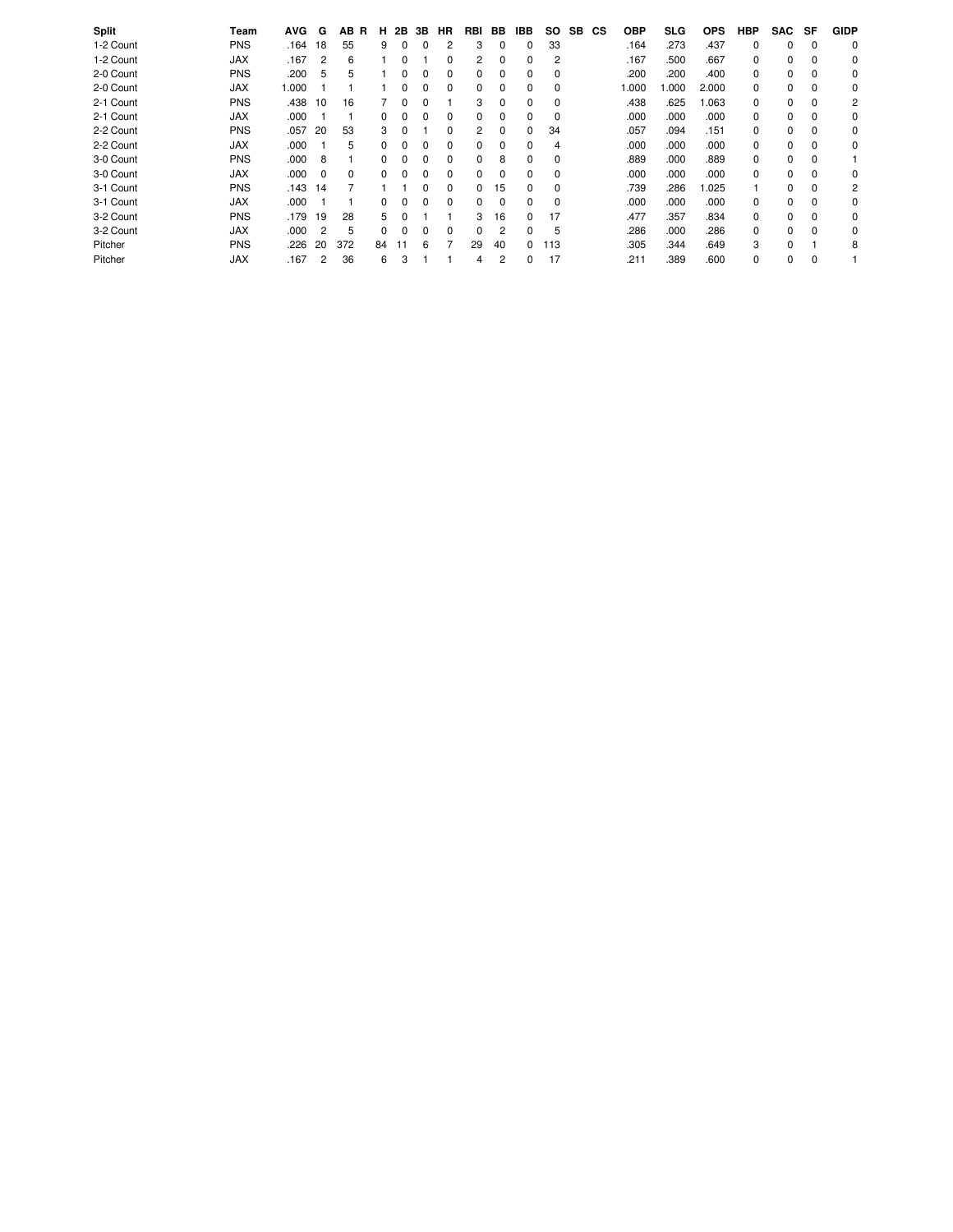| Split | Team | AVG | G | AB | R | H | 2B | 3B | HR | RBI | BB | IBB | SO | SB | CS | OBP | SLG | OPS | HBP | SAC | SF | GIDP |
|---|---|---|---|---|---|---|---|---|---|---|---|---|---|---|---|---|---|---|---|---|---|---|
| 1-2 Count | PNS | .164 | 18 | 55 | | 9 | 0 | 0 | 2 | 3 | 0 | 0 | 33 | | | .164 | .273 | .437 | 0 | 0 | 0 | 0 |
| 1-2 Count | JAX | .167 | 2 | 6 | | 1 | 0 | 1 | 0 | 2 | 0 | 0 | 2 | | | .167 | .500 | .667 | 0 | 0 | 0 | 0 |
| 2-0 Count | PNS | .200 | 5 | 5 | | 1 | 0 | 0 | 0 | 0 | 0 | 0 | 0 | | | .200 | .200 | .400 | 0 | 0 | 0 | 0 |
| 2-0 Count | JAX | 1.000 | 1 | 1 | | 1 | 0 | 0 | 0 | 0 | 0 | 0 | 0 | | | 1.000 | 1.000 | 2.000 | 0 | 0 | 0 | 0 |
| 2-1 Count | PNS | .438 | 10 | 16 | | 7 | 0 | 0 | 1 | 3 | 0 | 0 | 0 | | | .438 | .625 | 1.063 | 0 | 0 | 0 | 2 |
| 2-1 Count | JAX | .000 | 1 | 1 | | 0 | 0 | 0 | 0 | 0 | 0 | 0 | 0 | | | .000 | .000 | .000 | 0 | 0 | 0 | 0 |
| 2-2 Count | PNS | .057 | 20 | 53 | | 3 | 0 | 1 | 0 | 2 | 0 | 0 | 34 | | | .057 | .094 | .151 | 0 | 0 | 0 | 0 |
| 2-2 Count | JAX | .000 | 1 | 5 | | 0 | 0 | 0 | 0 | 0 | 0 | 0 | 4 | | | .000 | .000 | .000 | 0 | 0 | 0 | 0 |
| 3-0 Count | PNS | .000 | 8 | 1 | | 0 | 0 | 0 | 0 | 0 | 8 | 0 | 0 | | | .889 | .000 | .889 | 0 | 0 | 0 | 1 |
| 3-0 Count | JAX | .000 | 0 | 0 | | 0 | 0 | 0 | 0 | 0 | 0 | 0 | 0 | | | .000 | .000 | .000 | 0 | 0 | 0 | 0 |
| 3-1 Count | PNS | .143 | 14 | 7 | | 1 | 1 | 0 | 0 | 0 | 15 | 0 | 0 | | | .739 | .286 | 1.025 | 1 | 0 | 0 | 2 |
| 3-1 Count | JAX | .000 | 1 | 1 | | 0 | 0 | 0 | 0 | 0 | 0 | 0 | 0 | | | .000 | .000 | .000 | 0 | 0 | 0 | 0 |
| 3-2 Count | PNS | .179 | 19 | 28 | | 5 | 0 | 1 | 1 | 3 | 16 | 0 | 17 | | | .477 | .357 | .834 | 0 | 0 | 0 | 0 |
| 3-2 Count | JAX | .000 | 2 | 5 | | 0 | 0 | 0 | 0 | 0 | 2 | 0 | 5 | | | .286 | .000 | .286 | 0 | 0 | 0 | 0 |
| Pitcher | PNS | .226 | 20 | 372 | | 84 | 11 | 6 | 7 | 29 | 40 | 0 | 113 | | | .305 | .344 | .649 | 3 | 0 | 1 | 8 |
| Pitcher | JAX | .167 | 2 | 36 | | 6 | 3 | 1 | 1 | 4 | 2 | 0 | 17 | | | .211 | .389 | .600 | 0 | 0 | 0 | 1 |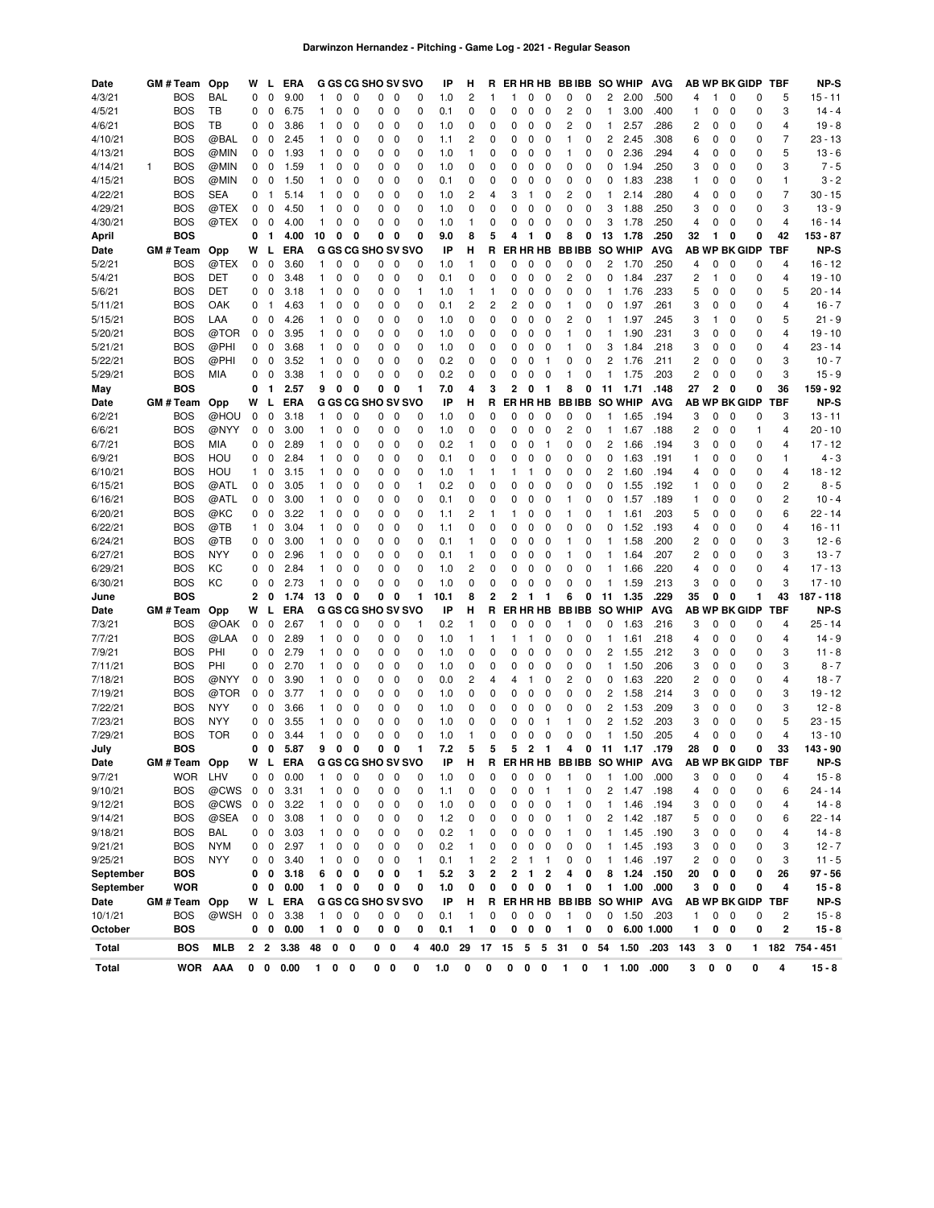# Darwinzon Hernandez - Pitching - Game Log - 2021 - Regular Season

| Date | GM # | Team | Opp | W | L | ERA | G | GS | CG | SHO | SV | SVO | IP | H | R | ER | HR | HB | BB | IBB | SO | WHIP | AVG | AB | WP | BK | GIDP | TBF | NP-S |
|---|---|---|---|---|---|---|---|---|---|---|---|---|---|---|---|---|---|---|---|---|---|---|---|---|---|---|---|---|---|
| 4/3/21 | | BOS | BAL | 0 | 0 | 9.00 | 1 | 0 | 0 | 0 | 0 | 0 | 1.0 | 2 | 1 | 1 | 0 | 0 | 0 | 0 | 2 | 2.00 | .500 | 4 | 1 | 0 | 0 | 5 | 15 - 11 |
| 4/5/21 | | BOS | TB | 0 | 0 | 6.75 | 1 | 0 | 0 | 0 | 0 | 0 | 0.1 | 0 | 0 | 0 | 0 | 0 | 2 | 0 | 1 | 3.00 | .400 | 1 | 0 | 0 | 0 | 3 | 14 - 4 |
| 4/6/21 | | BOS | TB | 0 | 0 | 3.86 | 1 | 0 | 0 | 0 | 0 | 0 | 1.0 | 0 | 0 | 0 | 0 | 0 | 2 | 0 | 1 | 2.57 | .286 | 2 | 0 | 0 | 0 | 4 | 19 - 8 |
| 4/10/21 | | BOS | @BAL | 0 | 0 | 2.45 | 1 | 0 | 0 | 0 | 0 | 0 | 1.1 | 2 | 0 | 0 | 0 | 0 | 1 | 0 | 2 | 2.45 | .308 | 6 | 0 | 0 | 0 | 7 | 23 - 13 |
| 4/13/21 | | BOS | @MIN | 0 | 0 | 1.93 | 1 | 0 | 0 | 0 | 0 | 0 | 1.0 | 1 | 0 | 0 | 0 | 0 | 1 | 0 | 0 | 2.36 | .294 | 4 | 0 | 0 | 0 | 5 | 13 - 6 |
| 4/14/21 | 1 | BOS | @MIN | 0 | 0 | 1.59 | 1 | 0 | 0 | 0 | 0 | 0 | 1.0 | 0 | 0 | 0 | 0 | 0 | 0 | 0 | 0 | 1.94 | .250 | 3 | 0 | 0 | 0 | 3 | 7 - 5 |
| 4/15/21 | | BOS | @MIN | 0 | 0 | 1.50 | 1 | 0 | 0 | 0 | 0 | 0 | 0.1 | 0 | 0 | 0 | 0 | 0 | 0 | 0 | 0 | 1.83 | .238 | 1 | 0 | 0 | 0 | 1 | 3 - 2 |
| 4/22/21 | | BOS | SEA | 0 | 1 | 5.14 | 1 | 0 | 0 | 0 | 0 | 0 | 1.0 | 2 | 4 | 3 | 1 | 0 | 2 | 0 | 1 | 2.14 | .280 | 4 | 0 | 0 | 0 | 7 | 30 - 15 |
| 4/29/21 | | BOS | @TEX | 0 | 0 | 4.50 | 1 | 0 | 0 | 0 | 0 | 0 | 1.0 | 0 | 0 | 0 | 0 | 0 | 0 | 0 | 3 | 1.88 | .250 | 3 | 0 | 0 | 0 | 3 | 13 - 9 |
| 4/30/21 | | BOS | @TEX | 0 | 0 | 4.00 | 1 | 0 | 0 | 0 | 0 | 0 | 1.0 | 1 | 0 | 0 | 0 | 0 | 0 | 0 | 3 | 1.78 | .250 | 4 | 0 | 0 | 0 | 4 | 16 - 14 |
| **April** | | **BOS** | | **0** | **1** | **4.00** | **10** | **0** | **0** | **0** | **0** | **0** | **9.0** | **8** | **5** | **4** | **1** | **0** | **8** | **0** | **13** | **1.78** | **.250** | **32** | **1** | **0** | **0** | **42** | **153 - 87** |
| **Date** | **GM #** | **Team** | **Opp** | **W** | **L** | **ERA** | **G** | **GS** | **CG** | **SHO** | **SV** | **SVO** | **IP** | **H** | **R** | **ER** | **HR** | **HB** | **BB** | **IBB** | **SO** | **WHIP** | **AVG** | **AB** | **WP** | **BK** | **GIDP** | **TBF** | **NP-S** |
| 5/2/21 | | BOS | @TEX | 0 | 0 | 3.60 | 1 | 0 | 0 | 0 | 0 | 0 | 1.0 | 1 | 0 | 0 | 0 | 0 | 0 | 0 | 2 | 1.70 | .250 | 4 | 0 | 0 | 0 | 4 | 16 - 12 |
| 5/4/21 | | BOS | DET | 0 | 0 | 3.48 | 1 | 0 | 0 | 0 | 0 | 0 | 0.1 | 0 | 0 | 0 | 0 | 0 | 2 | 0 | 0 | 1.84 | .237 | 2 | 1 | 0 | 0 | 4 | 19 - 10 |
| 5/6/21 | | BOS | DET | 0 | 0 | 3.18 | 1 | 0 | 0 | 0 | 0 | 1 | 1.0 | 1 | 1 | 0 | 0 | 0 | 0 | 0 | 1 | 1.76 | .233 | 5 | 0 | 0 | 0 | 5 | 20 - 14 |
| 5/11/21 | | BOS | OAK | 0 | 1 | 4.63 | 1 | 0 | 0 | 0 | 0 | 0 | 0.1 | 2 | 2 | 2 | 0 | 0 | 1 | 0 | 0 | 1.97 | .261 | 3 | 0 | 0 | 0 | 4 | 16 - 7 |
| 5/15/21 | | BOS | LAA | 0 | 0 | 4.26 | 1 | 0 | 0 | 0 | 0 | 0 | 1.0 | 0 | 0 | 0 | 0 | 0 | 2 | 0 | 1 | 1.97 | .245 | 3 | 1 | 0 | 0 | 5 | 21 - 9 |
| 5/20/21 | | BOS | @TOR | 0 | 0 | 3.95 | 1 | 0 | 0 | 0 | 0 | 0 | 1.0 | 0 | 0 | 0 | 0 | 0 | 1 | 0 | 1 | 1.90 | .231 | 3 | 0 | 0 | 0 | 4 | 19 - 10 |
| 5/21/21 | | BOS | @PHI | 0 | 0 | 3.68 | 1 | 0 | 0 | 0 | 0 | 0 | 1.0 | 0 | 0 | 0 | 0 | 0 | 1 | 0 | 3 | 1.84 | .218 | 3 | 0 | 0 | 0 | 4 | 23 - 14 |
| 5/22/21 | | BOS | @PHI | 0 | 0 | 3.52 | 1 | 0 | 0 | 0 | 0 | 0 | 0.2 | 0 | 0 | 0 | 0 | 1 | 0 | 0 | 2 | 1.76 | .211 | 2 | 0 | 0 | 0 | 3 | 10 - 7 |
| 5/29/21 | | BOS | MIA | 0 | 0 | 3.38 | 1 | 0 | 0 | 0 | 0 | 0 | 0.2 | 0 | 0 | 0 | 0 | 0 | 1 | 0 | 1 | 1.75 | .203 | 2 | 0 | 0 | 0 | 3 | 15 - 9 |
| **May** | | **BOS** | | **0** | **1** | **2.57** | **9** | **0** | **0** | **0** | **0** | **1** | **7.0** | **4** | **3** | **2** | **0** | **1** | **8** | **0** | **11** | **1.71** | **.148** | **27** | **2** | **0** | **0** | **36** | **159 - 92** |
| **Date** | **GM #** | **Team** | **Opp** | **W** | **L** | **ERA** | **G** | **GS** | **CG** | **SHO** | **SV** | **SVO** | **IP** | **H** | **R** | **ER** | **HR** | **HB** | **BB** | **IBB** | **SO** | **WHIP** | **AVG** | **AB** | **WP** | **BK** | **GIDP** | **TBF** | **NP-S** |
| 6/2/21 | | BOS | @HOU | 0 | 0 | 3.18 | 1 | 0 | 0 | 0 | 0 | 0 | 1.0 | 0 | 0 | 0 | 0 | 0 | 0 | 0 | 1 | 1.65 | .194 | 3 | 0 | 0 | 0 | 3 | 13 - 11 |
| 6/6/21 | | BOS | @NYY | 0 | 0 | 3.00 | 1 | 0 | 0 | 0 | 0 | 0 | 1.0 | 0 | 0 | 0 | 0 | 0 | 2 | 0 | 1 | 1.67 | .188 | 2 | 0 | 0 | 1 | 4 | 20 - 10 |
| 6/7/21 | | BOS | MIA | 0 | 0 | 2.89 | 1 | 0 | 0 | 0 | 0 | 0 | 0.2 | 1 | 0 | 0 | 0 | 1 | 0 | 0 | 2 | 1.66 | .194 | 3 | 0 | 0 | 0 | 4 | 17 - 12 |
| 6/9/21 | | BOS | HOU | 0 | 0 | 2.84 | 1 | 0 | 0 | 0 | 0 | 0 | 0.1 | 0 | 0 | 0 | 0 | 0 | 0 | 0 | 0 | 1.63 | .191 | 1 | 0 | 0 | 0 | 1 | 4 - 3 |
| 6/10/21 | | BOS | HOU | 1 | 0 | 3.15 | 1 | 0 | 0 | 0 | 0 | 0 | 1.0 | 1 | 1 | 1 | 1 | 0 | 0 | 0 | 2 | 1.60 | .194 | 4 | 0 | 0 | 0 | 4 | 18 - 12 |
| 6/15/21 | | BOS | @ATL | 0 | 0 | 3.05 | 1 | 0 | 0 | 0 | 0 | 1 | 0.2 | 0 | 0 | 0 | 0 | 0 | 0 | 0 | 0 | 1.55 | .192 | 1 | 0 | 0 | 0 | 2 | 8 - 5 |
| 6/16/21 | | BOS | @ATL | 0 | 0 | 3.00 | 1 | 0 | 0 | 0 | 0 | 0 | 0.1 | 0 | 0 | 0 | 0 | 0 | 1 | 0 | 0 | 1.57 | .189 | 1 | 0 | 0 | 0 | 2 | 10 - 4 |
| 6/20/21 | | BOS | @KC | 0 | 0 | 3.22 | 1 | 0 | 0 | 0 | 0 | 0 | 1.1 | 2 | 1 | 1 | 0 | 0 | 1 | 0 | 1 | 1.61 | .203 | 5 | 0 | 0 | 0 | 6 | 22 - 14 |
| 6/22/21 | | BOS | @TB | 1 | 0 | 3.04 | 1 | 0 | 0 | 0 | 0 | 0 | 1.1 | 0 | 0 | 0 | 0 | 0 | 0 | 0 | 0 | 1.52 | .193 | 4 | 0 | 0 | 0 | 4 | 16 - 11 |
| 6/24/21 | | BOS | @TB | 0 | 0 | 3.00 | 1 | 0 | 0 | 0 | 0 | 0 | 0.1 | 1 | 0 | 0 | 0 | 0 | 1 | 0 | 1 | 1.58 | .200 | 2 | 0 | 0 | 0 | 3 | 12 - 6 |
| 6/27/21 | | BOS | NYY | 0 | 0 | 2.96 | 1 | 0 | 0 | 0 | 0 | 0 | 0.1 | 1 | 0 | 0 | 0 | 0 | 1 | 0 | 1 | 1.64 | .207 | 2 | 0 | 0 | 0 | 3 | 13 - 7 |
| 6/29/21 | | BOS | KC | 0 | 0 | 2.84 | 1 | 0 | 0 | 0 | 0 | 0 | 1.0 | 2 | 0 | 0 | 0 | 0 | 0 | 0 | 1 | 1.66 | .220 | 4 | 0 | 0 | 0 | 4 | 17 - 13 |
| 6/30/21 | | BOS | KC | 0 | 0 | 2.73 | 1 | 0 | 0 | 0 | 0 | 0 | 1.0 | 0 | 0 | 0 | 0 | 0 | 0 | 0 | 1 | 1.59 | .213 | 3 | 0 | 0 | 0 | 3 | 17 - 10 |
| **June** | | **BOS** | | **2** | **0** | **1.74** | **13** | **0** | **0** | **0** | **0** | **1** | **10.1** | **8** | **2** | **2** | **1** | **1** | **6** | **0** | **11** | **1.35** | **.229** | **35** | **0** | **0** | **1** | **43** | **187 - 118** |
| **Date** | **GM #** | **Team** | **Opp** | **W** | **L** | **ERA** | **G** | **GS** | **CG** | **SHO** | **SV** | **SVO** | **IP** | **H** | **R** | **ER** | **HR** | **HB** | **BB** | **IBB** | **SO** | **WHIP** | **AVG** | **AB** | **WP** | **BK** | **GIDP** | **TBF** | **NP-S** |
| 7/3/21 | | BOS | @OAK | 0 | 0 | 2.67 | 1 | 0 | 0 | 0 | 0 | 1 | 0.2 | 1 | 0 | 0 | 0 | 0 | 1 | 0 | 0 | 1.63 | .216 | 3 | 0 | 0 | 0 | 4 | 25 - 14 |
| 7/7/21 | | BOS | @LAA | 0 | 0 | 2.89 | 1 | 0 | 0 | 0 | 0 | 0 | 1.0 | 1 | 1 | 1 | 1 | 0 | 0 | 0 | 1 | 1.61 | .218 | 4 | 0 | 0 | 0 | 4 | 14 - 9 |
| 7/9/21 | | BOS | PHI | 0 | 0 | 2.79 | 1 | 0 | 0 | 0 | 0 | 0 | 1.0 | 0 | 0 | 0 | 0 | 0 | 0 | 0 | 2 | 1.55 | .212 | 3 | 0 | 0 | 0 | 3 | 11 - 8 |
| 7/11/21 | | BOS | PHI | 0 | 0 | 2.70 | 1 | 0 | 0 | 0 | 0 | 0 | 1.0 | 0 | 0 | 0 | 0 | 0 | 0 | 0 | 1 | 1.50 | .206 | 3 | 0 | 0 | 0 | 3 | 8 - 7 |
| 7/18/21 | | BOS | @NYY | 0 | 0 | 3.90 | 1 | 0 | 0 | 0 | 0 | 0 | 0.0 | 2 | 4 | 4 | 1 | 0 | 2 | 0 | 0 | 1.63 | .220 | 2 | 0 | 0 | 0 | 4 | 18 - 7 |
| 7/19/21 | | BOS | @TOR | 0 | 0 | 3.77 | 1 | 0 | 0 | 0 | 0 | 0 | 1.0 | 0 | 0 | 0 | 0 | 0 | 0 | 0 | 2 | 1.58 | .214 | 3 | 0 | 0 | 0 | 3 | 19 - 12 |
| 7/22/21 | | BOS | NYY | 0 | 0 | 3.66 | 1 | 0 | 0 | 0 | 0 | 0 | 1.0 | 0 | 0 | 0 | 0 | 0 | 0 | 0 | 2 | 1.53 | .209 | 3 | 0 | 0 | 0 | 3 | 12 - 8 |
| 7/23/21 | | BOS | NYY | 0 | 0 | 3.55 | 1 | 0 | 0 | 0 | 0 | 0 | 1.0 | 0 | 0 | 0 | 0 | 1 | 1 | 0 | 2 | 1.52 | .203 | 3 | 0 | 0 | 0 | 5 | 23 - 15 |
| 7/29/21 | | BOS | TOR | 0 | 0 | 3.44 | 1 | 0 | 0 | 0 | 0 | 0 | 1.0 | 1 | 0 | 0 | 0 | 0 | 0 | 0 | 1 | 1.50 | .205 | 4 | 0 | 0 | 0 | 4 | 13 - 10 |
| **July** | | **BOS** | | **0** | **0** | **5.87** | **9** | **0** | **0** | **0** | **0** | **1** | **7.2** | **5** | **5** | **5** | **2** | **1** | **4** | **0** | **11** | **1.17** | **.179** | **28** | **0** | **0** | **0** | **33** | **143 - 90** |
| **Date** | **GM #** | **Team** | **Opp** | **W** | **L** | **ERA** | **G** | **GS** | **CG** | **SHO** | **SV** | **SVO** | **IP** | **H** | **R** | **ER** | **HR** | **HB** | **BB** | **IBB** | **SO** | **WHIP** | **AVG** | **AB** | **WP** | **BK** | **GIDP** | **TBF** | **NP-S** |
| 9/7/21 | | WOR | LHV | 0 | 0 | 0.00 | 1 | 0 | 0 | 0 | 0 | 0 | 1.0 | 0 | 0 | 0 | 0 | 0 | 1 | 0 | 1 | 1.00 | .000 | 3 | 0 | 0 | 0 | 4 | 15 - 8 |
| 9/10/21 | | BOS | @CWS | 0 | 0 | 3.31 | 1 | 0 | 0 | 0 | 0 | 0 | 1.1 | 0 | 0 | 0 | 0 | 1 | 1 | 0 | 2 | 1.47 | .198 | 4 | 0 | 0 | 0 | 6 | 24 - 14 |
| 9/12/21 | | BOS | @CWS | 0 | 0 | 3.22 | 1 | 0 | 0 | 0 | 0 | 0 | 1.0 | 0 | 0 | 0 | 0 | 0 | 1 | 0 | 1 | 1.46 | .194 | 3 | 0 | 0 | 0 | 4 | 14 - 8 |
| 9/14/21 | | BOS | @SEA | 0 | 0 | 3.08 | 1 | 0 | 0 | 0 | 0 | 0 | 1.2 | 0 | 0 | 0 | 0 | 0 | 1 | 0 | 2 | 1.42 | .187 | 5 | 0 | 0 | 0 | 6 | 22 - 14 |
| 9/18/21 | | BOS | BAL | 0 | 0 | 3.03 | 1 | 0 | 0 | 0 | 0 | 0 | 0.2 | 1 | 0 | 0 | 0 | 0 | 1 | 0 | 1 | 1.45 | .190 | 3 | 0 | 0 | 0 | 4 | 14 - 8 |
| 9/21/21 | | BOS | NYM | 0 | 0 | 2.97 | 1 | 0 | 0 | 0 | 0 | 0 | 0.2 | 1 | 0 | 0 | 0 | 0 | 0 | 0 | 1 | 1.45 | .193 | 3 | 0 | 0 | 0 | 3 | 12 - 7 |
| 9/25/21 | | BOS | NYY | 0 | 0 | 3.40 | 1 | 0 | 0 | 0 | 0 | 1 | 0.1 | 1 | 2 | 2 | 1 | 1 | 0 | 0 | 1 | 1.46 | .197 | 2 | 0 | 0 | 0 | 3 | 11 - 5 |
| **September** | | **BOS** | | **0** | **0** | **3.18** | **6** | **0** | **0** | **0** | **0** | **1** | **5.2** | **3** | **2** | **2** | **1** | **2** | **4** | **0** | **8** | **1.24** | **.150** | **20** | **0** | **0** | **0** | **26** | **97 - 56** |
| **September** | | **WOR** | | **0** | **0** | **0.00** | **1** | **0** | **0** | **0** | **0** | **0** | **1.0** | **0** | **0** | **0** | **0** | **0** | **1** | **0** | **1** | **1.00** | **.000** | **3** | **0** | **0** | **0** | **4** | **15 - 8** |
| **Date** | **GM #** | **Team** | **Opp** | **W** | **L** | **ERA** | **G** | **GS** | **CG** | **SHO** | **SV** | **SVO** | **IP** | **H** | **R** | **ER** | **HR** | **HB** | **BB** | **IBB** | **SO** | **WHIP** | **AVG** | **AB** | **WP** | **BK** | **GIDP** | **TBF** | **NP-S** |
| 10/1/21 | | BOS | @WSH | 0 | 0 | 3.38 | 1 | 0 | 0 | 0 | 0 | 0 | 0.1 | 1 | 0 | 0 | 0 | 0 | 1 | 0 | 0 | 1.50 | .203 | 1 | 0 | 0 | 0 | 2 | 15 - 8 |
| **October** | | **BOS** | | **0** | **0** | **0.00** | **1** | **0** | **0** | **0** | **0** | **0** | **0.1** | **1** | **0** | **0** | **0** | **0** | **1** | **0** | **0** | **6.00** | **1.000** | **1** | **0** | **0** | **0** | **2** | **15 - 8** |
| **Total** | | **BOS** | **MLB** | **2** | **2** | **3.38** | **48** | **0** | **0** | **0** | **0** | **4** | **40.0** | **29** | **17** | **15** | **5** | **5** | **31** | **0** | **54** | **1.50** | **.203** | **143** | **3** | **0** | **1** | **182** | **754 - 451** |
| **Total** | | **WOR** | **AAA** | **0** | **0** | **0.00** | **1** | **0** | **0** | **0** | **0** | **0** | **1.0** | **0** | **0** | **0** | **0** | **0** | **1** | **0** | **1** | **1.00** | **.000** | **3** | **0** | **0** | **0** | **4** | **15 - 8** |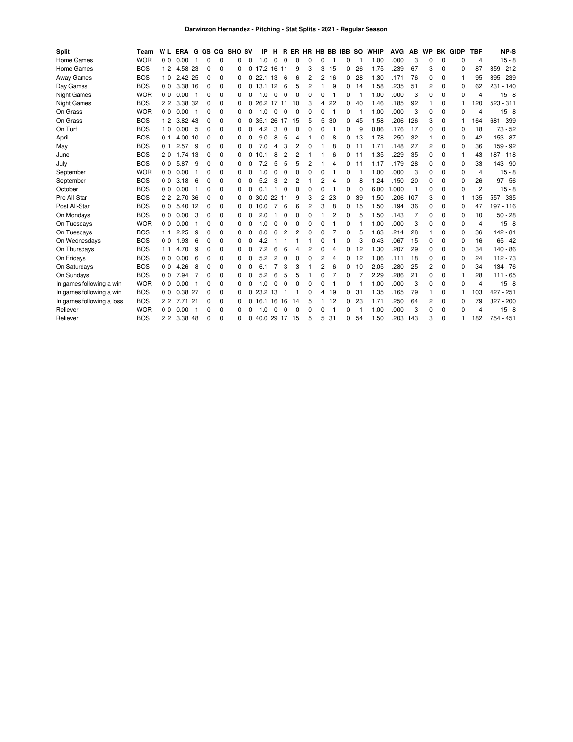# Darwinzon Hernandez - Pitching - Stat Splits - 2021 - Regular Season

| Split | Team | W | L | ERA | G | GS | CG | SHO | SV | IP | H | R | ER | HR | HB | BB | IBB | SO | WHIP | AVG | AB | WP | BK | GIDP | TBF | NP-S |
|---|---|---|---|---|---|---|---|---|---|---|---|---|---|---|---|---|---|---|---|---|---|---|---|---|---|---|
| Home Games | WOR | 0 | 0 | 0.00 | 1 | 0 | 0 | 0 | 0 | 1.0 | 0 | 0 | 0 | 0 | 0 | 1 | 0 | 1 | 1.00 | .000 | 3 | 0 | 0 | 0 | 4 | 15 - 8 |
| Home Games | BOS | 1 | 2 | 4.58 | 23 | 0 | 0 | 0 | 0 | 17.2 | 16 | 11 | 9 | 3 | 3 | 15 | 0 | 26 | 1.75 | .239 | 67 | 3 | 0 | 0 | 87 | 359 - 212 |
| Away Games | BOS | 1 | 0 | 2.42 | 25 | 0 | 0 | 0 | 0 | 22.1 | 13 | 6 | 6 | 2 | 2 | 16 | 0 | 28 | 1.30 | .171 | 76 | 0 | 0 | 1 | 95 | 395 - 239 |
| Day Games | BOS | 0 | 0 | 3.38 | 16 | 0 | 0 | 0 | 0 | 13.1 | 12 | 6 | 5 | 2 | 1 | 9 | 0 | 14 | 1.58 | .235 | 51 | 2 | 0 | 0 | 62 | 231 - 140 |
| Night Games | WOR | 0 | 0 | 0.00 | 1 | 0 | 0 | 0 | 0 | 1.0 | 0 | 0 | 0 | 0 | 0 | 1 | 0 | 1 | 1.00 | .000 | 3 | 0 | 0 | 0 | 4 | 15 - 8 |
| Night Games | BOS | 2 | 2 | 3.38 | 32 | 0 | 0 | 0 | 0 | 26.2 | 17 | 11 | 10 | 3 | 4 | 22 | 0 | 40 | 1.46 | .185 | 92 | 1 | 0 | 1 | 120 | 523 - 311 |
| On Grass | WOR | 0 | 0 | 0.00 | 1 | 0 | 0 | 0 | 0 | 1.0 | 0 | 0 | 0 | 0 | 0 | 1 | 0 | 1 | 1.00 | .000 | 3 | 0 | 0 | 0 | 4 | 15 - 8 |
| On Grass | BOS | 1 | 2 | 3.82 | 43 | 0 | 0 | 0 | 0 | 35.1 | 26 | 17 | 15 | 5 | 5 | 30 | 0 | 45 | 1.58 | .206 | 126 | 3 | 0 | 1 | 164 | 681 - 399 |
| On Turf | BOS | 1 | 0 | 0.00 | 5 | 0 | 0 | 0 | 0 | 4.2 | 3 | 0 | 0 | 0 | 0 | 1 | 0 | 9 | 0.86 | .176 | 17 | 0 | 0 | 0 | 18 | 73 - 52 |
| April | BOS | 0 | 1 | 4.00 | 10 | 0 | 0 | 0 | 0 | 9.0 | 8 | 5 | 4 | 1 | 0 | 8 | 0 | 13 | 1.78 | .250 | 32 | 1 | 0 | 0 | 42 | 153 - 87 |
| May | BOS | 0 | 1 | 2.57 | 9 | 0 | 0 | 0 | 0 | 7.0 | 4 | 3 | 2 | 0 | 1 | 8 | 0 | 11 | 1.71 | .148 | 27 | 2 | 0 | 0 | 36 | 159 - 92 |
| June | BOS | 2 | 0 | 1.74 | 13 | 0 | 0 | 0 | 0 | 10.1 | 8 | 2 | 2 | 1 | 1 | 6 | 0 | 11 | 1.35 | .229 | 35 | 0 | 0 | 1 | 43 | 187 - 118 |
| July | BOS | 0 | 0 | 5.87 | 9 | 0 | 0 | 0 | 0 | 7.2 | 5 | 5 | 5 | 2 | 1 | 4 | 0 | 11 | 1.17 | .179 | 28 | 0 | 0 | 0 | 33 | 143 - 90 |
| September | WOR | 0 | 0 | 0.00 | 1 | 0 | 0 | 0 | 0 | 1.0 | 0 | 0 | 0 | 0 | 0 | 1 | 0 | 1 | 1.00 | .000 | 3 | 0 | 0 | 0 | 4 | 15 - 8 |
| September | BOS | 0 | 0 | 3.18 | 6 | 0 | 0 | 0 | 0 | 5.2 | 3 | 2 | 2 | 1 | 2 | 4 | 0 | 8 | 1.24 | .150 | 20 | 0 | 0 | 0 | 26 | 97 - 56 |
| October | BOS | 0 | 0 | 0.00 | 1 | 0 | 0 | 0 | 0 | 0.1 | 1 | 0 | 0 | 0 | 0 | 1 | 0 | 0 | 6.00 | 1.000 | 1 | 0 | 0 | 0 | 2 | 15 - 8 |
| Pre All-Star | BOS | 2 | 2 | 2.70 | 36 | 0 | 0 | 0 | 0 | 30.0 | 22 | 11 | 9 | 3 | 2 | 23 | 0 | 39 | 1.50 | .206 | 107 | 3 | 0 | 1 | 135 | 557 - 335 |
| Post All-Star | BOS | 0 | 0 | 5.40 | 12 | 0 | 0 | 0 | 0 | 10.0 | 7 | 6 | 6 | 2 | 3 | 8 | 0 | 15 | 1.50 | .194 | 36 | 0 | 0 | 0 | 47 | 197 - 116 |
| On Mondays | BOS | 0 | 0 | 0.00 | 3 | 0 | 0 | 0 | 0 | 2.0 | 1 | 0 | 0 | 0 | 1 | 2 | 0 | 5 | 1.50 | .143 | 7 | 0 | 0 | 0 | 10 | 50 - 28 |
| On Tuesdays | WOR | 0 | 0 | 0.00 | 1 | 0 | 0 | 0 | 0 | 1.0 | 0 | 0 | 0 | 0 | 0 | 1 | 0 | 1 | 1.00 | .000 | 3 | 0 | 0 | 0 | 4 | 15 - 8 |
| On Tuesdays | BOS | 1 | 1 | 2.25 | 9 | 0 | 0 | 0 | 0 | 8.0 | 6 | 2 | 2 | 0 | 0 | 7 | 0 | 5 | 1.63 | .214 | 28 | 1 | 0 | 0 | 36 | 142 - 81 |
| On Wednesdays | BOS | 0 | 0 | 1.93 | 6 | 0 | 0 | 0 | 0 | 4.2 | 1 | 1 | 1 | 1 | 0 | 1 | 0 | 3 | 0.43 | .067 | 15 | 0 | 0 | 0 | 16 | 65 - 42 |
| On Thursdays | BOS | 1 | 1 | 4.70 | 9 | 0 | 0 | 0 | 0 | 7.2 | 6 | 6 | 4 | 2 | 0 | 4 | 0 | 12 | 1.30 | .207 | 29 | 0 | 0 | 0 | 34 | 140 - 86 |
| On Fridays | BOS | 0 | 0 | 0.00 | 6 | 0 | 0 | 0 | 0 | 5.2 | 2 | 0 | 0 | 0 | 2 | 4 | 0 | 12 | 1.06 | .111 | 18 | 0 | 0 | 0 | 24 | 112 - 73 |
| On Saturdays | BOS | 0 | 0 | 4.26 | 8 | 0 | 0 | 0 | 0 | 6.1 | 7 | 3 | 3 | 1 | 2 | 6 | 0 | 10 | 2.05 | .280 | 25 | 2 | 0 | 0 | 34 | 134 - 76 |
| On Sundays | BOS | 0 | 0 | 7.94 | 7 | 0 | 0 | 0 | 0 | 5.2 | 6 | 5 | 5 | 1 | 0 | 7 | 0 | 7 | 2.29 | .286 | 21 | 0 | 0 | 1 | 28 | 111 - 65 |
| In games following a win | WOR | 0 | 0 | 0.00 | 1 | 0 | 0 | 0 | 0 | 1.0 | 0 | 0 | 0 | 0 | 0 | 1 | 0 | 1 | 1.00 | .000 | 3 | 0 | 0 | 0 | 4 | 15 - 8 |
| In games following a win | BOS | 0 | 0 | 0.38 | 27 | 0 | 0 | 0 | 0 | 23.2 | 13 | 1 | 1 | 0 | 4 | 19 | 0 | 31 | 1.35 | .165 | 79 | 1 | 0 | 1 | 103 | 427 - 251 |
| In games following a loss | BOS | 2 | 2 | 7.71 | 21 | 0 | 0 | 0 | 0 | 16.1 | 16 | 16 | 14 | 5 | 1 | 12 | 0 | 23 | 1.71 | .250 | 64 | 2 | 0 | 0 | 79 | 327 - 200 |
| Reliever | WOR | 0 | 0 | 0.00 | 1 | 0 | 0 | 0 | 0 | 1.0 | 0 | 0 | 0 | 0 | 0 | 1 | 0 | 1 | 1.00 | .000 | 3 | 0 | 0 | 0 | 4 | 15 - 8 |
| Reliever | BOS | 2 | 2 | 3.38 | 48 | 0 | 0 | 0 | 0 | 40.0 | 29 | 17 | 15 | 5 | 5 | 31 | 0 | 54 | 1.50 | .203 | 143 | 3 | 0 | 1 | 182 | 754 - 451 |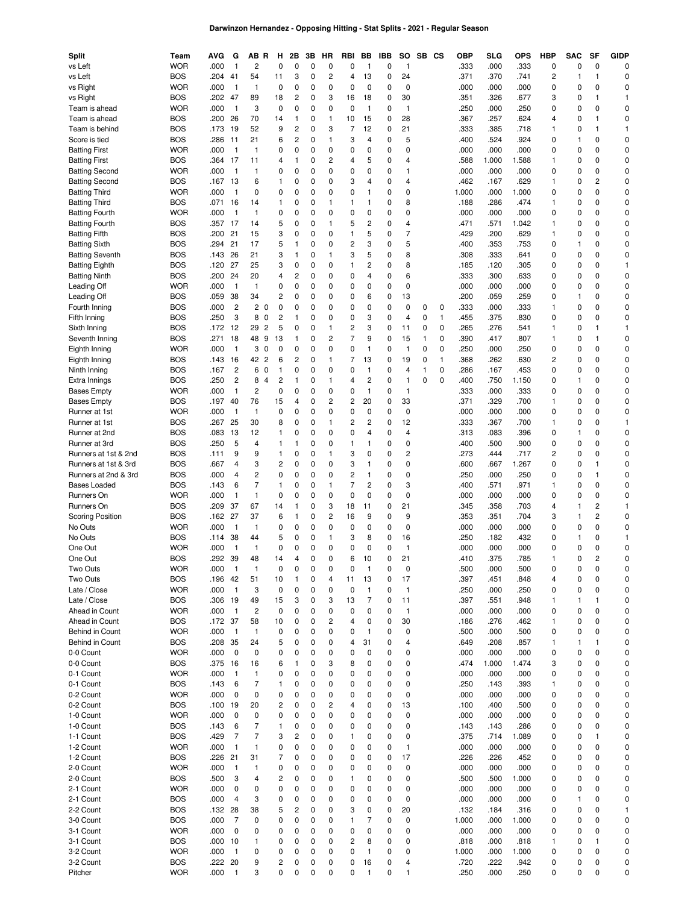## Darwinzon Hernandez - Opposing Hitting - Stat Splits - 2021 - Regular Season

| Split | Team | AVG | G | AB | R | H | 2B | 3B | HR | RBI | BB | IBB | SO | SB | CS | OBP | SLG | OPS | HBP | SAC | SF | GIDP |
|---|---|---|---|---|---|---|---|---|---|---|---|---|---|---|---|---|---|---|---|---|---|---|
| vs Left | WOR | .000 | 1 | 2 | | 0 | 0 | 0 | 0 | 0 | 1 | 0 | 1 | | | .333 | .000 | .333 | 0 | 0 | 0 | 0 |
| vs Left | BOS | .204 | 41 | 54 | | 11 | 3 | 0 | 2 | 4 | 13 | 0 | 24 | | | .371 | .370 | .741 | 2 | 1 | 1 | 0 |
| vs Right | WOR | .000 | 1 | 1 | | 0 | 0 | 0 | 0 | 0 | 0 | 0 | 0 | | | .000 | .000 | .000 | 0 | 0 | 0 | 0 |
| vs Right | BOS | .202 | 47 | 89 | | 18 | 2 | 0 | 3 | 16 | 18 | 0 | 30 | | | .351 | .326 | .677 | 3 | 0 | 1 | 1 |
| Team is ahead | WOR | .000 | 1 | 3 | | 0 | 0 | 0 | 0 | 0 | 1 | 0 | 1 | | | .250 | .000 | .250 | 0 | 0 | 0 | 0 |
| Team is ahead | BOS | .200 | 26 | 70 | | 14 | 1 | 0 | 1 | 10 | 15 | 0 | 28 | | | .367 | .257 | .624 | 4 | 0 | 1 | 0 |
| Team is behind | BOS | .173 | 19 | 52 | | 9 | 2 | 0 | 3 | 7 | 12 | 0 | 21 | | | .333 | .385 | .718 | 1 | 0 | 1 | 1 |
| Score is tied | BOS | .286 | 11 | 21 | | 6 | 2 | 0 | 1 | 3 | 4 | 0 | 5 | | | .400 | .524 | .924 | 0 | 1 | 0 | 0 |
| Batting First | WOR | .000 | 1 | 1 | | 0 | 0 | 0 | 0 | 0 | 0 | 0 | 0 | | | .000 | .000 | .000 | 0 | 0 | 0 | 0 |
| Batting First | BOS | .364 | 17 | 11 | | 4 | 1 | 0 | 2 | 4 | 5 | 0 | 4 | | | .588 | 1.000 | 1.588 | 1 | 0 | 0 | 0 |
| Batting Second | WOR | .000 | 1 | 1 | | 0 | 0 | 0 | 0 | 0 | 0 | 0 | 1 | | | .000 | .000 | .000 | 0 | 0 | 0 | 0 |
| Batting Second | BOS | .167 | 13 | 6 | | 1 | 0 | 0 | 0 | 3 | 4 | 0 | 4 | | | .462 | .167 | .629 | 1 | 0 | 2 | 0 |
| Batting Third | WOR | .000 | 1 | 0 | | 0 | 0 | 0 | 0 | 0 | 1 | 0 | 0 | | | 1.000 | .000 | 1.000 | 0 | 0 | 0 | 0 |
| Batting Third | BOS | .071 | 16 | 14 | | 1 | 0 | 0 | 1 | 1 | 1 | 0 | 8 | | | .188 | .286 | .474 | 1 | 0 | 0 | 0 |
| Batting Fourth | WOR | .000 | 1 | 1 | | 0 | 0 | 0 | 0 | 0 | 0 | 0 | 0 | | | .000 | .000 | .000 | 0 | 0 | 0 | 0 |
| Batting Fourth | BOS | .357 | 17 | 14 | | 5 | 0 | 0 | 1 | 5 | 2 | 0 | 4 | | | .471 | .571 | 1.042 | 1 | 0 | 0 | 0 |
| Batting Fifth | BOS | .200 | 21 | 15 | | 3 | 0 | 0 | 0 | 1 | 5 | 0 | 7 | | | .429 | .200 | .629 | 1 | 0 | 0 | 0 |
| Batting Sixth | BOS | .294 | 21 | 17 | | 5 | 1 | 0 | 0 | 2 | 3 | 0 | 5 | | | .400 | .353 | .753 | 0 | 1 | 0 | 0 |
| Batting Seventh | BOS | .143 | 26 | 21 | | 3 | 1 | 0 | 1 | 3 | 5 | 0 | 8 | | | .308 | .333 | .641 | 0 | 0 | 0 | 0 |
| Batting Eighth | BOS | .120 | 27 | 25 | | 3 | 0 | 0 | 0 | 1 | 2 | 0 | 8 | | | .185 | .120 | .305 | 0 | 0 | 0 | 1 |
| Batting Ninth | BOS | .200 | 24 | 20 | | 4 | 2 | 0 | 0 | 0 | 4 | 0 | 6 | | | .333 | .300 | .633 | 0 | 0 | 0 | 0 |
| Leading Off | WOR | .000 | 1 | 1 | | 0 | 0 | 0 | 0 | 0 | 0 | 0 | 0 | | | .000 | .000 | .000 | 0 | 0 | 0 | 0 |
| Leading Off | BOS | .059 | 38 | 34 | | 2 | 0 | 0 | 0 | 0 | 6 | 0 | 13 | | | .200 | .059 | .259 | 0 | 1 | 0 | 0 |
| Fourth Inning | BOS | .000 | 2 | 2 | 0 | 0 | 0 | 0 | 0 | 0 | 0 | 0 | 0 | 0 | 0 | .333 | .000 | .333 | 1 | 0 | 0 | 0 |
| Fifth Inning | BOS | .250 | 3 | 8 | 0 | 2 | 1 | 0 | 0 | 0 | 3 | 0 | 4 | 0 | 1 | .455 | .375 | .830 | 0 | 0 | 0 | 0 |
| Sixth Inning | BOS | .172 | 12 | 29 | 2 | 5 | 0 | 0 | 1 | 2 | 3 | 0 | 11 | 0 | 0 | .265 | .276 | .541 | 1 | 0 | 1 | 1 |
| Seventh Inning | BOS | .271 | 18 | 48 | 9 | 13 | 1 | 0 | 2 | 7 | 9 | 0 | 15 | 1 | 0 | .390 | .417 | .807 | 1 | 0 | 1 | 0 |
| Eighth Inning | WOR | .000 | 1 | 3 | 0 | 0 | 0 | 0 | 0 | 0 | 1 | 0 | 1 | 0 | 0 | .250 | .000 | .250 | 0 | 0 | 0 | 0 |
| Eighth Inning | BOS | .143 | 16 | 42 | 2 | 6 | 2 | 0 | 1 | 7 | 13 | 0 | 19 | 0 | 1 | .368 | .262 | .630 | 2 | 0 | 0 | 0 |
| Ninth Inning | BOS | .167 | 2 | 6 | 0 | 1 | 0 | 0 | 0 | 0 | 1 | 0 | 4 | 1 | 0 | .286 | .167 | .453 | 0 | 0 | 0 | 0 |
| Extra Innings | BOS | .250 | 2 | 8 | 4 | 2 | 1 | 0 | 1 | 4 | 2 | 0 | 1 | 0 | 0 | .400 | .750 | 1.150 | 0 | 1 | 0 | 0 |
| Bases Empty | WOR | .000 | 1 | 2 | | 0 | 0 | 0 | 0 | 0 | 1 | 0 | 1 | | | .333 | .000 | .333 | 0 | 0 | 0 | 0 |
| Bases Empty | BOS | .197 | 40 | 76 | | 15 | 4 | 0 | 2 | 2 | 20 | 0 | 33 | | | .371 | .329 | .700 | 1 | 0 | 0 | 0 |
| Runner at 1st | WOR | .000 | 1 | 1 | | 0 | 0 | 0 | 0 | 0 | 0 | 0 | 0 | | | .000 | .000 | .000 | 0 | 0 | 0 | 0 |
| Runner at 1st | BOS | .267 | 25 | 30 | | 8 | 0 | 0 | 1 | 2 | 2 | 0 | 12 | | | .333 | .367 | .700 | 1 | 0 | 0 | 1 |
| Runner at 2nd | BOS | .083 | 13 | 12 | | 1 | 0 | 0 | 0 | 0 | 4 | 0 | 4 | | | .313 | .083 | .396 | 0 | 1 | 0 | 0 |
| Runner at 3rd | BOS | .250 | 5 | 4 | | 1 | 1 | 0 | 0 | 1 | 1 | 0 | 0 | | | .400 | .500 | .900 | 0 | 0 | 0 | 0 |
| Runners at 1st & 2nd | BOS | .111 | 9 | 9 | | 1 | 0 | 0 | 1 | 3 | 0 | 0 | 2 | | | .273 | .444 | .717 | 2 | 0 | 0 | 0 |
| Runners at 1st & 3rd | BOS | .667 | 4 | 3 | | 2 | 0 | 0 | 0 | 3 | 1 | 0 | 0 | | | .600 | .667 | 1.267 | 0 | 0 | 1 | 0 |
| Runners at 2nd & 3rd | BOS | .000 | 4 | 2 | | 0 | 0 | 0 | 0 | 2 | 1 | 0 | 0 | | | .250 | .000 | .250 | 0 | 0 | 1 | 0 |
| Bases Loaded | BOS | .143 | 6 | 7 | | 1 | 0 | 0 | 1 | 7 | 2 | 0 | 3 | | | .400 | .571 | .971 | 1 | 0 | 0 | 0 |
| Runners On | WOR | .000 | 1 | 1 | | 0 | 0 | 0 | 0 | 0 | 0 | 0 | 0 | | | .000 | .000 | .000 | 0 | 0 | 0 | 0 |
| Runners On | BOS | .209 | 37 | 67 | | 14 | 1 | 0 | 3 | 18 | 11 | 0 | 21 | | | .345 | .358 | .703 | 4 | 1 | 2 | 1 |
| Scoring Position | BOS | .162 | 27 | 37 | | 6 | 1 | 0 | 2 | 16 | 9 | 0 | 9 | | | .353 | .351 | .704 | 3 | 1 | 2 | 0 |
| No Outs | WOR | .000 | 1 | 1 | | 0 | 0 | 0 | 0 | 0 | 0 | 0 | 0 | | | .000 | .000 | .000 | 0 | 0 | 0 | 0 |
| No Outs | BOS | .114 | 38 | 44 | | 5 | 0 | 0 | 1 | 3 | 8 | 0 | 16 | | | .250 | .182 | .432 | 0 | 1 | 0 | 1 |
| One Out | WOR | .000 | 1 | 1 | | 0 | 0 | 0 | 0 | 0 | 0 | 0 | 1 | | | .000 | .000 | .000 | 0 | 0 | 0 | 0 |
| One Out | BOS | .292 | 39 | 48 | | 14 | 4 | 0 | 0 | 6 | 10 | 0 | 21 | | | .410 | .375 | .785 | 1 | 0 | 2 | 0 |
| Two Outs | WOR | .000 | 1 | 1 | | 0 | 0 | 0 | 0 | 0 | 1 | 0 | 0 | | | .500 | .000 | .500 | 0 | 0 | 0 | 0 |
| Two Outs | BOS | .196 | 42 | 51 | | 10 | 1 | 0 | 4 | 11 | 13 | 0 | 17 | | | .397 | .451 | .848 | 4 | 0 | 0 | 0 |
| Late / Close | WOR | .000 | 1 | 3 | | 0 | 0 | 0 | 0 | 0 | 1 | 0 | 1 | | | .250 | .000 | .250 | 0 | 0 | 0 | 0 |
| Late / Close | BOS | .306 | 19 | 49 | | 15 | 3 | 0 | 3 | 13 | 7 | 0 | 11 | | | .397 | .551 | .948 | 1 | 1 | 1 | 0 |
| Ahead in Count | WOR | .000 | 1 | 2 | | 0 | 0 | 0 | 0 | 0 | 0 | 0 | 1 | | | .000 | .000 | .000 | 0 | 0 | 0 | 0 |
| Ahead in Count | BOS | .172 | 37 | 58 | | 10 | 0 | 0 | 2 | 4 | 0 | 0 | 30 | | | .186 | .276 | .462 | 1 | 0 | 0 | 0 |
| Behind in Count | WOR | .000 | 1 | 1 | | 0 | 0 | 0 | 0 | 0 | 1 | 0 | 0 | | | .500 | .000 | .500 | 0 | 0 | 0 | 0 |
| Behind in Count | BOS | .208 | 35 | 24 | | 5 | 0 | 0 | 0 | 4 | 31 | 0 | 4 | | | .649 | .208 | .857 | 1 | 1 | 1 | 0 |
| 0-0 Count | WOR | .000 | 0 | 0 | | 0 | 0 | 0 | 0 | 0 | 0 | 0 | 0 | | | .000 | .000 | .000 | 0 | 0 | 0 | 0 |
| 0-0 Count | BOS | .375 | 16 | 16 | | 6 | 1 | 0 | 3 | 8 | 0 | 0 | 0 | | | .474 | 1.000 | 1.474 | 3 | 0 | 0 | 0 |
| 0-1 Count | WOR | .000 | 1 | 1 | | 0 | 0 | 0 | 0 | 0 | 0 | 0 | 0 | | | .000 | .000 | .000 | 0 | 0 | 0 | 0 |
| 0-1 Count | BOS | .143 | 6 | 7 | | 1 | 0 | 0 | 0 | 0 | 0 | 0 | 0 | | | .250 | .143 | .393 | 1 | 0 | 0 | 0 |
| 0-2 Count | WOR | .000 | 0 | 0 | | 0 | 0 | 0 | 0 | 0 | 0 | 0 | 0 | | | .000 | .000 | .000 | 0 | 0 | 0 | 0 |
| 0-2 Count | BOS | .100 | 19 | 20 | | 2 | 0 | 0 | 2 | 4 | 0 | 0 | 13 | | | .100 | .400 | .500 | 0 | 0 | 0 | 0 |
| 1-0 Count | WOR | .000 | 0 | 0 | | 0 | 0 | 0 | 0 | 0 | 0 | 0 | 0 | | | .000 | .000 | .000 | 0 | 0 | 0 | 0 |
| 1-0 Count | BOS | .143 | 6 | 7 | | 1 | 0 | 0 | 0 | 0 | 0 | 0 | 0 | | | .143 | .143 | .286 | 0 | 0 | 0 | 0 |
| 1-1 Count | BOS | .429 | 7 | 7 | | 3 | 2 | 0 | 0 | 1 | 0 | 0 | 0 | | | .375 | .714 | 1.089 | 0 | 0 | 1 | 0 |
| 1-2 Count | WOR | .000 | 1 | 1 | | 0 | 0 | 0 | 0 | 0 | 0 | 0 | 1 | | | .000 | .000 | .000 | 0 | 0 | 0 | 0 |
| 1-2 Count | BOS | .226 | 21 | 31 | | 7 | 0 | 0 | 0 | 0 | 0 | 0 | 17 | | | .226 | .226 | .452 | 0 | 0 | 0 | 0 |
| 2-0 Count | WOR | .000 | 1 | 1 | | 0 | 0 | 0 | 0 | 0 | 0 | 0 | 0 | | | .000 | .000 | .000 | 0 | 0 | 0 | 0 |
| 2-0 Count | BOS | .500 | 3 | 4 | | 2 | 0 | 0 | 0 | 1 | 0 | 0 | 0 | | | .500 | .500 | 1.000 | 0 | 0 | 0 | 0 |
| 2-1 Count | WOR | .000 | 0 | 0 | | 0 | 0 | 0 | 0 | 0 | 0 | 0 | 0 | | | .000 | .000 | .000 | 0 | 0 | 0 | 0 |
| 2-1 Count | BOS | .000 | 4 | 3 | | 0 | 0 | 0 | 0 | 0 | 0 | 0 | 0 | | | .000 | .000 | .000 | 0 | 1 | 0 | 0 |
| 2-2 Count | BOS | .132 | 28 | 38 | | 5 | 2 | 0 | 0 | 3 | 0 | 0 | 20 | | | .132 | .184 | .316 | 0 | 0 | 0 | 1 |
| 3-0 Count | BOS | .000 | 7 | 0 | | 0 | 0 | 0 | 0 | 1 | 7 | 0 | 0 | | | 1.000 | .000 | 1.000 | 0 | 0 | 0 | 0 |
| 3-1 Count | WOR | .000 | 0 | 0 | | 0 | 0 | 0 | 0 | 0 | 0 | 0 | 0 | | | .000 | .000 | .000 | 0 | 0 | 0 | 0 |
| 3-1 Count | BOS | .000 | 10 | 1 | | 0 | 0 | 0 | 0 | 2 | 8 | 0 | 0 | | | .818 | .000 | .818 | 1 | 0 | 1 | 0 |
| 3-2 Count | WOR | .000 | 1 | 0 | | 0 | 0 | 0 | 0 | 0 | 1 | 0 | 0 | | | 1.000 | .000 | 1.000 | 0 | 0 | 0 | 0 |
| 3-2 Count | BOS | .222 | 20 | 9 | | 2 | 0 | 0 | 0 | 0 | 16 | 0 | 4 | | | .720 | .222 | .942 | 0 | 0 | 0 | 0 |
| Pitcher | WOR | .000 | 1 | 3 | | 0 | 0 | 0 | 0 | 0 | 1 | 0 | 1 | | | .250 | .000 | .250 | 0 | 0 | 0 | 0 |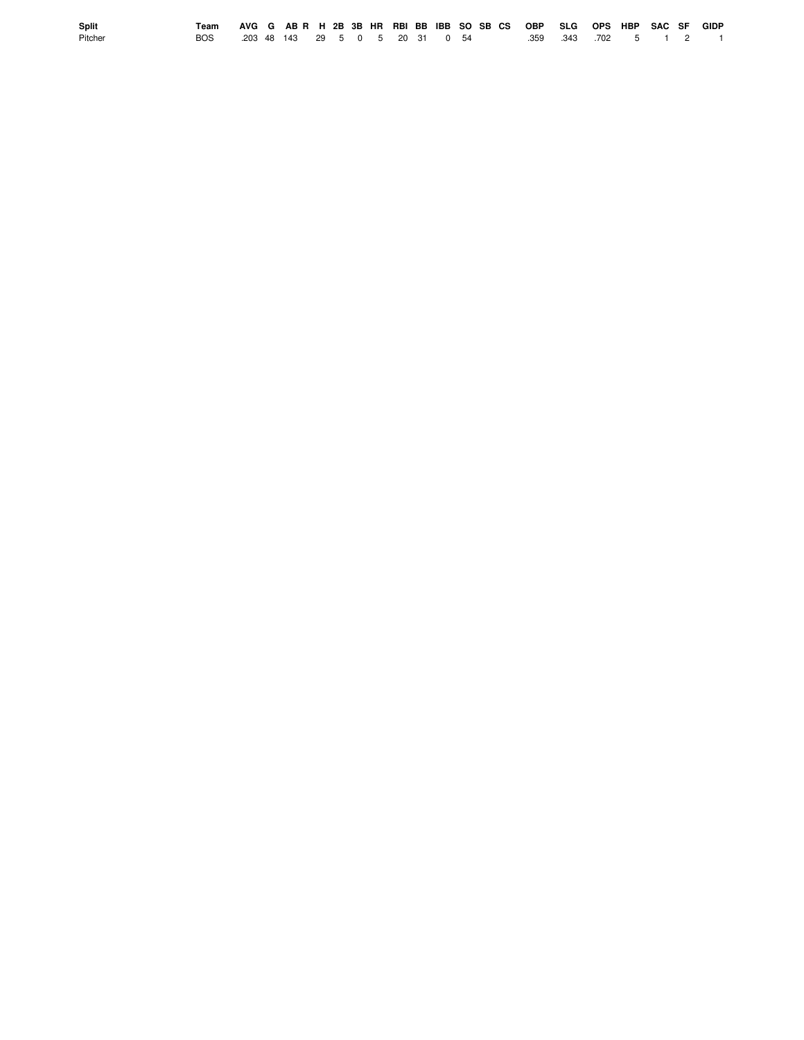| Split | Team | AVG | G | AB | R | H | 2B | 3B | HR | RBI | BB | IBB | SO | SB | CS | OBP | SLG | OPS | HBP | SAC | SF | GIDP |
|---|---|---|---|---|---|---|---|---|---|---|---|---|---|---|---|---|---|---|---|---|---|---|
| Pitcher | BOS | .203 | 48 | 143 | | 29 | 5 | 0 | 5 | 20 | 31 | 0 | 54 | | | .359 | .343 | .702 | 5 | 1 | 2 | 1 |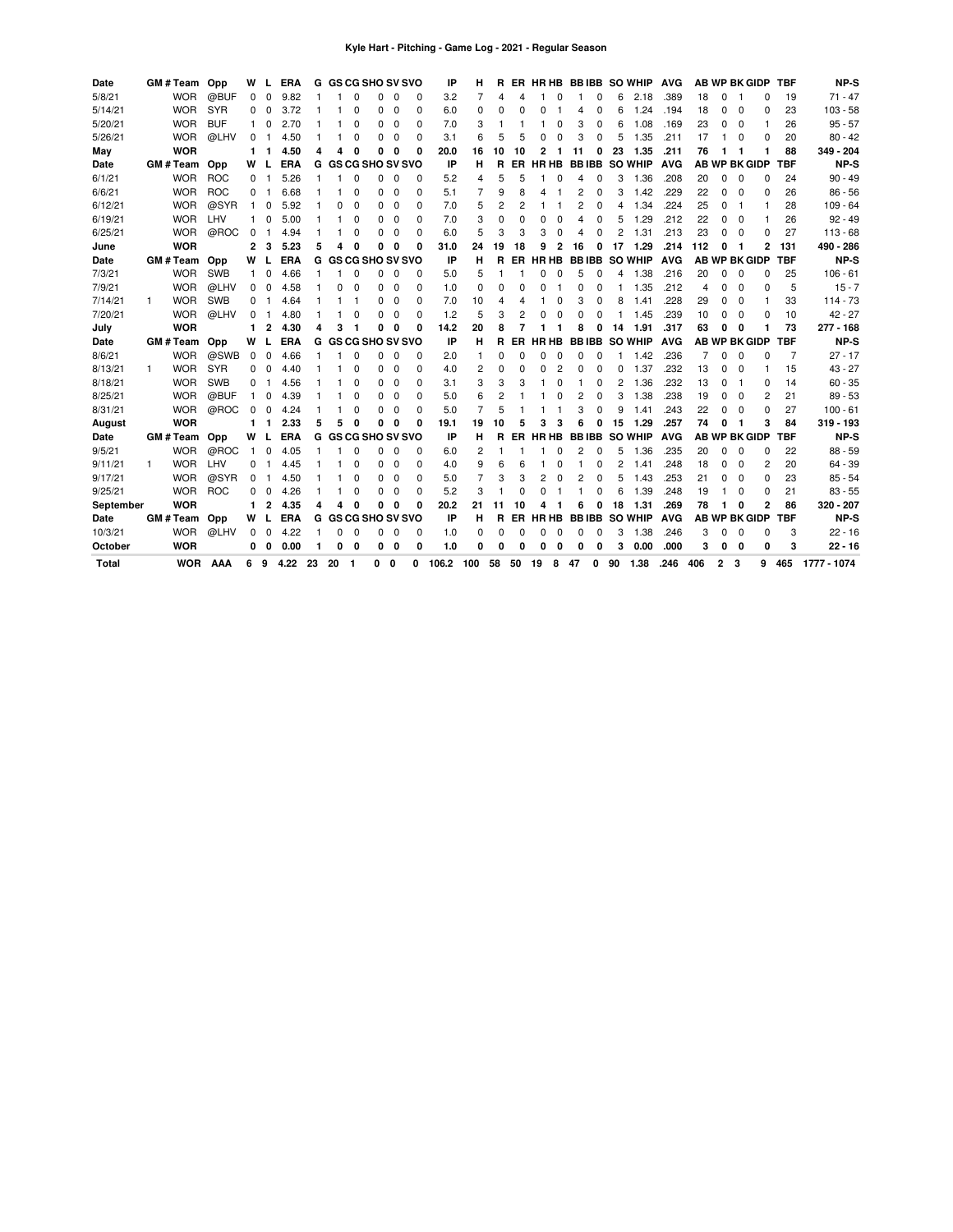# Kyle Hart - Pitching - Game Log - 2021 - Regular Season

| Date | GM # | Team | Opp | W | L | ERA | G | GS | CG | SHO | SV | SVO | IP | H | R | ER | HR | HB | BB | IBB | SO | WHIP | AVG | AB | WP | BK | GIDP | TBF | NP-S |
|---|---|---|---|---|---|---|---|---|---|---|---|---|---|---|---|---|---|---|---|---|---|---|---|---|---|---|---|---|---|
| 5/8/21 | | WOR | @BUF | 0 | 0 | 9.82 | 1 | 1 | 0 | 0 | 0 | 0 | 3.2 | 7 | 4 | 4 | 1 | 0 | 1 | 0 | 6 | 2.18 | .389 | 18 | 0 | 1 | 0 | 19 | 71 - 47 |
| 5/14/21 | | WOR | SYR | 0 | 0 | 3.72 | 1 | 1 | 0 | 0 | 0 | 0 | 6.0 | 0 | 0 | 0 | 0 | 1 | 4 | 0 | 6 | 1.24 | .194 | 18 | 0 | 0 | 0 | 23 | 103 - 58 |
| 5/20/21 | | WOR | BUF | 1 | 0 | 2.70 | 1 | 1 | 0 | 0 | 0 | 0 | 7.0 | 3 | 1 | 1 | 1 | 0 | 3 | 0 | 6 | 1.08 | .169 | 23 | 0 | 0 | 1 | 26 | 95 - 57 |
| 5/26/21 | | WOR | @LHV | 0 | 1 | 4.50 | 1 | 1 | 0 | 0 | 0 | 0 | 3.1 | 6 | 5 | 5 | 0 | 0 | 3 | 0 | 5 | 1.35 | .211 | 17 | 1 | 0 | 0 | 20 | 80 - 42 |
| **May** | | **WOR** | | **1** | **1** | **4.50** | **4** | **4** | **0** | **0** | **0** | **0** | **20.0** | **16** | **10** | **10** | **2** | **1** | **11** | **0** | **23** | **1.35** | **.211** | **76** | **1** | **1** | **1** | **88** | **349 - 204** |
| **Date** | **GM #** | **Team** | **Opp** | **W** | **L** | **ERA** | **G** | **GS** | **CG** | **SHO** | **SV** | **SVO** | **IP** | **H** | **R** | **ER** | **HR** | **HB** | **BB** | **IBB** | **SO** | **WHIP** | **AVG** | **AB** | **WP** | **BK** | **GIDP** | **TBF** | **NP-S** |
| 6/1/21 | | WOR | ROC | 0 | 1 | 5.26 | 1 | 1 | 0 | 0 | 0 | 0 | 5.2 | 4 | 5 | 5 | 1 | 0 | 4 | 0 | 3 | 1.36 | .208 | 20 | 0 | 0 | 0 | 24 | 90 - 49 |
| 6/6/21 | | WOR | ROC | 0 | 1 | 6.68 | 1 | 1 | 0 | 0 | 0 | 0 | 5.1 | 7 | 9 | 8 | 4 | 1 | 2 | 0 | 3 | 1.42 | .229 | 22 | 0 | 0 | 0 | 26 | 86 - 56 |
| 6/12/21 | | WOR | @SYR | 1 | 0 | 5.92 | 1 | 0 | 0 | 0 | 0 | 0 | 7.0 | 5 | 2 | 2 | 1 | 1 | 2 | 0 | 4 | 1.34 | .224 | 25 | 0 | 1 | 1 | 28 | 109 - 64 |
| 6/19/21 | | WOR | LHV | 1 | 0 | 5.00 | 1 | 1 | 0 | 0 | 0 | 0 | 7.0 | 3 | 0 | 0 | 0 | 0 | 4 | 0 | 5 | 1.29 | .212 | 22 | 0 | 0 | 1 | 26 | 92 - 49 |
| 6/25/21 | | WOR | @ROC | 0 | 1 | 4.94 | 1 | 1 | 0 | 0 | 0 | 0 | 6.0 | 5 | 3 | 3 | 3 | 0 | 4 | 0 | 2 | 1.31 | .213 | 23 | 0 | 0 | 0 | 27 | 113 - 68 |
| **June** | | **WOR** | | **2** | **3** | **5.23** | **5** | **4** | **0** | **0** | **0** | **0** | **31.0** | **24** | **19** | **18** | **9** | **2** | **16** | **0** | **17** | **1.29** | **.214** | **112** | **0** | **1** | **2** | **131** | **490 - 286** |
| **Date** | **GM #** | **Team** | **Opp** | **W** | **L** | **ERA** | **G** | **GS** | **CG** | **SHO** | **SV** | **SVO** | **IP** | **H** | **R** | **ER** | **HR** | **HB** | **BB** | **IBB** | **SO** | **WHIP** | **AVG** | **AB** | **WP** | **BK** | **GIDP** | **TBF** | **NP-S** |
| 7/3/21 | | WOR | SWB | 1 | 0 | 4.66 | 1 | 1 | 0 | 0 | 0 | 0 | 5.0 | 5 | 1 | 1 | 0 | 0 | 5 | 0 | 4 | 1.38 | .216 | 20 | 0 | 0 | 0 | 25 | 106 - 61 |
| 7/9/21 | | WOR | @LHV | 0 | 0 | 4.58 | 1 | 0 | 0 | 0 | 0 | 0 | 1.0 | 0 | 0 | 0 | 0 | 1 | 0 | 0 | 1 | 1.35 | .212 | 4 | 0 | 0 | 0 | 5 | 15 - 7 |
| 7/14/21 | 1 | WOR | SWB | 0 | 1 | 4.64 | 1 | 1 | 1 | 0 | 0 | 0 | 7.0 | 10 | 4 | 4 | 1 | 0 | 3 | 0 | 8 | 1.41 | .228 | 29 | 0 | 0 | 1 | 33 | 114 - 73 |
| 7/20/21 | | WOR | @LHV | 0 | 1 | 4.80 | 1 | 1 | 0 | 0 | 0 | 0 | 1.2 | 5 | 3 | 2 | 0 | 0 | 0 | 0 | 1 | 1.45 | .239 | 10 | 0 | 0 | 0 | 10 | 42 - 27 |
| **July** | | **WOR** | | **1** | **2** | **4.30** | **4** | **3** | **1** | **0** | **0** | **0** | **14.2** | **20** | **8** | **7** | **1** | **1** | **8** | **0** | **14** | **1.91** | **.317** | **63** | **0** | **0** | **1** | **73** | **277 - 168** |
| **Date** | **GM #** | **Team** | **Opp** | **W** | **L** | **ERA** | **G** | **GS** | **CG** | **SHO** | **SV** | **SVO** | **IP** | **H** | **R** | **ER** | **HR** | **HB** | **BB** | **IBB** | **SO** | **WHIP** | **AVG** | **AB** | **WP** | **BK** | **GIDP** | **TBF** | **NP-S** |
| 8/6/21 | | WOR | @SWB | 0 | 0 | 4.66 | 1 | 1 | 0 | 0 | 0 | 0 | 2.0 | 1 | 0 | 0 | 0 | 0 | 0 | 0 | 1 | 1.42 | .236 | 7 | 0 | 0 | 0 | 7 | 27 - 17 |
| 8/13/21 | 1 | WOR | SYR | 0 | 0 | 4.40 | 1 | 1 | 0 | 0 | 0 | 0 | 4.0 | 2 | 0 | 0 | 0 | 2 | 0 | 0 | 0 | 1.37 | .232 | 13 | 0 | 0 | 1 | 15 | 43 - 27 |
| 8/18/21 | | WOR | SWB | 0 | 1 | 4.56 | 1 | 1 | 0 | 0 | 0 | 0 | 3.1 | 3 | 3 | 3 | 1 | 0 | 1 | 0 | 2 | 1.36 | .232 | 13 | 0 | 1 | 0 | 14 | 60 - 35 |
| 8/25/21 | | WOR | @BUF | 1 | 0 | 4.39 | 1 | 1 | 0 | 0 | 0 | 0 | 5.0 | 6 | 2 | 1 | 1 | 0 | 2 | 0 | 3 | 1.38 | .238 | 19 | 0 | 0 | 2 | 21 | 89 - 53 |
| 8/31/21 | | WOR | @ROC | 0 | 0 | 4.24 | 1 | 1 | 0 | 0 | 0 | 0 | 5.0 | 7 | 5 | 1 | 1 | 1 | 3 | 0 | 9 | 1.41 | .243 | 22 | 0 | 0 | 0 | 27 | 100 - 61 |
| **August** | | **WOR** | | **1** | **1** | **2.33** | **5** | **5** | **0** | **0** | **0** | **0** | **19.1** | **19** | **10** | **5** | **3** | **3** | **6** | **0** | **15** | **1.29** | **.257** | **74** | **0** | **1** | **3** | **84** | **319 - 193** |
| **Date** | **GM #** | **Team** | **Opp** | **W** | **L** | **ERA** | **G** | **GS** | **CG** | **SHO** | **SV** | **SVO** | **IP** | **H** | **R** | **ER** | **HR** | **HB** | **BB** | **IBB** | **SO** | **WHIP** | **AVG** | **AB** | **WP** | **BK** | **GIDP** | **TBF** | **NP-S** |
| 9/5/21 | | WOR | @ROC | 1 | 0 | 4.05 | 1 | 1 | 0 | 0 | 0 | 0 | 6.0 | 2 | 1 | 1 | 1 | 0 | 2 | 0 | 5 | 1.36 | .235 | 20 | 0 | 0 | 0 | 22 | 88 - 59 |
| 9/11/21 | 1 | WOR | LHV | 0 | 1 | 4.45 | 1 | 1 | 0 | 0 | 0 | 0 | 4.0 | 9 | 6 | 6 | 1 | 0 | 1 | 0 | 2 | 1.41 | .248 | 18 | 0 | 0 | 2 | 20 | 64 - 39 |
| 9/17/21 | | WOR | @SYR | 0 | 1 | 4.50 | 1 | 1 | 0 | 0 | 0 | 0 | 5.0 | 7 | 3 | 3 | 2 | 0 | 2 | 0 | 5 | 1.43 | .253 | 21 | 0 | 0 | 0 | 23 | 85 - 54 |
| 9/25/21 | | WOR | ROC | 0 | 0 | 4.26 | 1 | 1 | 0 | 0 | 0 | 0 | 5.2 | 3 | 1 | 0 | 0 | 1 | 1 | 0 | 6 | 1.39 | .248 | 19 | 1 | 0 | 0 | 21 | 83 - 55 |
| **September** | | **WOR** | | **1** | **2** | **4.35** | **4** | **4** | **0** | **0** | **0** | **0** | **20.2** | **21** | **11** | **10** | **4** | **1** | **6** | **0** | **18** | **1.31** | **.269** | **78** | **1** | **0** | **2** | **86** | **320 - 207** |
| **Date** | **GM #** | **Team** | **Opp** | **W** | **L** | **ERA** | **G** | **GS** | **CG** | **SHO** | **SV** | **SVO** | **IP** | **H** | **R** | **ER** | **HR** | **HB** | **BB** | **IBB** | **SO** | **WHIP** | **AVG** | **AB** | **WP** | **BK** | **GIDP** | **TBF** | **NP-S** |
| 10/3/21 | | WOR | @LHV | 0 | 0 | 4.22 | 1 | 0 | 0 | 0 | 0 | 0 | 1.0 | 0 | 0 | 0 | 0 | 0 | 0 | 0 | 3 | 1.38 | .246 | 3 | 0 | 0 | 0 | 3 | 22 - 16 |
| **October** | | **WOR** | | **0** | **0** | **0.00** | **1** | **0** | **0** | **0** | **0** | **0** | **1.0** | **0** | **0** | **0** | **0** | **0** | **0** | **0** | **3** | **0.00** | **.000** | **3** | **0** | **0** | **0** | **3** | **22 - 16** |
| **Total** | | **WOR** | **AAA** | **6** | **9** | **4.22** | **23** | **20** | **1** | **0** | **0** | **0** | **106.2** | **100** | **58** | **50** | **19** | **8** | **47** | **0** | **90** | **1.38** | **.246** | **406** | **2** | **3** | **9** | **465** | **1777 - 1074** |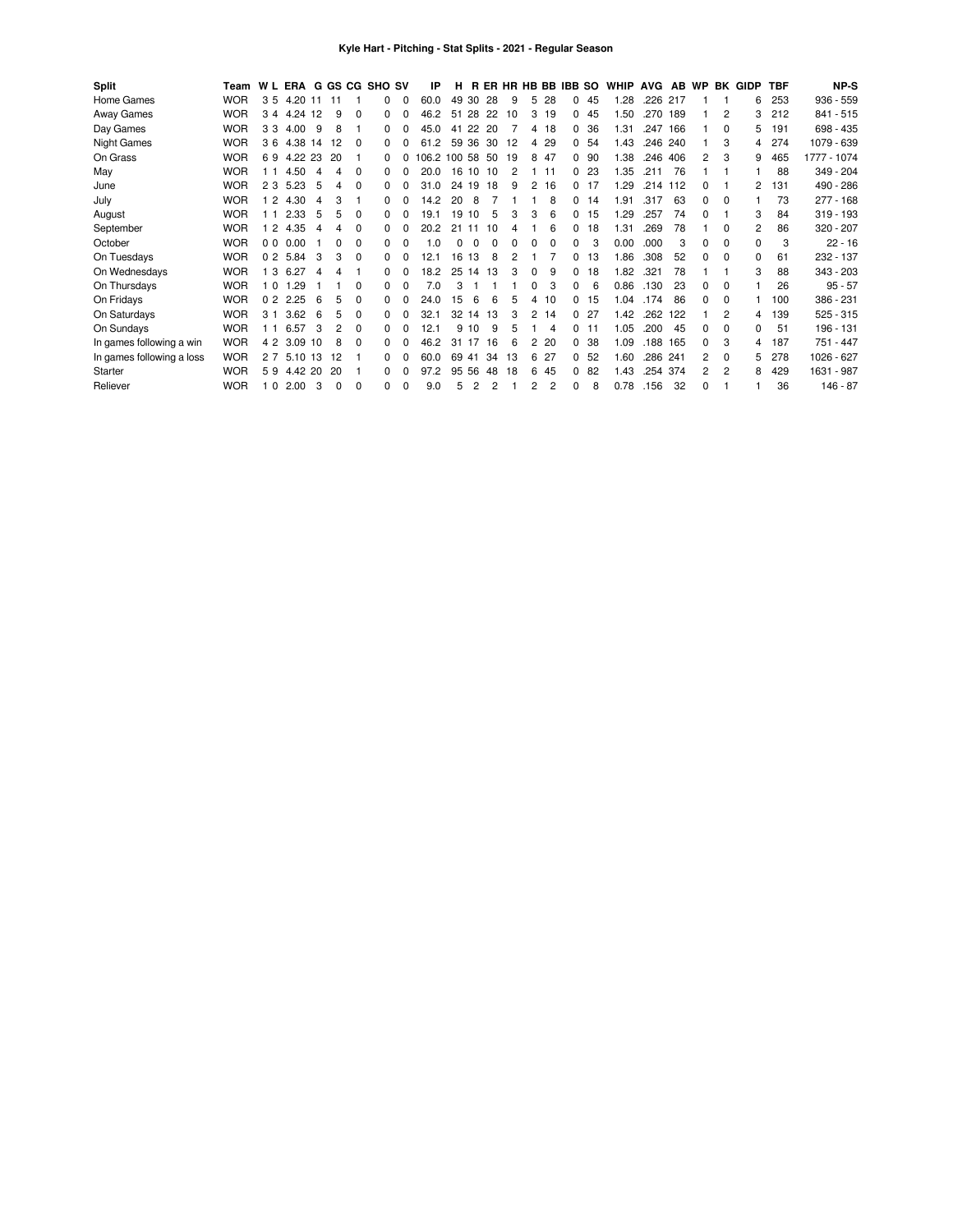# Kyle Hart - Pitching - Stat Splits - 2021 - Regular Season

| Split | Team | W | L | ERA | G | GS | CG | SHO | SV | IP | H | R | ER | HR | HB | BB | IBB | SO | WHIP | AVG | AB | WP | BK | GIDP | TBF | NP-S |
|---|---|---|---|---|---|---|---|---|---|---|---|---|---|---|---|---|---|---|---|---|---|---|---|---|---|---|
| Home Games | WOR | 3 | 5 | 4.20 | 11 | 11 | 1 | 0 | 0 | 60.0 | 49 | 30 | 28 | 9 | 5 | 28 | 0 | 45 | 1.28 | .226 | 217 | 1 | 1 | 6 | 253 | 936 - 559 |
| Away Games | WOR | 3 | 4 | 4.24 | 12 | 9 | 0 | 0 | 0 | 46.2 | 51 | 28 | 22 | 10 | 3 | 19 | 0 | 45 | 1.50 | .270 | 189 | 1 | 2 | 3 | 212 | 841 - 515 |
| Day Games | WOR | 3 | 3 | 4.00 | 9 | 8 | 1 | 0 | 0 | 45.0 | 41 | 22 | 20 | 7 | 4 | 18 | 0 | 36 | 1.31 | .247 | 166 | 1 | 0 | 5 | 191 | 698 - 435 |
| Night Games | WOR | 3 | 6 | 4.38 | 14 | 12 | 0 | 0 | 0 | 61.2 | 59 | 36 | 30 | 12 | 4 | 29 | 0 | 54 | 1.43 | .246 | 240 | 1 | 3 | 4 | 274 | 1079 - 639 |
| On Grass | WOR | 6 | 9 | 4.22 | 23 | 20 | 1 | 0 | 0 | 106.2 | 100 | 58 | 50 | 19 | 8 | 47 | 0 | 90 | 1.38 | .246 | 406 | 2 | 3 | 9 | 465 | 1777 - 1074 |
| May | WOR | 1 | 1 | 4.50 | 4 | 4 | 0 | 0 | 0 | 20.0 | 16 | 10 | 10 | 2 | 1 | 11 | 0 | 23 | 1.35 | .211 | 76 | 1 | 1 | 1 | 88 | 349 - 204 |
| June | WOR | 2 | 3 | 5.23 | 5 | 4 | 0 | 0 | 0 | 31.0 | 24 | 19 | 18 | 9 | 2 | 16 | 0 | 17 | 1.29 | .214 | 112 | 0 | 1 | 2 | 131 | 490 - 286 |
| July | WOR | 1 | 2 | 4.30 | 4 | 3 | 1 | 0 | 0 | 14.2 | 20 | 8 | 7 | 1 | 1 | 8 | 0 | 14 | 1.91 | .317 | 63 | 0 | 0 | 1 | 73 | 277 - 168 |
| August | WOR | 1 | 1 | 2.33 | 5 | 5 | 0 | 0 | 0 | 19.1 | 19 | 10 | 5 | 3 | 3 | 6 | 0 | 15 | 1.29 | .257 | 74 | 0 | 1 | 3 | 84 | 319 - 193 |
| September | WOR | 1 | 2 | 4.35 | 4 | 4 | 0 | 0 | 0 | 20.2 | 21 | 11 | 10 | 4 | 1 | 6 | 0 | 18 | 1.31 | .269 | 78 | 1 | 0 | 2 | 86 | 320 - 207 |
| October | WOR | 0 | 0 | 0.00 | 1 | 0 | 0 | 0 | 0 | 1.0 | 0 | 0 | 0 | 0 | 0 | 0 | 0 | 3 | 0.00 | .000 | 3 | 0 | 0 | 0 | 3 | 22 - 16 |
| On Tuesdays | WOR | 0 | 2 | 5.84 | 3 | 3 | 0 | 0 | 0 | 12.1 | 16 | 13 | 8 | 2 | 1 | 7 | 0 | 13 | 1.86 | .308 | 52 | 0 | 0 | 0 | 61 | 232 - 137 |
| On Wednesdays | WOR | 1 | 3 | 6.27 | 4 | 4 | 1 | 0 | 0 | 18.2 | 25 | 14 | 13 | 3 | 0 | 9 | 0 | 18 | 1.82 | .321 | 78 | 1 | 1 | 3 | 88 | 343 - 203 |
| On Thursdays | WOR | 1 | 0 | 1.29 | 1 | 1 | 0 | 0 | 0 | 7.0 | 3 | 1 | 1 | 1 | 0 | 3 | 0 | 6 | 0.86 | .130 | 23 | 0 | 0 | 1 | 26 | 95 - 57 |
| On Fridays | WOR | 0 | 2 | 2.25 | 6 | 5 | 0 | 0 | 0 | 24.0 | 15 | 6 | 6 | 5 | 4 | 10 | 0 | 15 | 1.04 | .174 | 86 | 0 | 0 | 1 | 100 | 386 - 231 |
| On Saturdays | WOR | 3 | 1 | 3.62 | 6 | 5 | 0 | 0 | 0 | 32.1 | 32 | 14 | 13 | 3 | 2 | 14 | 0 | 27 | 1.42 | .262 | 122 | 1 | 2 | 4 | 139 | 525 - 315 |
| On Sundays | WOR | 1 | 1 | 6.57 | 3 | 2 | 0 | 0 | 0 | 12.1 | 9 | 10 | 9 | 5 | 1 | 4 | 0 | 11 | 1.05 | .200 | 45 | 0 | 0 | 0 | 51 | 196 - 131 |
| In games following a win | WOR | 4 | 2 | 3.09 | 10 | 8 | 0 | 0 | 0 | 46.2 | 31 | 17 | 16 | 6 | 2 | 20 | 0 | 38 | 1.09 | .188 | 165 | 0 | 3 | 4 | 187 | 751 - 447 |
| In games following a loss | WOR | 2 | 7 | 5.10 | 13 | 12 | 1 | 0 | 0 | 60.0 | 69 | 41 | 34 | 13 | 6 | 27 | 0 | 52 | 1.60 | .286 | 241 | 2 | 0 | 5 | 278 | 1026 - 627 |
| Starter | WOR | 5 | 9 | 4.42 | 20 | 20 | 1 | 0 | 0 | 97.2 | 95 | 56 | 48 | 18 | 6 | 45 | 0 | 82 | 1.43 | .254 | 374 | 2 | 2 | 8 | 429 | 1631 - 987 |
| Reliever | WOR | 1 | 0 | 2.00 | 3 | 0 | 0 | 0 | 0 | 9.0 | 5 | 2 | 2 | 1 | 2 | 2 | 0 | 8 | 0.78 | .156 | 32 | 0 | 1 | 1 | 36 | 146 - 87 |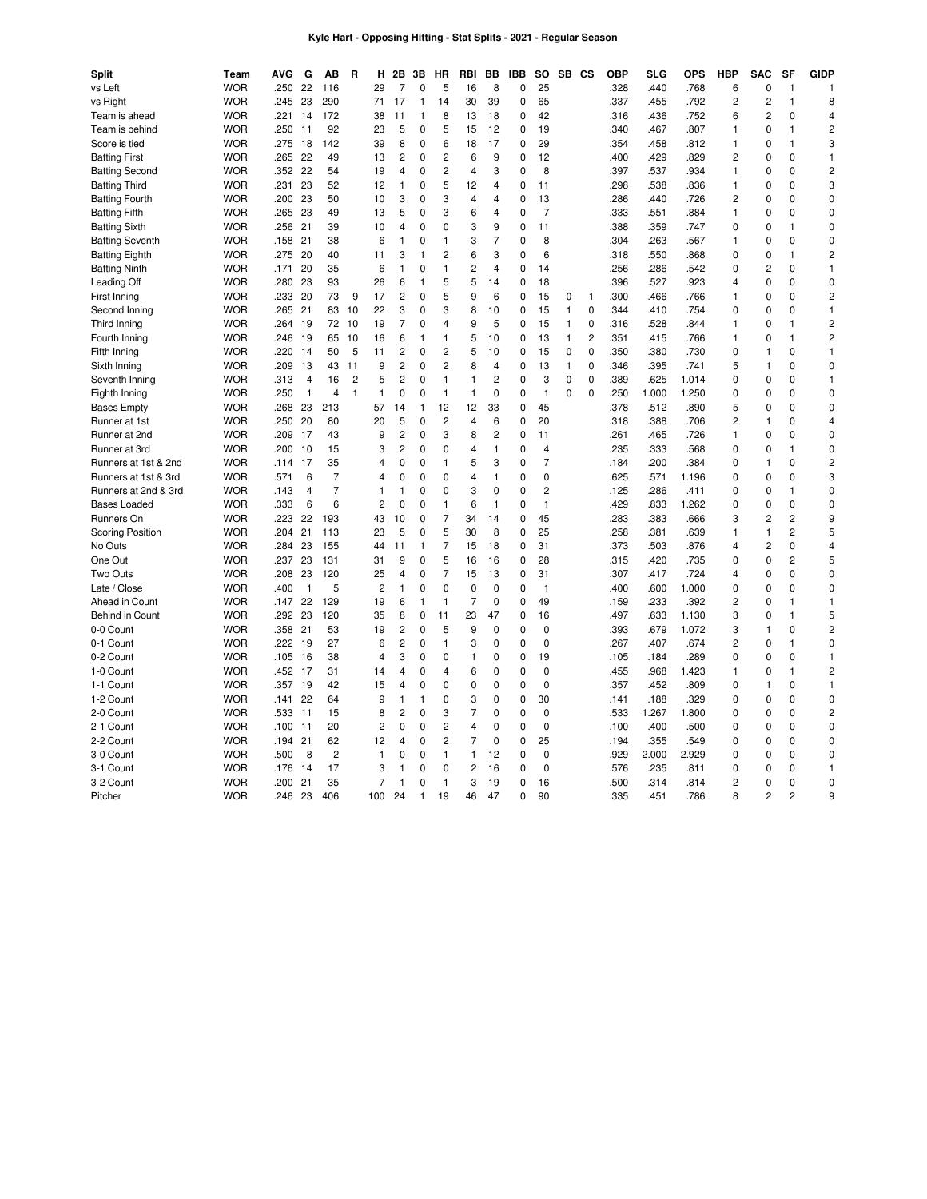# Kyle Hart - Opposing Hitting - Stat Splits - 2021 - Regular Season

| Split | Team | AVG | G | AB | R | H | 2B | 3B | HR | RBI | BB | IBB | SO | SB | CS | OBP | SLG | OPS | HBP | SAC | SF | GIDP |
|---|---|---|---|---|---|---|---|---|---|---|---|---|---|---|---|---|---|---|---|---|---|---|
| vs Left | WOR | .250 | 22 | 116 | | 29 | 7 | 0 | 5 | 16 | 8 | 0 | 25 | | | .328 | .440 | .768 | 6 | 0 | 1 | 1 |
| vs Right | WOR | .245 | 23 | 290 | | 71 | 17 | 1 | 14 | 30 | 39 | 0 | 65 | | | .337 | .455 | .792 | 2 | 2 | 1 | 8 |
| Team is ahead | WOR | .221 | 14 | 172 | | 38 | 11 | 1 | 8 | 13 | 18 | 0 | 42 | | | .316 | .436 | .752 | 6 | 2 | 0 | 4 |
| Team is behind | WOR | .250 | 11 | 92 | | 23 | 5 | 0 | 5 | 15 | 12 | 0 | 19 | | | .340 | .467 | .807 | 1 | 0 | 1 | 2 |
| Score is tied | WOR | .275 | 18 | 142 | | 39 | 8 | 0 | 6 | 18 | 17 | 0 | 29 | | | .354 | .458 | .812 | 1 | 0 | 1 | 3 |
| Batting First | WOR | .265 | 22 | 49 | | 13 | 2 | 0 | 2 | 6 | 9 | 0 | 12 | | | .400 | .429 | .829 | 2 | 0 | 0 | 1 |
| Batting Second | WOR | .352 | 22 | 54 | | 19 | 4 | 0 | 2 | 4 | 3 | 0 | 8 | | | .397 | .537 | .934 | 1 | 0 | 0 | 2 |
| Batting Third | WOR | .231 | 23 | 52 | | 12 | 1 | 0 | 5 | 12 | 4 | 0 | 11 | | | .298 | .538 | .836 | 1 | 0 | 0 | 3 |
| Batting Fourth | WOR | .200 | 23 | 50 | | 10 | 3 | 0 | 3 | 4 | 4 | 0 | 13 | | | .286 | .440 | .726 | 2 | 0 | 0 | 0 |
| Batting Fifth | WOR | .265 | 23 | 49 | | 13 | 5 | 0 | 3 | 6 | 4 | 0 | 7 | | | .333 | .551 | .884 | 1 | 0 | 0 | 0 |
| Batting Sixth | WOR | .256 | 21 | 39 | | 10 | 4 | 0 | 0 | 3 | 9 | 0 | 11 | | | .388 | .359 | .747 | 0 | 0 | 1 | 0 |
| Batting Seventh | WOR | .158 | 21 | 38 | | 6 | 1 | 0 | 1 | 3 | 7 | 0 | 8 | | | .304 | .263 | .567 | 1 | 0 | 0 | 0 |
| Batting Eighth | WOR | .275 | 20 | 40 | | 11 | 3 | 1 | 2 | 6 | 3 | 0 | 6 | | | .318 | .550 | .868 | 0 | 0 | 1 | 2 |
| Batting Ninth | WOR | .171 | 20 | 35 | | 6 | 1 | 0 | 1 | 2 | 4 | 0 | 14 | | | .256 | .286 | .542 | 0 | 2 | 0 | 1 |
| Leading Off | WOR | .280 | 23 | 93 | | 26 | 6 | 1 | 5 | 5 | 14 | 0 | 18 | | | .396 | .527 | .923 | 4 | 0 | 0 | 0 |
| First Inning | WOR | .233 | 20 | 73 | 9 | 17 | 2 | 0 | 5 | 9 | 6 | 0 | 15 | 0 | 1 | .300 | .466 | .766 | 1 | 0 | 0 | 2 |
| Second Inning | WOR | .265 | 21 | 83 | 10 | 22 | 3 | 0 | 3 | 8 | 10 | 0 | 15 | 1 | 0 | .344 | .410 | .754 | 0 | 0 | 0 | 1 |
| Third Inning | WOR | .264 | 19 | 72 | 10 | 19 | 7 | 0 | 4 | 9 | 5 | 0 | 15 | 1 | 0 | .316 | .528 | .844 | 1 | 0 | 1 | 2 |
| Fourth Inning | WOR | .246 | 19 | 65 | 10 | 16 | 6 | 1 | 1 | 5 | 10 | 0 | 13 | 1 | 2 | .351 | .415 | .766 | 1 | 0 | 1 | 2 |
| Fifth Inning | WOR | .220 | 14 | 50 | 5 | 11 | 2 | 0 | 2 | 5 | 10 | 0 | 15 | 0 | 0 | .350 | .380 | .730 | 0 | 1 | 0 | 1 |
| Sixth Inning | WOR | .209 | 13 | 43 | 11 | 9 | 2 | 0 | 2 | 8 | 4 | 0 | 13 | 1 | 0 | .346 | .395 | .741 | 5 | 1 | 0 | 0 |
| Seventh Inning | WOR | .313 | 4 | 16 | 2 | 5 | 2 | 0 | 1 | 1 | 2 | 0 | 3 | 0 | 0 | .389 | .625 | 1.014 | 0 | 0 | 0 | 1 |
| Eighth Inning | WOR | .250 | 1 | 4 | 1 | 1 | 0 | 0 | 1 | 1 | 0 | 0 | 1 | 0 | 0 | .250 | 1.000 | 1.250 | 0 | 0 | 0 | 0 |
| Bases Empty | WOR | .268 | 23 | 213 | | 57 | 14 | 1 | 12 | 12 | 33 | 0 | 45 | | | .378 | .512 | .890 | 5 | 0 | 0 | 0 |
| Runner at 1st | WOR | .250 | 20 | 80 | | 20 | 5 | 0 | 2 | 4 | 6 | 0 | 20 | | | .318 | .388 | .706 | 2 | 1 | 0 | 4 |
| Runner at 2nd | WOR | .209 | 17 | 43 | | 9 | 2 | 0 | 3 | 8 | 2 | 0 | 11 | | | .261 | .465 | .726 | 1 | 0 | 0 | 0 |
| Runner at 3rd | WOR | .200 | 10 | 15 | | 3 | 2 | 0 | 0 | 4 | 1 | 0 | 4 | | | .235 | .333 | .568 | 0 | 0 | 1 | 0 |
| Runners at 1st & 2nd | WOR | .114 | 17 | 35 | | 4 | 0 | 0 | 1 | 5 | 3 | 0 | 7 | | | .184 | .200 | .384 | 0 | 1 | 0 | 2 |
| Runners at 1st & 3rd | WOR | .571 | 6 | 7 | | 4 | 0 | 0 | 0 | 4 | 1 | 0 | 0 | | | .625 | .571 | 1.196 | 0 | 0 | 0 | 3 |
| Runners at 2nd & 3rd | WOR | .143 | 4 | 7 | | 1 | 1 | 0 | 0 | 3 | 0 | 0 | 2 | | | .125 | .286 | .411 | 0 | 0 | 1 | 0 |
| Bases Loaded | WOR | .333 | 6 | 6 | | 2 | 0 | 0 | 1 | 6 | 1 | 0 | 1 | | | .429 | .833 | 1.262 | 0 | 0 | 0 | 0 |
| Runners On | WOR | .223 | 22 | 193 | | 43 | 10 | 0 | 7 | 34 | 14 | 0 | 45 | | | .283 | .383 | .666 | 3 | 2 | 2 | 9 |
| Scoring Position | WOR | .204 | 21 | 113 | | 23 | 5 | 0 | 5 | 30 | 8 | 0 | 25 | | | .258 | .381 | .639 | 1 | 1 | 2 | 5 |
| No Outs | WOR | .284 | 23 | 155 | | 44 | 11 | 1 | 7 | 15 | 18 | 0 | 31 | | | .373 | .503 | .876 | 4 | 2 | 0 | 4 |
| One Out | WOR | .237 | 23 | 131 | | 31 | 9 | 0 | 5 | 16 | 16 | 0 | 28 | | | .315 | .420 | .735 | 0 | 0 | 2 | 5 |
| Two Outs | WOR | .208 | 23 | 120 | | 25 | 4 | 0 | 7 | 15 | 13 | 0 | 31 | | | .307 | .417 | .724 | 4 | 0 | 0 | 0 |
| Late / Close | WOR | .400 | 1 | 5 | | 2 | 1 | 0 | 0 | 0 | 0 | 0 | 1 | | | .400 | .600 | 1.000 | 0 | 0 | 0 | 0 |
| Ahead in Count | WOR | .147 | 22 | 129 | | 19 | 6 | 1 | 1 | 7 | 0 | 0 | 49 | | | .159 | .233 | .392 | 2 | 0 | 1 | 1 |
| Behind in Count | WOR | .292 | 23 | 120 | | 35 | 8 | 0 | 11 | 23 | 47 | 0 | 16 | | | .497 | .633 | 1.130 | 3 | 0 | 1 | 5 |
| 0-0 Count | WOR | .358 | 21 | 53 | | 19 | 2 | 0 | 5 | 9 | 0 | 0 | 0 | | | .393 | .679 | 1.072 | 3 | 1 | 0 | 2 |
| 0-1 Count | WOR | .222 | 19 | 27 | | 6 | 2 | 0 | 1 | 3 | 0 | 0 | 0 | | | .267 | .407 | .674 | 2 | 0 | 1 | 0 |
| 0-2 Count | WOR | .105 | 16 | 38 | | 4 | 3 | 0 | 0 | 1 | 0 | 0 | 19 | | | .105 | .184 | .289 | 0 | 0 | 0 | 1 |
| 1-0 Count | WOR | .452 | 17 | 31 | | 14 | 4 | 0 | 4 | 6 | 0 | 0 | 0 | | | .455 | .968 | 1.423 | 1 | 0 | 1 | 2 |
| 1-1 Count | WOR | .357 | 19 | 42 | | 15 | 4 | 0 | 0 | 0 | 0 | 0 | 0 | | | .357 | .452 | .809 | 0 | 1 | 0 | 1 |
| 1-2 Count | WOR | .141 | 22 | 64 | | 9 | 1 | 1 | 0 | 3 | 0 | 0 | 30 | | | .141 | .188 | .329 | 0 | 0 | 0 | 0 |
| 2-0 Count | WOR | .533 | 11 | 15 | | 8 | 2 | 0 | 3 | 7 | 0 | 0 | 0 | | | .533 | 1.267 | 1.800 | 0 | 0 | 0 | 2 |
| 2-1 Count | WOR | .100 | 11 | 20 | | 2 | 0 | 0 | 2 | 4 | 0 | 0 | 0 | | | .100 | .400 | .500 | 0 | 0 | 0 | 0 |
| 2-2 Count | WOR | .194 | 21 | 62 | | 12 | 4 | 0 | 2 | 7 | 0 | 0 | 25 | | | .194 | .355 | .549 | 0 | 0 | 0 | 0 |
| 3-0 Count | WOR | .500 | 8 | 2 | | 1 | 0 | 0 | 1 | 1 | 12 | 0 | 0 | | | .929 | 2.000 | 2.929 | 0 | 0 | 0 | 0 |
| 3-1 Count | WOR | .176 | 14 | 17 | | 3 | 1 | 0 | 0 | 2 | 16 | 0 | 0 | | | .576 | .235 | .811 | 0 | 0 | 0 | 1 |
| 3-2 Count | WOR | .200 | 21 | 35 | | 7 | 1 | 0 | 1 | 3 | 19 | 0 | 16 | | | .500 | .314 | .814 | 2 | 0 | 0 | 0 |
| Pitcher | WOR | .246 | 23 | 406 | | 100 | 24 | 1 | 19 | 46 | 47 | 0 | 90 | | | .335 | .451 | .786 | 8 | 2 | 2 | 9 |